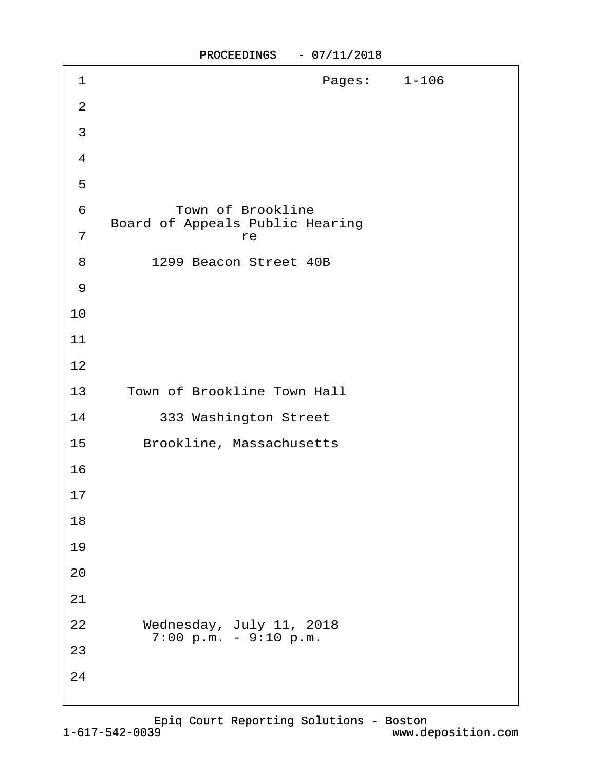Pages: 1-106

Town of Brookline
Board of Appeals Public Hearing
re

1299 Beacon Street 40B

Town of Brookline Town Hall
333 Washington Street
Brookline, Massachusetts

Wednesday, July 11, 2018
7:00 p.m. - 9:10 p.m.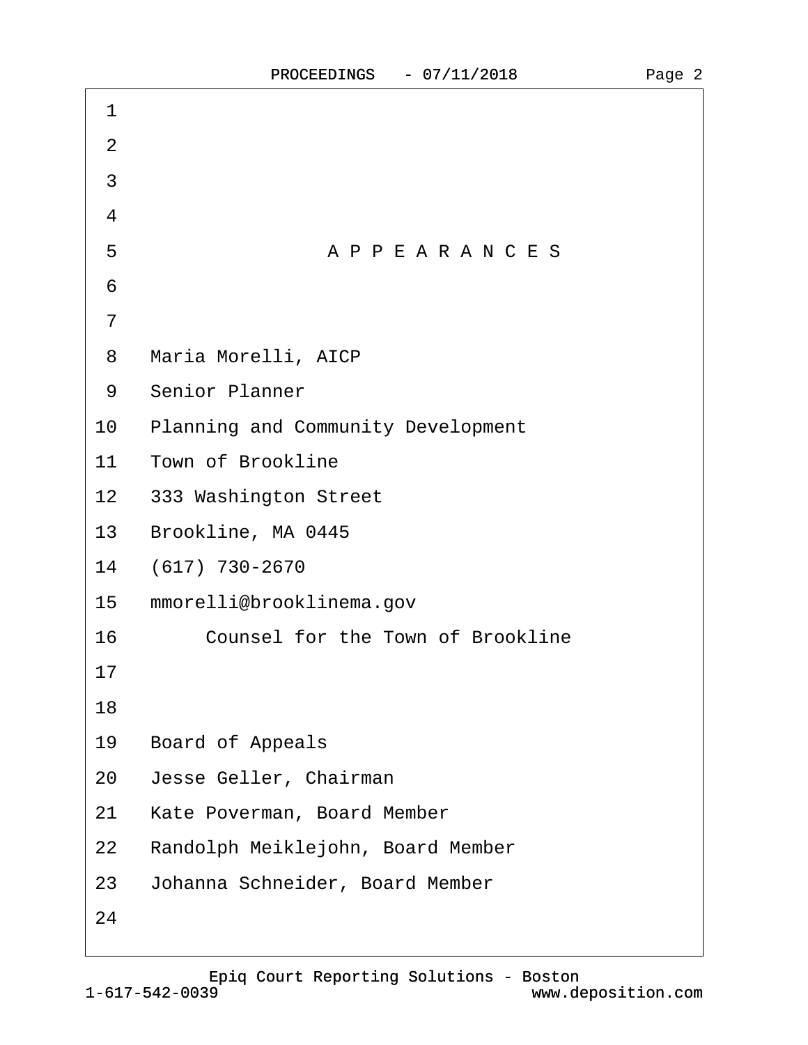# A P P E A R A N C E S

Maria Morelli, AICP
Senior Planner
Planning and Community Development
Town of Brookline
333 Washington Street
Brookline, MA 0445
(617) 730-2670
mmorelli@brooklinema.gov

Counsel for the Town of Brookline

Board of Appeals
Jesse Geller, Chairman
Kate Poverman, Board Member
Randolph Meiklejohn, Board Member
Johanna Schneider, Board Member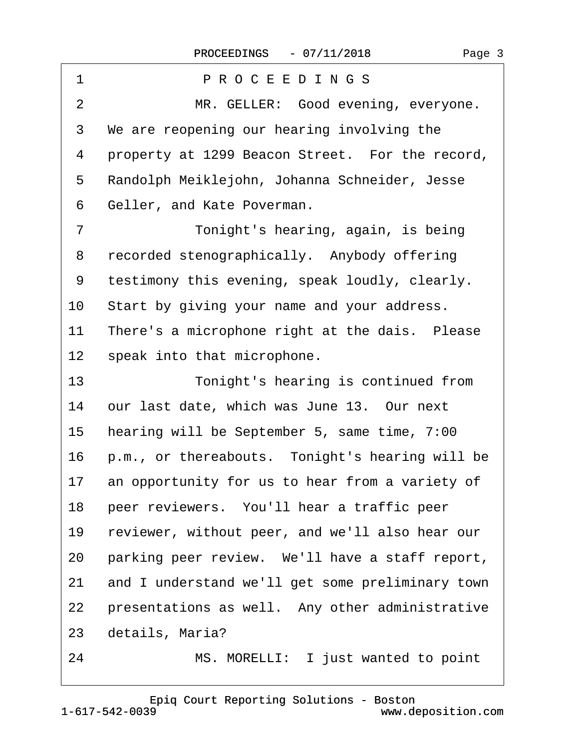P R O C E E D I N G S

MR. GELLER: Good evening, everyone. We are reopening our hearing involving the property at 1299 Beacon Street. For the record, Randolph Meiklejohn, Johanna Schneider, Jesse Geller, and Kate Poverman.

Tonight's hearing, again, is being recorded stenographically. Anybody offering testimony this evening, speak loudly, clearly. Start by giving your name and your address. There's a microphone right at the dais. Please speak into that microphone.

Tonight's hearing is continued from our last date, which was June 13. Our next hearing will be September 5, same time, 7:00 p.m., or thereabouts. Tonight's hearing will be an opportunity for us to hear from a variety of peer reviewers. You'll hear a traffic peer reviewer, without peer, and we'll also hear our parking peer review. We'll have a staff report, and I understand we'll get some preliminary town presentations as well. Any other administrative details, Maria?

MS. MORELLI: I just wanted to point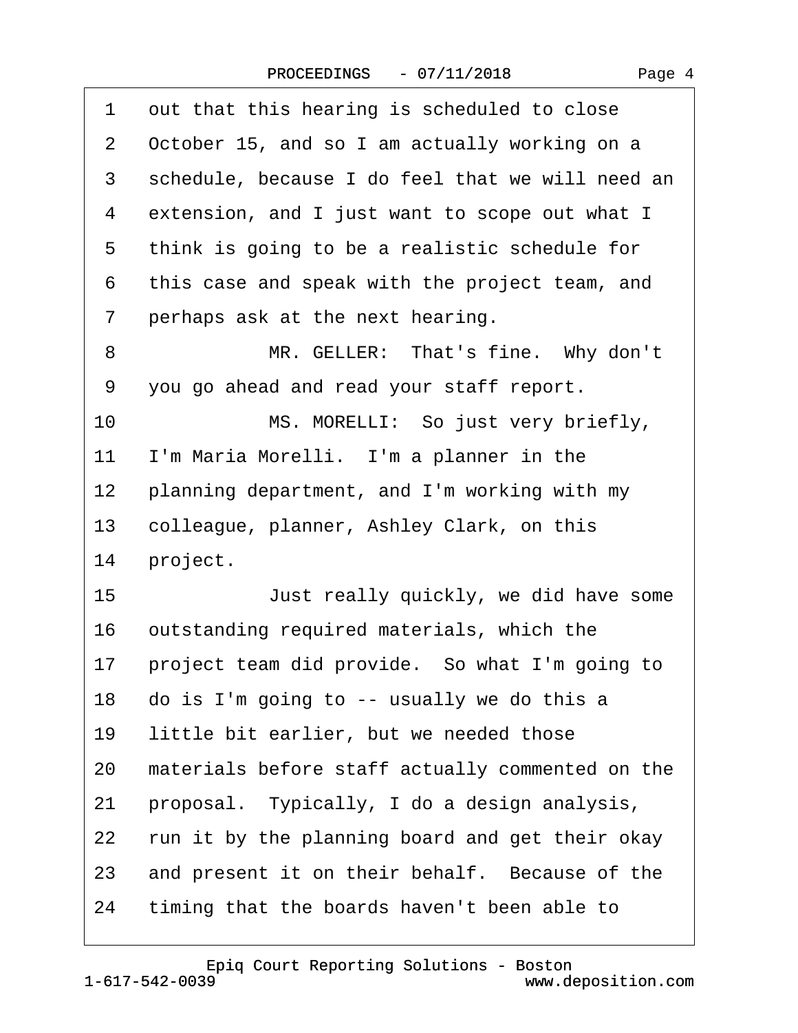1 out that this hearing is scheduled to close
2 October 15, and so I am actually working on a
3 schedule, because I do feel that we will need an
4 extension, and I just want to scope out what I
5 think is going to be a realistic schedule for
6 this case and speak with the project team, and
7 perhaps ask at the next hearing.
8 MR. GELLER: That's fine. Why don't
9 you go ahead and read your staff report.
10 MS. MORELLI: So just very briefly,
11 I'm Maria Morelli. I'm a planner in the
12 planning department, and I'm working with my
13 colleague, planner, Ashley Clark, on this
14 project.
15 Just really quickly, we did have some
16 outstanding required materials, which the
17 project team did provide. So what I'm going to
18 do is I'm going to -- usually we do this a
19 little bit earlier, but we needed those
20 materials before staff actually commented on the
21 proposal. Typically, I do a design analysis,
22 run it by the planning board and get their okay
23 and present it on their behalf. Because of the
24 timing that the boards haven't been able to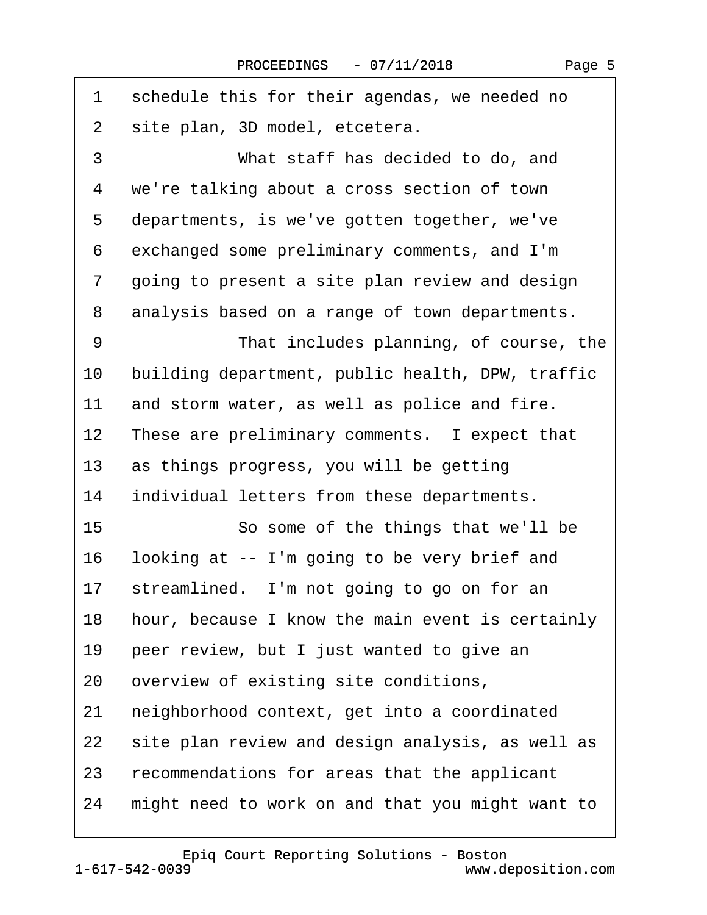1 schedule this for their agendas, we needed no
2 site plan, 3D model, etcetera.
3 What staff has decided to do, and
4 we're talking about a cross section of town
5 departments, is we've gotten together, we've
6 exchanged some preliminary comments, and I'm
7 going to present a site plan review and design
8 analysis based on a range of town departments.
9 That includes planning, of course, the
10 building department, public health, DPW, traffic
11 and storm water, as well as police and fire.
12 These are preliminary comments. I expect that
13 as things progress, you will be getting
14 individual letters from these departments.
15 So some of the things that we'll be
16 looking at -- I'm going to be very brief and
17 streamlined. I'm not going to go on for an
18 hour, because I know the main event is certainly
19 peer review, but I just wanted to give an
20 overview of existing site conditions,
21 neighborhood context, get into a coordinated
22 site plan review and design analysis, as well as
23 recommendations for areas that the applicant
24 might need to work on and that you might want to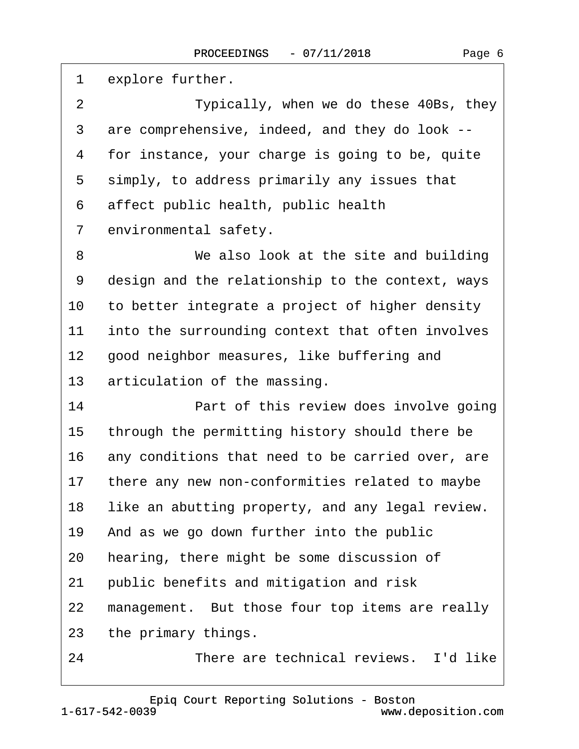1 explore further.

2 Typically, when we do these 40Bs, they

3 are comprehensive, indeed, and they do look --

4 for instance, your charge is going to be, quite

5 simply, to address primarily any issues that

6 affect public health, public health

7 environmental safety.

8 We also look at the site and building

9 design and the relationship to the context, ways

10 to better integrate a project of higher density

11 into the surrounding context that often involves

12 good neighbor measures, like buffering and

13 articulation of the massing.

14 Part of this review does involve going

15 through the permitting history should there be

16 any conditions that need to be carried over, are

17 there any new non-conformities related to maybe

18 like an abutting property, and any legal review.

19 And as we go down further into the public

20 hearing, there might be some discussion of

21 public benefits and mitigation and risk

22 management. But those four top items are really

23 the primary things.

24 There are technical reviews. I'd like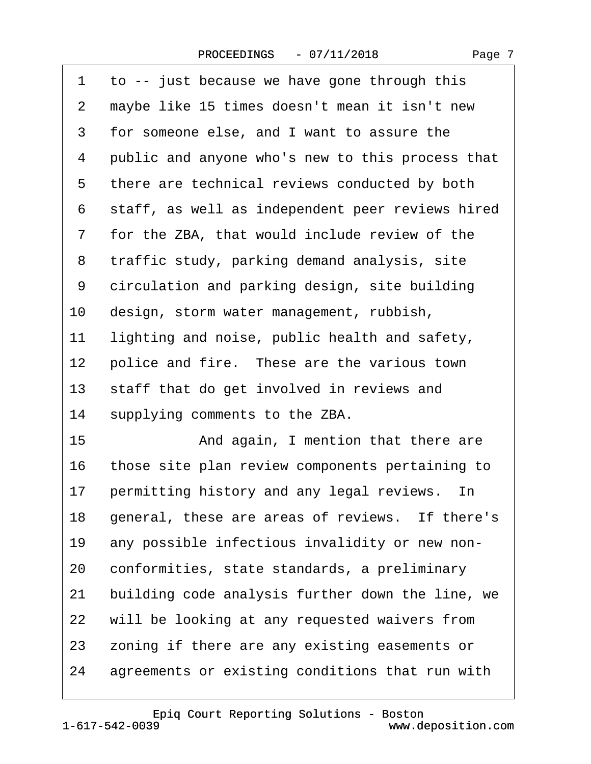1 to -- just because we have gone through this
2 maybe like 15 times doesn't mean it isn't new
3 for someone else, and I want to assure the
4 public and anyone who's new to this process that
5 there are technical reviews conducted by both
6 staff, as well as independent peer reviews hired
7 for the ZBA, that would include review of the
8 traffic study, parking demand analysis, site
9 circulation and parking design, site building
10 design, storm water management, rubbish,
11 lighting and noise, public health and safety,
12 police and fire. These are the various town
13 staff that do get involved in reviews and
14 supplying comments to the ZBA.
15 And again, I mention that there are
16 those site plan review components pertaining to
17 permitting history and any legal reviews. In
18 general, these are areas of reviews. If there's
19 any possible infectious invalidity or new non-
20 conformities, state standards, a preliminary
21 building code analysis further down the line, we
22 will be looking at any requested waivers from
23 zoning if there are any existing easements or
24 agreements or existing conditions that run with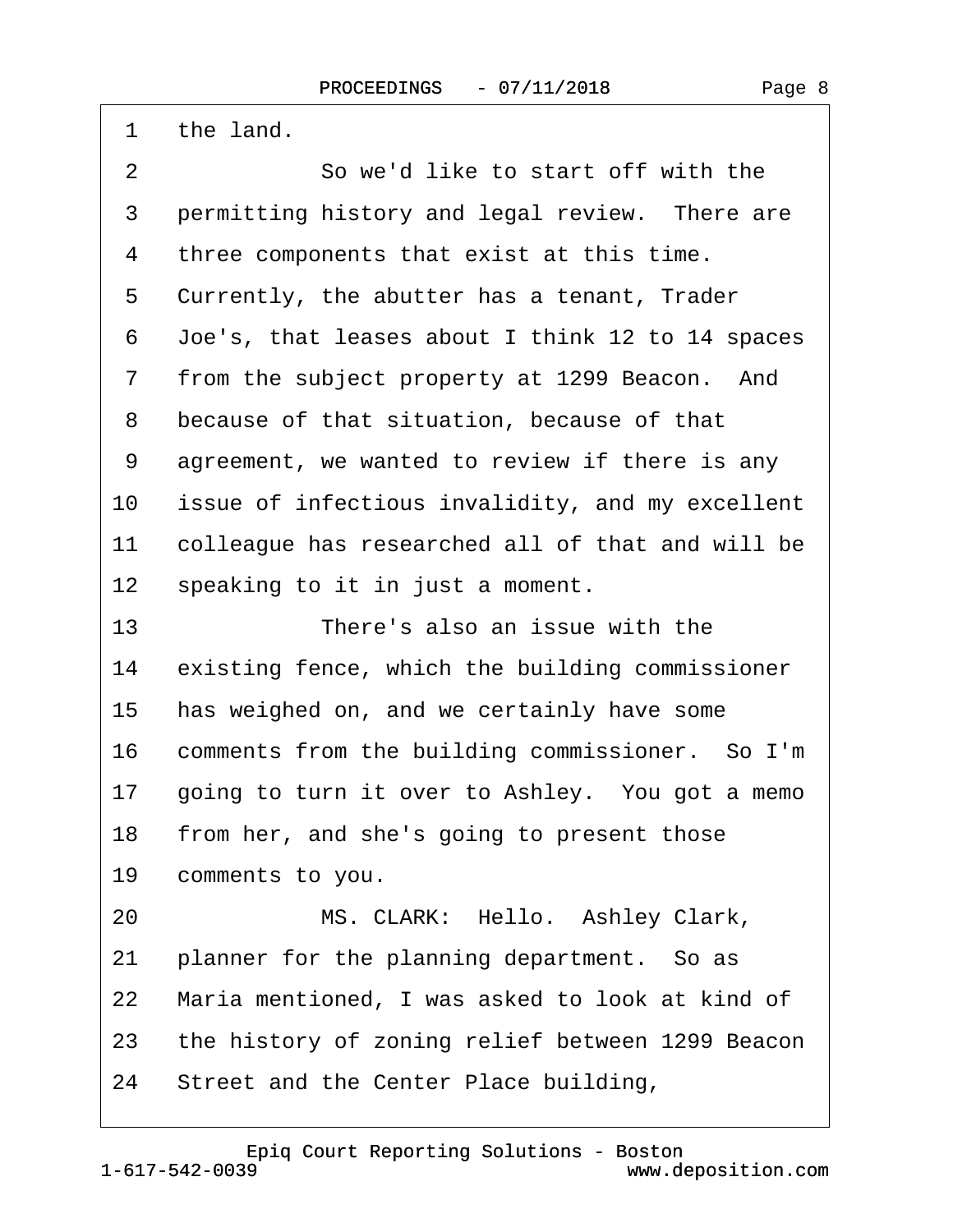1 the land.

2 So we'd like to start off with the

3 permitting history and legal review. There are

4 three components that exist at this time.

5 Currently, the abutter has a tenant, Trader

6 Joe's, that leases about I think 12 to 14 spaces

7 from the subject property at 1299 Beacon. And

8 because of that situation, because of that

9 agreement, we wanted to review if there is any

10 issue of infectious invalidity, and my excellent

11 colleague has researched all of that and will be

12 speaking to it in just a moment.

13 There's also an issue with the

14 existing fence, which the building commissioner

15 has weighed on, and we certainly have some

16 comments from the building commissioner. So I'm

17 going to turn it over to Ashley. You got a memo

18 from her, and she's going to present those

19 comments to you.

20 MS. CLARK: Hello. Ashley Clark,

21 planner for the planning department. So as

22 Maria mentioned, I was asked to look at kind of

23 the history of zoning relief between 1299 Beacon

24 Street and the Center Place building,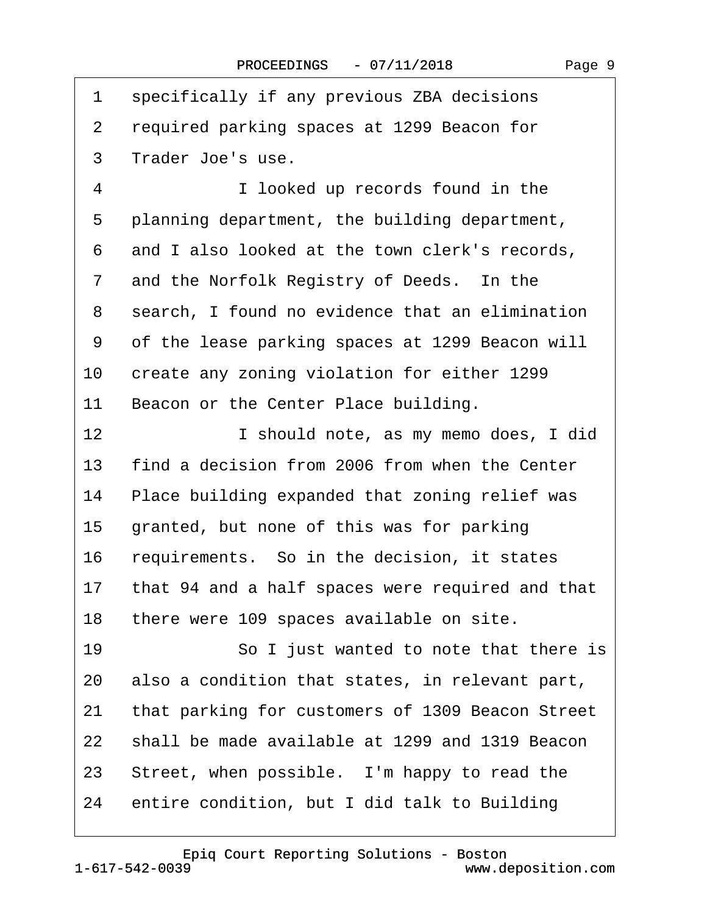1 specifically if any previous ZBA decisions
2 required parking spaces at 1299 Beacon for
3 Trader Joe's use.
4 I looked up records found in the
5 planning department, the building department,
6 and I also looked at the town clerk's records,
7 and the Norfolk Registry of Deeds. In the
8 search, I found no evidence that an elimination
9 of the lease parking spaces at 1299 Beacon will
10 create any zoning violation for either 1299
11 Beacon or the Center Place building.
12 I should note, as my memo does, I did
13 find a decision from 2006 from when the Center
14 Place building expanded that zoning relief was
15 granted, but none of this was for parking
16 requirements. So in the decision, it states
17 that 94 and a half spaces were required and that
18 there were 109 spaces available on site.
19 So I just wanted to note that there is
20 also a condition that states, in relevant part,
21 that parking for customers of 1309 Beacon Street
22 shall be made available at 1299 and 1319 Beacon
23 Street, when possible. I'm happy to read the
24 entire condition, but I did talk to Building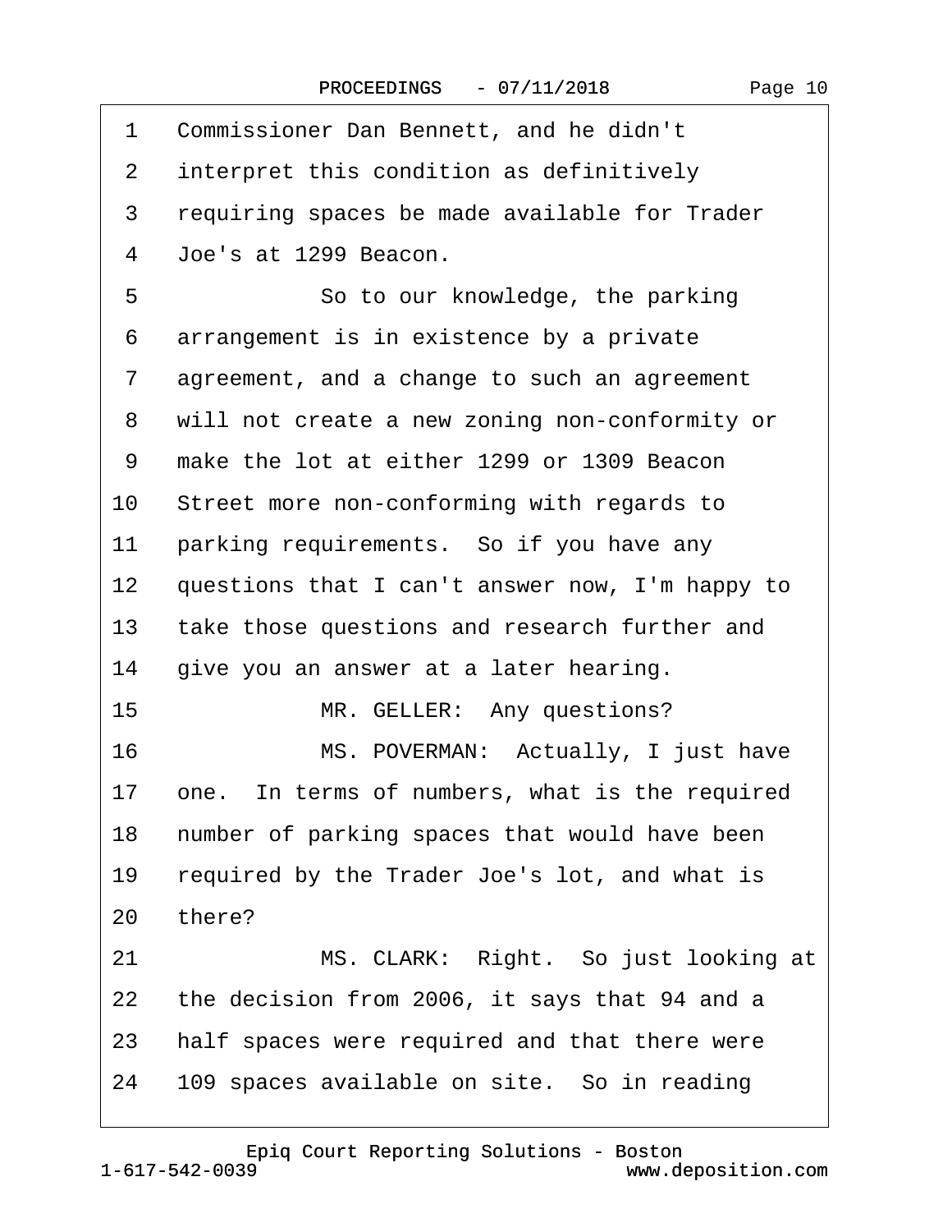1 Commissioner Dan Bennett, and he didn't
2 interpret this condition as definitively
3 requiring spaces be made available for Trader
4 Joe's at 1299 Beacon.
5 So to our knowledge, the parking
6 arrangement is in existence by a private
7 agreement, and a change to such an agreement
8 will not create a new zoning non-conformity or
9 make the lot at either 1299 or 1309 Beacon
10 Street more non-conforming with regards to
11 parking requirements. So if you have any
12 questions that I can't answer now, I'm happy to
13 take those questions and research further and
14 give you an answer at a later hearing.
15 MR. GELLER: Any questions?
16 MS. POVERMAN: Actually, I just have
17 one. In terms of numbers, what is the required
18 number of parking spaces that would have been
19 required by the Trader Joe's lot, and what is
20 there?
21 MS. CLARK: Right. So just looking at
22 the decision from 2006, it says that 94 and a
23 half spaces were required and that there were
24 109 spaces available on site. So in reading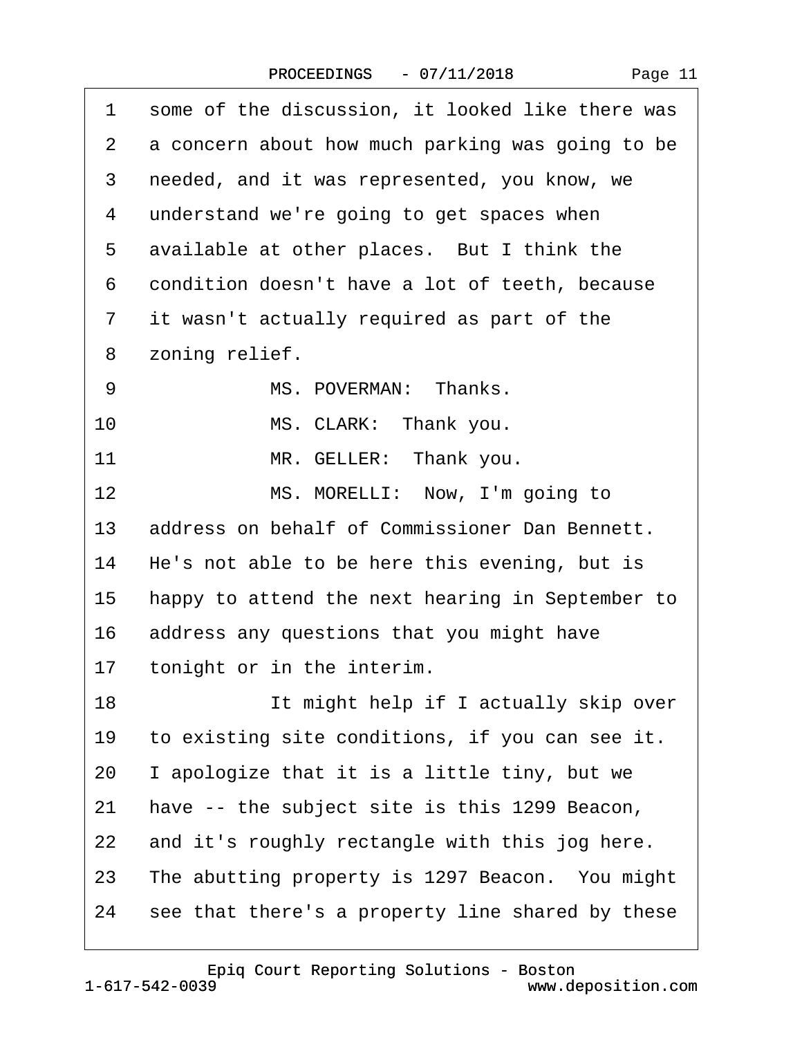1 some of the discussion, it looked like there was
2 a concern about how much parking was going to be
3 needed, and it was represented, you know, we
4 understand we're going to get spaces when
5 available at other places. But I think the
6 condition doesn't have a lot of teeth, because
7 it wasn't actually required as part of the
8 zoning relief.
9 MS. POVERMAN: Thanks.
10 MS. CLARK: Thank you.
11 MR. GELLER: Thank you.
12 MS. MORELLI: Now, I'm going to
13 address on behalf of Commissioner Dan Bennett.
14 He's not able to be here this evening, but is
15 happy to attend the next hearing in September to
16 address any questions that you might have
17 tonight or in the interim.
18 It might help if I actually skip over
19 to existing site conditions, if you can see it.
20 I apologize that it is a little tiny, but we
21 have -- the subject site is this 1299 Beacon,
22 and it's roughly rectangle with this jog here.
23 The abutting property is 1297 Beacon. You might
24 see that there's a property line shared by these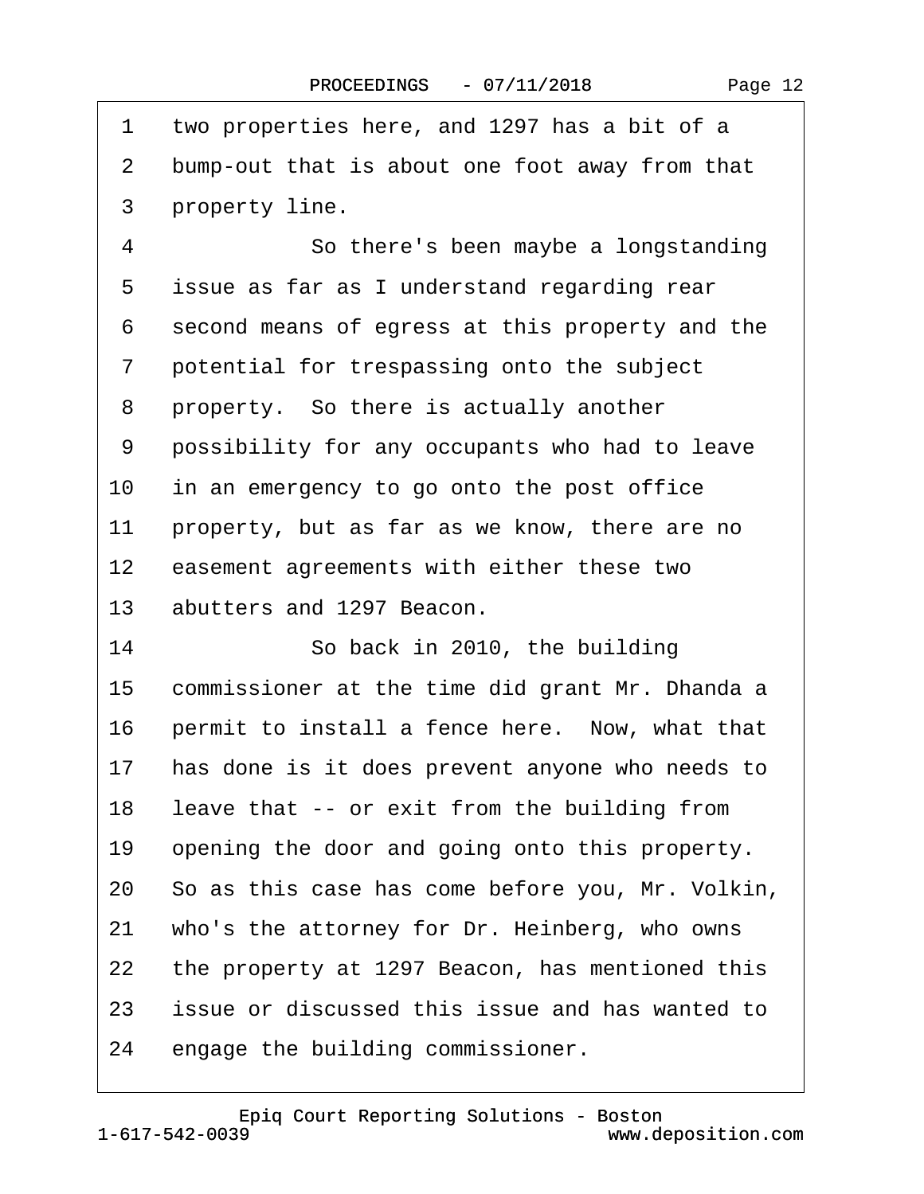1 two properties here, and 1297 has a bit of a
2 bump-out that is about one foot away from that
3 property line.
4 So there's been maybe a longstanding
5 issue as far as I understand regarding rear
6 second means of egress at this property and the
7 potential for trespassing onto the subject
8 property. So there is actually another
9 possibility for any occupants who had to leave
10 in an emergency to go onto the post office
11 property, but as far as we know, there are no
12 easement agreements with either these two
13 abutters and 1297 Beacon.
14 So back in 2010, the building
15 commissioner at the time did grant Mr. Dhanda a
16 permit to install a fence here. Now, what that
17 has done is it does prevent anyone who needs to
18 leave that -- or exit from the building from
19 opening the door and going onto this property.
20 So as this case has come before you, Mr. Volkin,
21 who's the attorney for Dr. Heinberg, who owns
22 the property at 1297 Beacon, has mentioned this
23 issue or discussed this issue and has wanted to
24 engage the building commissioner.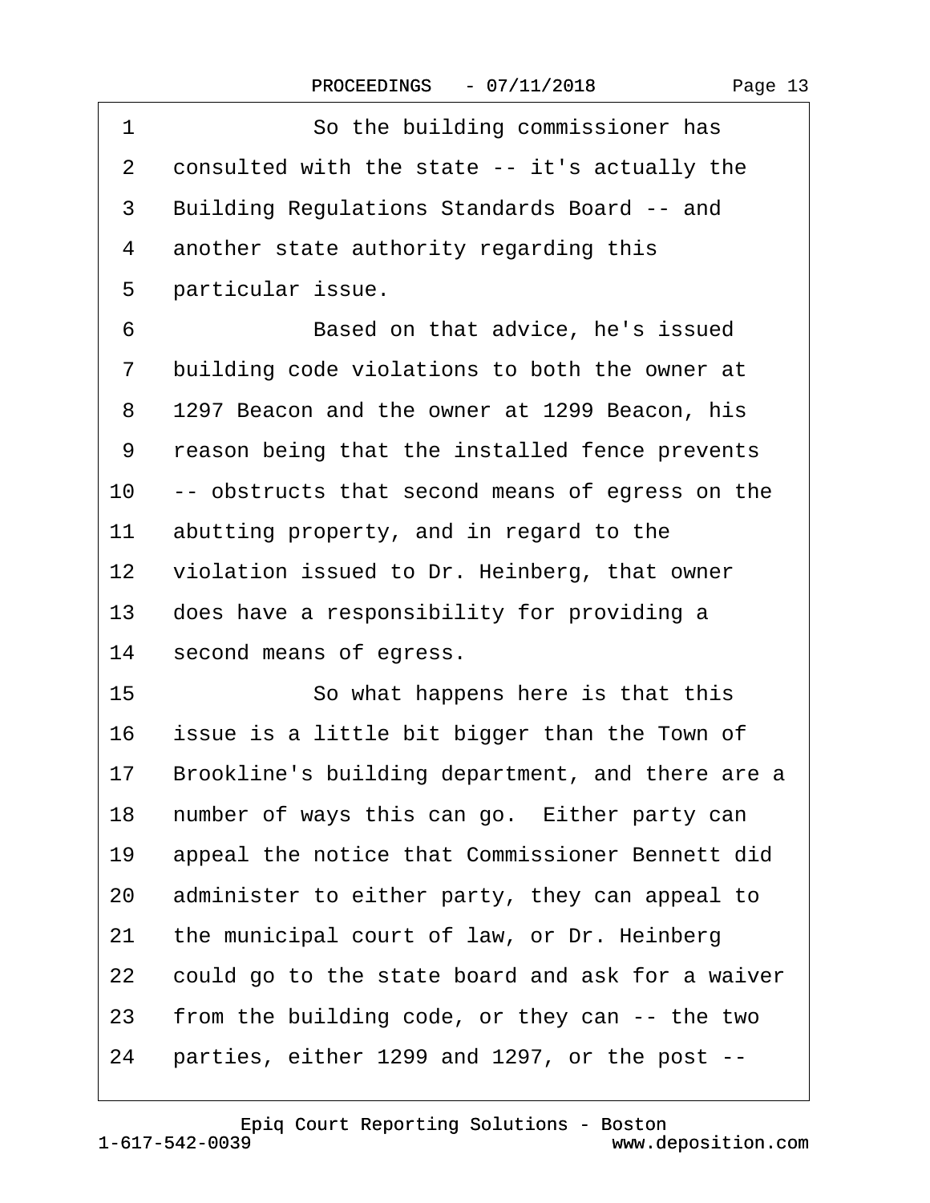1 So the building commissioner has
2 consulted with the state -- it's actually the
3 Building Regulations Standards Board -- and
4 another state authority regarding this
5 particular issue.
6 Based on that advice, he's issued
7 building code violations to both the owner at
8 1297 Beacon and the owner at 1299 Beacon, his
9 reason being that the installed fence prevents
10 -- obstructs that second means of egress on the
11 abutting property, and in regard to the
12 violation issued to Dr. Heinberg, that owner
13 does have a responsibility for providing a
14 second means of egress.
15 So what happens here is that this
16 issue is a little bit bigger than the Town of
17 Brookline's building department, and there are a
18 number of ways this can go. Either party can
19 appeal the notice that Commissioner Bennett did
20 administer to either party, they can appeal to
21 the municipal court of law, or Dr. Heinberg
22 could go to the state board and ask for a waiver
23 from the building code, or they can -- the two
24 parties, either 1299 and 1297, or the post --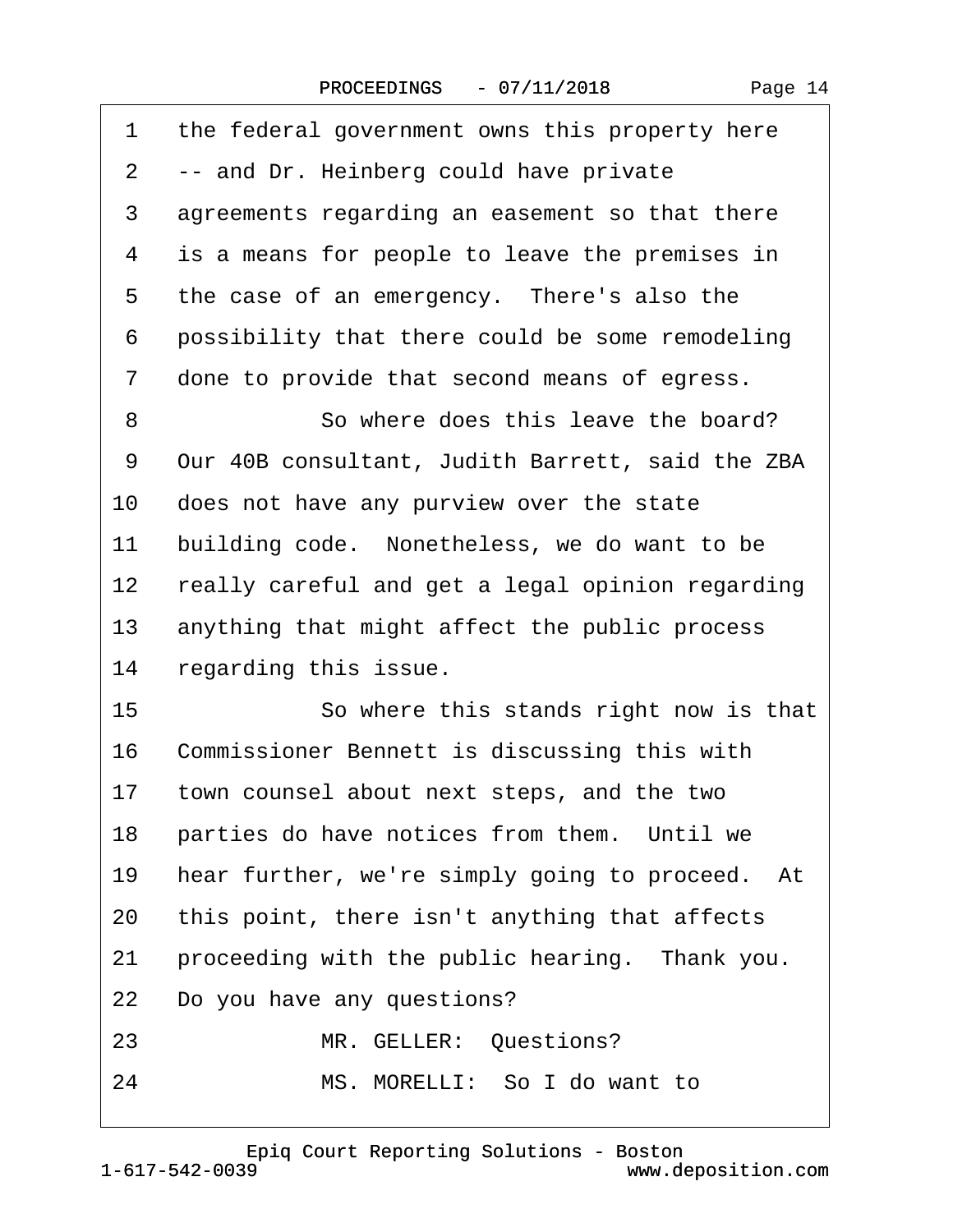1 the federal government owns this property here
2 -- and Dr. Heinberg could have private
3 agreements regarding an easement so that there
4 is a means for people to leave the premises in
5 the case of an emergency. There's also the
6 possibility that there could be some remodeling
7 done to provide that second means of egress.
8 So where does this leave the board?
9 Our 40B consultant, Judith Barrett, said the ZBA
10 does not have any purview over the state
11 building code. Nonetheless, we do want to be
12 really careful and get a legal opinion regarding
13 anything that might affect the public process
14 regarding this issue.
15 So where this stands right now is that
16 Commissioner Bennett is discussing this with
17 town counsel about next steps, and the two
18 parties do have notices from them. Until we
19 hear further, we're simply going to proceed. At
20 this point, there isn't anything that affects
21 proceeding with the public hearing. Thank you.
22 Do you have any questions?
23 MR. GELLER: Questions?
24 MS. MORELLI: So I do want to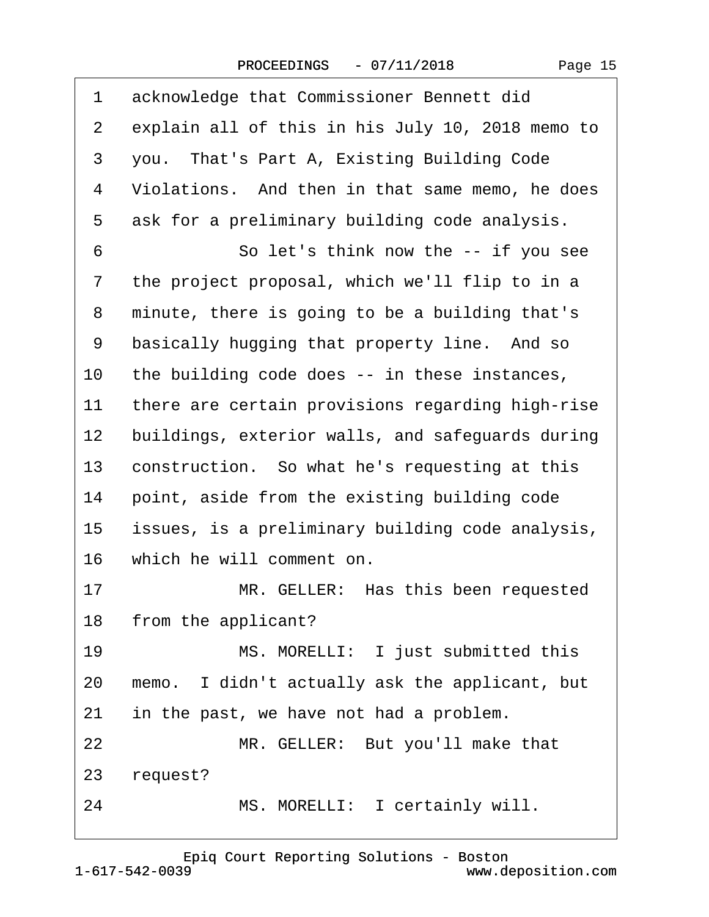1 acknowledge that Commissioner Bennett did
2 explain all of this in his July 10, 2018 memo to
3 you. That's Part A, Existing Building Code
4 Violations. And then in that same memo, he does
5 ask for a preliminary building code analysis.
6 So let's think now the -- if you see
7 the project proposal, which we'll flip to in a
8 minute, there is going to be a building that's
9 basically hugging that property line. And so
10 the building code does -- in these instances,
11 there are certain provisions regarding high-rise
12 buildings, exterior walls, and safeguards during
13 construction. So what he's requesting at this
14 point, aside from the existing building code
15 issues, is a preliminary building code analysis,
16 which he will comment on.
17 MR. GELLER: Has this been requested
18 from the applicant?
19 MS. MORELLI: I just submitted this
20 memo. I didn't actually ask the applicant, but
21 in the past, we have not had a problem.
22 MR. GELLER: But you'll make that
23 request?
24 MS. MORELLI: I certainly will.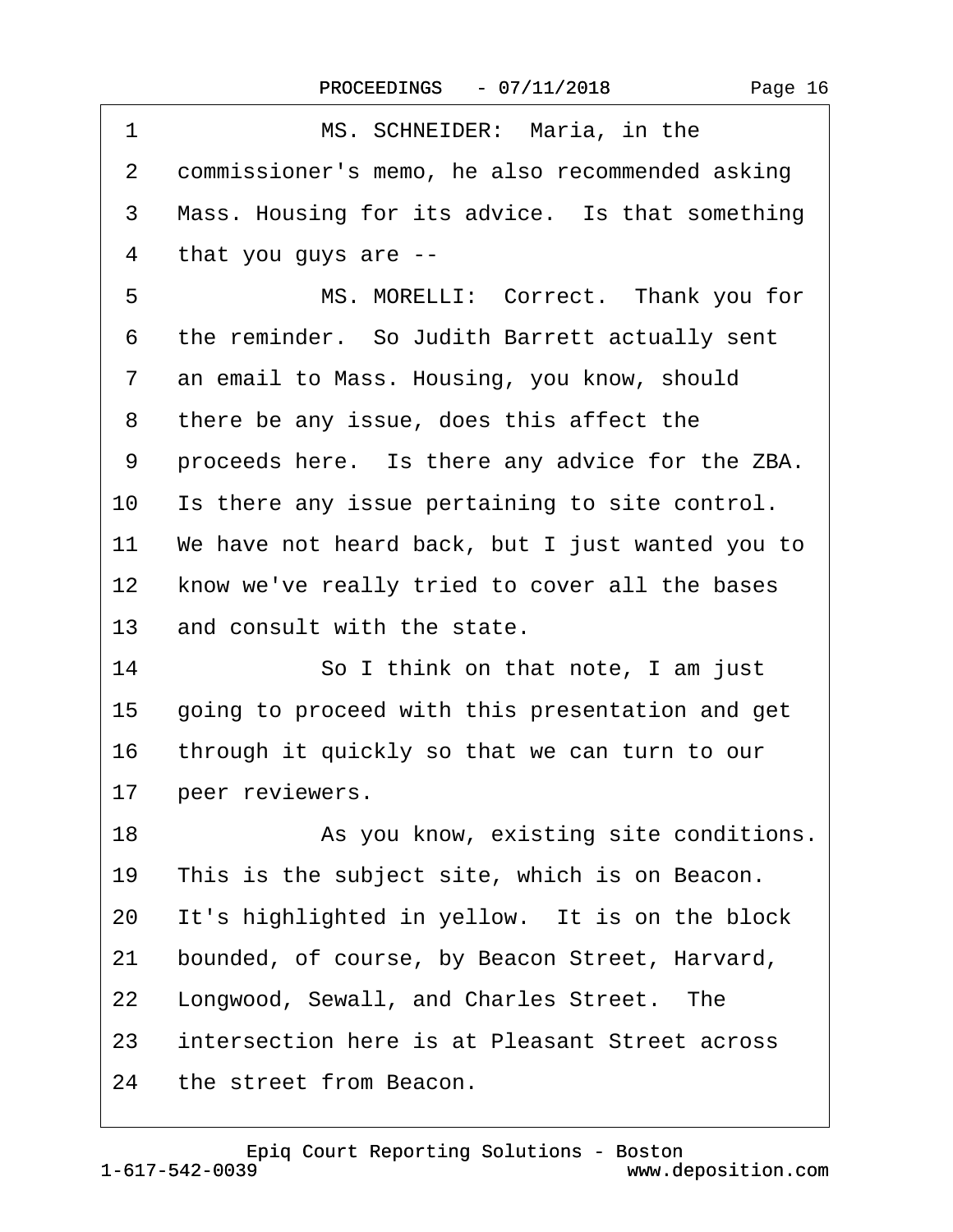1 MS. SCHNEIDER: Maria, in the
2 commissioner's memo, he also recommended asking
3 Mass. Housing for its advice. Is that something
4 that you guys are --
5 MS. MORELLI: Correct. Thank you for
6 the reminder. So Judith Barrett actually sent
7 an email to Mass. Housing, you know, should
8 there be any issue, does this affect the
9 proceeds here. Is there any advice for the ZBA.
10 Is there any issue pertaining to site control.
11 We have not heard back, but I just wanted you to
12 know we've really tried to cover all the bases
13 and consult with the state.
14 So I think on that note, I am just
15 going to proceed with this presentation and get
16 through it quickly so that we can turn to our
17 peer reviewers.
18 As you know, existing site conditions.
19 This is the subject site, which is on Beacon.
20 It's highlighted in yellow. It is on the block
21 bounded, of course, by Beacon Street, Harvard,
22 Longwood, Sewall, and Charles Street. The
23 intersection here is at Pleasant Street across
24 the street from Beacon.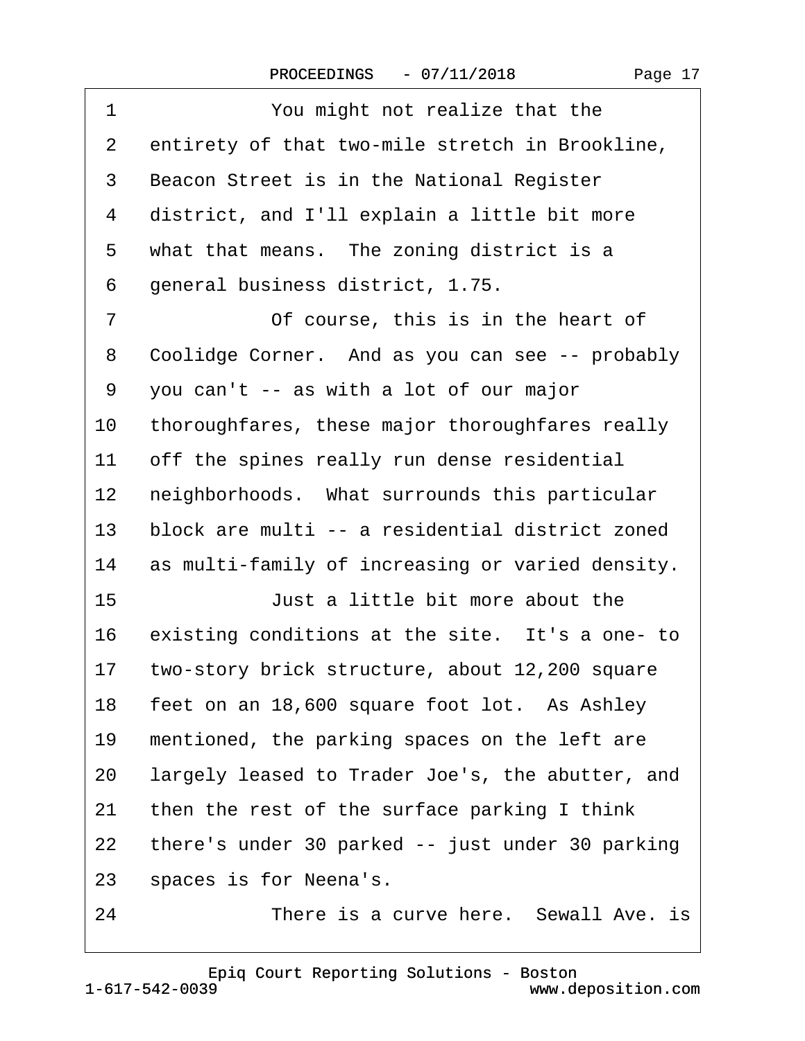1 You might not realize that the
2 entirety of that two-mile stretch in Brookline,
3 Beacon Street is in the National Register
4 district, and I'll explain a little bit more
5 what that means. The zoning district is a
6 general business district, 1.75.
7 Of course, this is in the heart of
8 Coolidge Corner. And as you can see -- probably
9 you can't -- as with a lot of our major
10 thoroughfares, these major thoroughfares really
11 off the spines really run dense residential
12 neighborhoods. What surrounds this particular
13 block are multi -- a residential district zoned
14 as multi-family of increasing or varied density.
15 Just a little bit more about the
16 existing conditions at the site. It's a one- to
17 two-story brick structure, about 12,200 square
18 feet on an 18,600 square foot lot. As Ashley
19 mentioned, the parking spaces on the left are
20 largely leased to Trader Joe's, the abutter, and
21 then the rest of the surface parking I think
22 there's under 30 parked -- just under 30 parking
23 spaces is for Neena's.
24 There is a curve here. Sewall Ave. is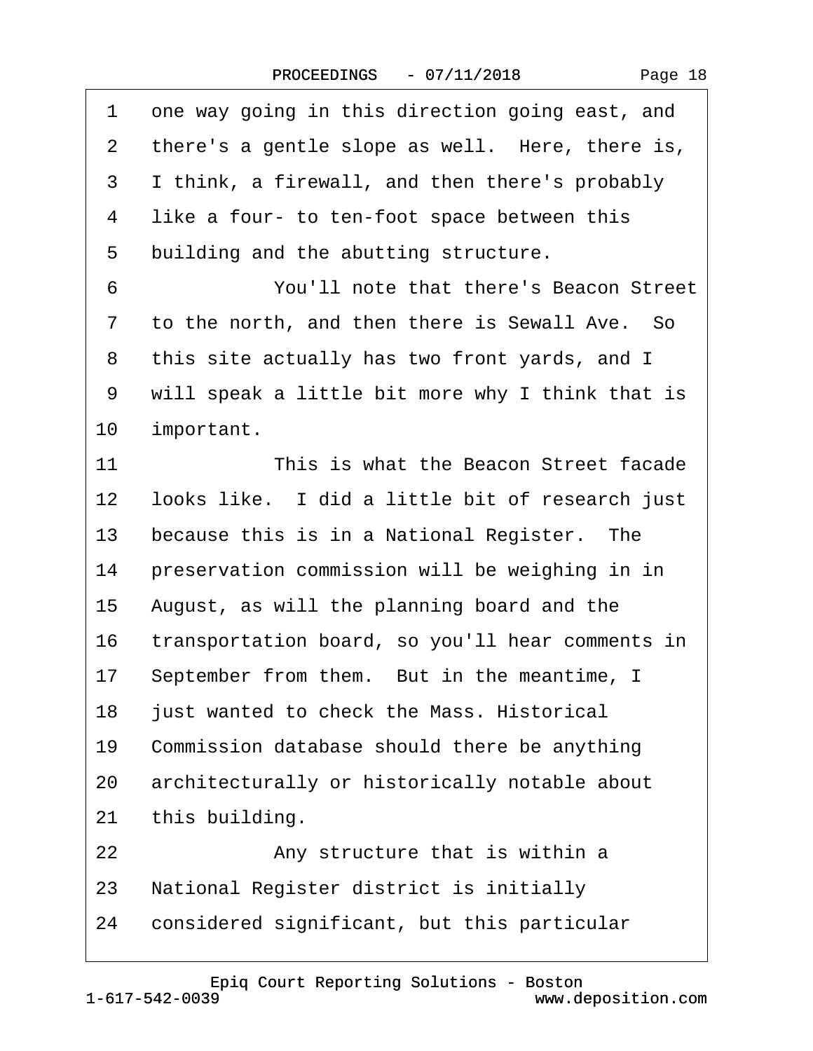1 one way going in this direction going east, and
2 there's a gentle slope as well. Here, there is,
3 I think, a firewall, and then there's probably
4 like a four- to ten-foot space between this
5 building and the abutting structure.
6 You'll note that there's Beacon Street
7 to the north, and then there is Sewall Ave. So
8 this site actually has two front yards, and I
9 will speak a little bit more why I think that is
10 important.
11 This is what the Beacon Street facade
12 looks like. I did a little bit of research just
13 because this is in a National Register. The
14 preservation commission will be weighing in in
15 August, as will the planning board and the
16 transportation board, so you'll hear comments in
17 September from them. But in the meantime, I
18 just wanted to check the Mass. Historical
19 Commission database should there be anything
20 architecturally or historically notable about
21 this building.
22 Any structure that is within a
23 National Register district is initially
24 considered significant, but this particular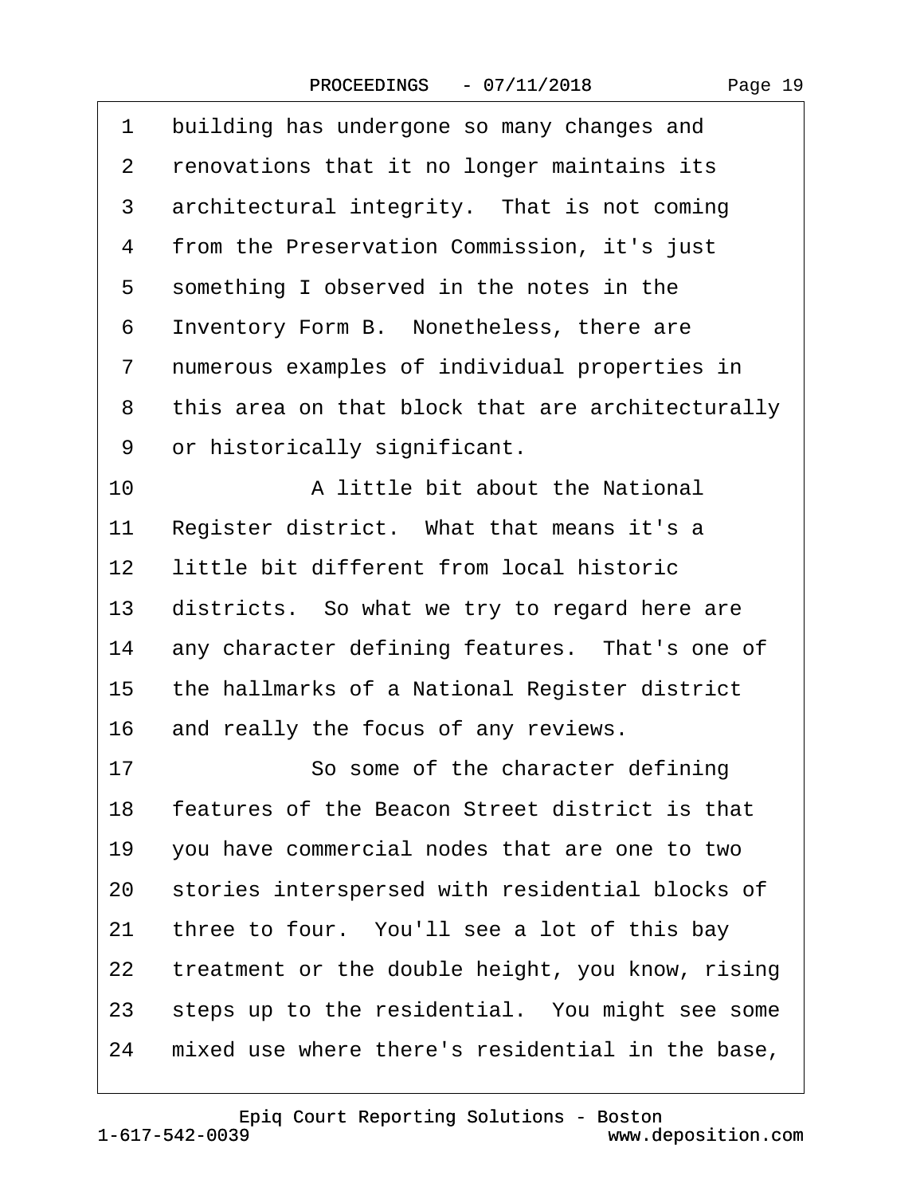1 building has undergone so many changes and
2 renovations that it no longer maintains its
3 architectural integrity. That is not coming
4 from the Preservation Commission, it's just
5 something I observed in the notes in the
6 Inventory Form B. Nonetheless, there are
7 numerous examples of individual properties in
8 this area on that block that are architecturally
9 or historically significant.
10 A little bit about the National
11 Register district. What that means it's a
12 little bit different from local historic
13 districts. So what we try to regard here are
14 any character defining features. That's one of
15 the hallmarks of a National Register district
16 and really the focus of any reviews.
17 So some of the character defining
18 features of the Beacon Street district is that
19 you have commercial nodes that are one to two
20 stories interspersed with residential blocks of
21 three to four. You'll see a lot of this bay
22 treatment or the double height, you know, rising
23 steps up to the residential. You might see some
24 mixed use where there's residential in the base,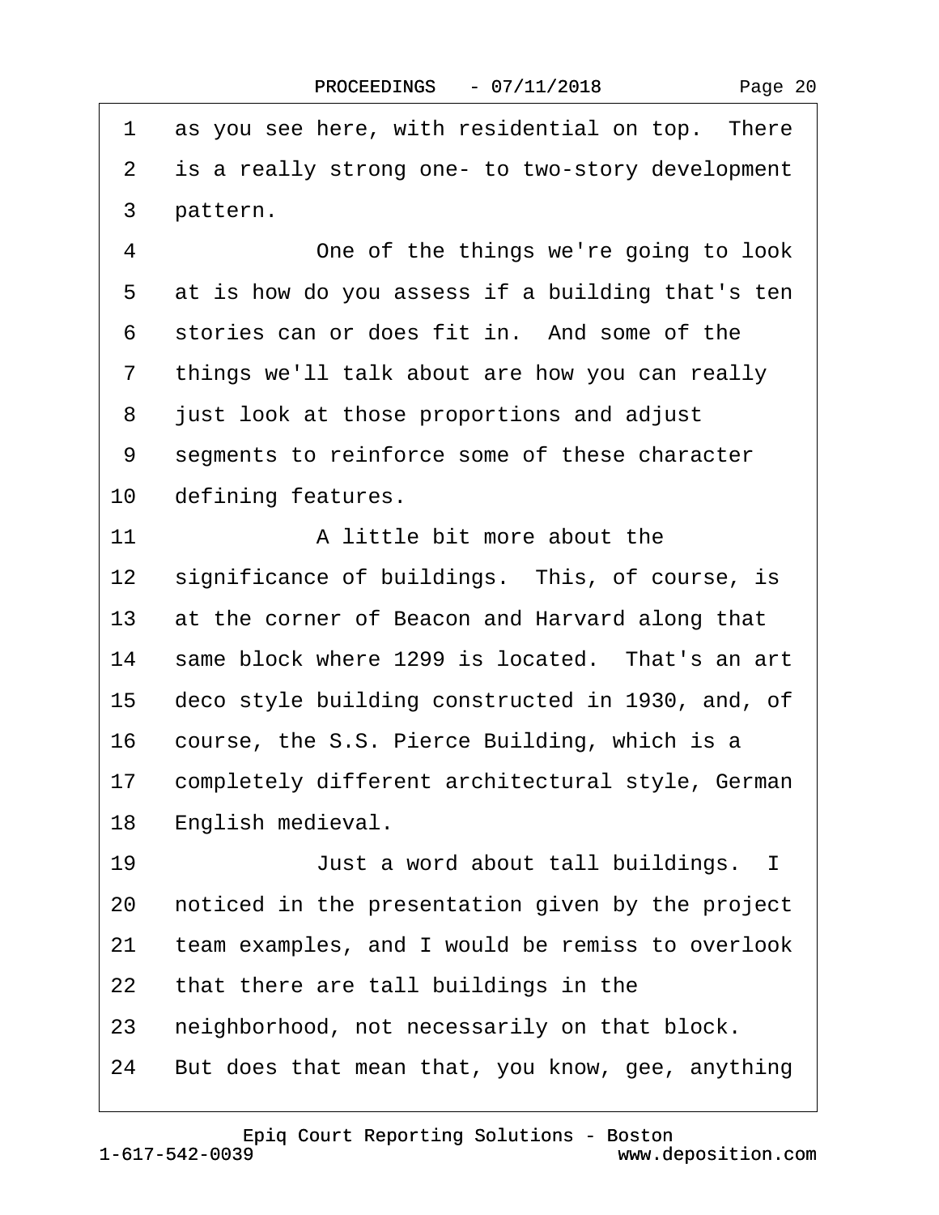1 as you see here, with residential on top. There
2 is a really strong one- to two-story development
3 pattern.
4 One of the things we're going to look
5 at is how do you assess if a building that's ten
6 stories can or does fit in. And some of the
7 things we'll talk about are how you can really
8 just look at those proportions and adjust
9 segments to reinforce some of these character
10 defining features.
11 A little bit more about the
12 significance of buildings. This, of course, is
13 at the corner of Beacon and Harvard along that
14 same block where 1299 is located. That's an art
15 deco style building constructed in 1930, and, of
16 course, the S.S. Pierce Building, which is a
17 completely different architectural style, German
18 English medieval.
19 Just a word about tall buildings. I
20 noticed in the presentation given by the project
21 team examples, and I would be remiss to overlook
22 that there are tall buildings in the
23 neighborhood, not necessarily on that block.
24 But does that mean that, you know, gee, anything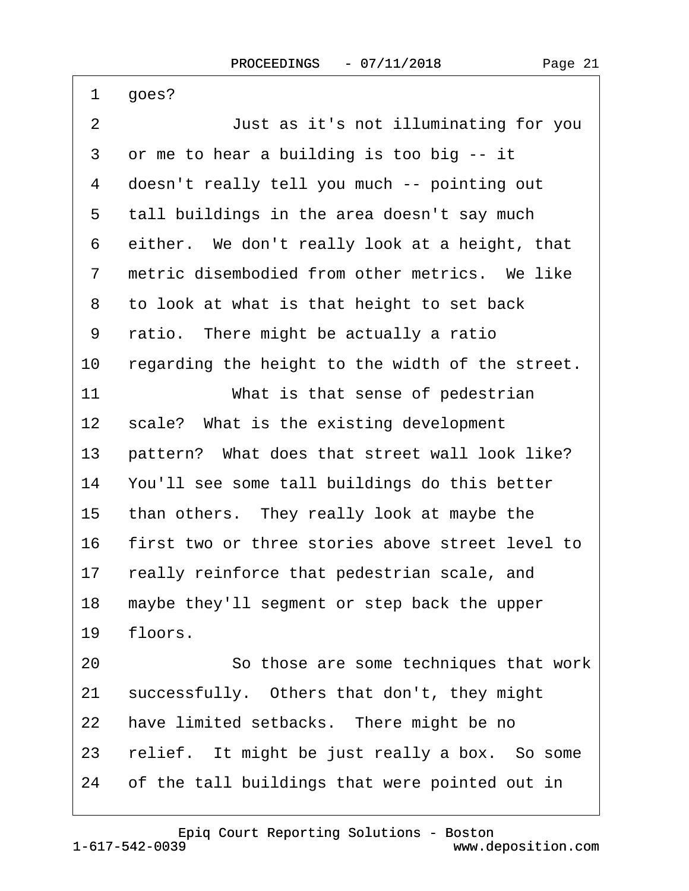1 goes?

2 Just as it's not illuminating for you

3 or me to hear a building is too big -- it

4 doesn't really tell you much -- pointing out

5 tall buildings in the area doesn't say much

6 either. We don't really look at a height, that

7 metric disembodied from other metrics. We like

8 to look at what is that height to set back

9 ratio. There might be actually a ratio

10 regarding the height to the width of the street.

11 What is that sense of pedestrian

12 scale? What is the existing development

13 pattern? What does that street wall look like?

14 You'll see some tall buildings do this better

15 than others. They really look at maybe the

16 first two or three stories above street level to

17 really reinforce that pedestrian scale, and

18 maybe they'll segment or step back the upper

19 floors.

20 So those are some techniques that work

21 successfully. Others that don't, they might

22 have limited setbacks. There might be no

23 relief. It might be just really a box. So some

24 of the tall buildings that were pointed out in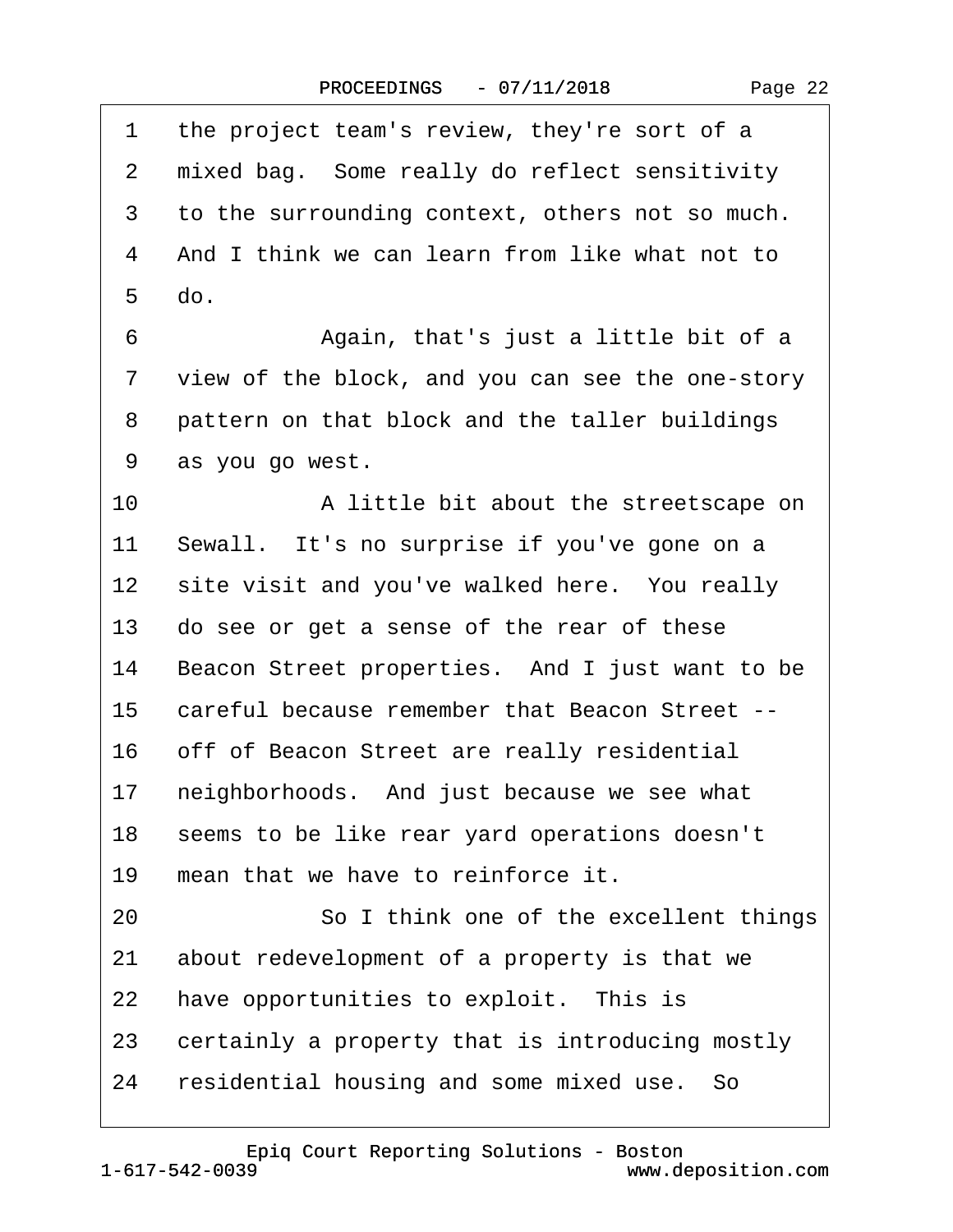1 the project team's review, they're sort of a
2 mixed bag. Some really do reflect sensitivity
3 to the surrounding context, others not so much.
4 And I think we can learn from like what not to
5 do.

6 Again, that's just a little bit of a
7 view of the block, and you can see the one-story
8 pattern on that block and the taller buildings
9 as you go west.

10 A little bit about the streetscape on
11 Sewall. It's no surprise if you've gone on a
12 site visit and you've walked here. You really
13 do see or get a sense of the rear of these
14 Beacon Street properties. And I just want to be
15 careful because remember that Beacon Street --
16 off of Beacon Street are really residential
17 neighborhoods. And just because we see what
18 seems to be like rear yard operations doesn't
19 mean that we have to reinforce it.

20 So I think one of the excellent things
21 about redevelopment of a property is that we
22 have opportunities to exploit. This is
23 certainly a property that is introducing mostly
24 residential housing and some mixed use. So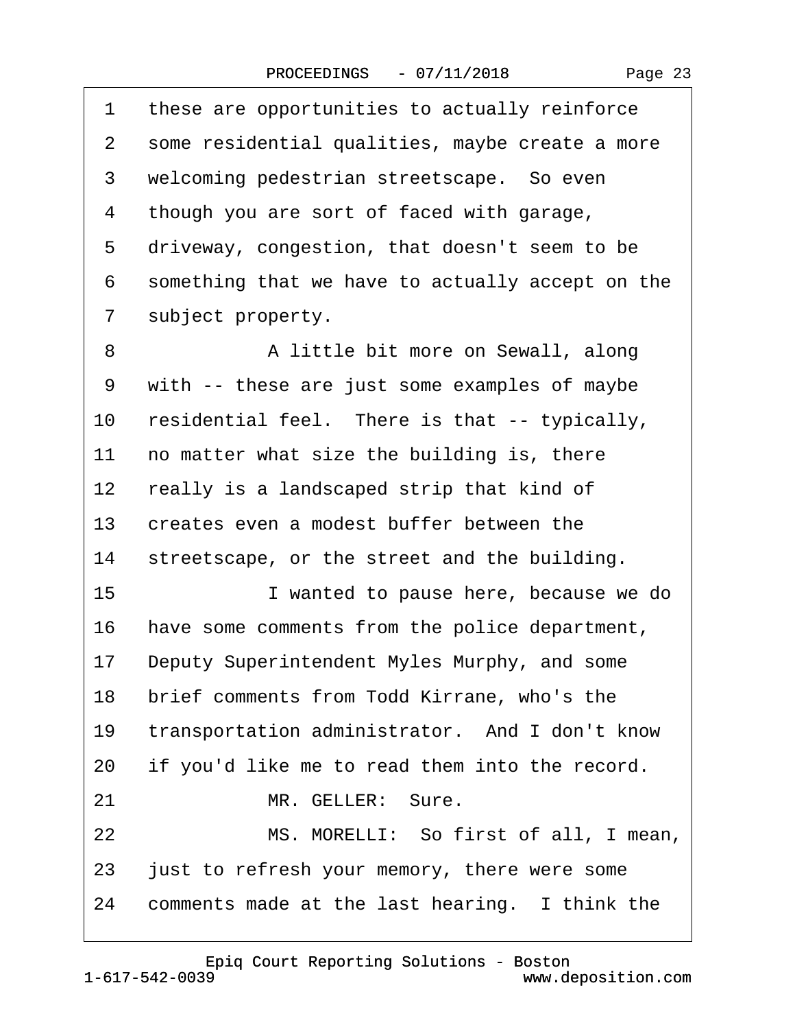1 these are opportunities to actually reinforce
2 some residential qualities, maybe create a more
3 welcoming pedestrian streetscape. So even
4 though you are sort of faced with garage,
5 driveway, congestion, that doesn't seem to be
6 something that we have to actually accept on the
7 subject property.
8 A little bit more on Sewall, along
9 with -- these are just some examples of maybe
10 residential feel. There is that -- typically,
11 no matter what size the building is, there
12 really is a landscaped strip that kind of
13 creates even a modest buffer between the
14 streetscape, or the street and the building.
15 I wanted to pause here, because we do
16 have some comments from the police department,
17 Deputy Superintendent Myles Murphy, and some
18 brief comments from Todd Kirrane, who's the
19 transportation administrator. And I don't know
20 if you'd like me to read them into the record.
21 MR. GELLER: Sure.
22 MS. MORELLI: So first of all, I mean,
23 just to refresh your memory, there were some
24 comments made at the last hearing. I think the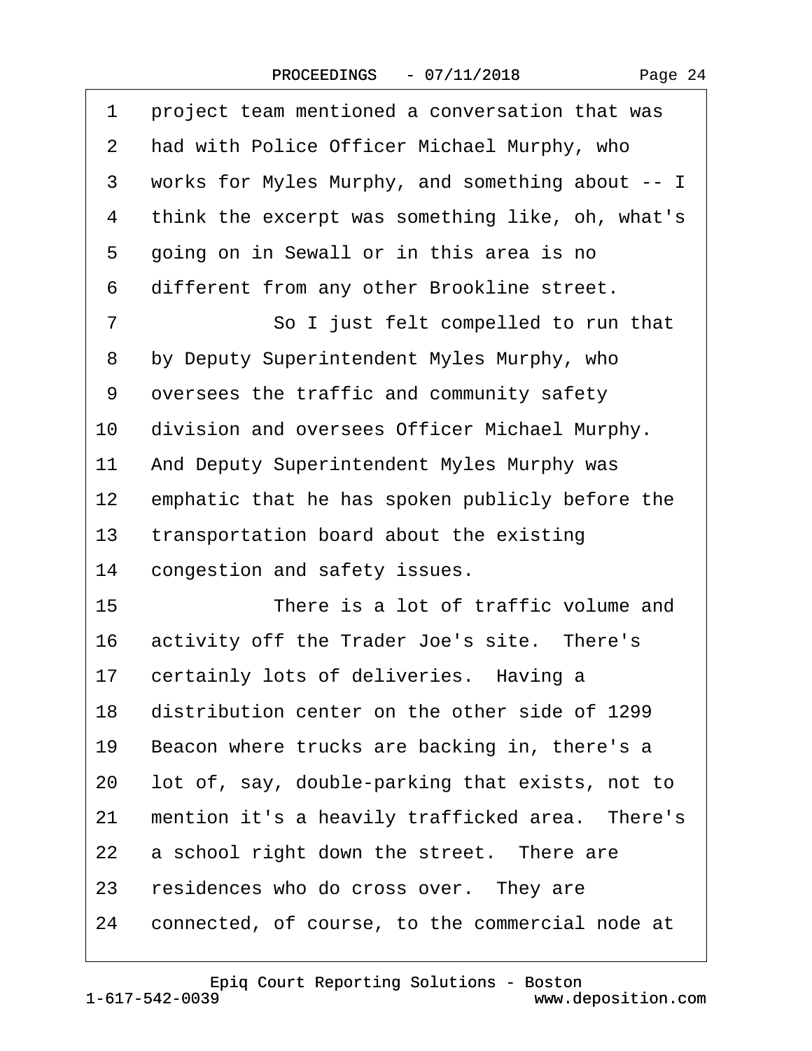1 project team mentioned a conversation that was
2 had with Police Officer Michael Murphy, who
3 works for Myles Murphy, and something about -- I
4 think the excerpt was something like, oh, what's
5 going on in Sewall or in this area is no
6 different from any other Brookline street.
7 So I just felt compelled to run that
8 by Deputy Superintendent Myles Murphy, who
9 oversees the traffic and community safety
10 division and oversees Officer Michael Murphy.
11 And Deputy Superintendent Myles Murphy was
12 emphatic that he has spoken publicly before the
13 transportation board about the existing
14 congestion and safety issues.
15 There is a lot of traffic volume and
16 activity off the Trader Joe's site. There's
17 certainly lots of deliveries. Having a
18 distribution center on the other side of 1299
19 Beacon where trucks are backing in, there's a
20 lot of, say, double-parking that exists, not to
21 mention it's a heavily trafficked area. There's
22 a school right down the street. There are
23 residences who do cross over. They are
24 connected, of course, to the commercial node at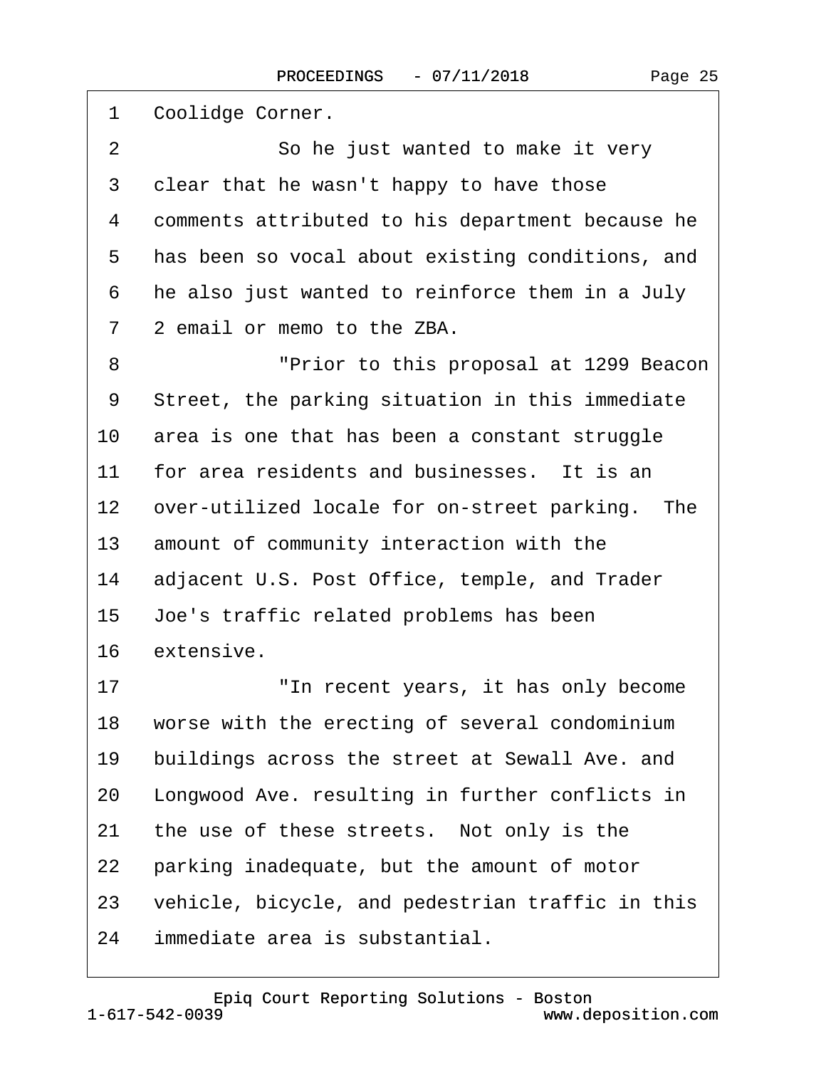1 Coolidge Corner.

2 So he just wanted to make it very

3 clear that he wasn't happy to have those

4 comments attributed to his department because he

5 has been so vocal about existing conditions, and

6 he also just wanted to reinforce them in a July

7 2 email or memo to the ZBA.

8 "Prior to this proposal at 1299 Beacon

9 Street, the parking situation in this immediate

10 area is one that has been a constant struggle

11 for area residents and businesses. It is an

12 over-utilized locale for on-street parking. The

13 amount of community interaction with the

14 adjacent U.S. Post Office, temple, and Trader

15 Joe's traffic related problems has been

16 extensive.

17 "In recent years, it has only become

18 worse with the erecting of several condominium

19 buildings across the street at Sewall Ave. and

20 Longwood Ave. resulting in further conflicts in

21 the use of these streets. Not only is the

22 parking inadequate, but the amount of motor

23 vehicle, bicycle, and pedestrian traffic in this

24 immediate area is substantial.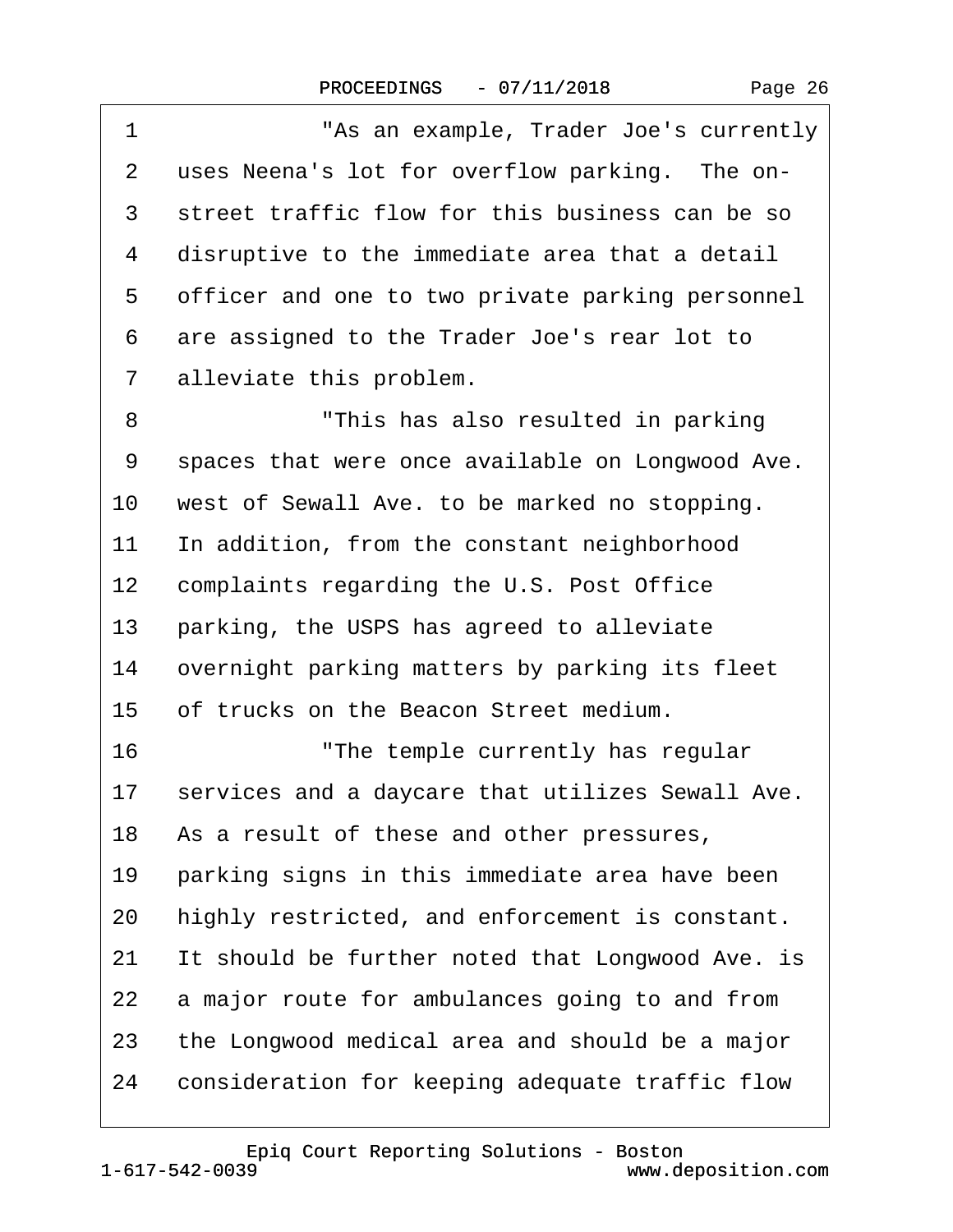1 "As an example, Trader Joe's currently
2 uses Neena's lot for overflow parking. The on-
3 street traffic flow for this business can be so
4 disruptive to the immediate area that a detail
5 officer and one to two private parking personnel
6 are assigned to the Trader Joe's rear lot to
7 alleviate this problem.
8 "This has also resulted in parking
9 spaces that were once available on Longwood Ave.
10 west of Sewall Ave. to be marked no stopping.
11 In addition, from the constant neighborhood
12 complaints regarding the U.S. Post Office
13 parking, the USPS has agreed to alleviate
14 overnight parking matters by parking its fleet
15 of trucks on the Beacon Street medium.
16 "The temple currently has regular
17 services and a daycare that utilizes Sewall Ave.
18 As a result of these and other pressures,
19 parking signs in this immediate area have been
20 highly restricted, and enforcement is constant.
21 It should be further noted that Longwood Ave. is
22 a major route for ambulances going to and from
23 the Longwood medical area and should be a major
24 consideration for keeping adequate traffic flow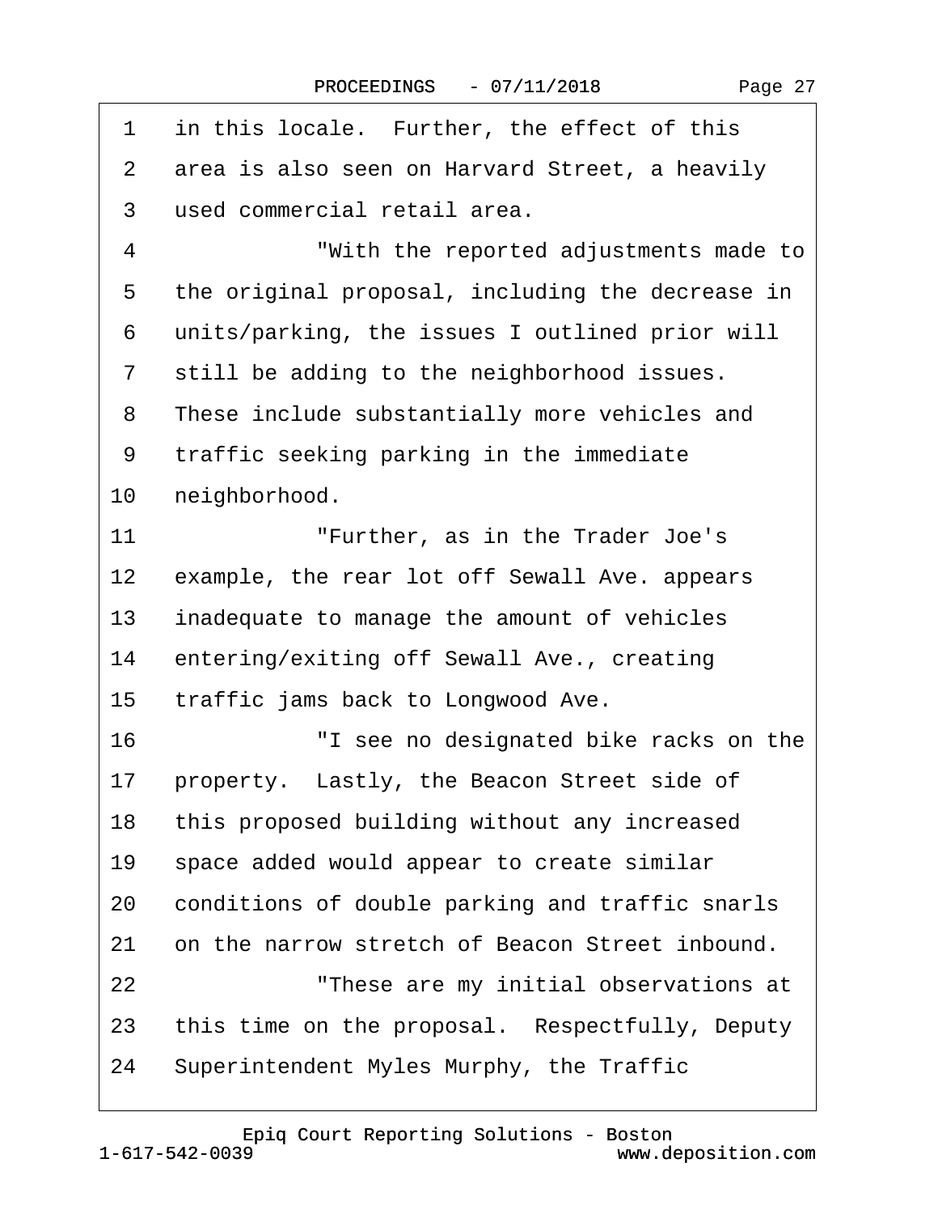1 in this locale. Further, the effect of this
2 area is also seen on Harvard Street, a heavily
3 used commercial retail area.
4 "With the reported adjustments made to
5 the original proposal, including the decrease in
6 units/parking, the issues I outlined prior will
7 still be adding to the neighborhood issues.
8 These include substantially more vehicles and
9 traffic seeking parking in the immediate
10 neighborhood.
11 "Further, as in the Trader Joe's
12 example, the rear lot off Sewall Ave. appears
13 inadequate to manage the amount of vehicles
14 entering/exiting off Sewall Ave., creating
15 traffic jams back to Longwood Ave.
16 "I see no designated bike racks on the
17 property. Lastly, the Beacon Street side of
18 this proposed building without any increased
19 space added would appear to create similar
20 conditions of double parking and traffic snarls
21 on the narrow stretch of Beacon Street inbound.
22 "These are my initial observations at
23 this time on the proposal. Respectfully, Deputy
24 Superintendent Myles Murphy, the Traffic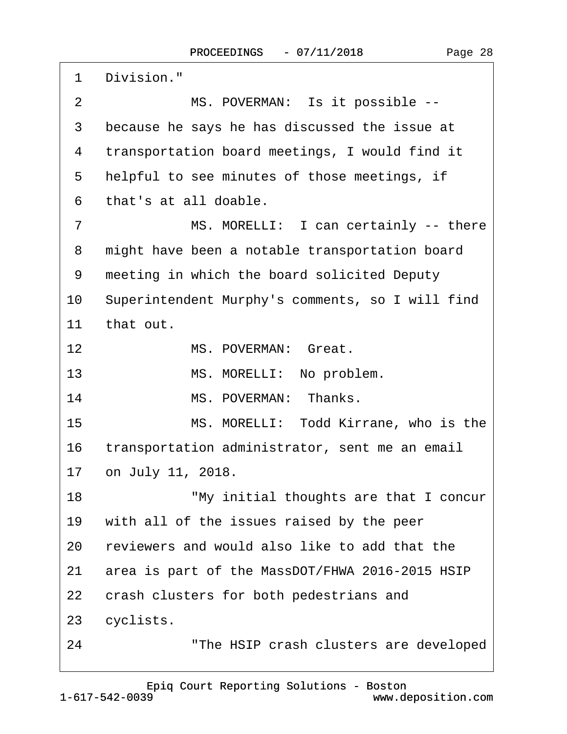1 Division."

2 MS. POVERMAN: Is it possible --

3 because he says he has discussed the issue at

4 transportation board meetings, I would find it

5 helpful to see minutes of those meetings, if

6 that's at all doable.

7 MS. MORELLI: I can certainly -- there

8 might have been a notable transportation board

9 meeting in which the board solicited Deputy

10 Superintendent Murphy's comments, so I will find

11 that out.

12 MS. POVERMAN: Great.

13 MS. MORELLI: No problem.

14 MS. POVERMAN: Thanks.

15 MS. MORELLI: Todd Kirrane, who is the

16 transportation administrator, sent me an email

17 on July 11, 2018.

18 "My initial thoughts are that I concur

19 with all of the issues raised by the peer

20 reviewers and would also like to add that the

21 area is part of the MassDOT/FHWA 2016-2015 HSIP

22 crash clusters for both pedestrians and

23 cyclists.

24 "The HSIP crash clusters are developed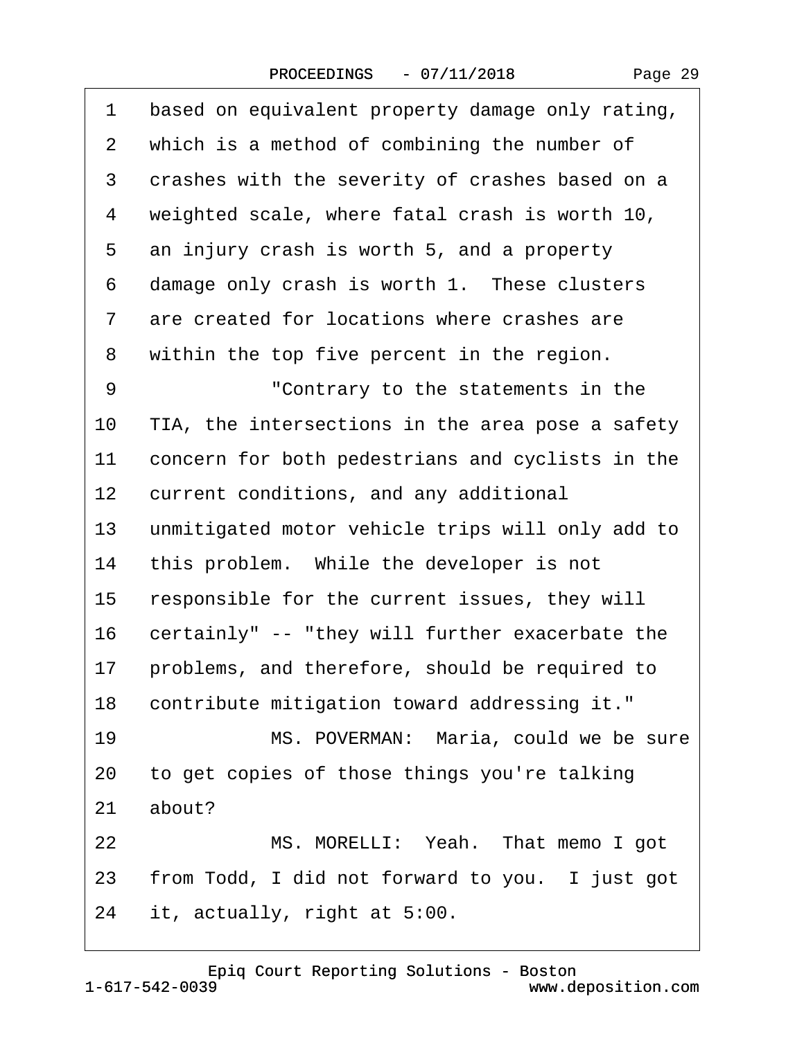1 based on equivalent property damage only rating,
2 which is a method of combining the number of
3 crashes with the severity of crashes based on a
4 weighted scale, where fatal crash is worth 10,
5 an injury crash is worth 5, and a property
6 damage only crash is worth 1. These clusters
7 are created for locations where crashes are
8 within the top five percent in the region.
9 "Contrary to the statements in the
10 TIA, the intersections in the area pose a safety
11 concern for both pedestrians and cyclists in the
12 current conditions, and any additional
13 unmitigated motor vehicle trips will only add to
14 this problem. While the developer is not
15 responsible for the current issues, they will
16 certainly" -- "they will further exacerbate the
17 problems, and therefore, should be required to
18 contribute mitigation toward addressing it."
19 MS. POVERMAN: Maria, could we be sure
20 to get copies of those things you're talking
21 about?
22 MS. MORELLI: Yeah. That memo I got
23 from Todd, I did not forward to you. I just got
24 it, actually, right at 5:00.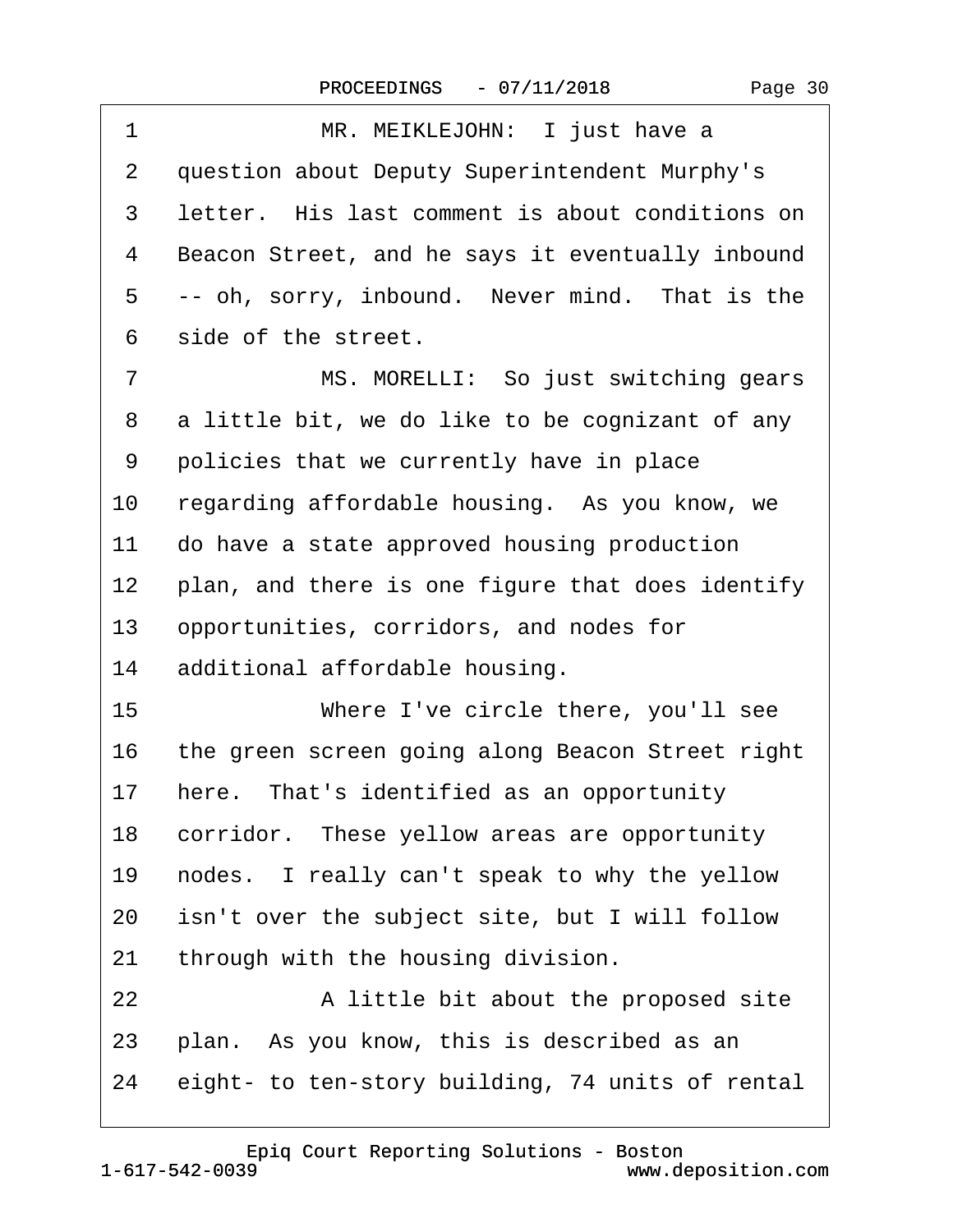1 MR. MEIKLEJOHN: I just have a
2 question about Deputy Superintendent Murphy's
3 letter. His last comment is about conditions on
4 Beacon Street, and he says it eventually inbound
5 -- oh, sorry, inbound. Never mind. That is the
6 side of the street.
7 MS. MORELLI: So just switching gears
8 a little bit, we do like to be cognizant of any
9 policies that we currently have in place
10 regarding affordable housing. As you know, we
11 do have a state approved housing production
12 plan, and there is one figure that does identify
13 opportunities, corridors, and nodes for
14 additional affordable housing.
15 Where I've circle there, you'll see
16 the green screen going along Beacon Street right
17 here. That's identified as an opportunity
18 corridor. These yellow areas are opportunity
19 nodes. I really can't speak to why the yellow
20 isn't over the subject site, but I will follow
21 through with the housing division.
22 A little bit about the proposed site
23 plan. As you know, this is described as an
24 eight- to ten-story building, 74 units of rental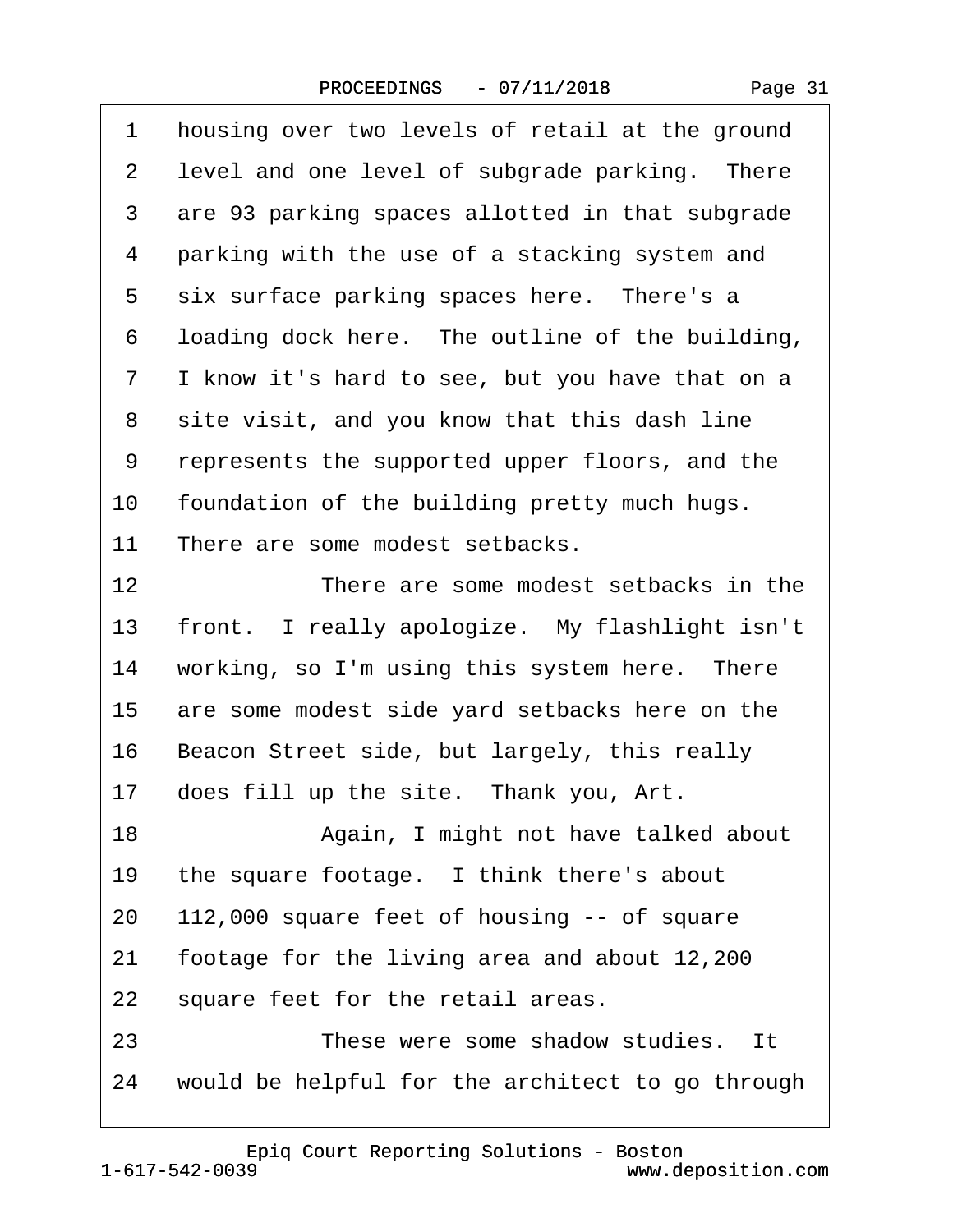1 housing over two levels of retail at the ground
2 level and one level of subgrade parking. There
3 are 93 parking spaces allotted in that subgrade
4 parking with the use of a stacking system and
5 six surface parking spaces here. There's a
6 loading dock here. The outline of the building,
7 I know it's hard to see, but you have that on a
8 site visit, and you know that this dash line
9 represents the supported upper floors, and the
10 foundation of the building pretty much hugs.
11 There are some modest setbacks.
12 There are some modest setbacks in the
13 front. I really apologize. My flashlight isn't
14 working, so I'm using this system here. There
15 are some modest side yard setbacks here on the
16 Beacon Street side, but largely, this really
17 does fill up the site. Thank you, Art.
18 Again, I might not have talked about
19 the square footage. I think there's about
20 112,000 square feet of housing -- of square
21 footage for the living area and about 12,200
22 square feet for the retail areas.
23 These were some shadow studies. It
24 would be helpful for the architect to go through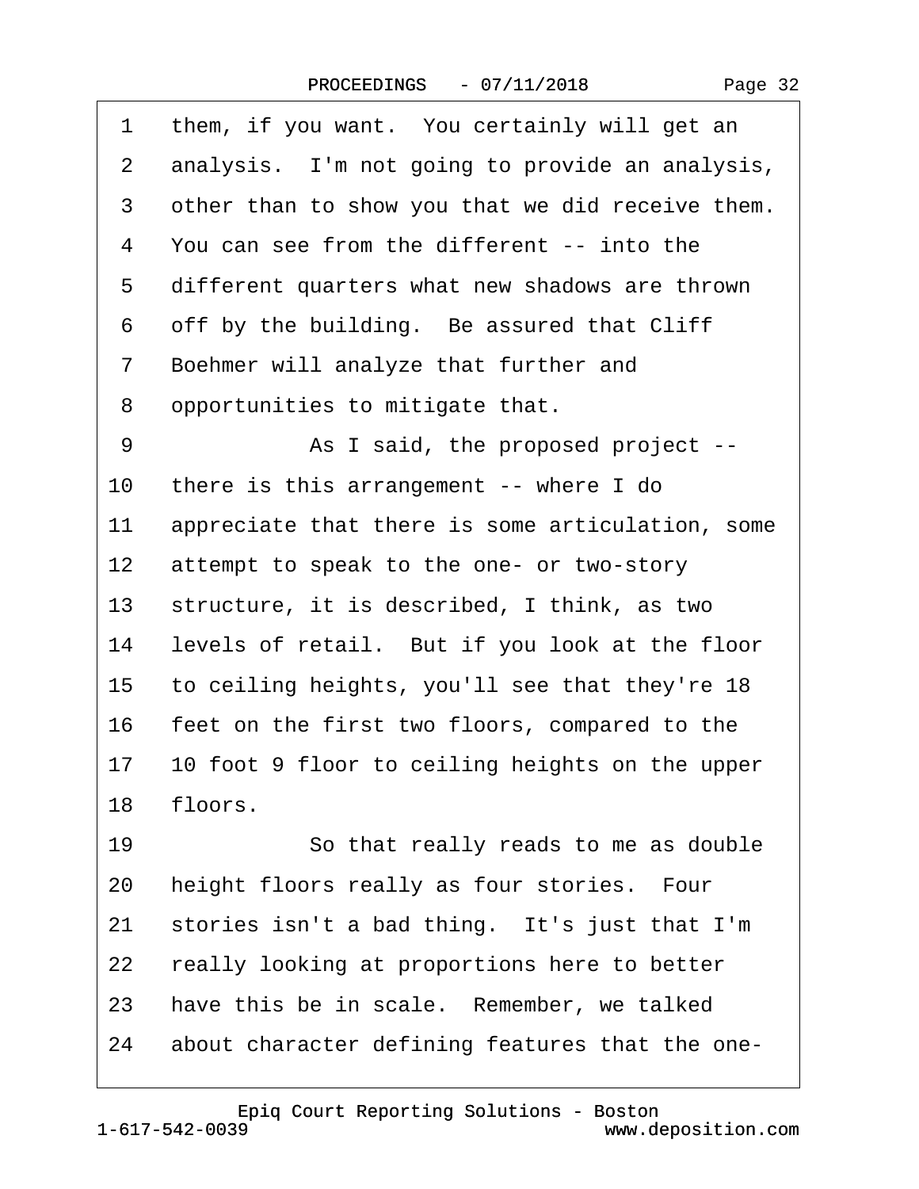1 them, if you want. You certainly will get an
2 analysis. I'm not going to provide an analysis,
3 other than to show you that we did receive them.
4 You can see from the different -- into the
5 different quarters what new shadows are thrown
6 off by the building. Be assured that Cliff
7 Boehmer will analyze that further and
8 opportunities to mitigate that.
9 As I said, the proposed project --
10 there is this arrangement -- where I do
11 appreciate that there is some articulation, some
12 attempt to speak to the one- or two-story
13 structure, it is described, I think, as two
14 levels of retail. But if you look at the floor
15 to ceiling heights, you'll see that they're 18
16 feet on the first two floors, compared to the
17 10 foot 9 floor to ceiling heights on the upper
18 floors.
19 So that really reads to me as double
20 height floors really as four stories. Four
21 stories isn't a bad thing. It's just that I'm
22 really looking at proportions here to better
23 have this be in scale. Remember, we talked
24 about character defining features that the one-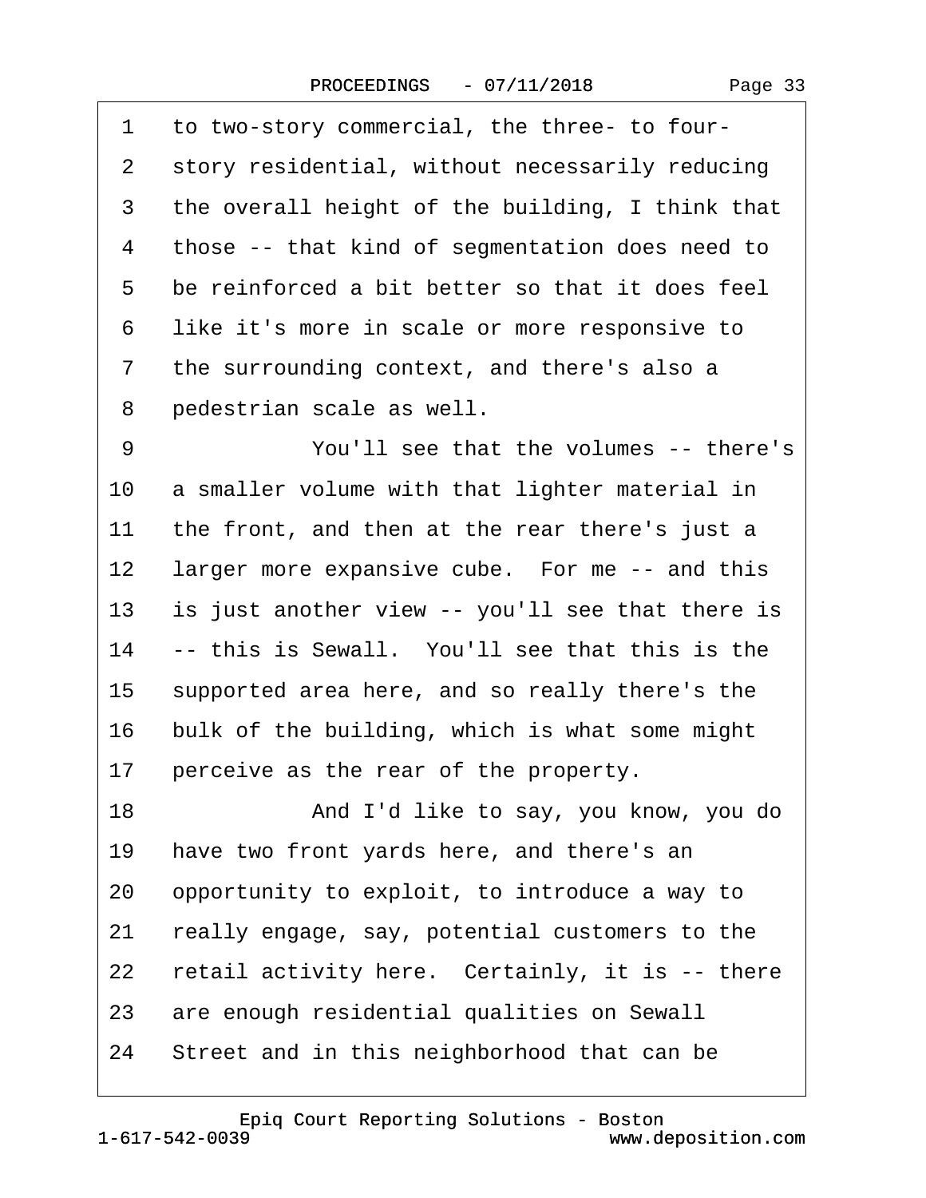1 to two-story commercial, the three- to four-
2 story residential, without necessarily reducing
3 the overall height of the building, I think that
4 those -- that kind of segmentation does need to
5 be reinforced a bit better so that it does feel
6 like it's more in scale or more responsive to
7 the surrounding context, and there's also a
8 pedestrian scale as well.
9 You'll see that the volumes -- there's
10 a smaller volume with that lighter material in
11 the front, and then at the rear there's just a
12 larger more expansive cube. For me -- and this
13 is just another view -- you'll see that there is
14 -- this is Sewall. You'll see that this is the
15 supported area here, and so really there's the
16 bulk of the building, which is what some might
17 perceive as the rear of the property.
18 And I'd like to say, you know, you do
19 have two front yards here, and there's an
20 opportunity to exploit, to introduce a way to
21 really engage, say, potential customers to the
22 retail activity here. Certainly, it is -- there
23 are enough residential qualities on Sewall
24 Street and in this neighborhood that can be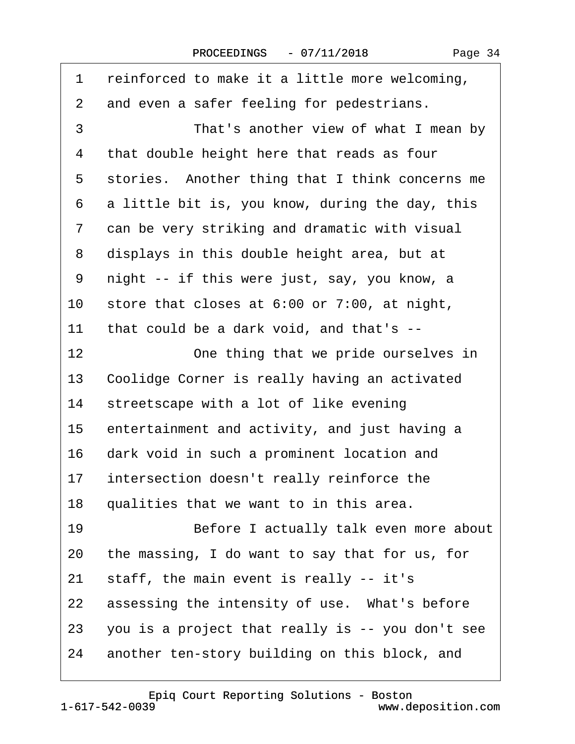1 reinforced to make it a little more welcoming,
2 and even a safer feeling for pedestrians.
3 That's another view of what I mean by
4 that double height here that reads as four
5 stories. Another thing that I think concerns me
6 a little bit is, you know, during the day, this
7 can be very striking and dramatic with visual
8 displays in this double height area, but at
9 night -- if this were just, say, you know, a
10 store that closes at 6:00 or 7:00, at night,
11 that could be a dark void, and that's --
12 One thing that we pride ourselves in
13 Coolidge Corner is really having an activated
14 streetscape with a lot of like evening
15 entertainment and activity, and just having a
16 dark void in such a prominent location and
17 intersection doesn't really reinforce the
18 qualities that we want to in this area.
19 Before I actually talk even more about
20 the massing, I do want to say that for us, for
21 staff, the main event is really -- it's
22 assessing the intensity of use. What's before
23 you is a project that really is -- you don't see
24 another ten-story building on this block, and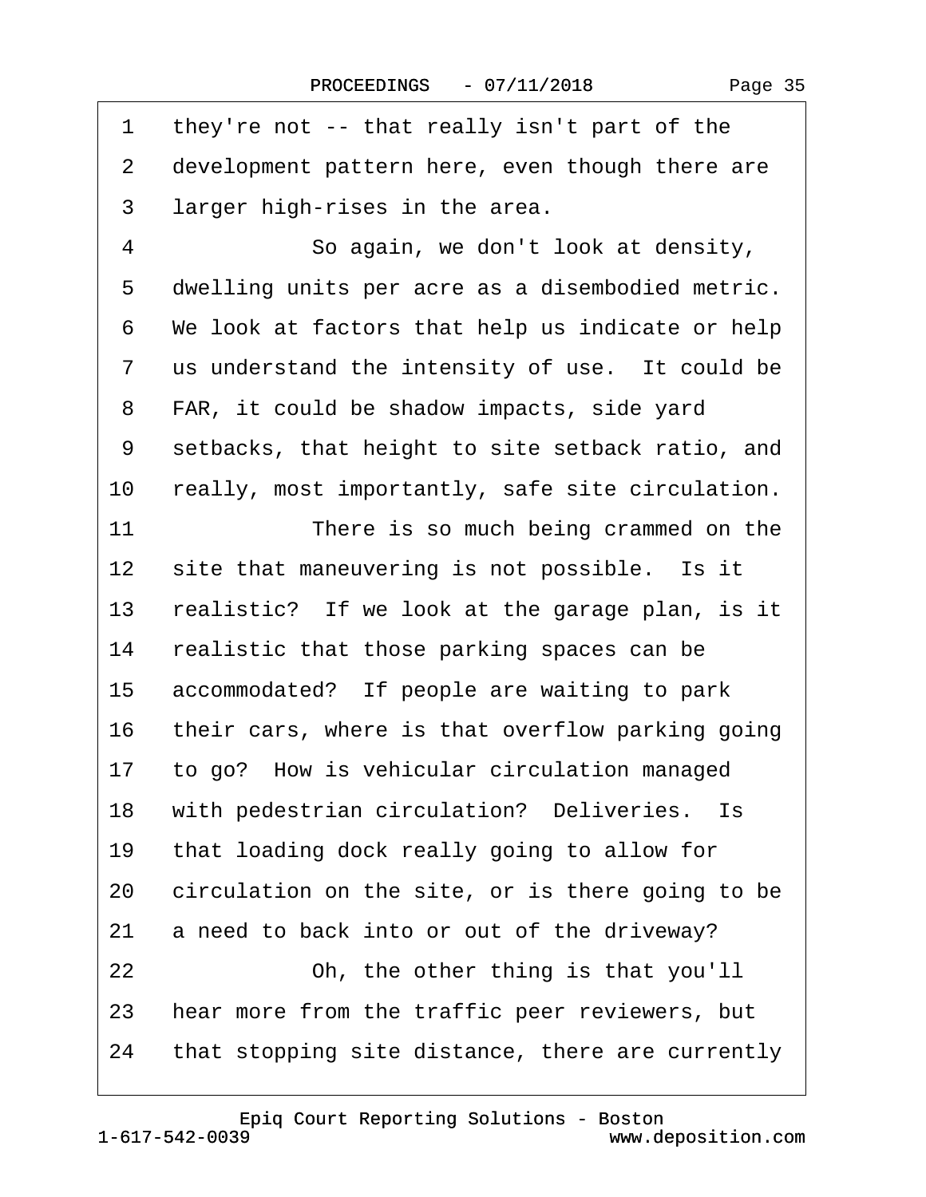1 they're not -- that really isn't part of the
2 development pattern here, even though there are
3 larger high-rises in the area.
4 So again, we don't look at density,
5 dwelling units per acre as a disembodied metric.
6 We look at factors that help us indicate or help
7 us understand the intensity of use. It could be
8 FAR, it could be shadow impacts, side yard
9 setbacks, that height to site setback ratio, and
10 really, most importantly, safe site circulation.
11 There is so much being crammed on the
12 site that maneuvering is not possible. Is it
13 realistic? If we look at the garage plan, is it
14 realistic that those parking spaces can be
15 accommodated? If people are waiting to park
16 their cars, where is that overflow parking going
17 to go? How is vehicular circulation managed
18 with pedestrian circulation? Deliveries. Is
19 that loading dock really going to allow for
20 circulation on the site, or is there going to be
21 a need to back into or out of the driveway?
22 Oh, the other thing is that you'll
23 hear more from the traffic peer reviewers, but
24 that stopping site distance, there are currently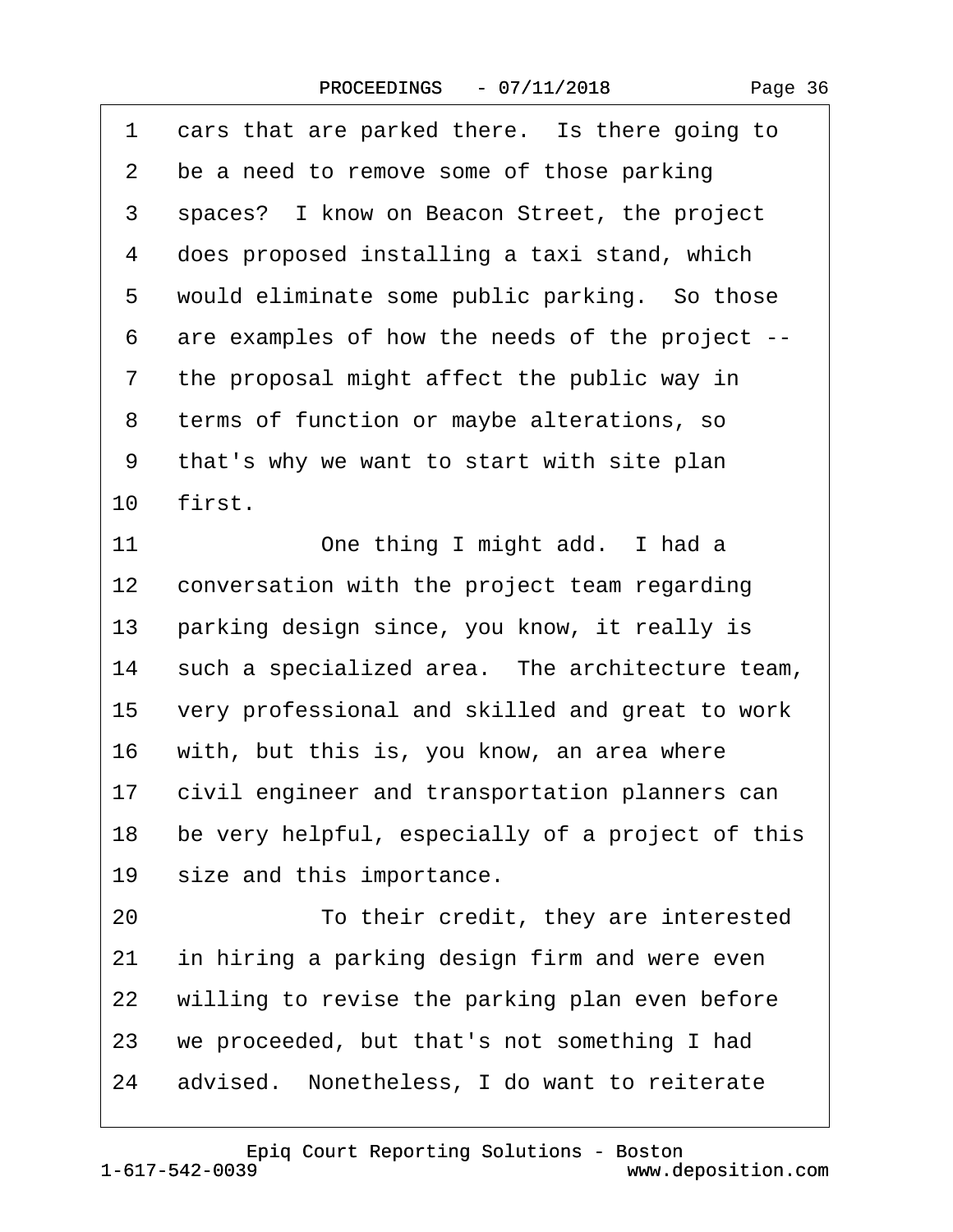1 cars that are parked there. Is there going to
2 be a need to remove some of those parking
3 spaces? I know on Beacon Street, the project
4 does proposed installing a taxi stand, which
5 would eliminate some public parking. So those
6 are examples of how the needs of the project --
7 the proposal might affect the public way in
8 terms of function or maybe alterations, so
9 that's why we want to start with site plan
10 first.
11 One thing I might add. I had a
12 conversation with the project team regarding
13 parking design since, you know, it really is
14 such a specialized area. The architecture team,
15 very professional and skilled and great to work
16 with, but this is, you know, an area where
17 civil engineer and transportation planners can
18 be very helpful, especially of a project of this
19 size and this importance.
20 To their credit, they are interested
21 in hiring a parking design firm and were even
22 willing to revise the parking plan even before
23 we proceeded, but that's not something I had
24 advised. Nonetheless, I do want to reiterate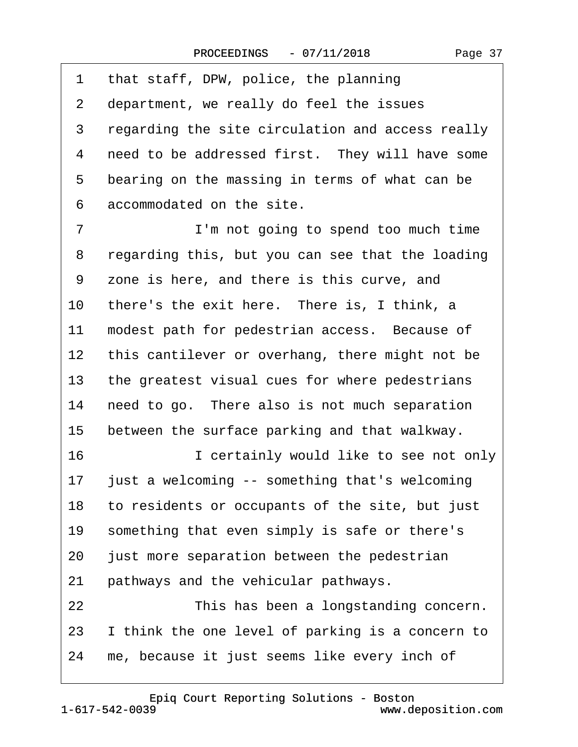1 that staff, DPW, police, the planning
2 department, we really do feel the issues
3 regarding the site circulation and access really
4 need to be addressed first. They will have some
5 bearing on the massing in terms of what can be
6 accommodated on the site.
7 I'm not going to spend too much time
8 regarding this, but you can see that the loading
9 zone is here, and there is this curve, and
10 there's the exit here. There is, I think, a
11 modest path for pedestrian access. Because of
12 this cantilever or overhang, there might not be
13 the greatest visual cues for where pedestrians
14 need to go. There also is not much separation
15 between the surface parking and that walkway.
16 I certainly would like to see not only
17 just a welcoming -- something that's welcoming
18 to residents or occupants of the site, but just
19 something that even simply is safe or there's
20 just more separation between the pedestrian
21 pathways and the vehicular pathways.
22 This has been a longstanding concern.
23 I think the one level of parking is a concern to
24 me, because it just seems like every inch of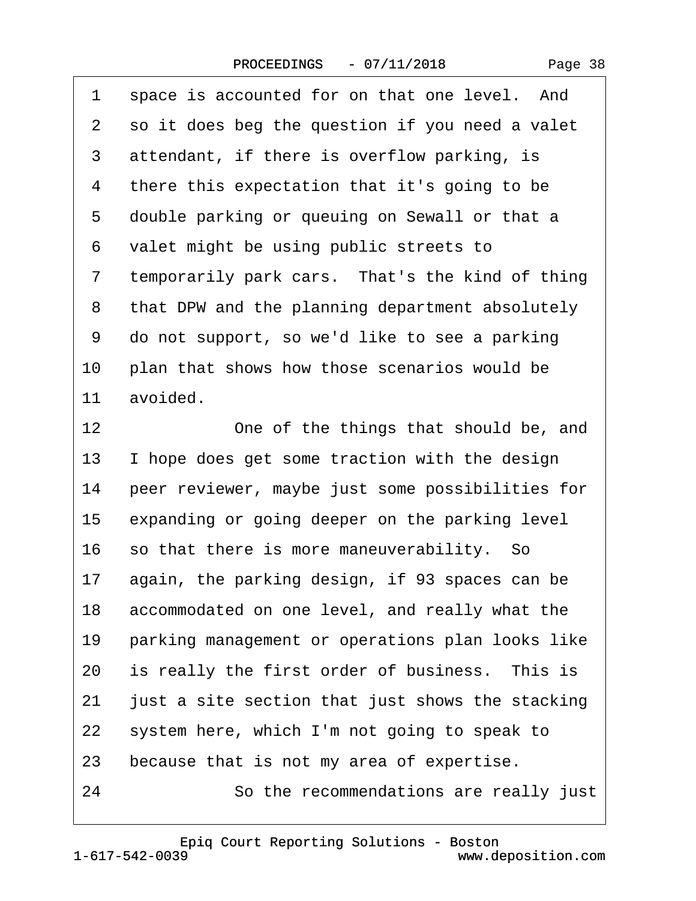1 space is accounted for on that one level. And
2 so it does beg the question if you need a valet
3 attendant, if there is overflow parking, is
4 there this expectation that it's going to be
5 double parking or queuing on Sewall or that a
6 valet might be using public streets to
7 temporarily park cars. That's the kind of thing
8 that DPW and the planning department absolutely
9 do not support, so we'd like to see a parking
10 plan that shows how those scenarios would be
11 avoided.
12 One of the things that should be, and
13 I hope does get some traction with the design
14 peer reviewer, maybe just some possibilities for
15 expanding or going deeper on the parking level
16 so that there is more maneuverability. So
17 again, the parking design, if 93 spaces can be
18 accommodated on one level, and really what the
19 parking management or operations plan looks like
20 is really the first order of business. This is
21 just a site section that just shows the stacking
22 system here, which I'm not going to speak to
23 because that is not my area of expertise.
24 So the recommendations are really just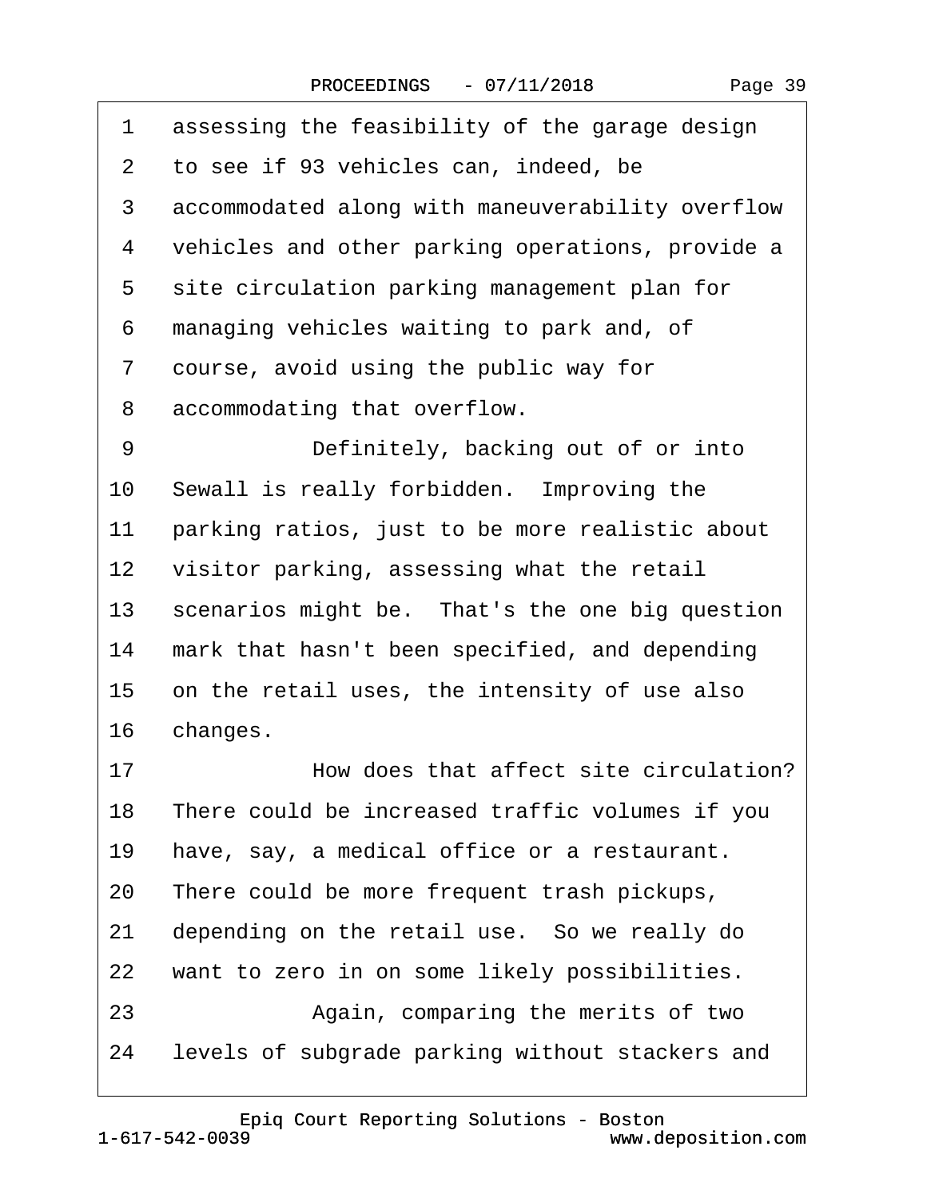1 assessing the feasibility of the garage design
2 to see if 93 vehicles can, indeed, be
3 accommodated along with maneuverability overflow
4 vehicles and other parking operations, provide a
5 site circulation parking management plan for
6 managing vehicles waiting to park and, of
7 course, avoid using the public way for
8 accommodating that overflow.
9 Definitely, backing out of or into
10 Sewall is really forbidden. Improving the
11 parking ratios, just to be more realistic about
12 visitor parking, assessing what the retail
13 scenarios might be. That's the one big question
14 mark that hasn't been specified, and depending
15 on the retail uses, the intensity of use also
16 changes.
17 How does that affect site circulation?
18 There could be increased traffic volumes if you
19 have, say, a medical office or a restaurant.
20 There could be more frequent trash pickups,
21 depending on the retail use. So we really do
22 want to zero in on some likely possibilities.
23 Again, comparing the merits of two
24 levels of subgrade parking without stackers and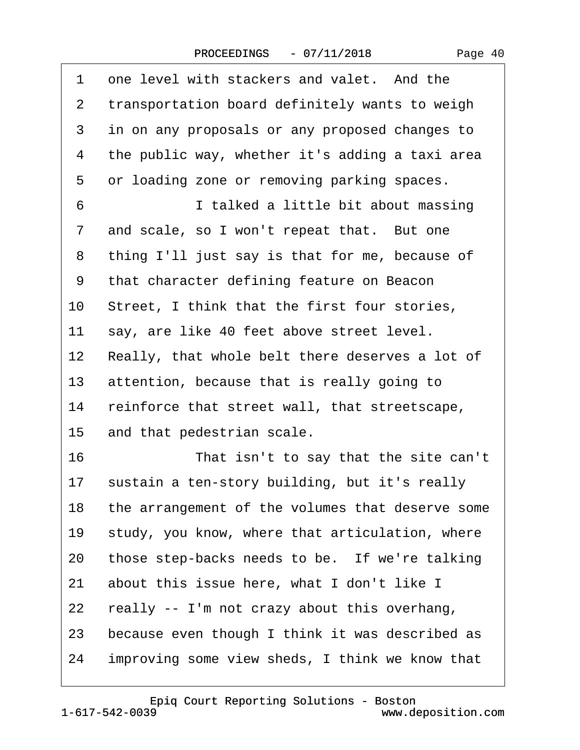1 one level with stackers and valet. And the
2 transportation board definitely wants to weigh
3 in on any proposals or any proposed changes to
4 the public way, whether it's adding a taxi area
5 or loading zone or removing parking spaces.
6 I talked a little bit about massing
7 and scale, so I won't repeat that. But one
8 thing I'll just say is that for me, because of
9 that character defining feature on Beacon
10 Street, I think that the first four stories,
11 say, are like 40 feet above street level.
12 Really, that whole belt there deserves a lot of
13 attention, because that is really going to
14 reinforce that street wall, that streetscape,
15 and that pedestrian scale.
16 That isn't to say that the site can't
17 sustain a ten-story building, but it's really
18 the arrangement of the volumes that deserve some
19 study, you know, where that articulation, where
20 those step-backs needs to be. If we're talking
21 about this issue here, what I don't like I
22 really -- I'm not crazy about this overhang,
23 because even though I think it was described as
24 improving some view sheds, I think we know that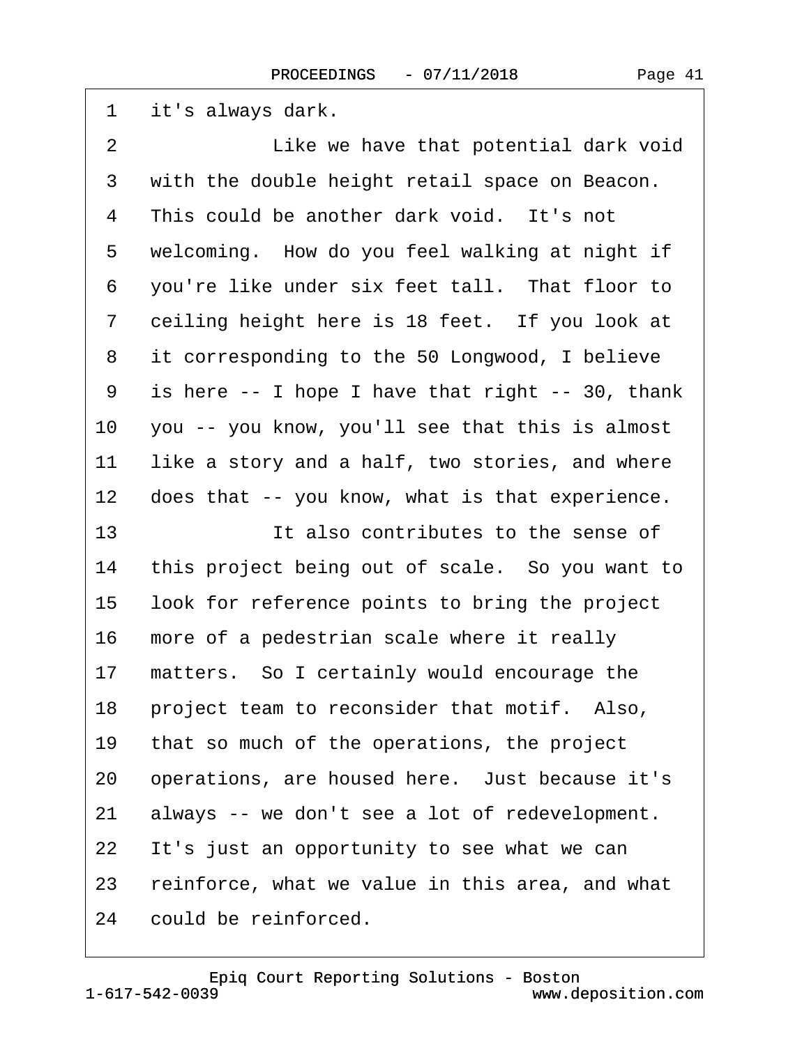1 it's always dark.

2 Like we have that potential dark void

3 with the double height retail space on Beacon.

4 This could be another dark void. It's not

5 welcoming. How do you feel walking at night if

6 you're like under six feet tall. That floor to

7 ceiling height here is 18 feet. If you look at

8 it corresponding to the 50 Longwood, I believe

9 is here -- I hope I have that right -- 30, thank

10 you -- you know, you'll see that this is almost

11 like a story and a half, two stories, and where

12 does that -- you know, what is that experience.

13 It also contributes to the sense of

14 this project being out of scale. So you want to

15 look for reference points to bring the project

16 more of a pedestrian scale where it really

17 matters. So I certainly would encourage the

18 project team to reconsider that motif. Also,

19 that so much of the operations, the project

20 operations, are housed here. Just because it's

21 always -- we don't see a lot of redevelopment.

22 It's just an opportunity to see what we can

23 reinforce, what we value in this area, and what

24 could be reinforced.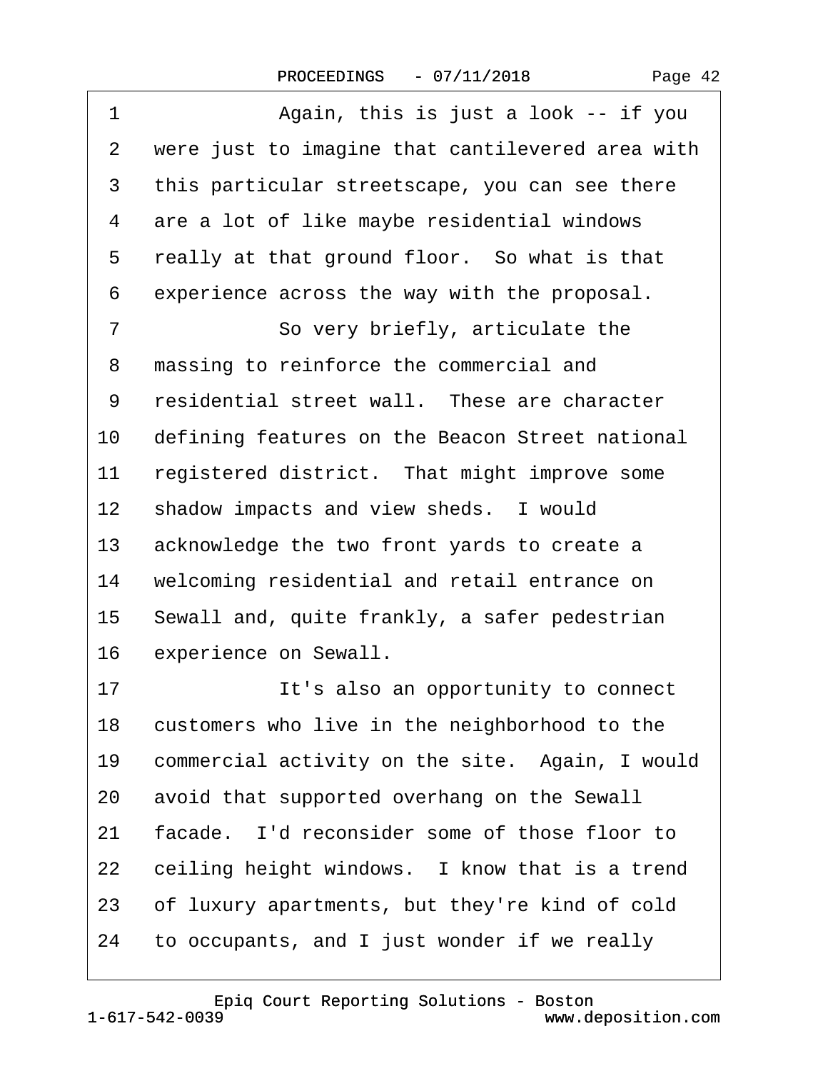1 Again, this is just a look -- if you
2 were just to imagine that cantilevered area with
3 this particular streetscape, you can see there
4 are a lot of like maybe residential windows
5 really at that ground floor. So what is that
6 experience across the way with the proposal.
7 So very briefly, articulate the
8 massing to reinforce the commercial and
9 residential street wall. These are character
10 defining features on the Beacon Street national
11 registered district. That might improve some
12 shadow impacts and view sheds. I would
13 acknowledge the two front yards to create a
14 welcoming residential and retail entrance on
15 Sewall and, quite frankly, a safer pedestrian
16 experience on Sewall.
17 It's also an opportunity to connect
18 customers who live in the neighborhood to the
19 commercial activity on the site. Again, I would
20 avoid that supported overhang on the Sewall
21 facade. I'd reconsider some of those floor to
22 ceiling height windows. I know that is a trend
23 of luxury apartments, but they're kind of cold
24 to occupants, and I just wonder if we really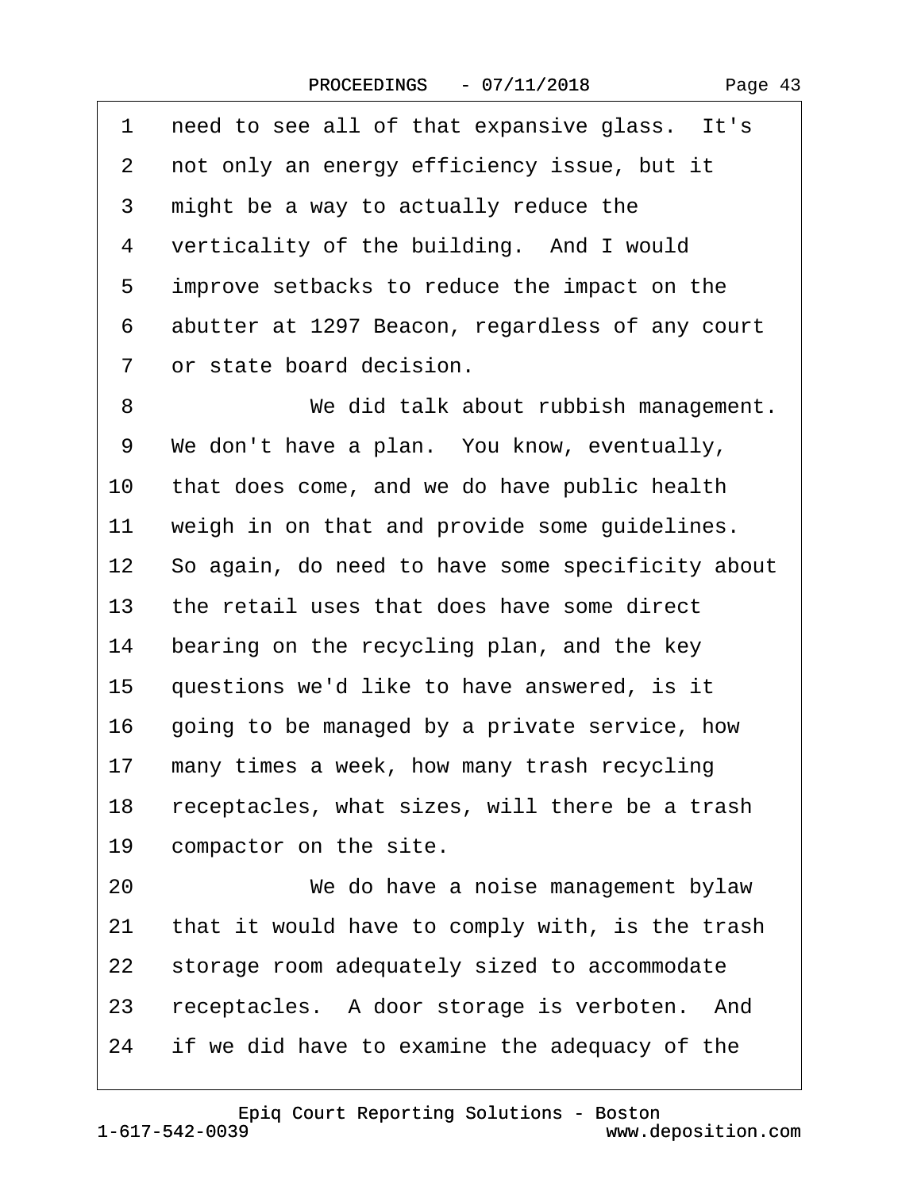1 need to see all of that expansive glass. It's
2 not only an energy efficiency issue, but it
3 might be a way to actually reduce the
4 verticality of the building. And I would
5 improve setbacks to reduce the impact on the
6 abutter at 1297 Beacon, regardless of any court
7 or state board decision.

8 We did talk about rubbish management.
9 We don't have a plan. You know, eventually,
10 that does come, and we do have public health
11 weigh in on that and provide some guidelines.
12 So again, do need to have some specificity about
13 the retail uses that does have some direct
14 bearing on the recycling plan, and the key
15 questions we'd like to have answered, is it
16 going to be managed by a private service, how
17 many times a week, how many trash recycling
18 receptacles, what sizes, will there be a trash
19 compactor on the site.

20 We do have a noise management bylaw
21 that it would have to comply with, is the trash
22 storage room adequately sized to accommodate
23 receptacles. A door storage is verboten. And
24 if we did have to examine the adequacy of the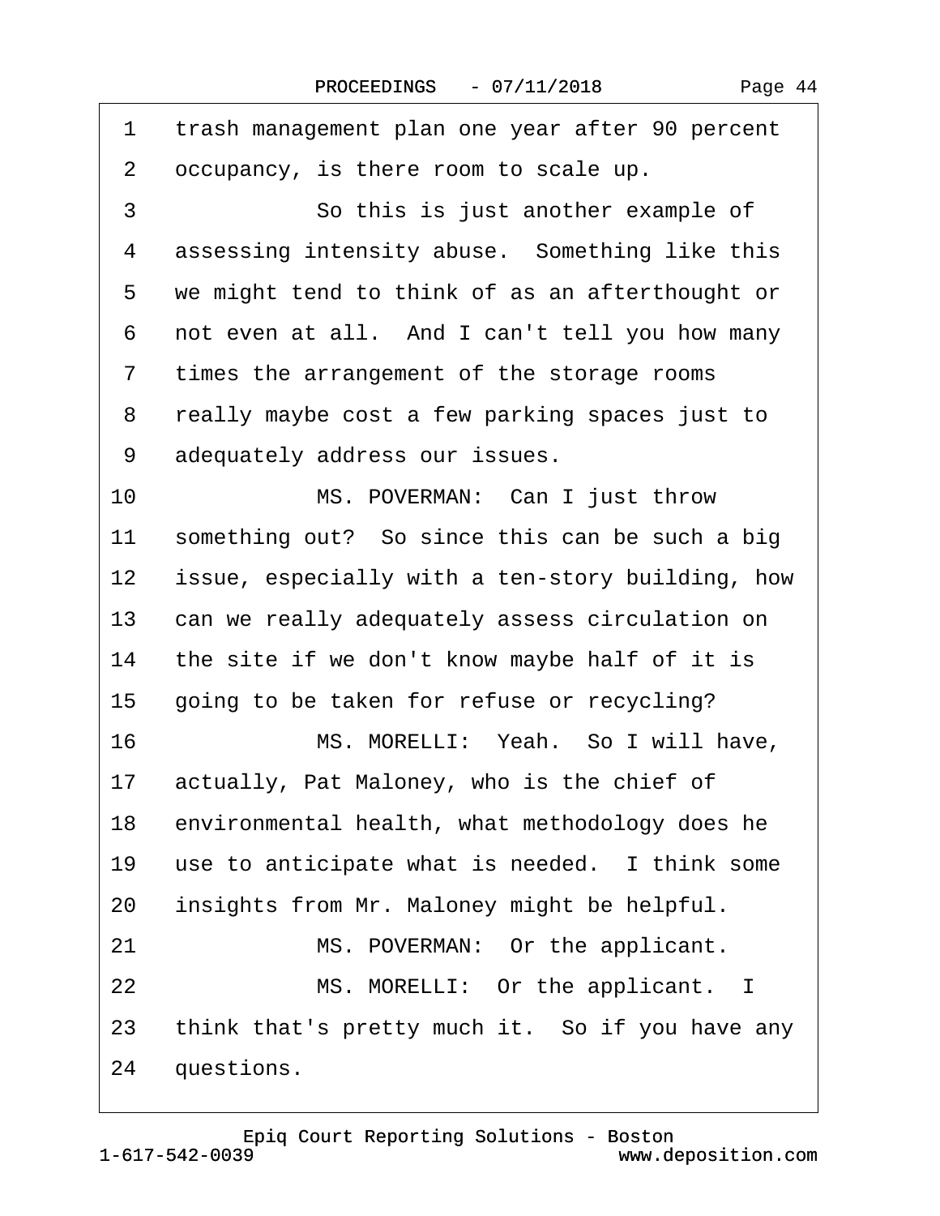1 trash management plan one year after 90 percent

2 occupancy, is there room to scale up.

3 So this is just another example of

4 assessing intensity abuse. Something like this

5 we might tend to think of as an afterthought or

6 not even at all. And I can't tell you how many

7 times the arrangement of the storage rooms

8 really maybe cost a few parking spaces just to

9 adequately address our issues.

10 MS. POVERMAN: Can I just throw

11 something out? So since this can be such a big

12 issue, especially with a ten-story building, how

13 can we really adequately assess circulation on

14 the site if we don't know maybe half of it is

15 going to be taken for refuse or recycling?

16 MS. MORELLI: Yeah. So I will have,

17 actually, Pat Maloney, who is the chief of

18 environmental health, what methodology does he

19 use to anticipate what is needed. I think some

20 insights from Mr. Maloney might be helpful.

21 MS. POVERMAN: Or the applicant.

22 MS. MORELLI: Or the applicant. I

23 think that's pretty much it. So if you have any

24 questions.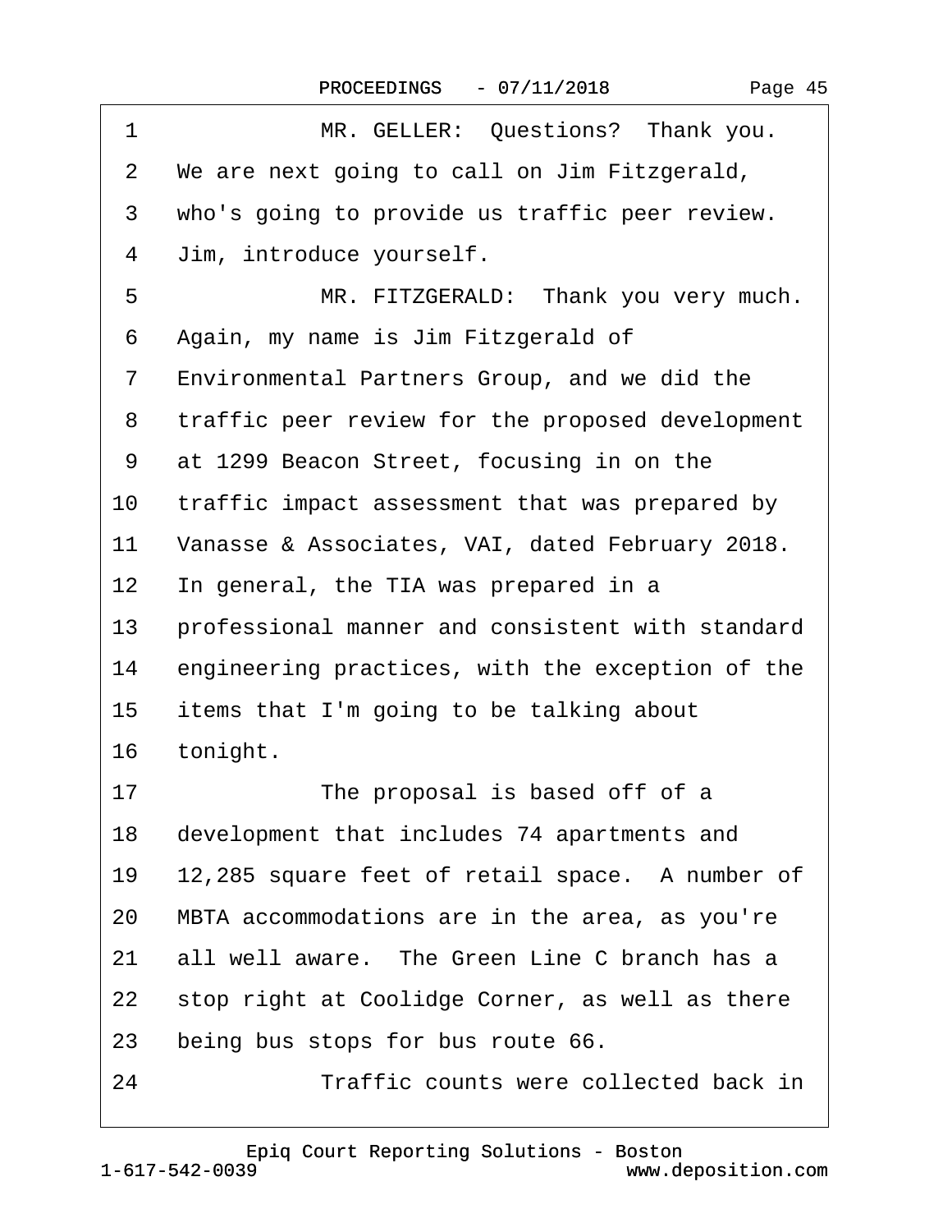MR. GELLER: Questions? Thank you. We are next going to call on Jim Fitzgerald, who's going to provide us traffic peer review. Jim, introduce yourself.

MR. FITZGERALD: Thank you very much. Again, my name is Jim Fitzgerald of Environmental Partners Group, and we did the traffic peer review for the proposed development at 1299 Beacon Street, focusing in on the traffic impact assessment that was prepared by Vanasse & Associates, VAI, dated February 2018. In general, the TIA was prepared in a professional manner and consistent with standard engineering practices, with the exception of the items that I'm going to be talking about tonight.

The proposal is based off of a development that includes 74 apartments and 12,285 square feet of retail space. A number of MBTA accommodations are in the area, as you're all well aware. The Green Line C branch has a stop right at Coolidge Corner, as well as there being bus stops for bus route 66.

Traffic counts were collected back in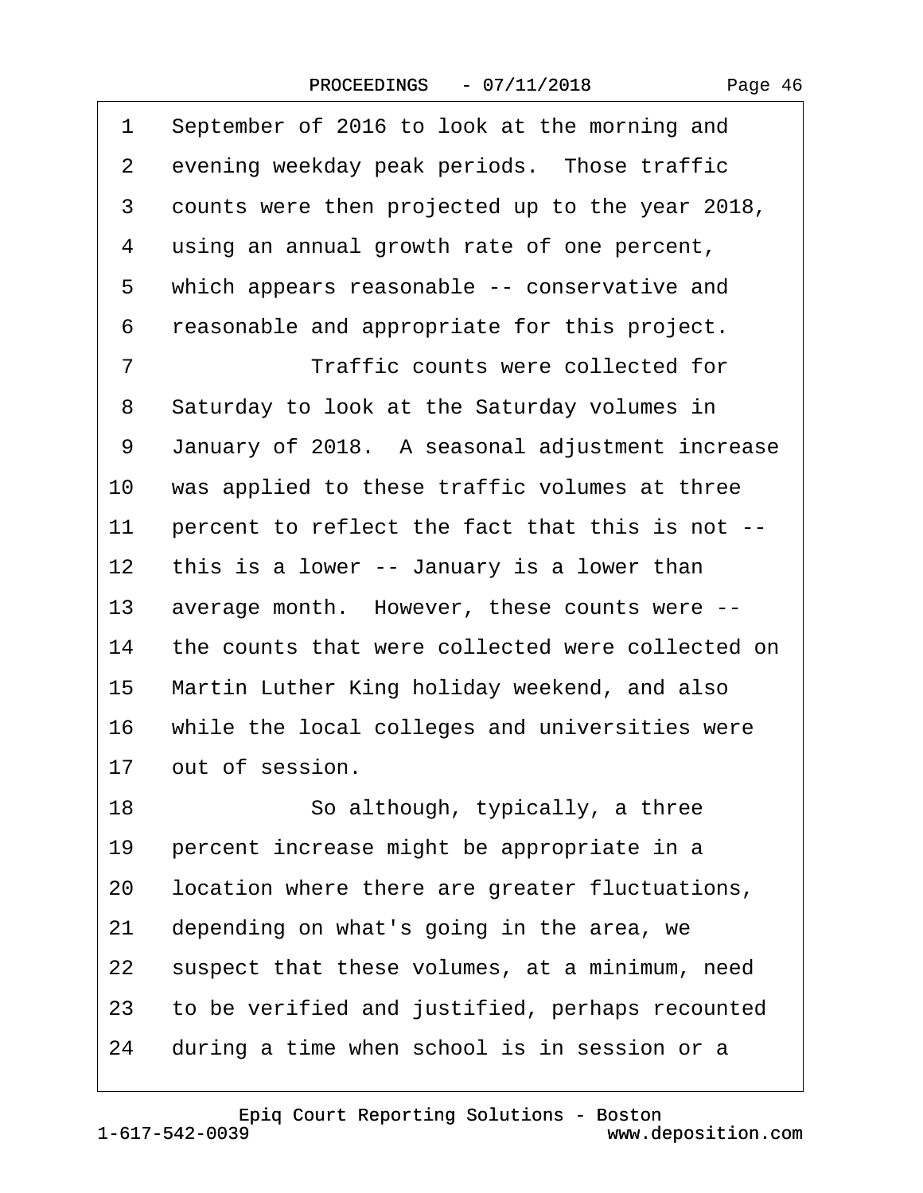1 September of 2016 to look at the morning and
2 evening weekday peak periods. Those traffic
3 counts were then projected up to the year 2018,
4 using an annual growth rate of one percent,
5 which appears reasonable -- conservative and
6 reasonable and appropriate for this project.
7 Traffic counts were collected for
8 Saturday to look at the Saturday volumes in
9 January of 2018. A seasonal adjustment increase
10 was applied to these traffic volumes at three
11 percent to reflect the fact that this is not --
12 this is a lower -- January is a lower than
13 average month. However, these counts were --
14 the counts that were collected were collected on
15 Martin Luther King holiday weekend, and also
16 while the local colleges and universities were
17 out of session.
18 So although, typically, a three
19 percent increase might be appropriate in a
20 location where there are greater fluctuations,
21 depending on what's going in the area, we
22 suspect that these volumes, at a minimum, need
23 to be verified and justified, perhaps recounted
24 during a time when school is in session or a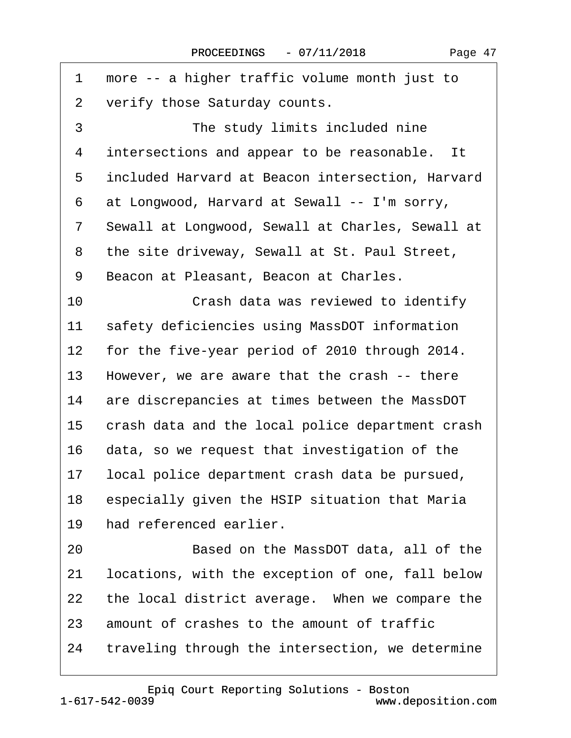1 more -- a higher traffic volume month just to
2 verify those Saturday counts.
3 The study limits included nine
4 intersections and appear to be reasonable. It
5 included Harvard at Beacon intersection, Harvard
6 at Longwood, Harvard at Sewall -- I'm sorry,
7 Sewall at Longwood, Sewall at Charles, Sewall at
8 the site driveway, Sewall at St. Paul Street,
9 Beacon at Pleasant, Beacon at Charles.
10 Crash data was reviewed to identify
11 safety deficiencies using MassDOT information
12 for the five-year period of 2010 through 2014.
13 However, we are aware that the crash -- there
14 are discrepancies at times between the MassDOT
15 crash data and the local police department crash
16 data, so we request that investigation of the
17 local police department crash data be pursued,
18 especially given the HSIP situation that Maria
19 had referenced earlier.
20 Based on the MassDOT data, all of the
21 locations, with the exception of one, fall below
22 the local district average. When we compare the
23 amount of crashes to the amount of traffic
24 traveling through the intersection, we determine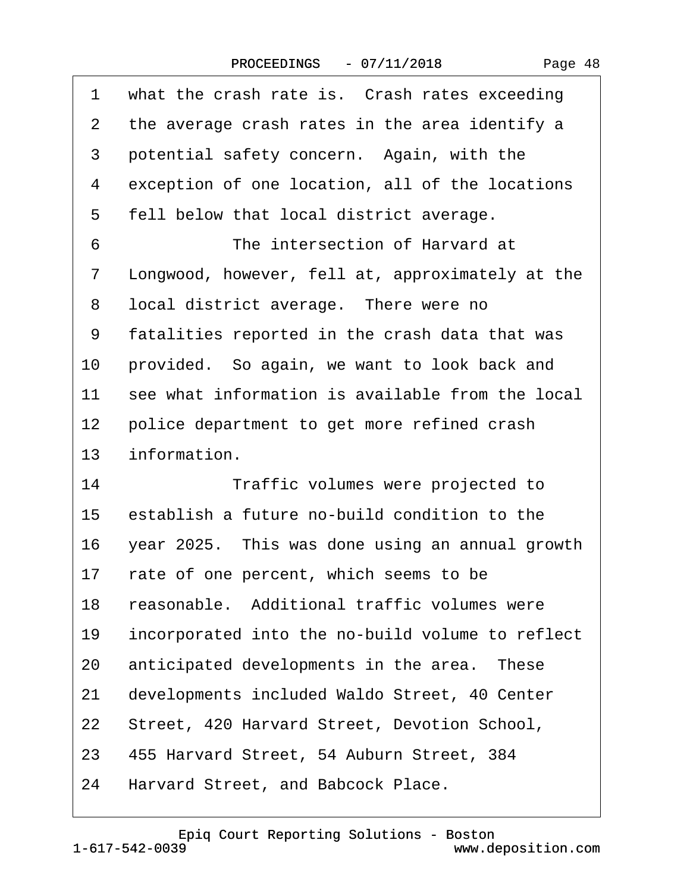1 what the crash rate is. Crash rates exceeding
2 the average crash rates in the area identify a
3 potential safety concern. Again, with the
4 exception of one location, all of the locations
5 fell below that local district average.
6 The intersection of Harvard at
7 Longwood, however, fell at, approximately at the
8 local district average. There were no
9 fatalities reported in the crash data that was
10 provided. So again, we want to look back and
11 see what information is available from the local
12 police department to get more refined crash
13 information.
14 Traffic volumes were projected to
15 establish a future no-build condition to the
16 year 2025. This was done using an annual growth
17 rate of one percent, which seems to be
18 reasonable. Additional traffic volumes were
19 incorporated into the no-build volume to reflect
20 anticipated developments in the area. These
21 developments included Waldo Street, 40 Center
22 Street, 420 Harvard Street, Devotion School,
23 455 Harvard Street, 54 Auburn Street, 384
24 Harvard Street, and Babcock Place.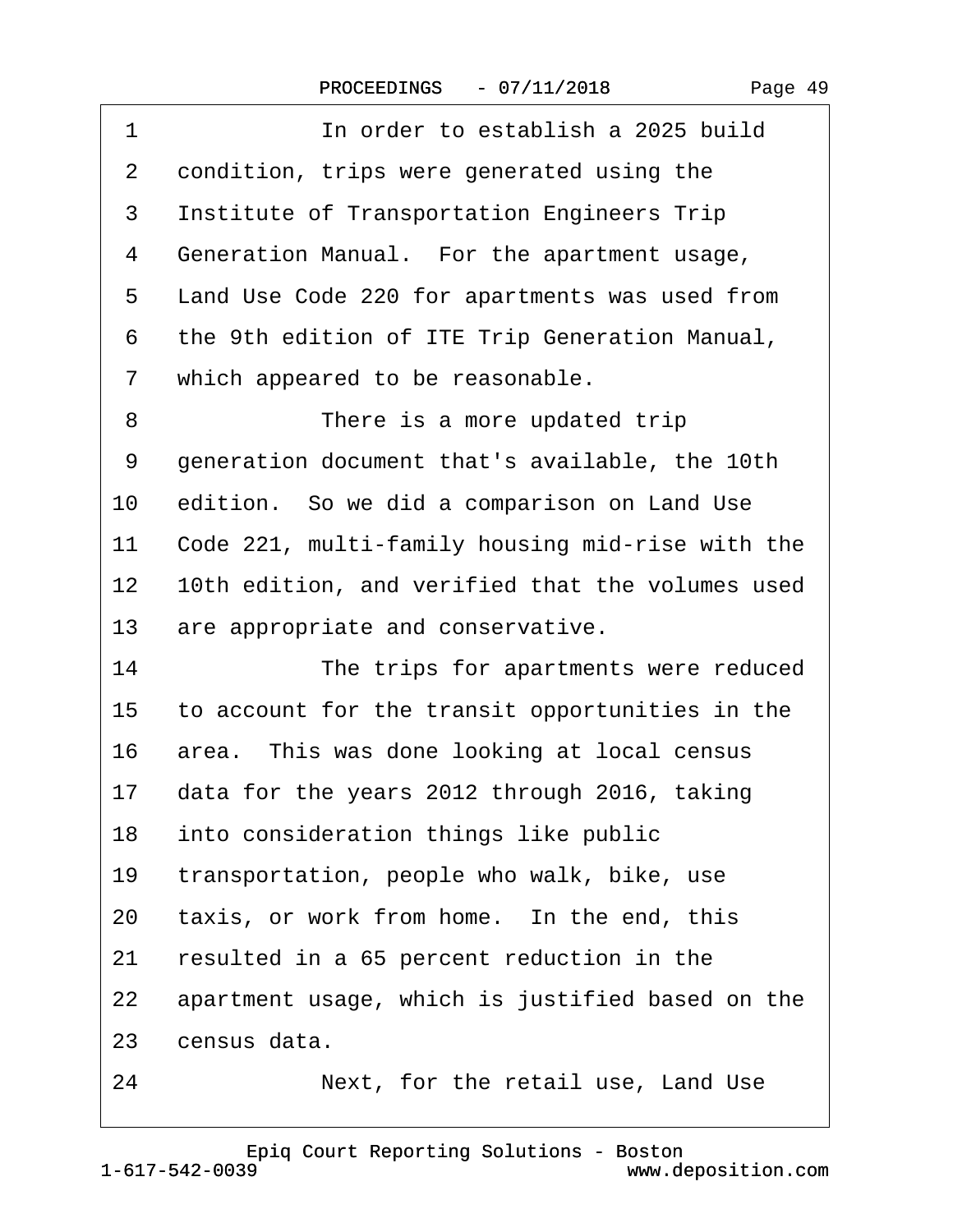1 In order to establish a 2025 build
2 condition, trips were generated using the
3 Institute of Transportation Engineers Trip
4 Generation Manual. For the apartment usage,
5 Land Use Code 220 for apartments was used from
6 the 9th edition of ITE Trip Generation Manual,
7 which appeared to be reasonable.
8 There is a more updated trip
9 generation document that's available, the 10th
10 edition. So we did a comparison on Land Use
11 Code 221, multi-family housing mid-rise with the
12 10th edition, and verified that the volumes used
13 are appropriate and conservative.
14 The trips for apartments were reduced
15 to account for the transit opportunities in the
16 area. This was done looking at local census
17 data for the years 2012 through 2016, taking
18 into consideration things like public
19 transportation, people who walk, bike, use
20 taxis, or work from home. In the end, this
21 resulted in a 65 percent reduction in the
22 apartment usage, which is justified based on the
23 census data.
24 Next, for the retail use, Land Use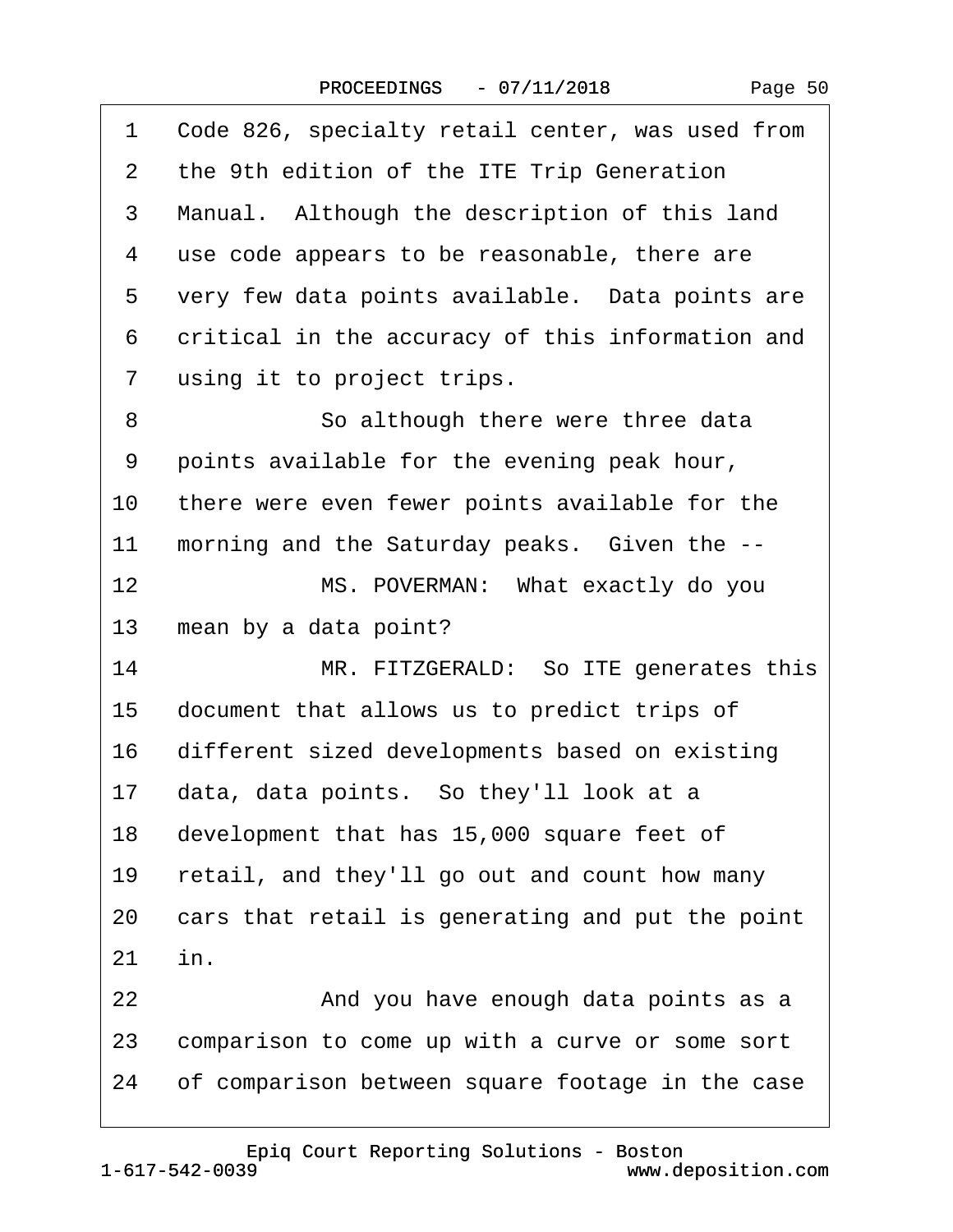1 Code 826, specialty retail center, was used from
2 the 9th edition of the ITE Trip Generation
3 Manual. Although the description of this land
4 use code appears to be reasonable, there are
5 very few data points available. Data points are
6 critical in the accuracy of this information and
7 using it to project trips.
8 So although there were three data
9 points available for the evening peak hour,
10 there were even fewer points available for the
11 morning and the Saturday peaks. Given the --
12 MS. POVERMAN: What exactly do you
13 mean by a data point?
14 MR. FITZGERALD: So ITE generates this
15 document that allows us to predict trips of
16 different sized developments based on existing
17 data, data points. So they'll look at a
18 development that has 15,000 square feet of
19 retail, and they'll go out and count how many
20 cars that retail is generating and put the point
21 in.
22 And you have enough data points as a
23 comparison to come up with a curve or some sort
24 of comparison between square footage in the case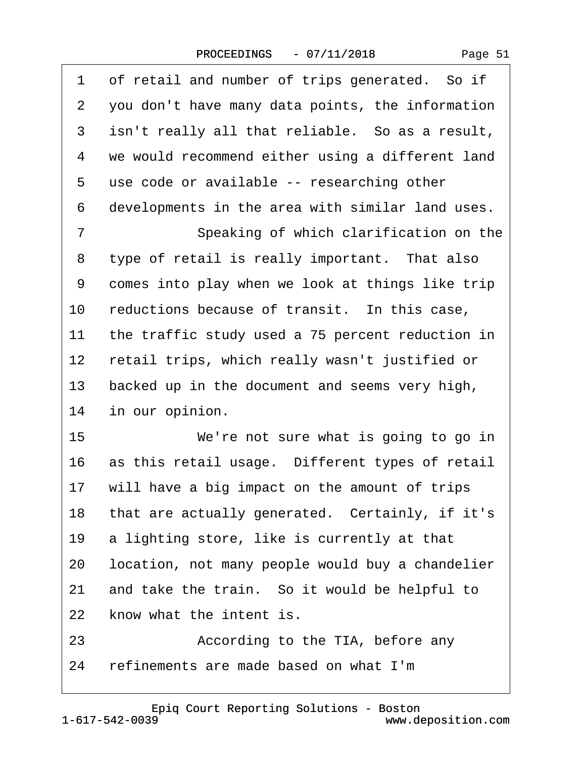1 of retail and number of trips generated. So if
2 you don't have many data points, the information
3 isn't really all that reliable. So as a result,
4 we would recommend either using a different land
5 use code or available -- researching other
6 developments in the area with similar land uses.
7 Speaking of which clarification on the
8 type of retail is really important. That also
9 comes into play when we look at things like trip
10 reductions because of transit. In this case,
11 the traffic study used a 75 percent reduction in
12 retail trips, which really wasn't justified or
13 backed up in the document and seems very high,
14 in our opinion.
15 We're not sure what is going to go in
16 as this retail usage. Different types of retail
17 will have a big impact on the amount of trips
18 that are actually generated. Certainly, if it's
19 a lighting store, like is currently at that
20 location, not many people would buy a chandelier
21 and take the train. So it would be helpful to
22 know what the intent is.
23 According to the TIA, before any
24 refinements are made based on what I'm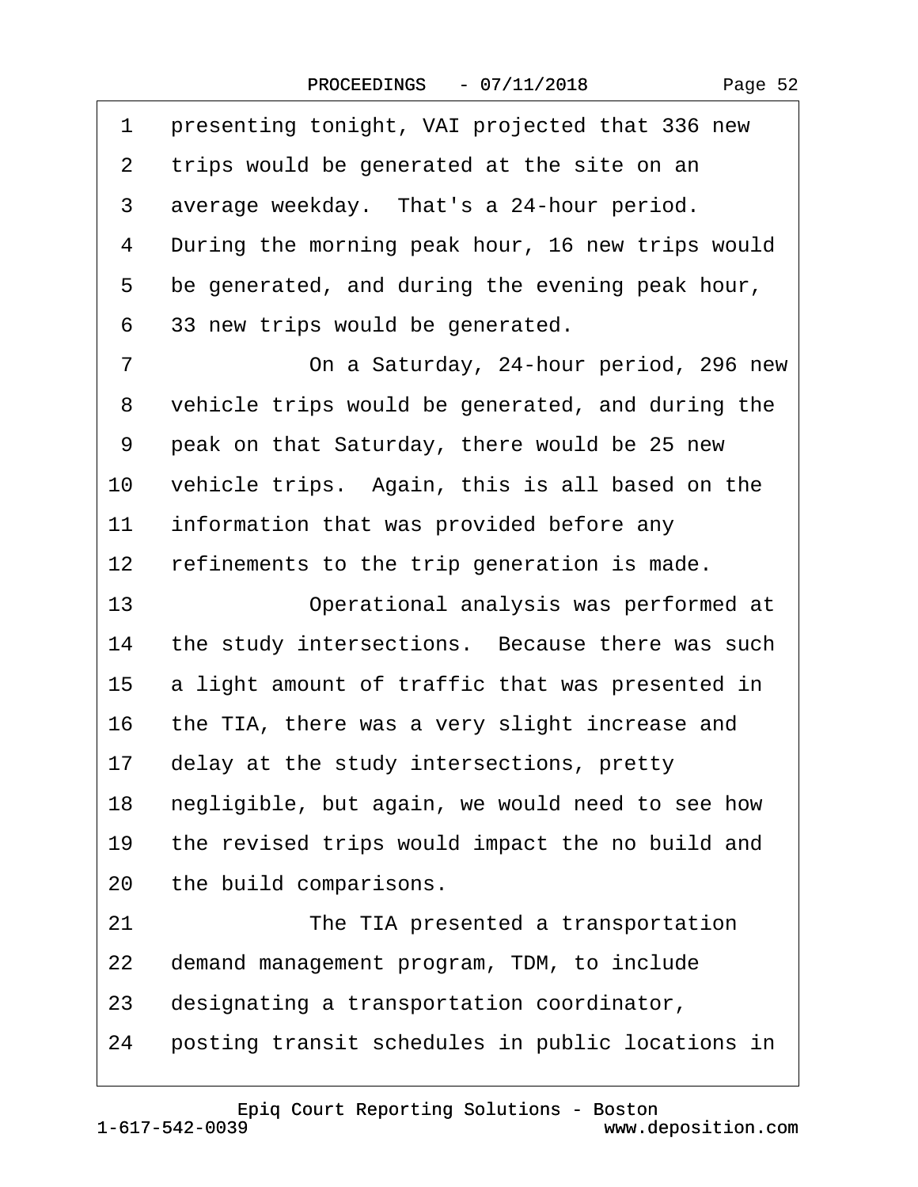1 presenting tonight, VAI projected that 336 new
2 trips would be generated at the site on an
3 average weekday. That's a 24-hour period.
4 During the morning peak hour, 16 new trips would
5 be generated, and during the evening peak hour,
6 33 new trips would be generated.
7 On a Saturday, 24-hour period, 296 new
8 vehicle trips would be generated, and during the
9 peak on that Saturday, there would be 25 new
10 vehicle trips. Again, this is all based on the
11 information that was provided before any
12 refinements to the trip generation is made.
13 Operational analysis was performed at
14 the study intersections. Because there was such
15 a light amount of traffic that was presented in
16 the TIA, there was a very slight increase and
17 delay at the study intersections, pretty
18 negligible, but again, we would need to see how
19 the revised trips would impact the no build and
20 the build comparisons.
21 The TIA presented a transportation
22 demand management program, TDM, to include
23 designating a transportation coordinator,
24 posting transit schedules in public locations in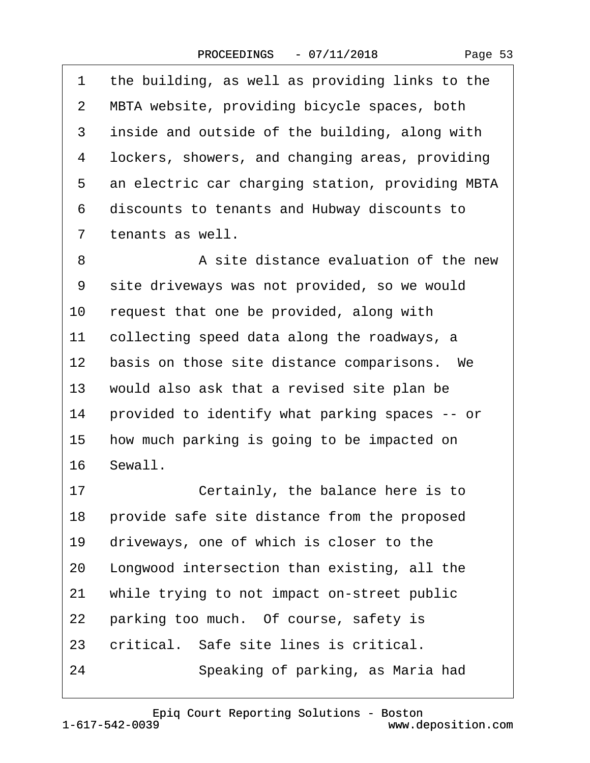1 the building, as well as providing links to the
2 MBTA website, providing bicycle spaces, both
3 inside and outside of the building, along with
4 lockers, showers, and changing areas, providing
5 an electric car charging station, providing MBTA
6 discounts to tenants and Hubway discounts to
7 tenants as well.
8 A site distance evaluation of the new
9 site driveways was not provided, so we would
10 request that one be provided, along with
11 collecting speed data along the roadways, a
12 basis on those site distance comparisons. We
13 would also ask that a revised site plan be
14 provided to identify what parking spaces -- or
15 how much parking is going to be impacted on
16 Sewall.
17 Certainly, the balance here is to
18 provide safe site distance from the proposed
19 driveways, one of which is closer to the
20 Longwood intersection than existing, all the
21 while trying to not impact on-street public
22 parking too much. Of course, safety is
23 critical. Safe site lines is critical.
24 Speaking of parking, as Maria had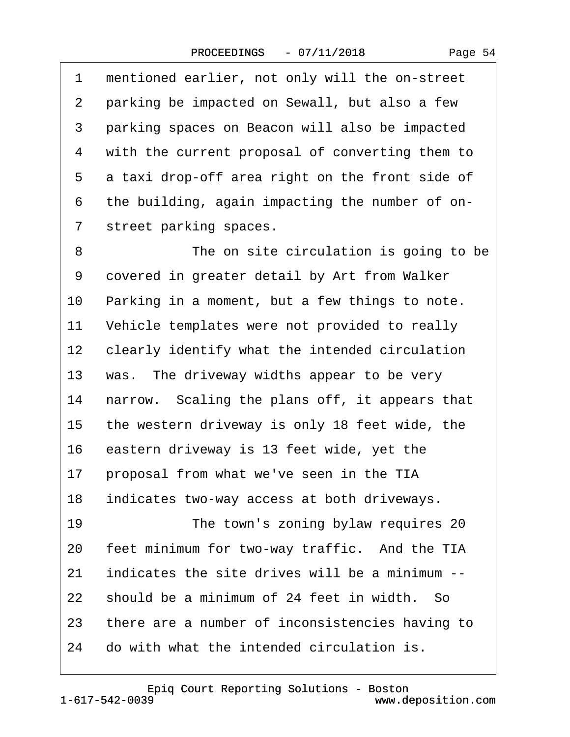1 mentioned earlier, not only will the on-street
2 parking be impacted on Sewall, but also a few
3 parking spaces on Beacon will also be impacted
4 with the current proposal of converting them to
5 a taxi drop-off area right on the front side of
6 the building, again impacting the number of on-
7 street parking spaces.

8 The on site circulation is going to be
9 covered in greater detail by Art from Walker
10 Parking in a moment, but a few things to note.
11 Vehicle templates were not provided to really
12 clearly identify what the intended circulation
13 was. The driveway widths appear to be very
14 narrow. Scaling the plans off, it appears that
15 the western driveway is only 18 feet wide, the
16 eastern driveway is 13 feet wide, yet the
17 proposal from what we've seen in the TIA
18 indicates two-way access at both driveways.

19 The town's zoning bylaw requires 20
20 feet minimum for two-way traffic. And the TIA
21 indicates the site drives will be a minimum --
22 should be a minimum of 24 feet in width. So
23 there are a number of inconsistencies having to
24 do with what the intended circulation is.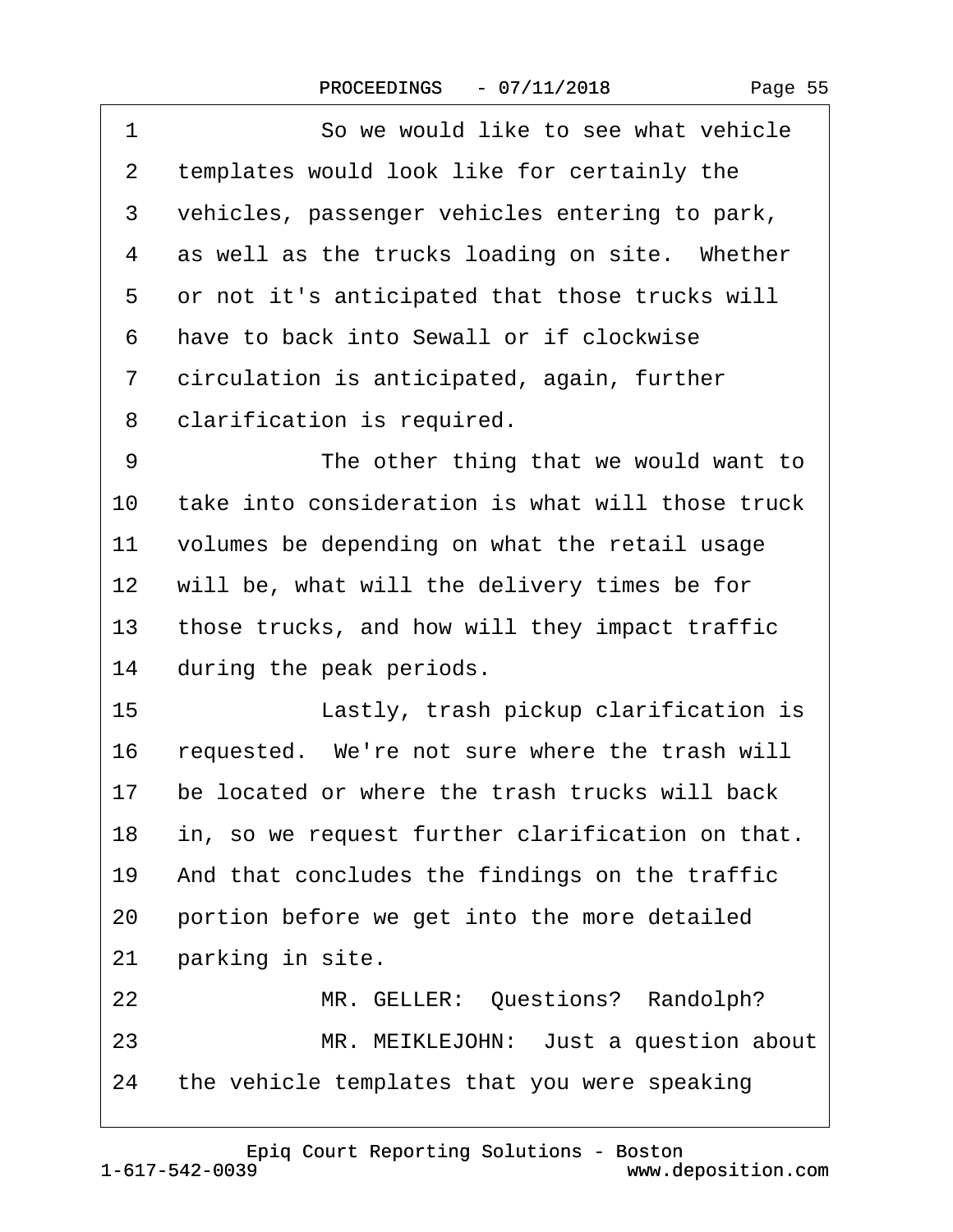1 So we would like to see what vehicle
2 templates would look like for certainly the
3 vehicles, passenger vehicles entering to park,
4 as well as the trucks loading on site. Whether
5 or not it's anticipated that those trucks will
6 have to back into Sewall or if clockwise
7 circulation is anticipated, again, further
8 clarification is required.
9 The other thing that we would want to
10 take into consideration is what will those truck
11 volumes be depending on what the retail usage
12 will be, what will the delivery times be for
13 those trucks, and how will they impact traffic
14 during the peak periods.
15 Lastly, trash pickup clarification is
16 requested. We're not sure where the trash will
17 be located or where the trash trucks will back
18 in, so we request further clarification on that.
19 And that concludes the findings on the traffic
20 portion before we get into the more detailed
21 parking in site.
22 MR. GELLER: Questions? Randolph?
23 MR. MEIKLEJOHN: Just a question about
24 the vehicle templates that you were speaking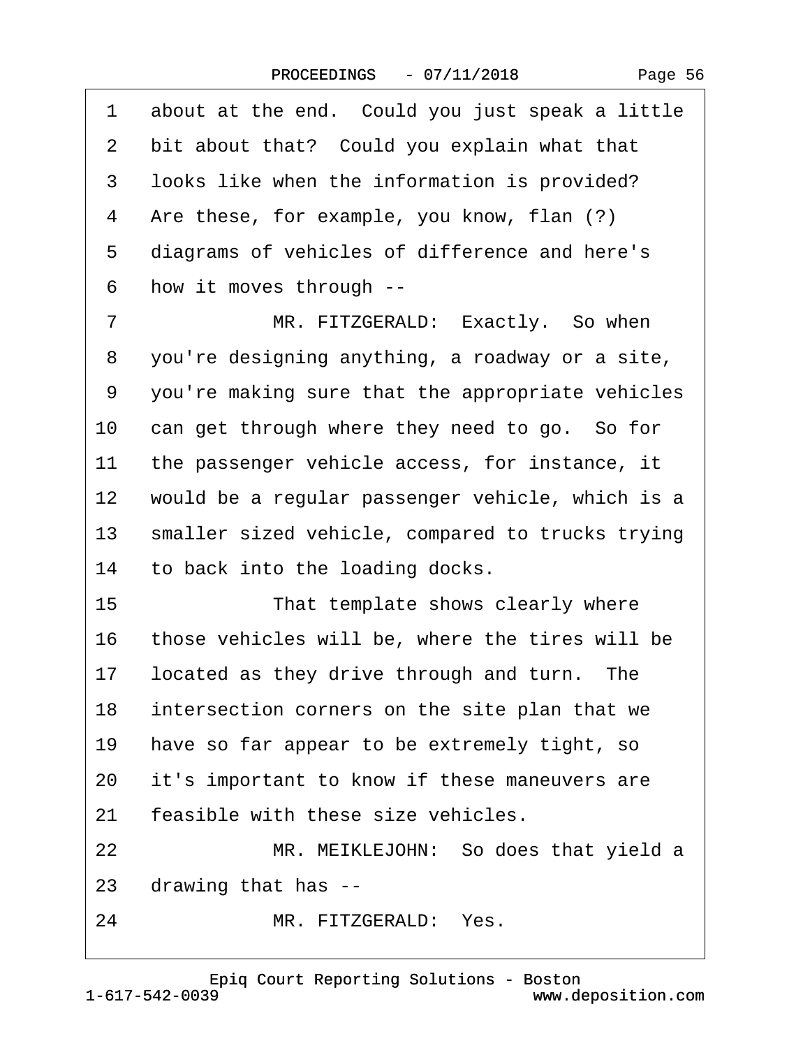1 about at the end. Could you just speak a little
2 bit about that? Could you explain what that
3 looks like when the information is provided?
4 Are these, for example, you know, flan (?)
5 diagrams of vehicles of difference and here's
6 how it moves through --
7 MR. FITZGERALD: Exactly. So when
8 you're designing anything, a roadway or a site,
9 you're making sure that the appropriate vehicles
10 can get through where they need to go. So for
11 the passenger vehicle access, for instance, it
12 would be a regular passenger vehicle, which is a
13 smaller sized vehicle, compared to trucks trying
14 to back into the loading docks.
15 That template shows clearly where
16 those vehicles will be, where the tires will be
17 located as they drive through and turn. The
18 intersection corners on the site plan that we
19 have so far appear to be extremely tight, so
20 it's important to know if these maneuvers are
21 feasible with these size vehicles.
22 MR. MEIKLEJOHN: So does that yield a
23 drawing that has --
24 MR. FITZGERALD: Yes.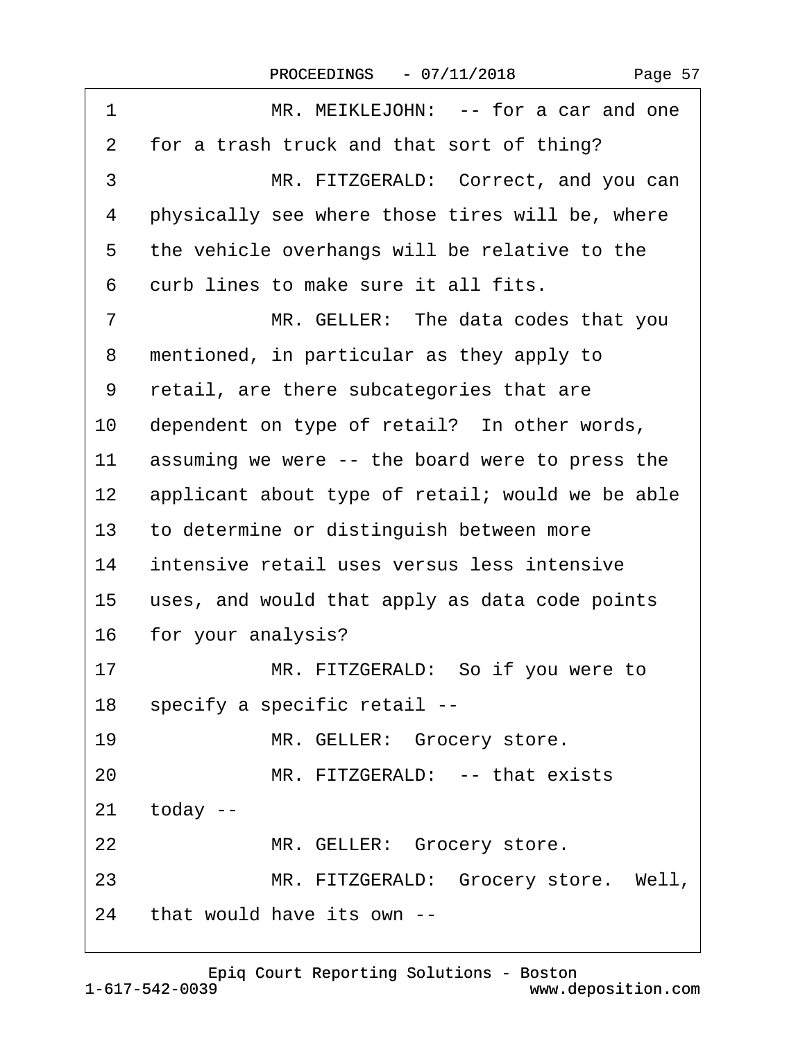1 MR. MEIKLEJOHN: -- for a car and one
2 for a trash truck and that sort of thing?
3 MR. FITZGERALD: Correct, and you can
4 physically see where those tires will be, where
5 the vehicle overhangs will be relative to the
6 curb lines to make sure it all fits.
7 MR. GELLER: The data codes that you
8 mentioned, in particular as they apply to
9 retail, are there subcategories that are
10 dependent on type of retail? In other words,
11 assuming we were -- the board were to press the
12 applicant about type of retail; would we be able
13 to determine or distinguish between more
14 intensive retail uses versus less intensive
15 uses, and would that apply as data code points
16 for your analysis?
17 MR. FITZGERALD: So if you were to
18 specify a specific retail --
19 MR. GELLER: Grocery store.
20 MR. FITZGERALD: -- that exists
21 today --
22 MR. GELLER: Grocery store.
23 MR. FITZGERALD: Grocery store. Well,
24 that would have its own --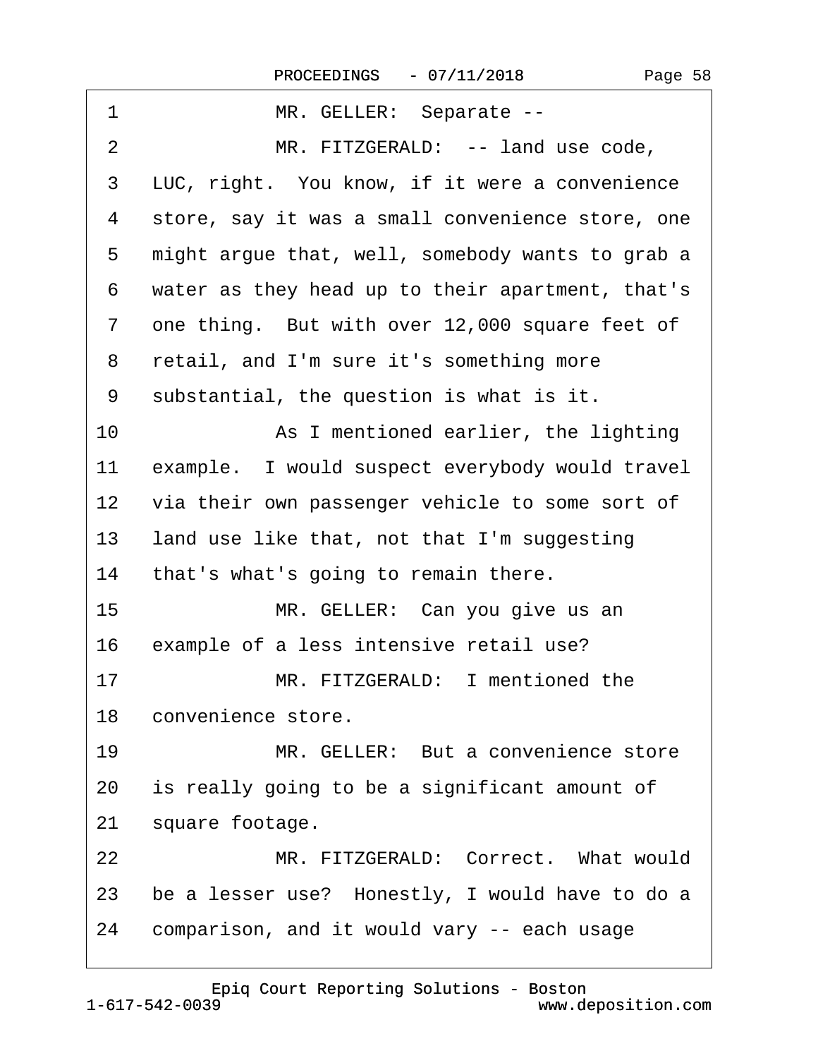1 MR. GELLER: Separate --

2 MR. FITZGERALD: -- land use code,

3 LUC, right. You know, if it were a convenience

4 store, say it was a small convenience store, one

5 might argue that, well, somebody wants to grab a

6 water as they head up to their apartment, that's

7 one thing. But with over 12,000 square feet of

8 retail, and I'm sure it's something more

9 substantial, the question is what is it.

10 As I mentioned earlier, the lighting

11 example. I would suspect everybody would travel

12 via their own passenger vehicle to some sort of

13 land use like that, not that I'm suggesting

14 that's what's going to remain there.

15 MR. GELLER: Can you give us an

16 example of a less intensive retail use?

17 MR. FITZGERALD: I mentioned the

18 convenience store.

19 MR. GELLER: But a convenience store

20 is really going to be a significant amount of

21 square footage.

22 MR. FITZGERALD: Correct. What would

23 be a lesser use? Honestly, I would have to do a

24 comparison, and it would vary -- each usage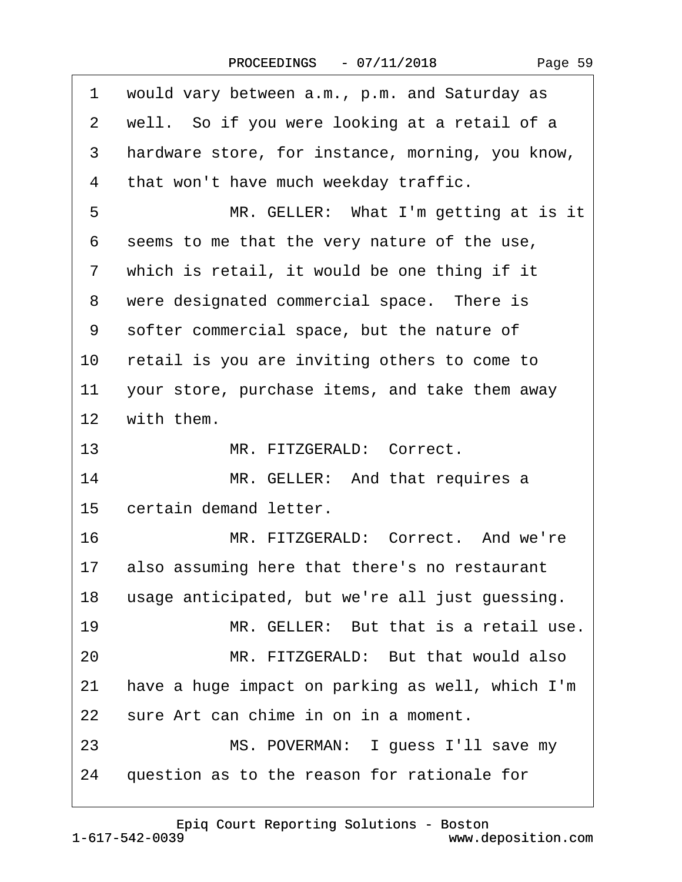1 would vary between a.m., p.m. and Saturday as
2 well. So if you were looking at a retail of a
3 hardware store, for instance, morning, you know,
4 that won't have much weekday traffic.
5 MR. GELLER: What I'm getting at is it
6 seems to me that the very nature of the use,
7 which is retail, it would be one thing if it
8 were designated commercial space. There is
9 softer commercial space, but the nature of
10 retail is you are inviting others to come to
11 your store, purchase items, and take them away
12 with them.
13 MR. FITZGERALD: Correct.
14 MR. GELLER: And that requires a
15 certain demand letter.
16 MR. FITZGERALD: Correct. And we're
17 also assuming here that there's no restaurant
18 usage anticipated, but we're all just guessing.
19 MR. GELLER: But that is a retail use.
20 MR. FITZGERALD: But that would also
21 have a huge impact on parking as well, which I'm
22 sure Art can chime in on in a moment.
23 MS. POVERMAN: I guess I'll save my
24 question as to the reason for rationale for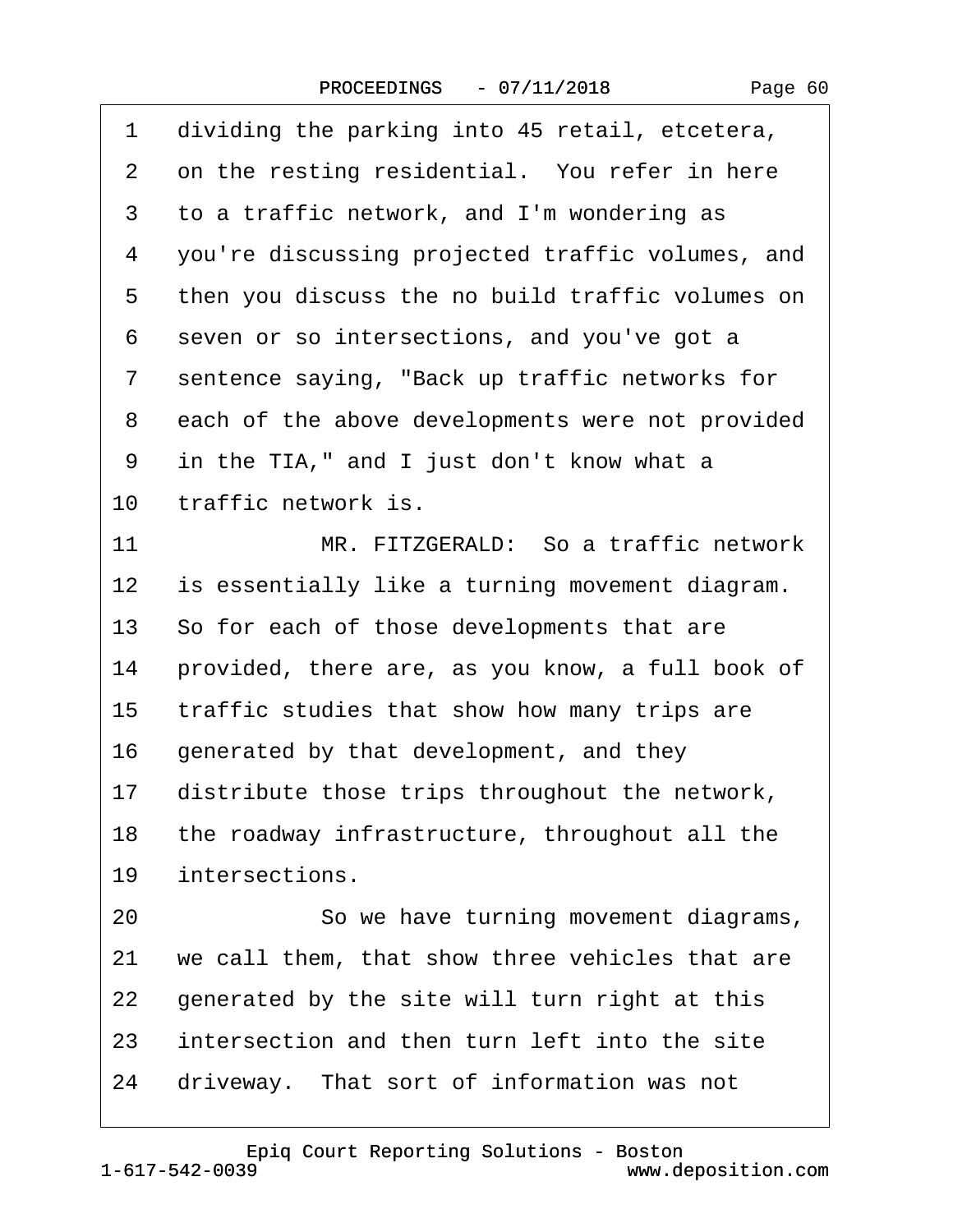1 dividing the parking into 45 retail, etcetera,
2 on the resting residential. You refer in here
3 to a traffic network, and I'm wondering as
4 you're discussing projected traffic volumes, and
5 then you discuss the no build traffic volumes on
6 seven or so intersections, and you've got a
7 sentence saying, "Back up traffic networks for
8 each of the above developments were not provided
9 in the TIA," and I just don't know what a
10 traffic network is.
11 MR. FITZGERALD: So a traffic network
12 is essentially like a turning movement diagram.
13 So for each of those developments that are
14 provided, there are, as you know, a full book of
15 traffic studies that show how many trips are
16 generated by that development, and they
17 distribute those trips throughout the network,
18 the roadway infrastructure, throughout all the
19 intersections.
20 So we have turning movement diagrams,
21 we call them, that show three vehicles that are
22 generated by the site will turn right at this
23 intersection and then turn left into the site
24 driveway. That sort of information was not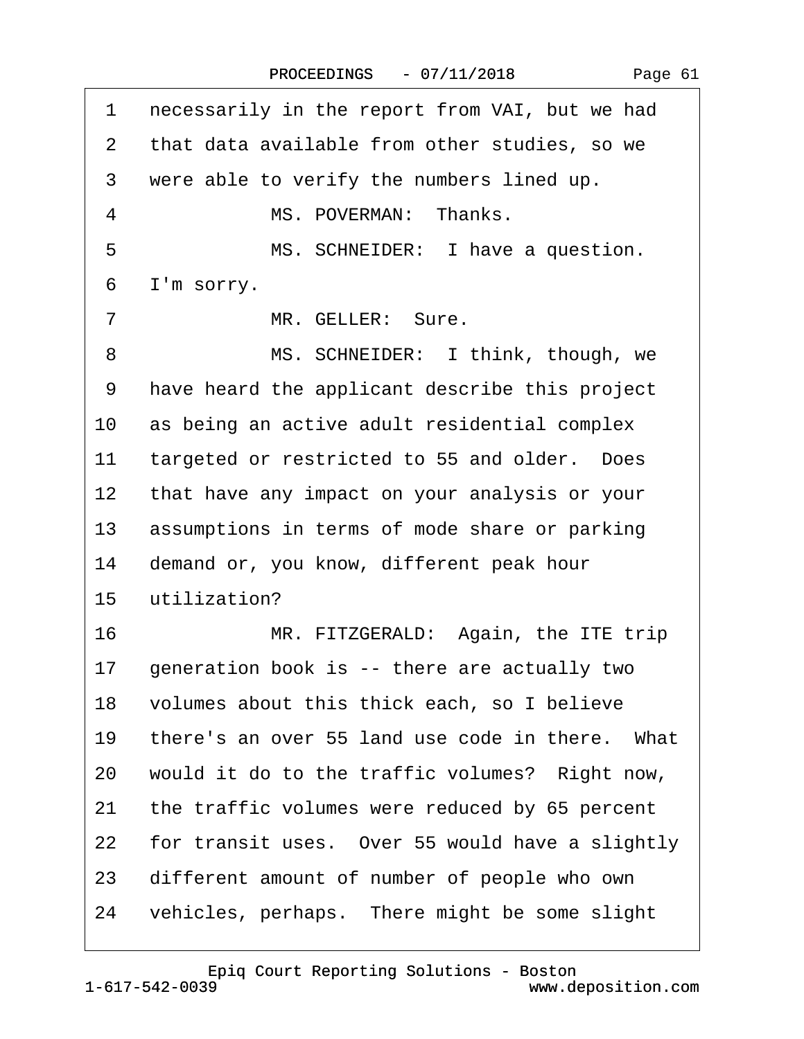1 necessarily in the report from VAI, but we had
2 that data available from other studies, so we
3 were able to verify the numbers lined up.
4 MS. POVERMAN: Thanks.
5 MS. SCHNEIDER: I have a question.
6 I'm sorry.
7 MR. GELLER: Sure.
8 MS. SCHNEIDER: I think, though, we
9 have heard the applicant describe this project
10 as being an active adult residential complex
11 targeted or restricted to 55 and older. Does
12 that have any impact on your analysis or your
13 assumptions in terms of mode share or parking
14 demand or, you know, different peak hour
15 utilization?
16 MR. FITZGERALD: Again, the ITE trip
17 generation book is -- there are actually two
18 volumes about this thick each, so I believe
19 there's an over 55 land use code in there. What
20 would it do to the traffic volumes? Right now,
21 the traffic volumes were reduced by 65 percent
22 for transit uses. Over 55 would have a slightly
23 different amount of number of people who own
24 vehicles, perhaps. There might be some slight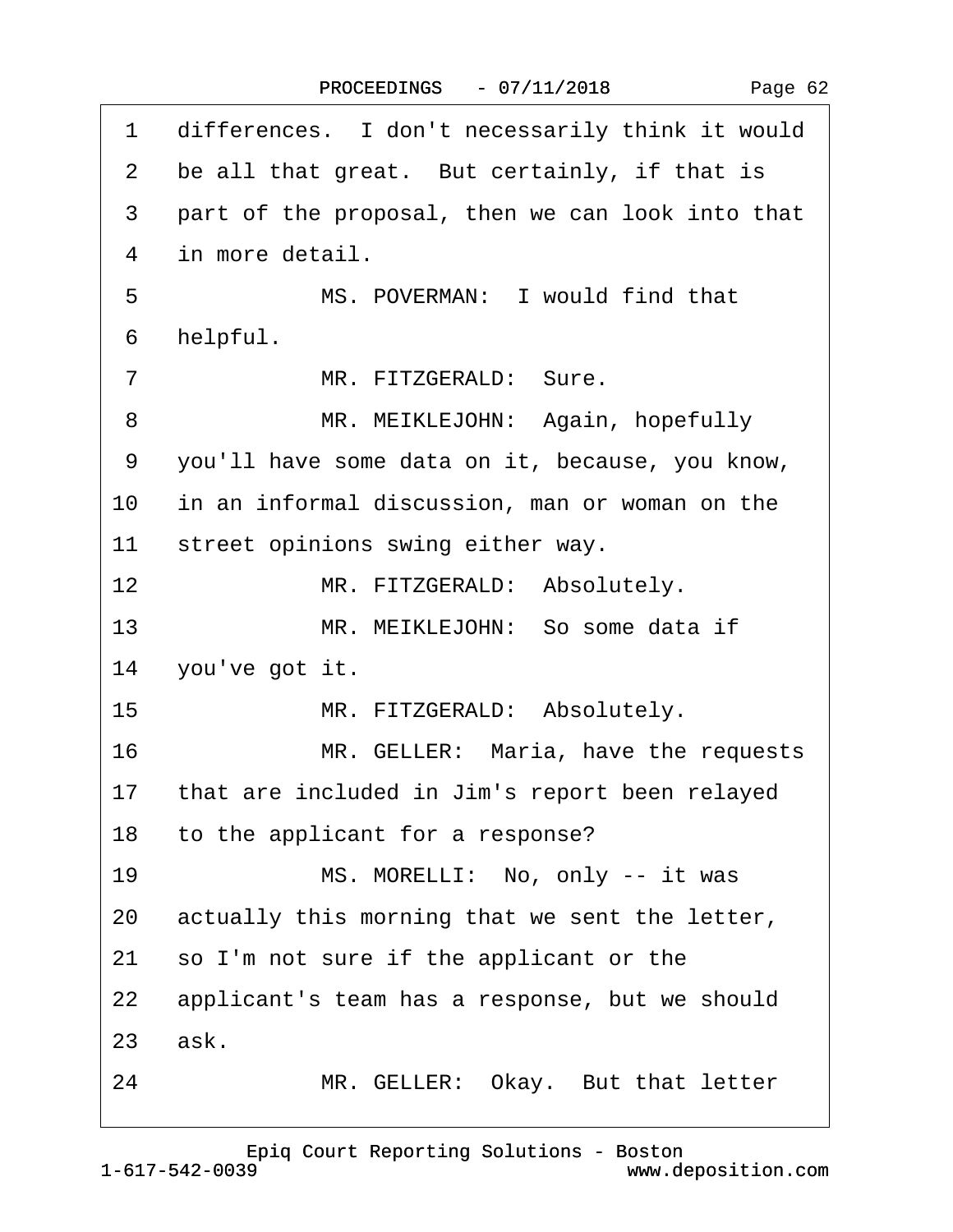1 differences. I don't necessarily think it would
2 be all that great. But certainly, if that is
3 part of the proposal, then we can look into that
4 in more detail.

5 MS. POVERMAN: I would find that
6 helpful.

7 MR. FITZGERALD: Sure.

8 MR. MEIKLEJOHN: Again, hopefully
9 you'll have some data on it, because, you know,
10 in an informal discussion, man or woman on the
11 street opinions swing either way.

12 MR. FITZGERALD: Absolutely.

13 MR. MEIKLEJOHN: So some data if
14 you've got it.

15 MR. FITZGERALD: Absolutely.

16 MR. GELLER: Maria, have the requests
17 that are included in Jim's report been relayed
18 to the applicant for a response?

19 MS. MORELLI: No, only -- it was
20 actually this morning that we sent the letter,
21 so I'm not sure if the applicant or the
22 applicant's team has a response, but we should
23 ask.

24 MR. GELLER: Okay. But that letter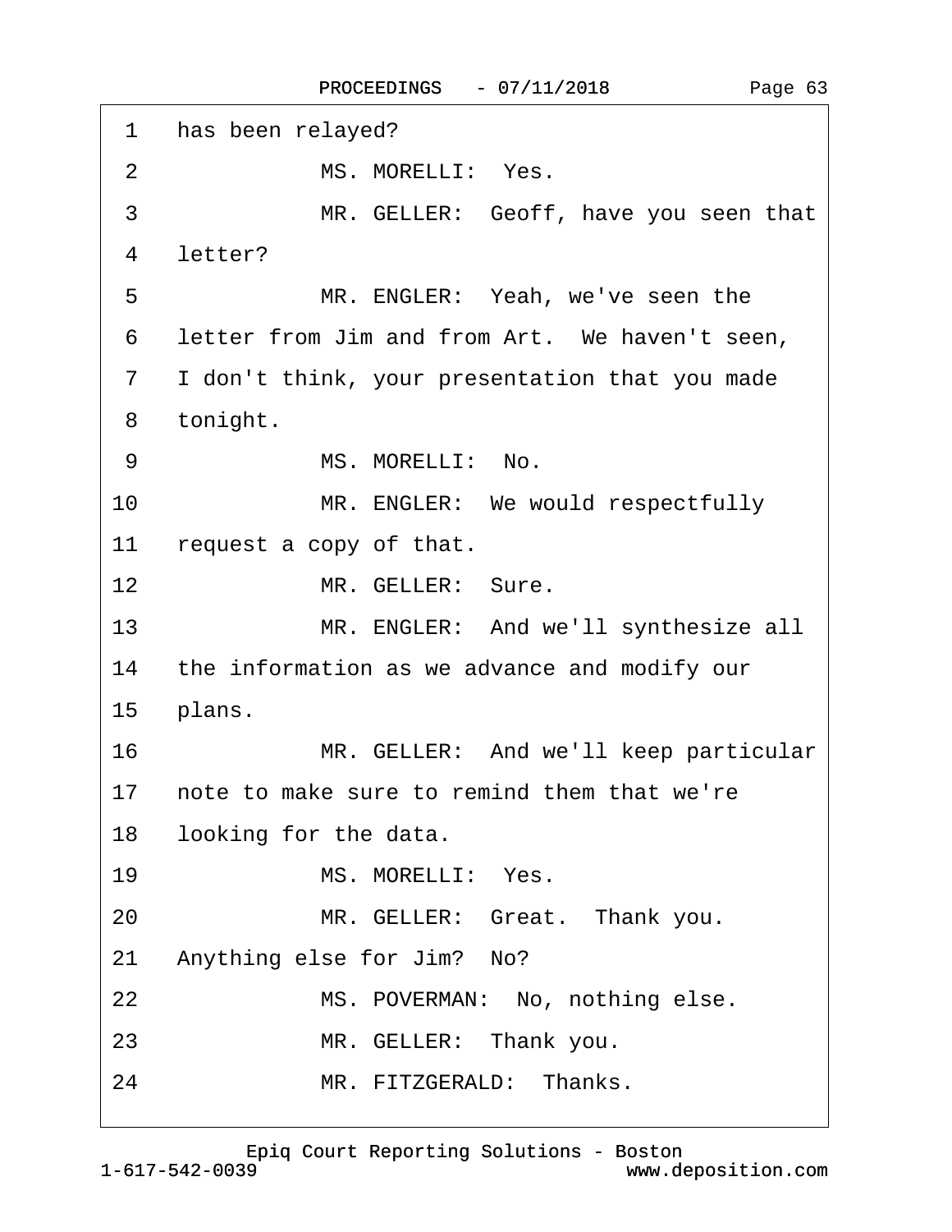1 has been relayed?

2 MS. MORELLI: Yes.

3 MR. GELLER: Geoff, have you seen that

4 letter?

5 MR. ENGLER: Yeah, we've seen the

6 letter from Jim and from Art. We haven't seen,

7 I don't think, your presentation that you made

8 tonight.

9 MS. MORELLI: No.

10 MR. ENGLER: We would respectfully

11 request a copy of that.

12 MR. GELLER: Sure.

13 MR. ENGLER: And we'll synthesize all

14 the information as we advance and modify our

15 plans.

16 MR. GELLER: And we'll keep particular

17 note to make sure to remind them that we're

18 looking for the data.

19 MS. MORELLI: Yes.

20 MR. GELLER: Great. Thank you.

21 Anything else for Jim? No?

22 MS. POVERMAN: No, nothing else.

23 MR. GELLER: Thank you.

24 MR. FITZGERALD: Thanks.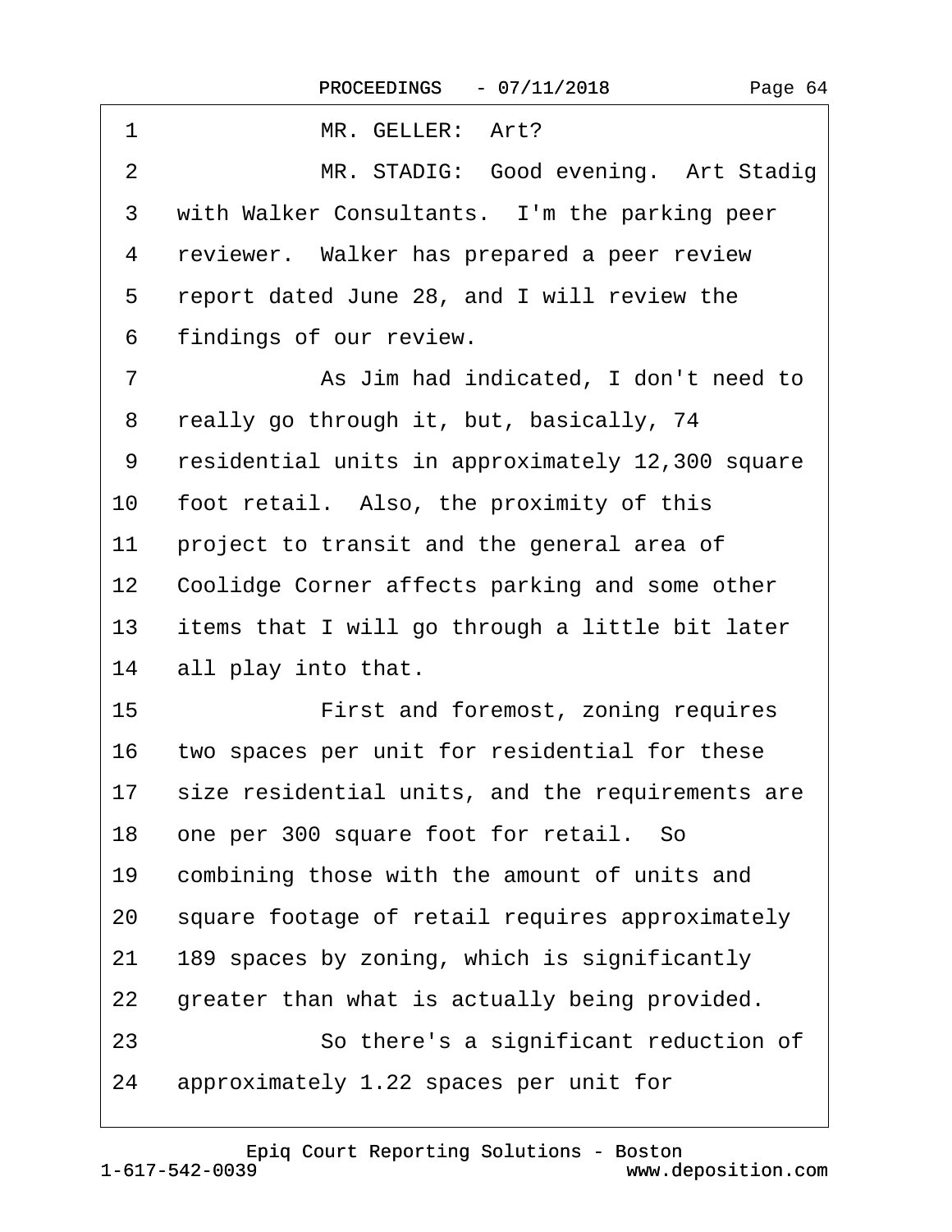1 MR. GELLER: Art?

2 MR. STADIG: Good evening. Art Stadig

3 with Walker Consultants. I'm the parking peer

4 reviewer. Walker has prepared a peer review

5 report dated June 28, and I will review the

6 findings of our review.

7 As Jim had indicated, I don't need to

8 really go through it, but, basically, 74

9 residential units in approximately 12,300 square

10 foot retail. Also, the proximity of this

11 project to transit and the general area of

12 Coolidge Corner affects parking and some other

13 items that I will go through a little bit later

14 all play into that.

15 First and foremost, zoning requires

16 two spaces per unit for residential for these

17 size residential units, and the requirements are

18 one per 300 square foot for retail. So

19 combining those with the amount of units and

20 square footage of retail requires approximately

21 189 spaces by zoning, which is significantly

22 greater than what is actually being provided.

23 So there's a significant reduction of

24 approximately 1.22 spaces per unit for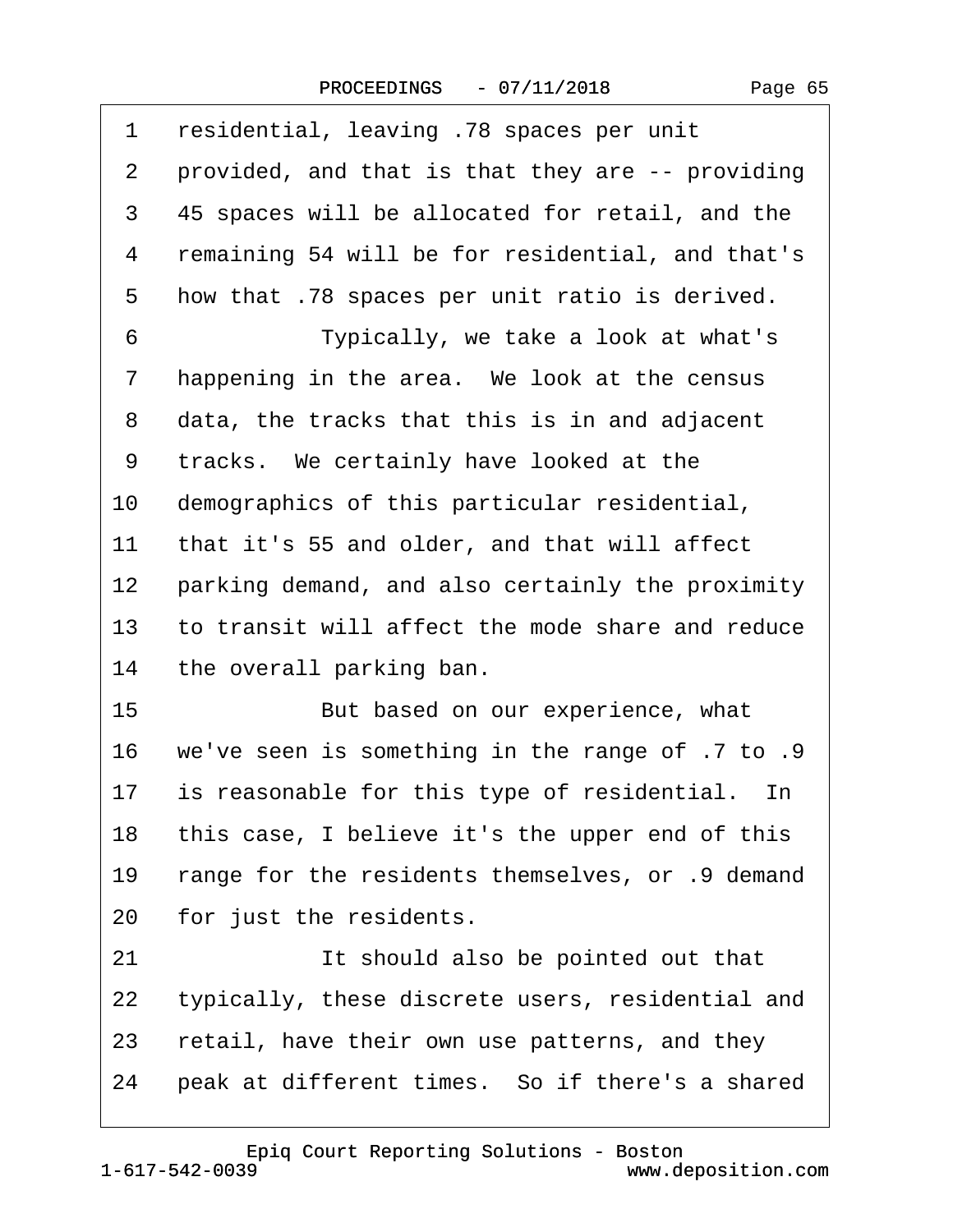1 residential, leaving .78 spaces per unit
2 provided, and that is that they are -- providing
3 45 spaces will be allocated for retail, and the
4 remaining 54 will be for residential, and that's
5 how that .78 spaces per unit ratio is derived.
6 Typically, we take a look at what's
7 happening in the area. We look at the census
8 data, the tracks that this is in and adjacent
9 tracks. We certainly have looked at the
10 demographics of this particular residential,
11 that it's 55 and older, and that will affect
12 parking demand, and also certainly the proximity
13 to transit will affect the mode share and reduce
14 the overall parking ban.
15 But based on our experience, what
16 we've seen is something in the range of .7 to .9
17 is reasonable for this type of residential. In
18 this case, I believe it's the upper end of this
19 range for the residents themselves, or .9 demand
20 for just the residents.
21 It should also be pointed out that
22 typically, these discrete users, residential and
23 retail, have their own use patterns, and they
24 peak at different times. So if there's a shared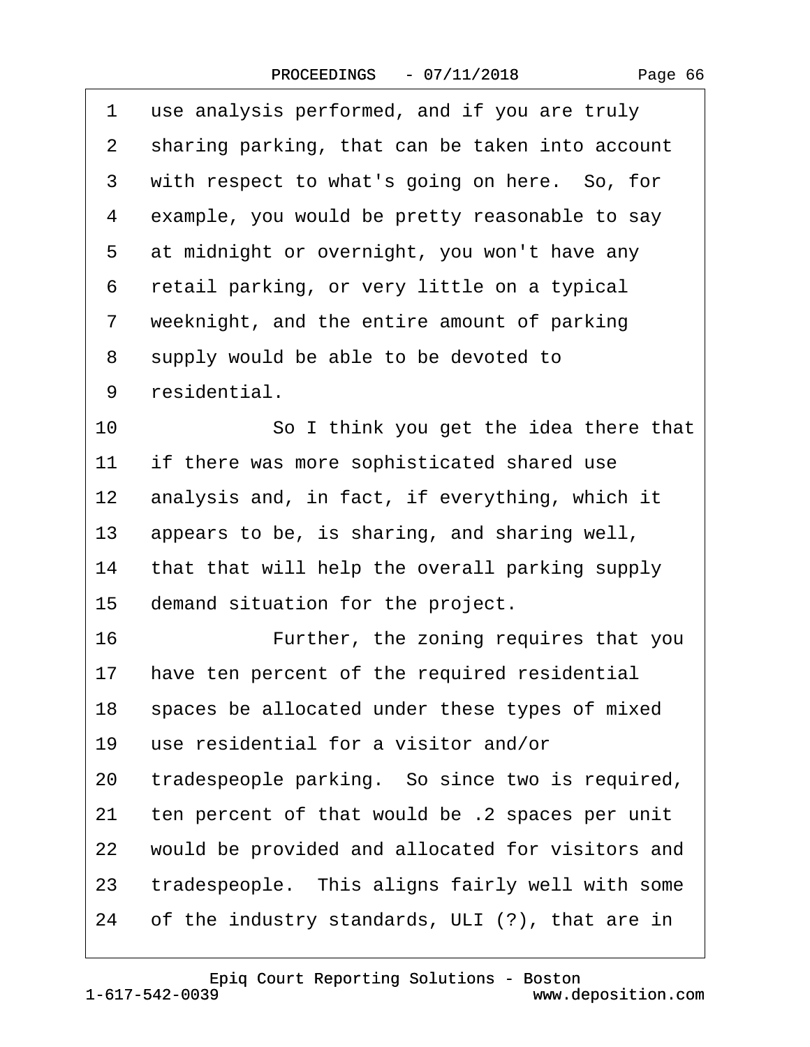1 use analysis performed, and if you are truly
2 sharing parking, that can be taken into account
3 with respect to what's going on here. So, for
4 example, you would be pretty reasonable to say
5 at midnight or overnight, you won't have any
6 retail parking, or very little on a typical
7 weeknight, and the entire amount of parking
8 supply would be able to be devoted to
9 residential.

10 So I think you get the idea there that
11 if there was more sophisticated shared use
12 analysis and, in fact, if everything, which it
13 appears to be, is sharing, and sharing well,
14 that that will help the overall parking supply
15 demand situation for the project.

16 Further, the zoning requires that you
17 have ten percent of the required residential
18 spaces be allocated under these types of mixed
19 use residential for a visitor and/or
20 tradespeople parking. So since two is required,
21 ten percent of that would be .2 spaces per unit
22 would be provided and allocated for visitors and
23 tradespeople. This aligns fairly well with some
24 of the industry standards, ULI (?), that are in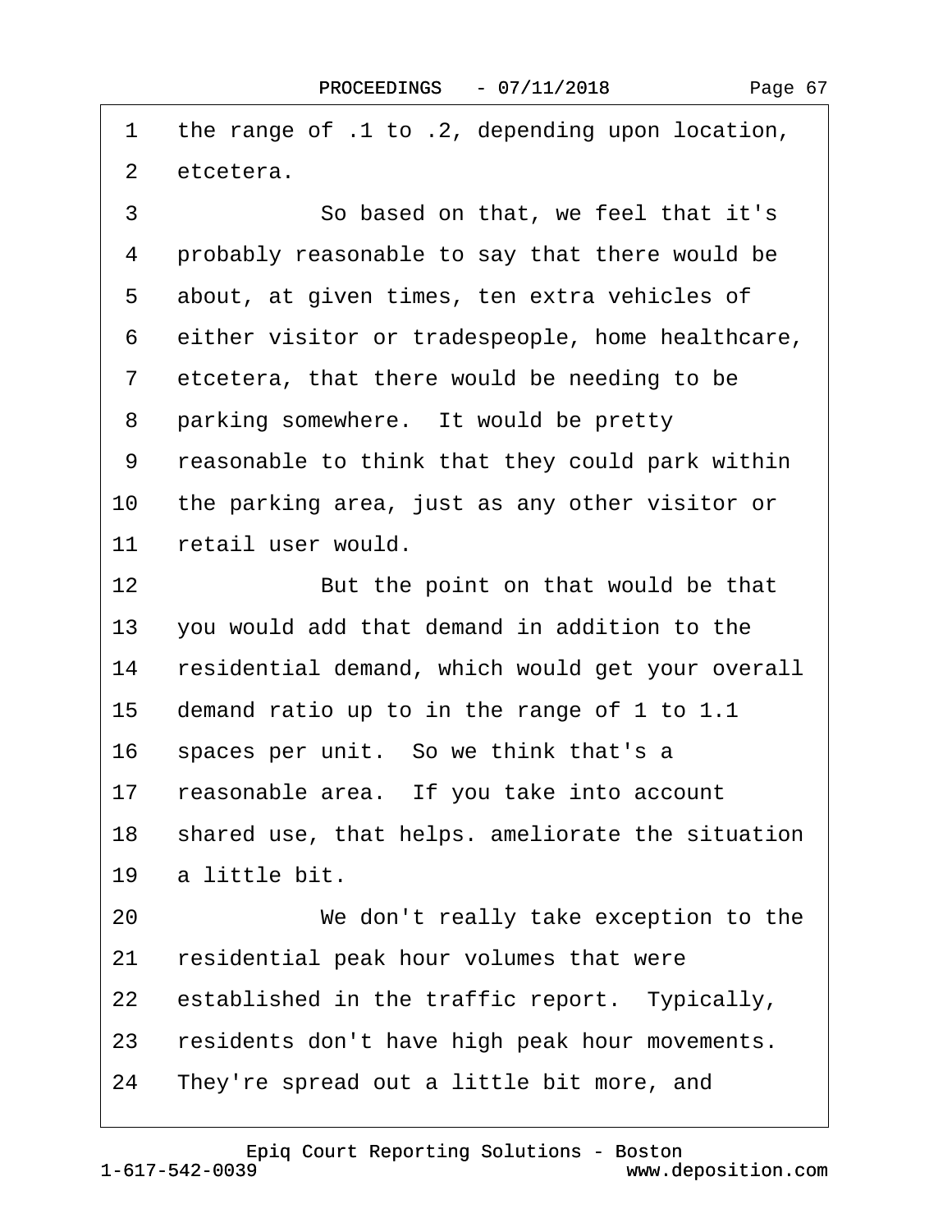1 the range of .1 to .2, depending upon location,
2 etcetera.
3 So based on that, we feel that it's
4 probably reasonable to say that there would be
5 about, at given times, ten extra vehicles of
6 either visitor or tradespeople, home healthcare,
7 etcetera, that there would be needing to be
8 parking somewhere. It would be pretty
9 reasonable to think that they could park within
10 the parking area, just as any other visitor or
11 retail user would.
12 But the point on that would be that
13 you would add that demand in addition to the
14 residential demand, which would get your overall
15 demand ratio up to in the range of 1 to 1.1
16 spaces per unit. So we think that's a
17 reasonable area. If you take into account
18 shared use, that helps. ameliorate the situation
19 a little bit.
20 We don't really take exception to the
21 residential peak hour volumes that were
22 established in the traffic report. Typically,
23 residents don't have high peak hour movements.
24 They're spread out a little bit more, and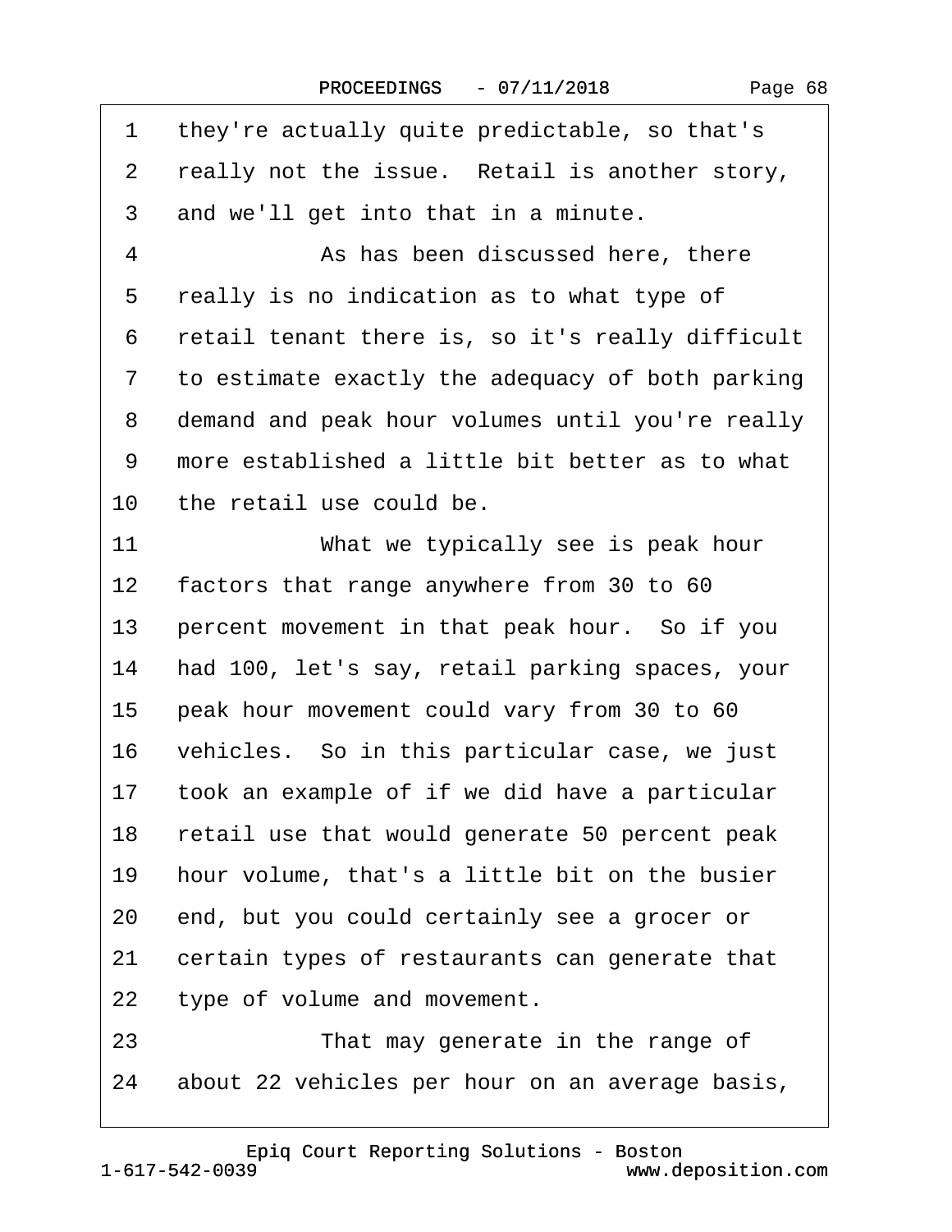1 they're actually quite predictable, so that's
2 really not the issue. Retail is another story,
3 and we'll get into that in a minute.
4 As has been discussed here, there
5 really is no indication as to what type of
6 retail tenant there is, so it's really difficult
7 to estimate exactly the adequacy of both parking
8 demand and peak hour volumes until you're really
9 more established a little bit better as to what
10 the retail use could be.
11 What we typically see is peak hour
12 factors that range anywhere from 30 to 60
13 percent movement in that peak hour. So if you
14 had 100, let's say, retail parking spaces, your
15 peak hour movement could vary from 30 to 60
16 vehicles. So in this particular case, we just
17 took an example of if we did have a particular
18 retail use that would generate 50 percent peak
19 hour volume, that's a little bit on the busier
20 end, but you could certainly see a grocer or
21 certain types of restaurants can generate that
22 type of volume and movement.
23 That may generate in the range of
24 about 22 vehicles per hour on an average basis,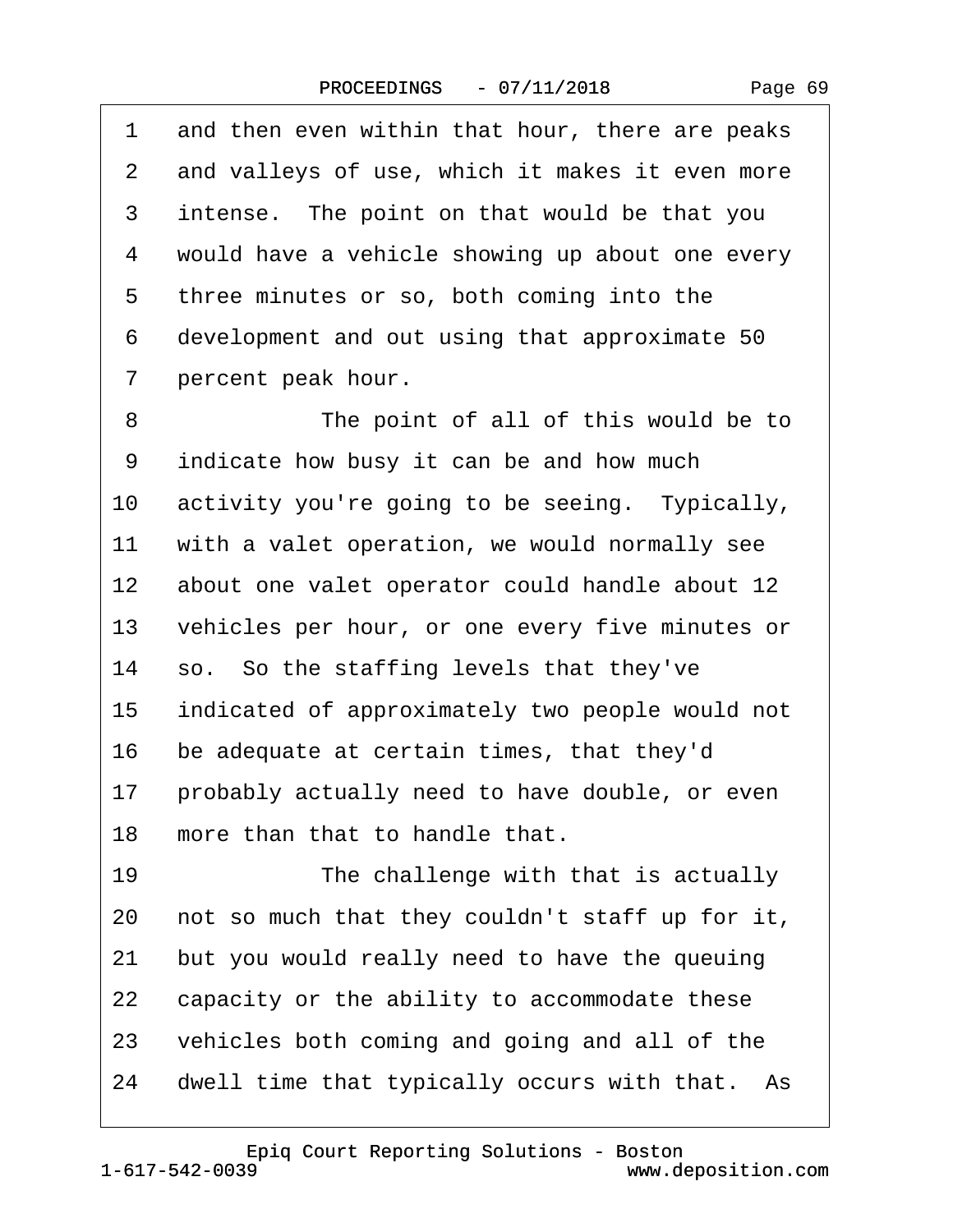1 and then even within that hour, there are peaks
2 and valleys of use, which it makes it even more
3 intense. The point on that would be that you
4 would have a vehicle showing up about one every
5 three minutes or so, both coming into the
6 development and out using that approximate 50
7 percent peak hour.
8 The point of all of this would be to
9 indicate how busy it can be and how much
10 activity you're going to be seeing. Typically,
11 with a valet operation, we would normally see
12 about one valet operator could handle about 12
13 vehicles per hour, or one every five minutes or
14 so. So the staffing levels that they've
15 indicated of approximately two people would not
16 be adequate at certain times, that they'd
17 probably actually need to have double, or even
18 more than that to handle that.
19 The challenge with that is actually
20 not so much that they couldn't staff up for it,
21 but you would really need to have the queuing
22 capacity or the ability to accommodate these
23 vehicles both coming and going and all of the
24 dwell time that typically occurs with that. As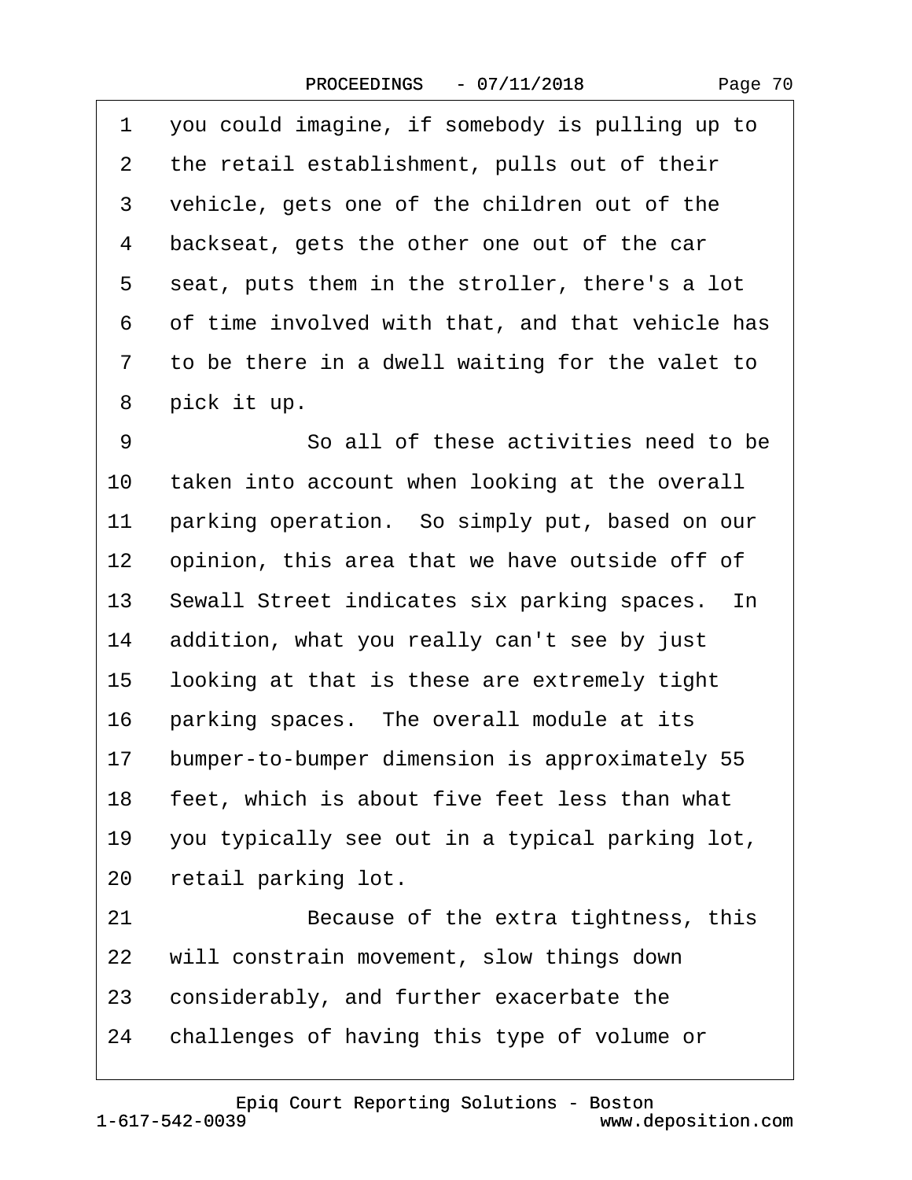1 you could imagine, if somebody is pulling up to
2 the retail establishment, pulls out of their
3 vehicle, gets one of the children out of the
4 backseat, gets the other one out of the car
5 seat, puts them in the stroller, there's a lot
6 of time involved with that, and that vehicle has
7 to be there in a dwell waiting for the valet to
8 pick it up.
9 So all of these activities need to be
10 taken into account when looking at the overall
11 parking operation. So simply put, based on our
12 opinion, this area that we have outside off of
13 Sewall Street indicates six parking spaces. In
14 addition, what you really can't see by just
15 looking at that is these are extremely tight
16 parking spaces. The overall module at its
17 bumper-to-bumper dimension is approximately 55
18 feet, which is about five feet less than what
19 you typically see out in a typical parking lot,
20 retail parking lot.
21 Because of the extra tightness, this
22 will constrain movement, slow things down
23 considerably, and further exacerbate the
24 challenges of having this type of volume or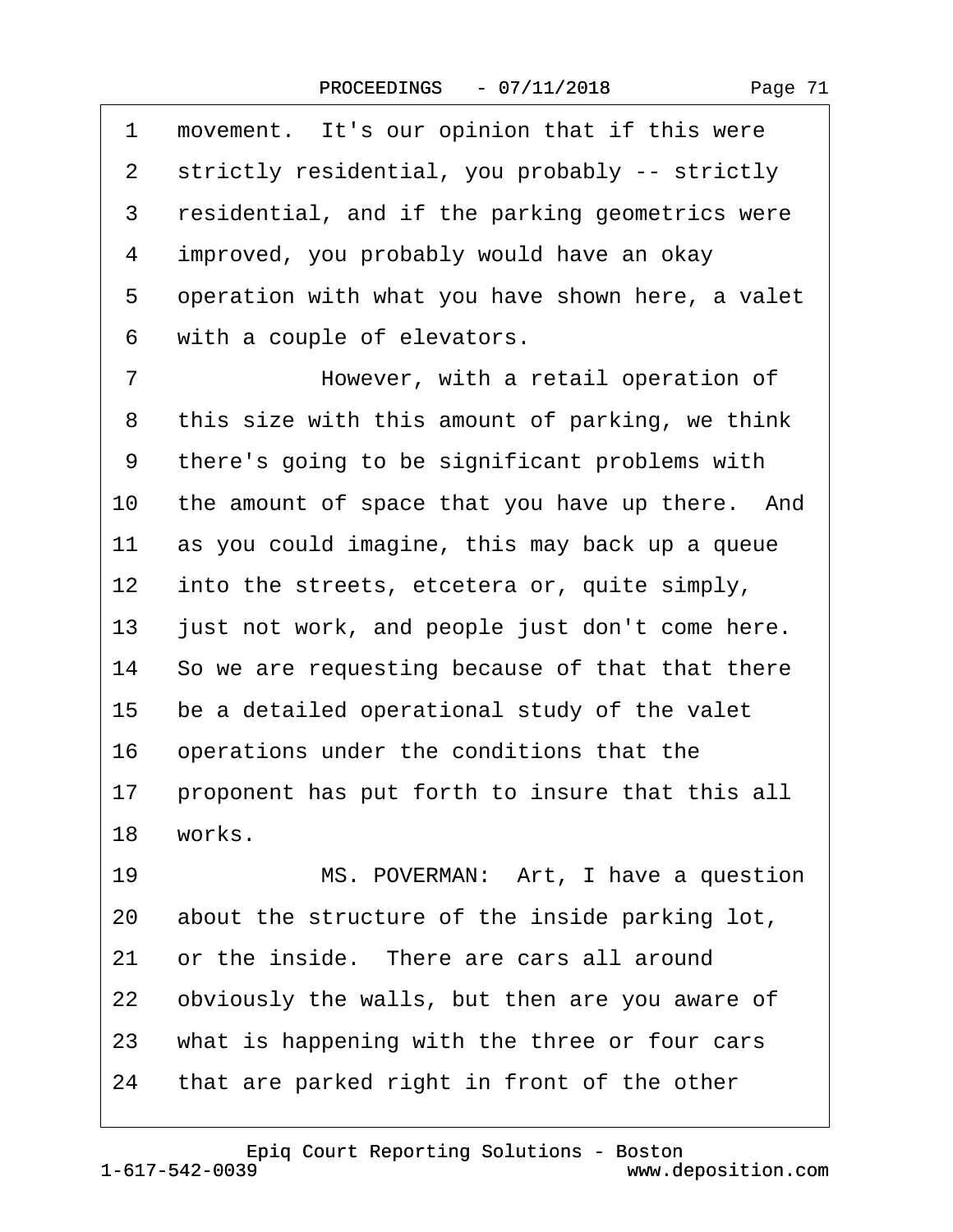1 movement. It's our opinion that if this were
2 strictly residential, you probably -- strictly
3 residential, and if the parking geometrics were
4 improved, you probably would have an okay
5 operation with what you have shown here, a valet
6 with a couple of elevators.
7 However, with a retail operation of
8 this size with this amount of parking, we think
9 there's going to be significant problems with
10 the amount of space that you have up there. And
11 as you could imagine, this may back up a queue
12 into the streets, etcetera or, quite simply,
13 just not work, and people just don't come here.
14 So we are requesting because of that that there
15 be a detailed operational study of the valet
16 operations under the conditions that the
17 proponent has put forth to insure that this all
18 works.
19 MS. POVERMAN: Art, I have a question
20 about the structure of the inside parking lot,
21 or the inside. There are cars all around
22 obviously the walls, but then are you aware of
23 what is happening with the three or four cars
24 that are parked right in front of the other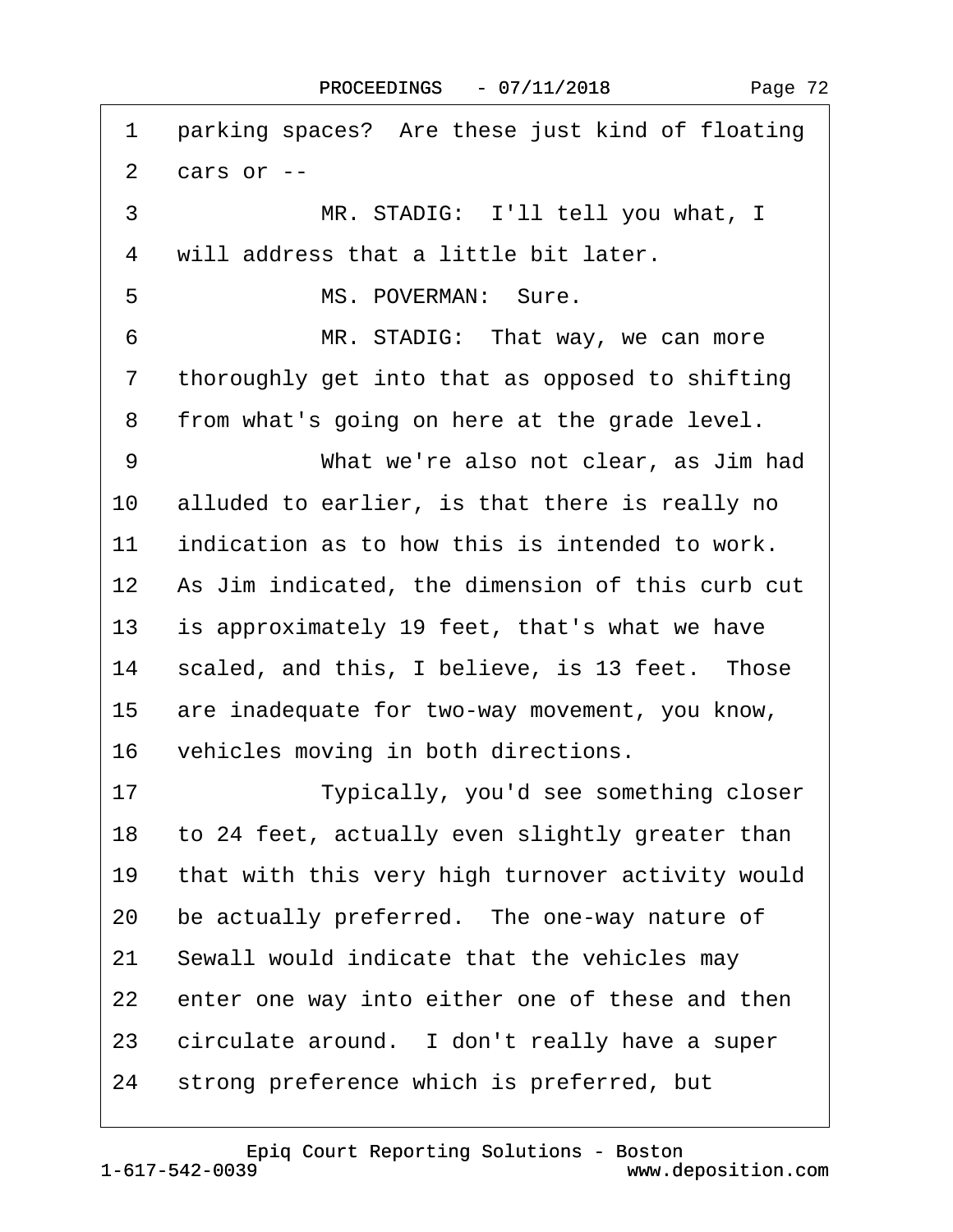1 parking spaces? Are these just kind of floating

2 cars or --

3 MR. STADIG: I'll tell you what, I

4 will address that a little bit later.

5 MS. POVERMAN: Sure.

6 MR. STADIG: That way, we can more

7 thoroughly get into that as opposed to shifting

8 from what's going on here at the grade level.

9 What we're also not clear, as Jim had

10 alluded to earlier, is that there is really no

11 indication as to how this is intended to work.

12 As Jim indicated, the dimension of this curb cut

13 is approximately 19 feet, that's what we have

14 scaled, and this, I believe, is 13 feet. Those

15 are inadequate for two-way movement, you know,

16 vehicles moving in both directions.

17 Typically, you'd see something closer

18 to 24 feet, actually even slightly greater than

19 that with this very high turnover activity would

20 be actually preferred. The one-way nature of

21 Sewall would indicate that the vehicles may

22 enter one way into either one of these and then

23 circulate around. I don't really have a super

24 strong preference which is preferred, but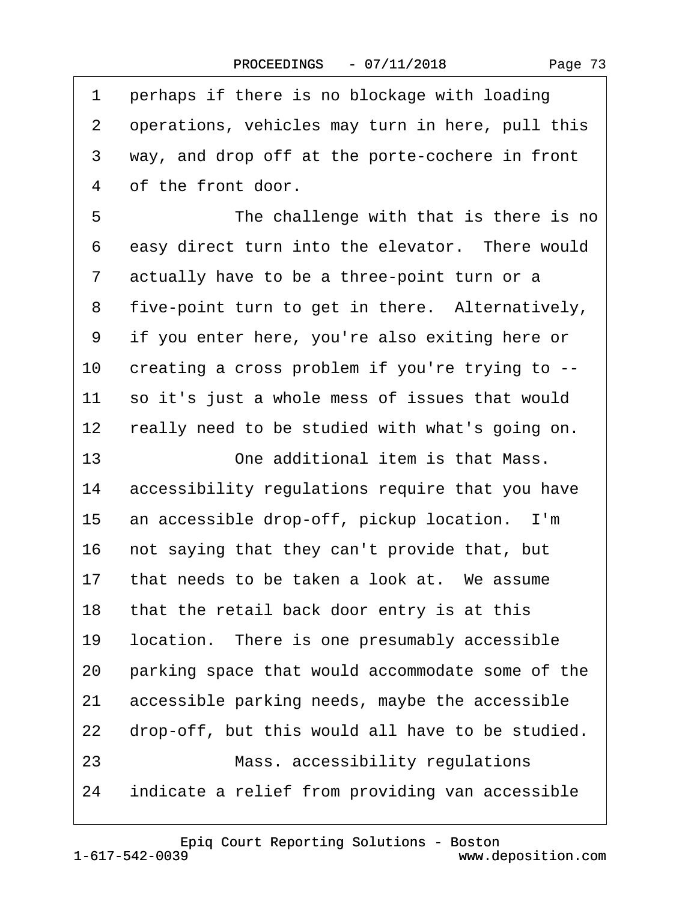1 perhaps if there is no blockage with loading
2 operations, vehicles may turn in here, pull this
3 way, and drop off at the porte-cochere in front
4 of the front door.
5 The challenge with that is there is no
6 easy direct turn into the elevator. There would
7 actually have to be a three-point turn or a
8 five-point turn to get in there. Alternatively,
9 if you enter here, you're also exiting here or
10 creating a cross problem if you're trying to --
11 so it's just a whole mess of issues that would
12 really need to be studied with what's going on.
13 One additional item is that Mass.
14 accessibility regulations require that you have
15 an accessible drop-off, pickup location. I'm
16 not saying that they can't provide that, but
17 that needs to be taken a look at. We assume
18 that the retail back door entry is at this
19 location. There is one presumably accessible
20 parking space that would accommodate some of the
21 accessible parking needs, maybe the accessible
22 drop-off, but this would all have to be studied.
23 Mass. accessibility regulations
24 indicate a relief from providing van accessible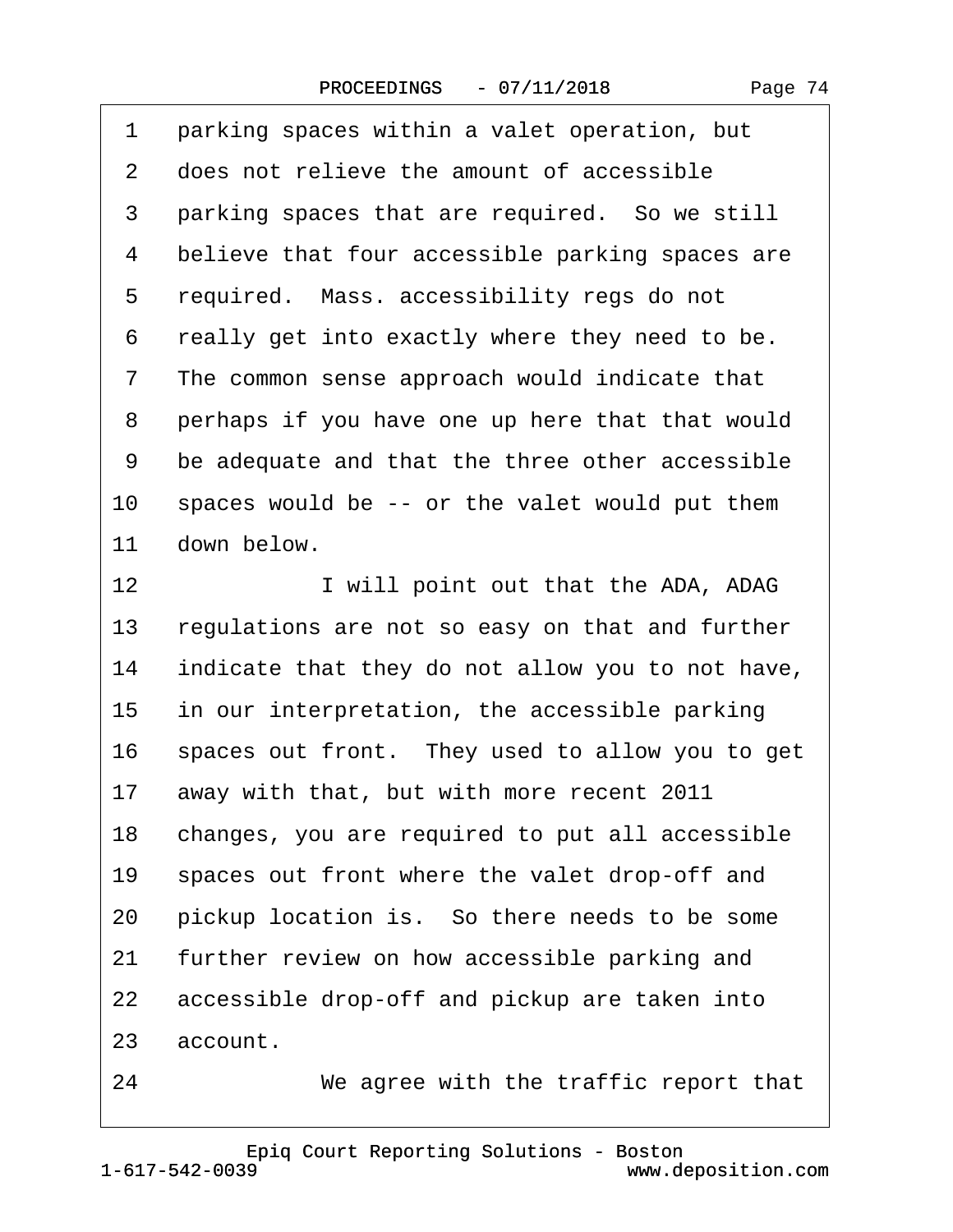1 parking spaces within a valet operation, but
2 does not relieve the amount of accessible
3 parking spaces that are required. So we still
4 believe that four accessible parking spaces are
5 required. Mass. accessibility regs do not
6 really get into exactly where they need to be.
7 The common sense approach would indicate that
8 perhaps if you have one up here that that would
9 be adequate and that the three other accessible
10 spaces would be -- or the valet would put them
11 down below.
12 I will point out that the ADA, ADAG
13 regulations are not so easy on that and further
14 indicate that they do not allow you to not have,
15 in our interpretation, the accessible parking
16 spaces out front. They used to allow you to get
17 away with that, but with more recent 2011
18 changes, you are required to put all accessible
19 spaces out front where the valet drop-off and
20 pickup location is. So there needs to be some
21 further review on how accessible parking and
22 accessible drop-off and pickup are taken into
23 account.
24 We agree with the traffic report that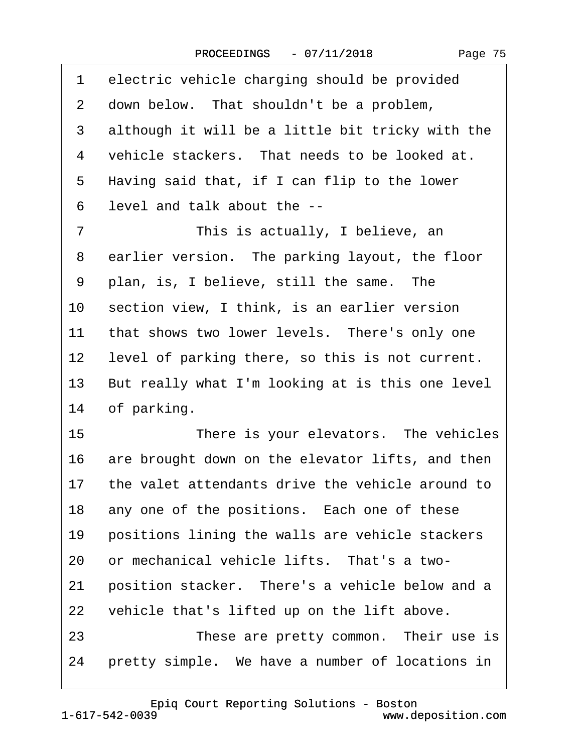1 electric vehicle charging should be provided
2 down below. That shouldn't be a problem,
3 although it will be a little bit tricky with the
4 vehicle stackers. That needs to be looked at.
5 Having said that, if I can flip to the lower
6 level and talk about the --
7 This is actually, I believe, an
8 earlier version. The parking layout, the floor
9 plan, is, I believe, still the same. The
10 section view, I think, is an earlier version
11 that shows two lower levels. There's only one
12 level of parking there, so this is not current.
13 But really what I'm looking at is this one level
14 of parking.
15 There is your elevators. The vehicles
16 are brought down on the elevator lifts, and then
17 the valet attendants drive the vehicle around to
18 any one of the positions. Each one of these
19 positions lining the walls are vehicle stackers
20 or mechanical vehicle lifts. That's a two-
21 position stacker. There's a vehicle below and a
22 vehicle that's lifted up on the lift above.
23 These are pretty common. Their use is
24 pretty simple. We have a number of locations in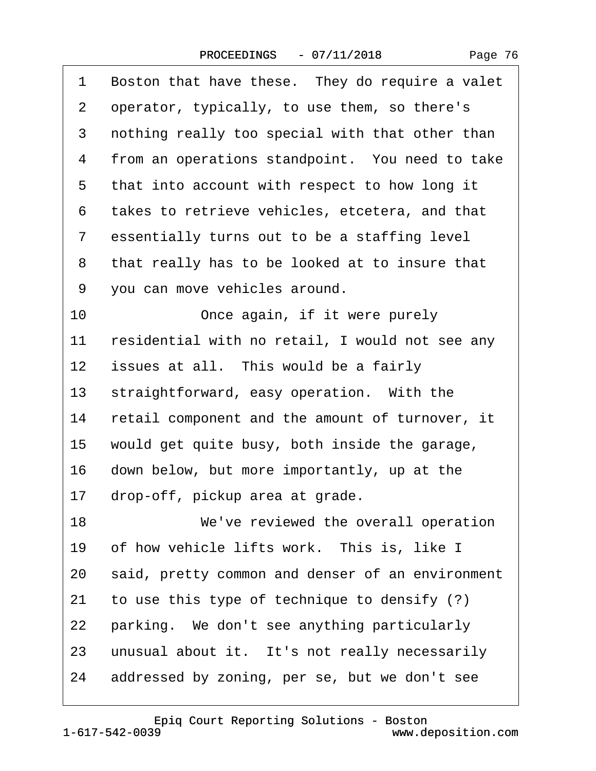1 Boston that have these. They do require a valet
2 operator, typically, to use them, so there's
3 nothing really too special with that other than
4 from an operations standpoint. You need to take
5 that into account with respect to how long it
6 takes to retrieve vehicles, etcetera, and that
7 essentially turns out to be a staffing level
8 that really has to be looked at to insure that
9 you can move vehicles around.

10 Once again, if it were purely
11 residential with no retail, I would not see any
12 issues at all. This would be a fairly
13 straightforward, easy operation. With the
14 retail component and the amount of turnover, it
15 would get quite busy, both inside the garage,
16 down below, but more importantly, up at the
17 drop-off, pickup area at grade.

18 We've reviewed the overall operation
19 of how vehicle lifts work. This is, like I
20 said, pretty common and denser of an environment
21 to use this type of technique to densify (?)
22 parking. We don't see anything particularly
23 unusual about it. It's not really necessarily
24 addressed by zoning, per se, but we don't see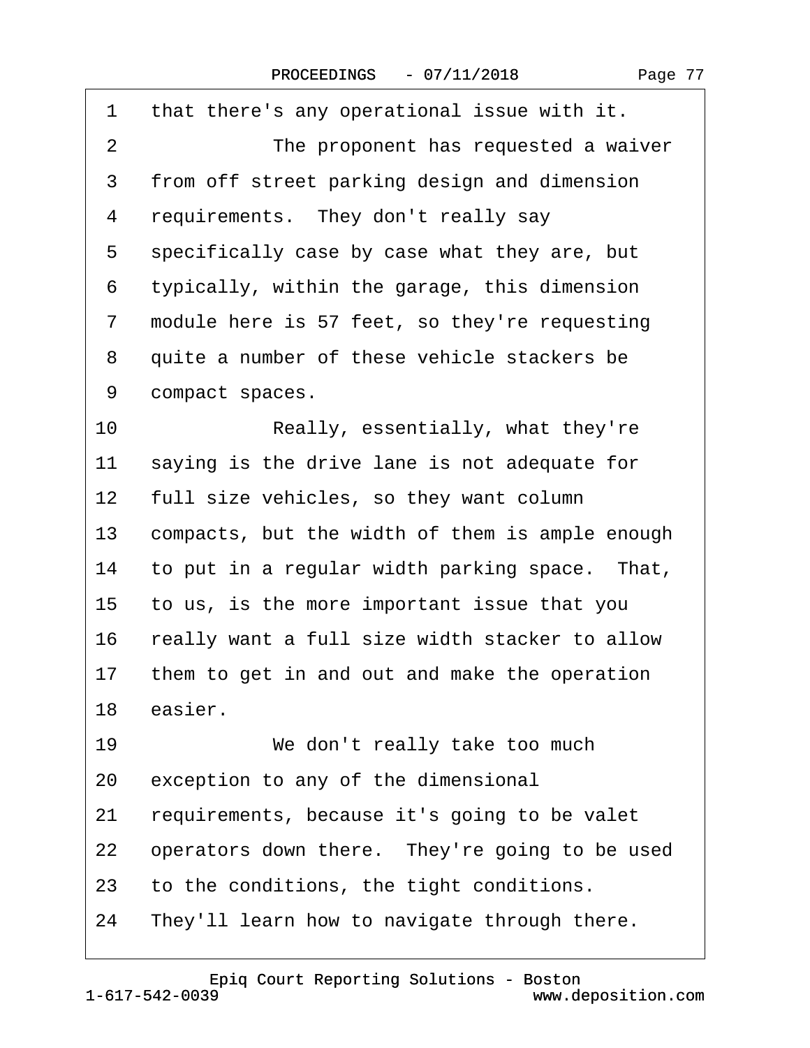1 that there's any operational issue with it.

2 The proponent has requested a waiver

3 from off street parking design and dimension

4 requirements. They don't really say

5 specifically case by case what they are, but

6 typically, within the garage, this dimension

7 module here is 57 feet, so they're requesting

8 quite a number of these vehicle stackers be

9 compact spaces.

10 Really, essentially, what they're

11 saying is the drive lane is not adequate for

12 full size vehicles, so they want column

13 compacts, but the width of them is ample enough

14 to put in a regular width parking space. That,

15 to us, is the more important issue that you

16 really want a full size width stacker to allow

17 them to get in and out and make the operation

18 easier.

19 We don't really take too much

20 exception to any of the dimensional

21 requirements, because it's going to be valet

22 operators down there. They're going to be used

23 to the conditions, the tight conditions.

24 They'll learn how to navigate through there.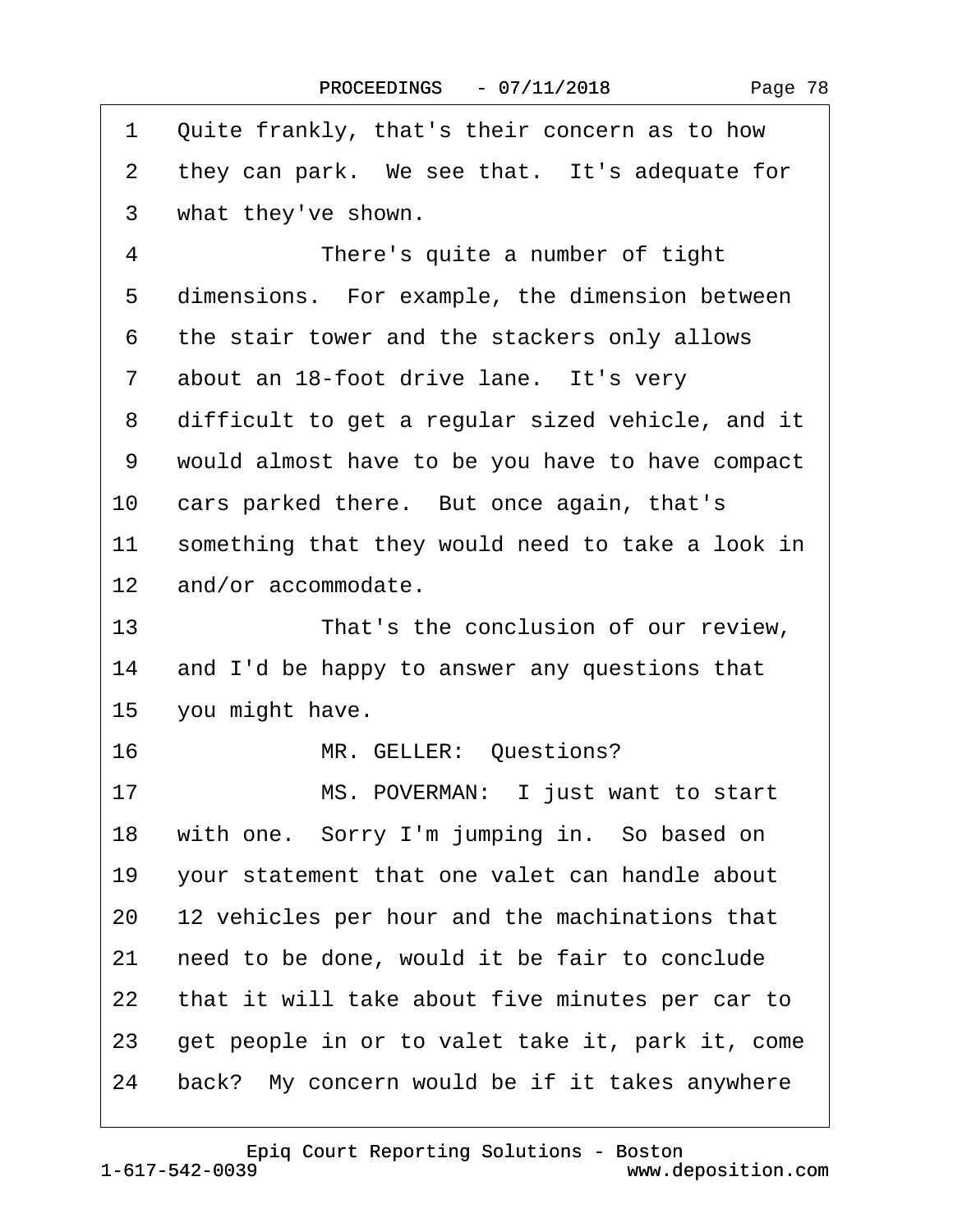1 Quite frankly, that's their concern as to how
2 they can park. We see that. It's adequate for
3 what they've shown.
4 There's quite a number of tight
5 dimensions. For example, the dimension between
6 the stair tower and the stackers only allows
7 about an 18-foot drive lane. It's very
8 difficult to get a regular sized vehicle, and it
9 would almost have to be you have to have compact
10 cars parked there. But once again, that's
11 something that they would need to take a look in
12 and/or accommodate.
13 That's the conclusion of our review,
14 and I'd be happy to answer any questions that
15 you might have.
16 MR. GELLER: Questions?
17 MS. POVERMAN: I just want to start
18 with one. Sorry I'm jumping in. So based on
19 your statement that one valet can handle about
20 12 vehicles per hour and the machinations that
21 need to be done, would it be fair to conclude
22 that it will take about five minutes per car to
23 get people in or to valet take it, park it, come
24 back? My concern would be if it takes anywhere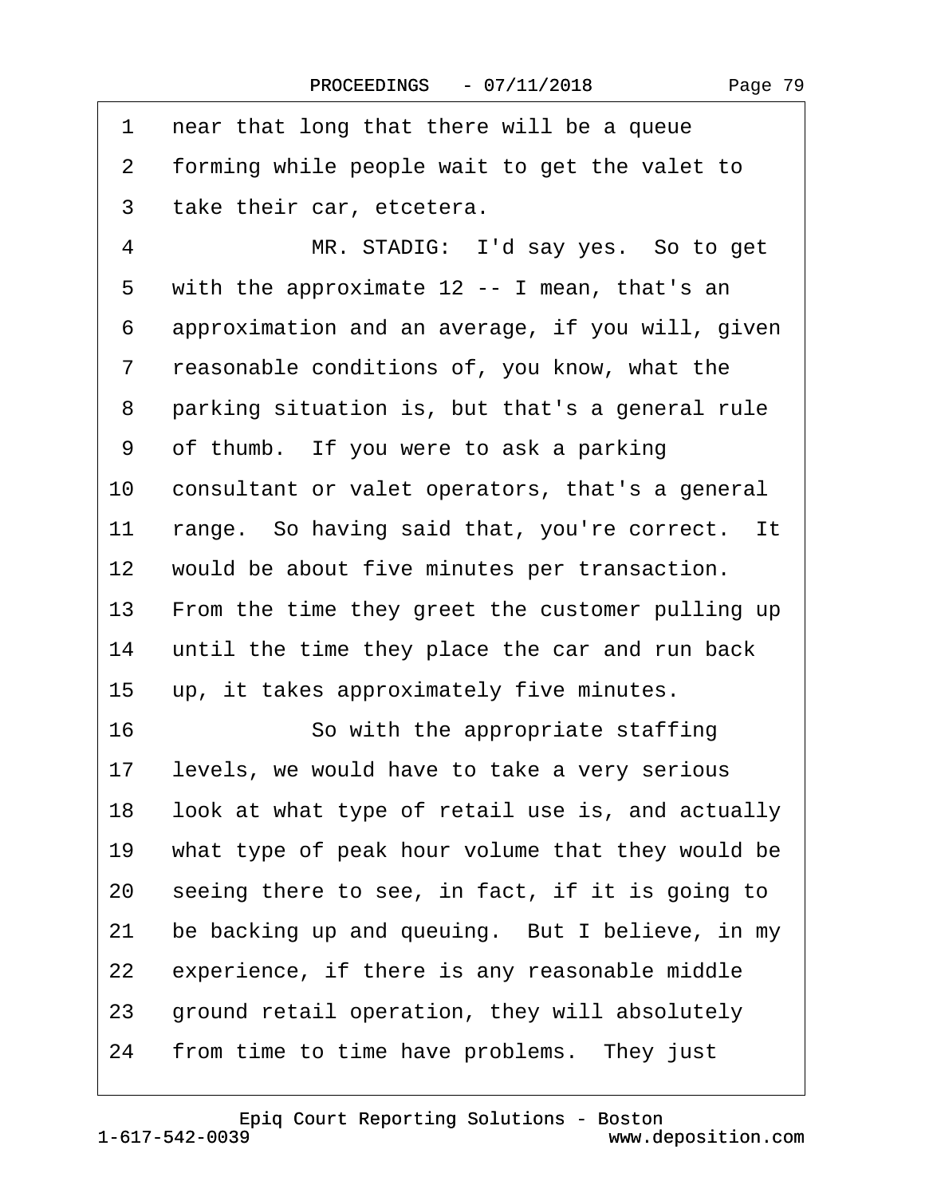1 near that long that there will be a queue
2 forming while people wait to get the valet to
3 take their car, etcetera.
4 MR. STADIG: I'd say yes. So to get
5 with the approximate 12 -- I mean, that's an
6 approximation and an average, if you will, given
7 reasonable conditions of, you know, what the
8 parking situation is, but that's a general rule
9 of thumb. If you were to ask a parking
10 consultant or valet operators, that's a general
11 range. So having said that, you're correct. It
12 would be about five minutes per transaction.
13 From the time they greet the customer pulling up
14 until the time they place the car and run back
15 up, it takes approximately five minutes.
16 So with the appropriate staffing
17 levels, we would have to take a very serious
18 look at what type of retail use is, and actually
19 what type of peak hour volume that they would be
20 seeing there to see, in fact, if it is going to
21 be backing up and queuing. But I believe, in my
22 experience, if there is any reasonable middle
23 ground retail operation, they will absolutely
24 from time to time have problems. They just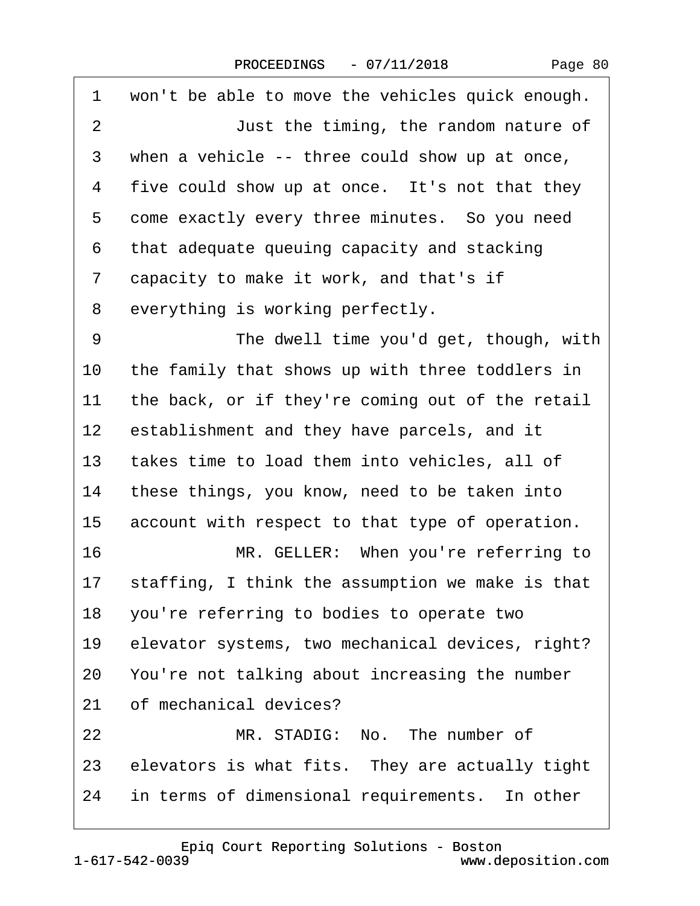1 won't be able to move the vehicles quick enough.

2 Just the timing, the random nature of

3 when a vehicle -- three could show up at once,

4 five could show up at once. It's not that they

5 come exactly every three minutes. So you need

6 that adequate queuing capacity and stacking

7 capacity to make it work, and that's if

8 everything is working perfectly.

9 The dwell time you'd get, though, with

10 the family that shows up with three toddlers in

11 the back, or if they're coming out of the retail

12 establishment and they have parcels, and it

13 takes time to load them into vehicles, all of

14 these things, you know, need to be taken into

15 account with respect to that type of operation.

16 MR. GELLER: When you're referring to

17 staffing, I think the assumption we make is that

18 you're referring to bodies to operate two

19 elevator systems, two mechanical devices, right?

20 You're not talking about increasing the number

21 of mechanical devices?

22 MR. STADIG: No. The number of

23 elevators is what fits. They are actually tight

24 in terms of dimensional requirements. In other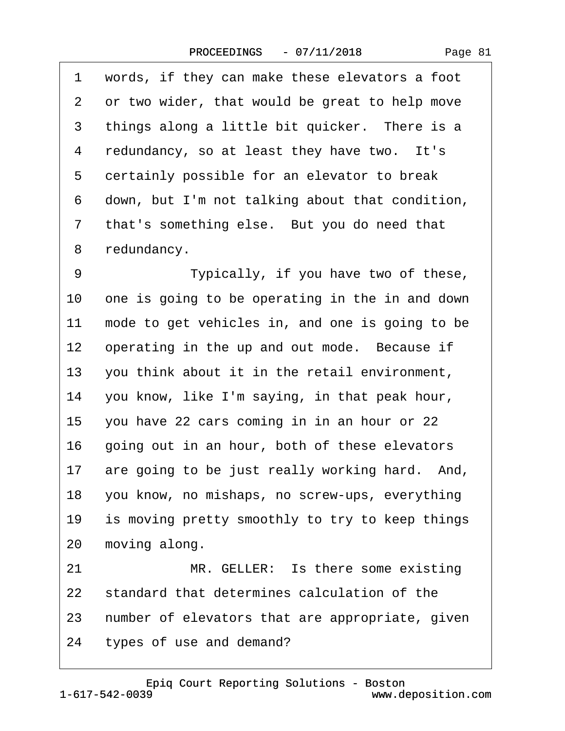1 words, if they can make these elevators a foot
2 or two wider, that would be great to help move
3 things along a little bit quicker. There is a
4 redundancy, so at least they have two. It's
5 certainly possible for an elevator to break
6 down, but I'm not talking about that condition,
7 that's something else. But you do need that
8 redundancy.
9 Typically, if you have two of these,
10 one is going to be operating in the in and down
11 mode to get vehicles in, and one is going to be
12 operating in the up and out mode. Because if
13 you think about it in the retail environment,
14 you know, like I'm saying, in that peak hour,
15 you have 22 cars coming in in an hour or 22
16 going out in an hour, both of these elevators
17 are going to be just really working hard. And,
18 you know, no mishaps, no screw-ups, everything
19 is moving pretty smoothly to try to keep things
20 moving along.
21 MR. GELLER: Is there some existing
22 standard that determines calculation of the
23 number of elevators that are appropriate, given
24 types of use and demand?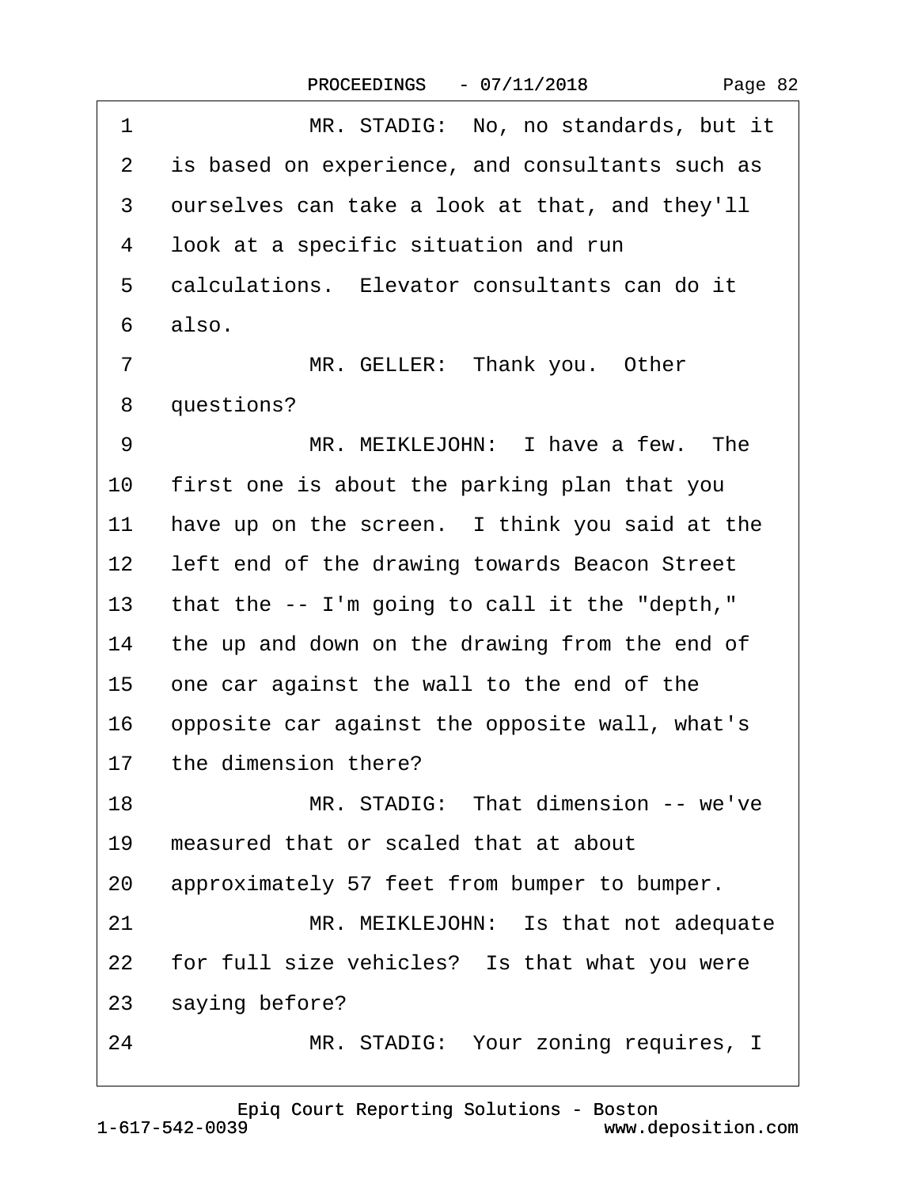1 MR. STADIG: No, no standards, but it
2 is based on experience, and consultants such as
3 ourselves can take a look at that, and they'll
4 look at a specific situation and run
5 calculations. Elevator consultants can do it
6 also.
7 MR. GELLER: Thank you. Other
8 questions?
9 MR. MEIKLEJOHN: I have a few. The
10 first one is about the parking plan that you
11 have up on the screen. I think you said at the
12 left end of the drawing towards Beacon Street
13 that the -- I'm going to call it the "depth,"
14 the up and down on the drawing from the end of
15 one car against the wall to the end of the
16 opposite car against the opposite wall, what's
17 the dimension there?
18 MR. STADIG: That dimension -- we've
19 measured that or scaled that at about
20 approximately 57 feet from bumper to bumper.
21 MR. MEIKLEJOHN: Is that not adequate
22 for full size vehicles? Is that what you were
23 saying before?
24 MR. STADIG: Your zoning requires, I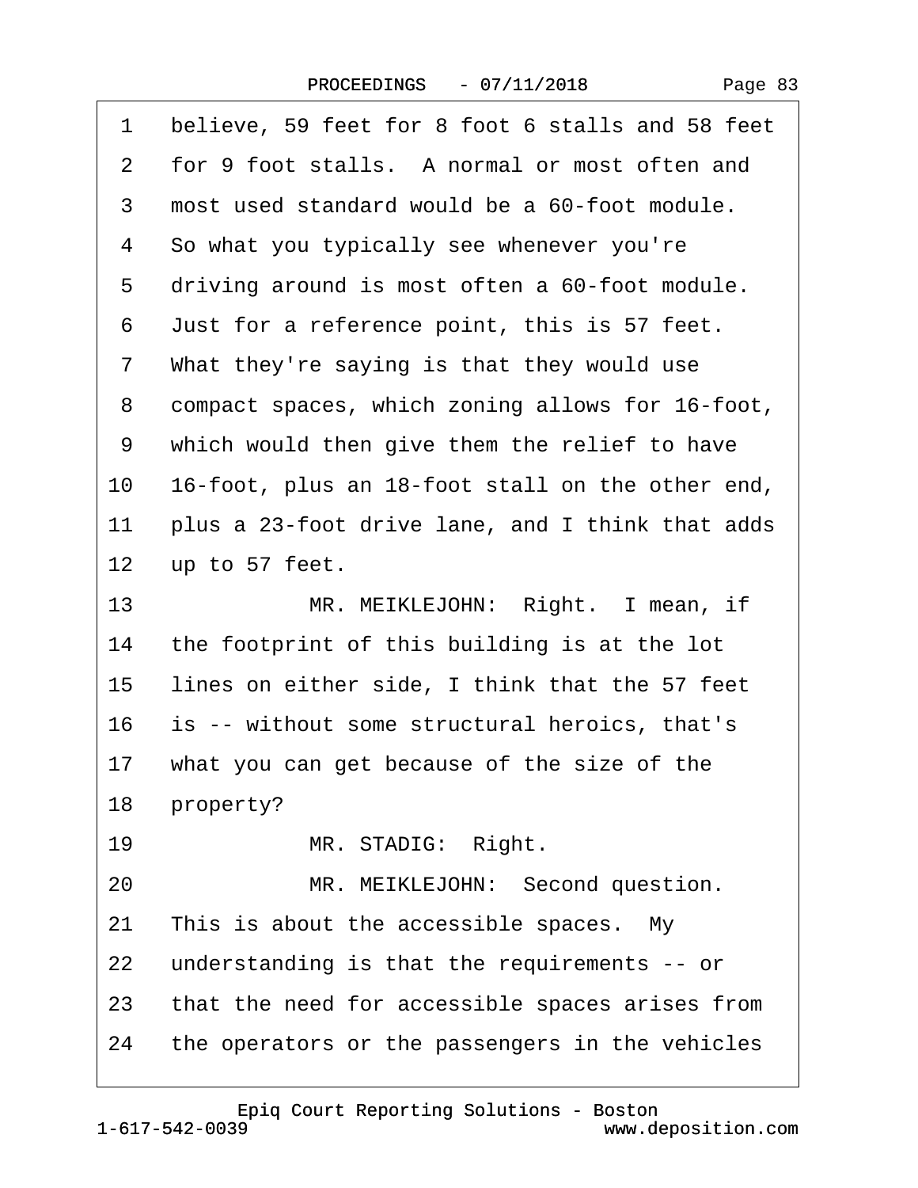1 believe, 59 feet for 8 foot 6 stalls and 58 feet
2 for 9 foot stalls. A normal or most often and
3 most used standard would be a 60-foot module.
4 So what you typically see whenever you're
5 driving around is most often a 60-foot module.
6 Just for a reference point, this is 57 feet.
7 What they're saying is that they would use
8 compact spaces, which zoning allows for 16-foot,
9 which would then give them the relief to have
10 16-foot, plus an 18-foot stall on the other end,
11 plus a 23-foot drive lane, and I think that adds
12 up to 57 feet.
13 MR. MEIKLEJOHN: Right. I mean, if
14 the footprint of this building is at the lot
15 lines on either side, I think that the 57 feet
16 is -- without some structural heroics, that's
17 what you can get because of the size of the
18 property?
19 MR. STADIG: Right.
20 MR. MEIKLEJOHN: Second question.
21 This is about the accessible spaces. My
22 understanding is that the requirements -- or
23 that the need for accessible spaces arises from
24 the operators or the passengers in the vehicles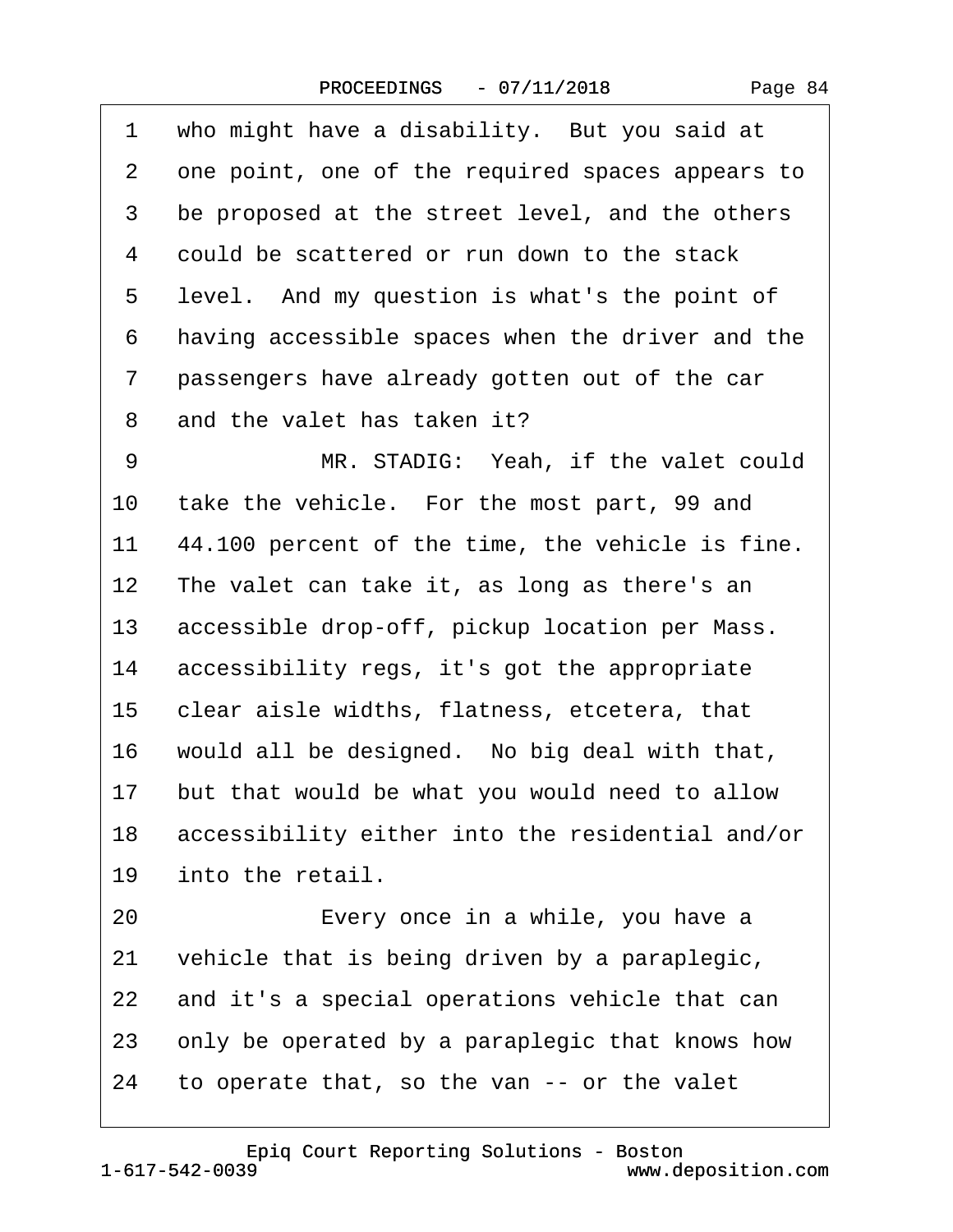1 who might have a disability. But you said at
2 one point, one of the required spaces appears to
3 be proposed at the street level, and the others
4 could be scattered or run down to the stack
5 level. And my question is what's the point of
6 having accessible spaces when the driver and the
7 passengers have already gotten out of the car
8 and the valet has taken it?

9 MR. STADIG: Yeah, if the valet could
10 take the vehicle. For the most part, 99 and
11 44.100 percent of the time, the vehicle is fine.
12 The valet can take it, as long as there's an
13 accessible drop-off, pickup location per Mass.
14 accessibility regs, it's got the appropriate
15 clear aisle widths, flatness, etcetera, that
16 would all be designed. No big deal with that,
17 but that would be what you would need to allow
18 accessibility either into the residential and/or
19 into the retail.

20 Every once in a while, you have a
21 vehicle that is being driven by a paraplegic,
22 and it's a special operations vehicle that can
23 only be operated by a paraplegic that knows how
24 to operate that, so the van -- or the valet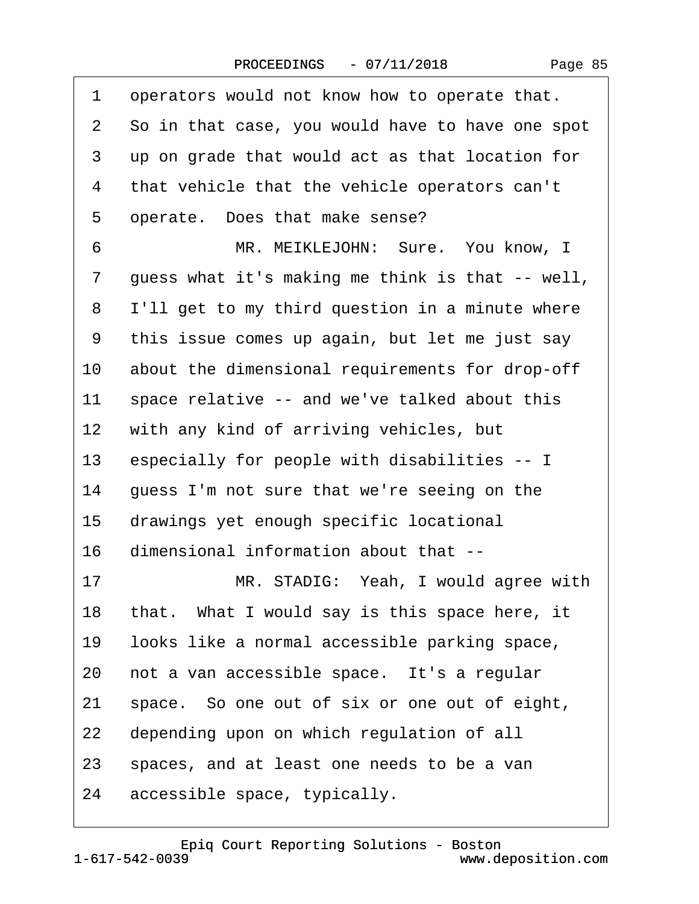1 operators would not know how to operate that.
2 So in that case, you would have to have one spot
3 up on grade that would act as that location for
4 that vehicle that the vehicle operators can't
5 operate. Does that make sense?
6 MR. MEIKLEJOHN: Sure. You know, I
7 guess what it's making me think is that -- well,
8 I'll get to my third question in a minute where
9 this issue comes up again, but let me just say
10 about the dimensional requirements for drop-off
11 space relative -- and we've talked about this
12 with any kind of arriving vehicles, but
13 especially for people with disabilities -- I
14 guess I'm not sure that we're seeing on the
15 drawings yet enough specific locational
16 dimensional information about that --
17 MR. STADIG: Yeah, I would agree with
18 that. What I would say is this space here, it
19 looks like a normal accessible parking space,
20 not a van accessible space. It's a regular
21 space. So one out of six or one out of eight,
22 depending upon on which regulation of all
23 spaces, and at least one needs to be a van
24 accessible space, typically.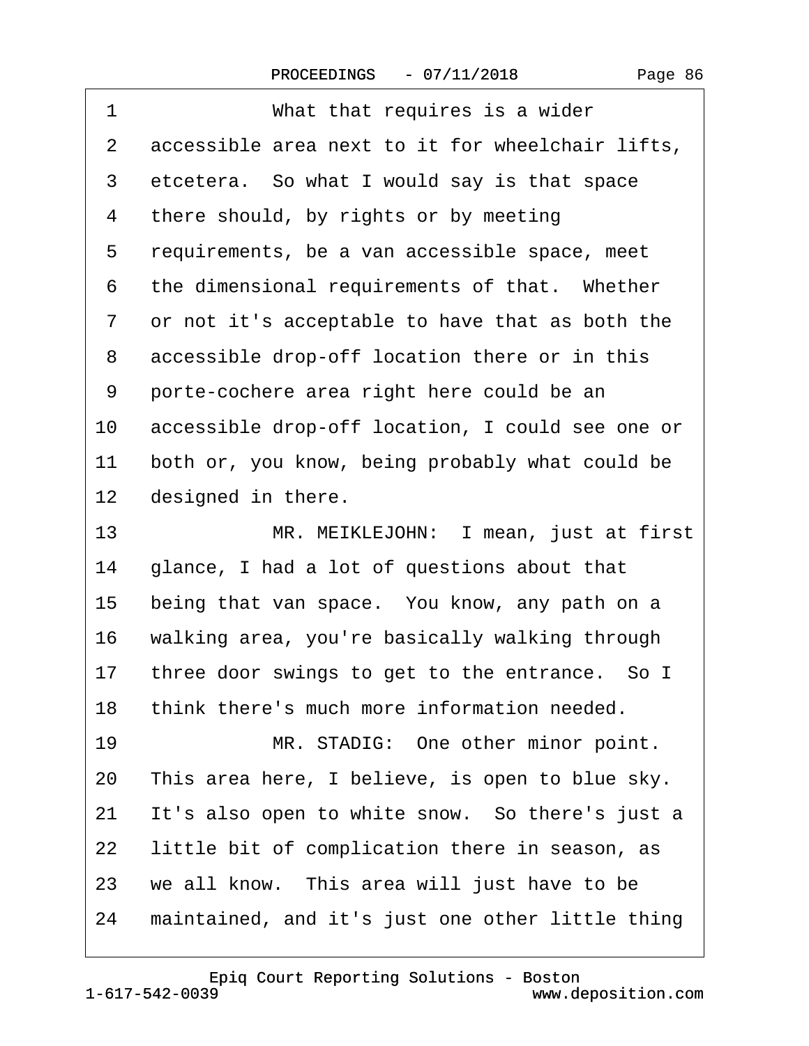1 What that requires is a wider
2 accessible area next to it for wheelchair lifts,
3 etcetera. So what I would say is that space
4 there should, by rights or by meeting
5 requirements, be a van accessible space, meet
6 the dimensional requirements of that. Whether
7 or not it's acceptable to have that as both the
8 accessible drop-off location there or in this
9 porte-cochere area right here could be an
10 accessible drop-off location, I could see one or
11 both or, you know, being probably what could be
12 designed in there.
13 MR. MEIKLEJOHN: I mean, just at first
14 glance, I had a lot of questions about that
15 being that van space. You know, any path on a
16 walking area, you're basically walking through
17 three door swings to get to the entrance. So I
18 think there's much more information needed.
19 MR. STADIG: One other minor point.
20 This area here, I believe, is open to blue sky.
21 It's also open to white snow. So there's just a
22 little bit of complication there in season, as
23 we all know. This area will just have to be
24 maintained, and it's just one other little thing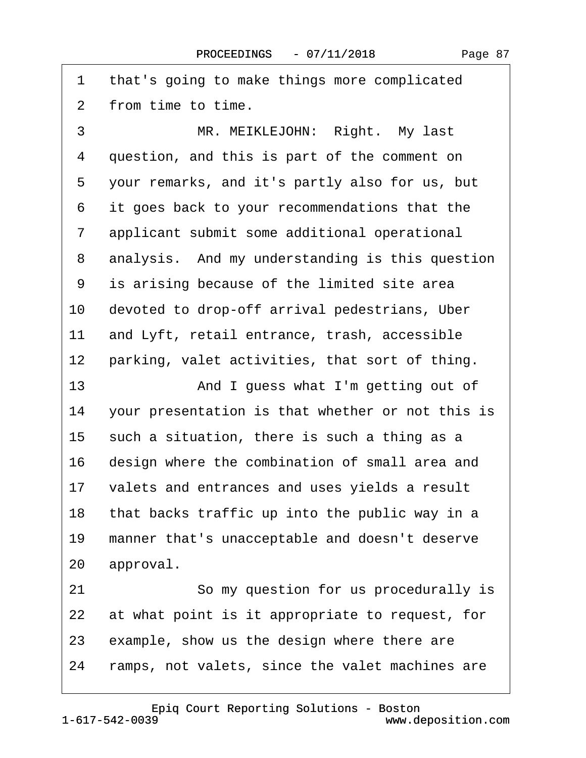1 that's going to make things more complicated
2 from time to time.
3 MR. MEIKLEJOHN: Right. My last
4 question, and this is part of the comment on
5 your remarks, and it's partly also for us, but
6 it goes back to your recommendations that the
7 applicant submit some additional operational
8 analysis. And my understanding is this question
9 is arising because of the limited site area
10 devoted to drop-off arrival pedestrians, Uber
11 and Lyft, retail entrance, trash, accessible
12 parking, valet activities, that sort of thing.
13 And I guess what I'm getting out of
14 your presentation is that whether or not this is
15 such a situation, there is such a thing as a
16 design where the combination of small area and
17 valets and entrances and uses yields a result
18 that backs traffic up into the public way in a
19 manner that's unacceptable and doesn't deserve
20 approval.
21 So my question for us procedurally is
22 at what point is it appropriate to request, for
23 example, show us the design where there are
24 ramps, not valets, since the valet machines are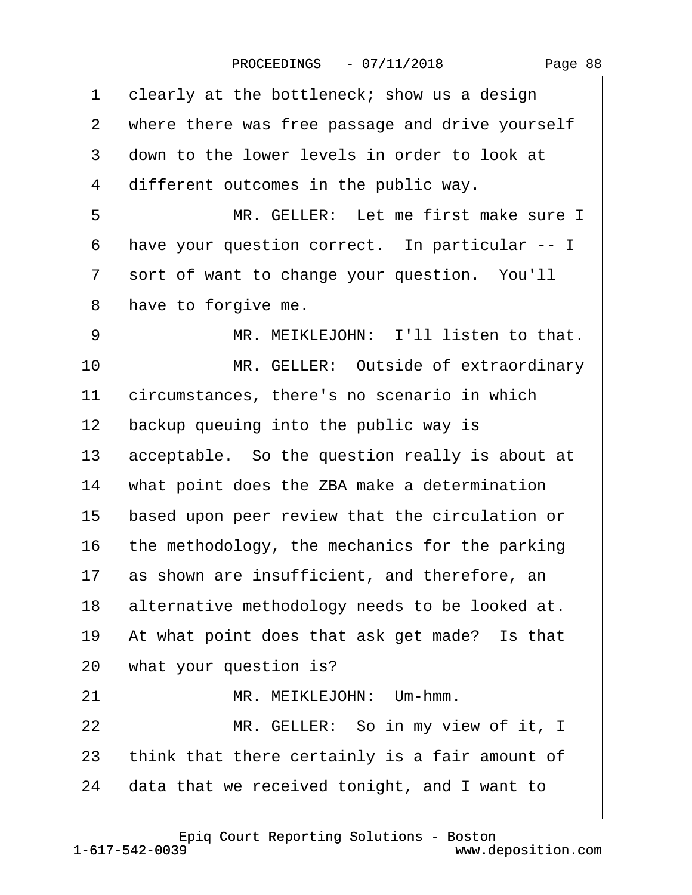1 clearly at the bottleneck; show us a design
2 where there was free passage and drive yourself
3 down to the lower levels in order to look at
4 different outcomes in the public way.
5 MR. GELLER: Let me first make sure I
6 have your question correct. In particular -- I
7 sort of want to change your question. You'll
8 have to forgive me.
9 MR. MEIKLEJOHN: I'll listen to that.
10 MR. GELLER: Outside of extraordinary
11 circumstances, there's no scenario in which
12 backup queuing into the public way is
13 acceptable. So the question really is about at
14 what point does the ZBA make a determination
15 based upon peer review that the circulation or
16 the methodology, the mechanics for the parking
17 as shown are insufficient, and therefore, an
18 alternative methodology needs to be looked at.
19 At what point does that ask get made? Is that
20 what your question is?
21 MR. MEIKLEJOHN: Um-hmm.
22 MR. GELLER: So in my view of it, I
23 think that there certainly is a fair amount of
24 data that we received tonight, and I want to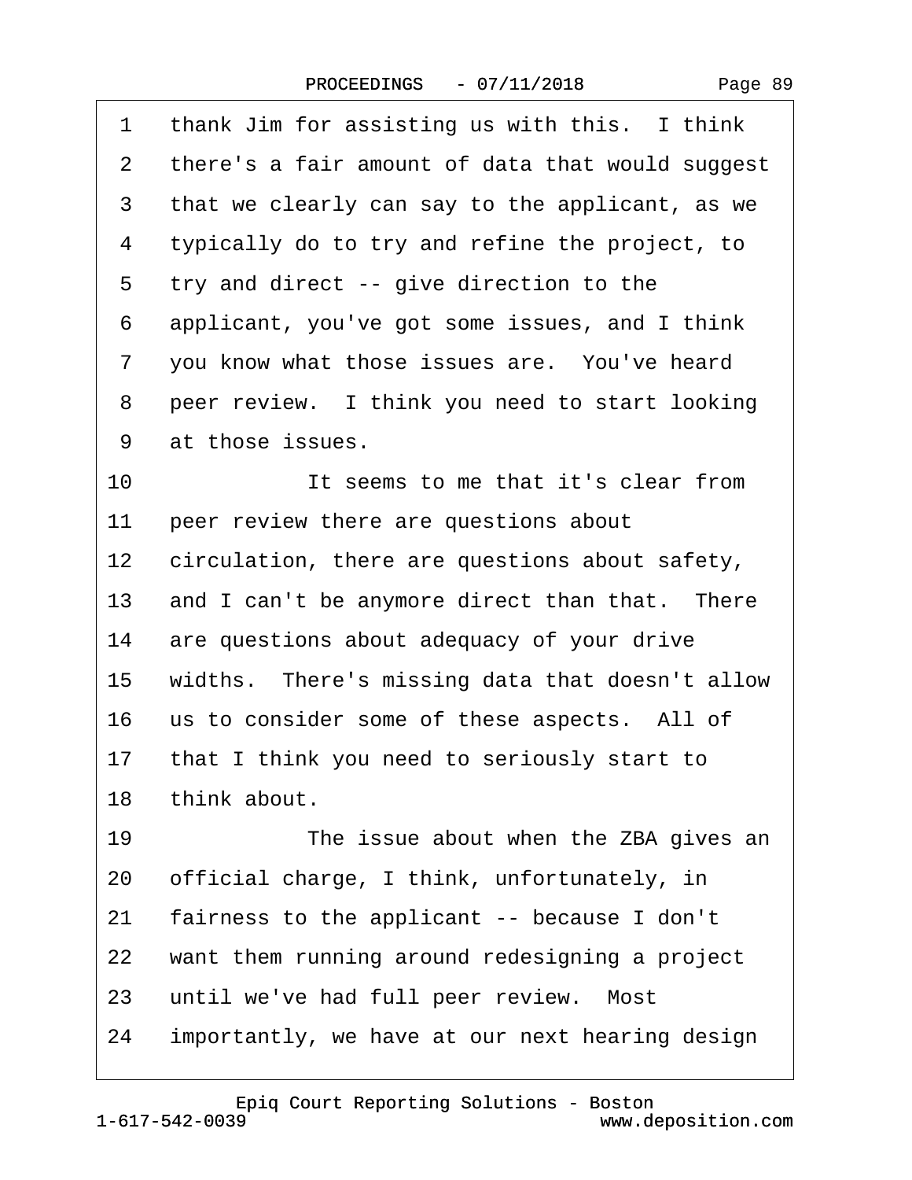1 thank Jim for assisting us with this. I think
2 there's a fair amount of data that would suggest
3 that we clearly can say to the applicant, as we
4 typically do to try and refine the project, to
5 try and direct -- give direction to the
6 applicant, you've got some issues, and I think
7 you know what those issues are. You've heard
8 peer review. I think you need to start looking
9 at those issues.
10 It seems to me that it's clear from
11 peer review there are questions about
12 circulation, there are questions about safety,
13 and I can't be anymore direct than that. There
14 are questions about adequacy of your drive
15 widths. There's missing data that doesn't allow
16 us to consider some of these aspects. All of
17 that I think you need to seriously start to
18 think about.
19 The issue about when the ZBA gives an
20 official charge, I think, unfortunately, in
21 fairness to the applicant -- because I don't
22 want them running around redesigning a project
23 until we've had full peer review. Most
24 importantly, we have at our next hearing design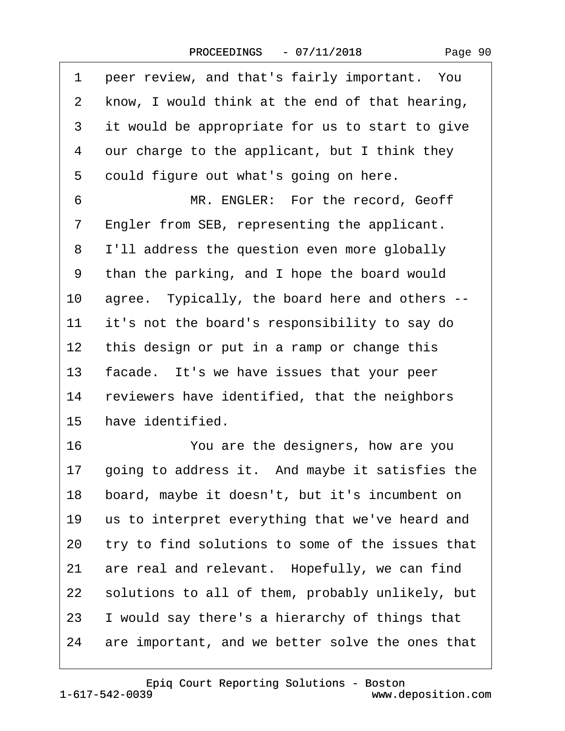1 peer review, and that's fairly important. You
2 know, I would think at the end of that hearing,
3 it would be appropriate for us to start to give
4 our charge to the applicant, but I think they
5 could figure out what's going on here.
6 MR. ENGLER: For the record, Geoff
7 Engler from SEB, representing the applicant.
8 I'll address the question even more globally
9 than the parking, and I hope the board would
10 agree. Typically, the board here and others --
11 it's not the board's responsibility to say do
12 this design or put in a ramp or change this
13 facade. It's we have issues that your peer
14 reviewers have identified, that the neighbors
15 have identified.
16 You are the designers, how are you
17 going to address it. And maybe it satisfies the
18 board, maybe it doesn't, but it's incumbent on
19 us to interpret everything that we've heard and
20 try to find solutions to some of the issues that
21 are real and relevant. Hopefully, we can find
22 solutions to all of them, probably unlikely, but
23 I would say there's a hierarchy of things that
24 are important, and we better solve the ones that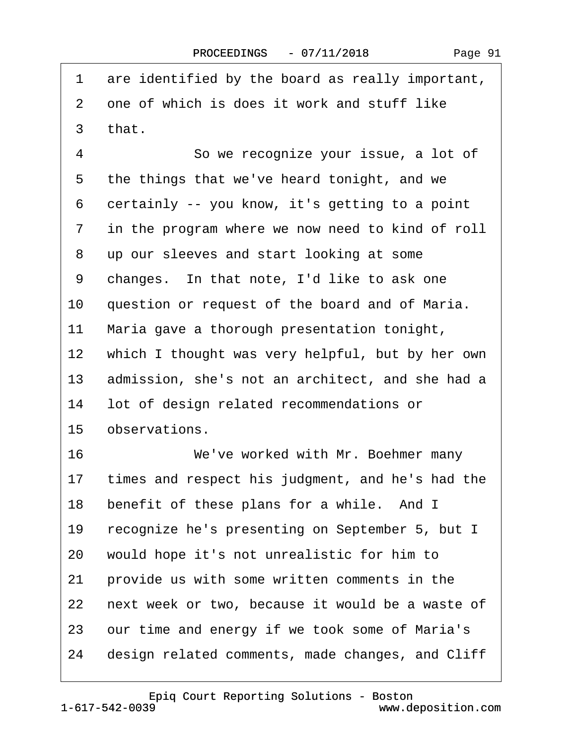1 are identified by the board as really important,
2 one of which is does it work and stuff like
3 that.
4 So we recognize your issue, a lot of
5 the things that we've heard tonight, and we
6 certainly -- you know, it's getting to a point
7 in the program where we now need to kind of roll
8 up our sleeves and start looking at some
9 changes. In that note, I'd like to ask one
10 question or request of the board and of Maria.
11 Maria gave a thorough presentation tonight,
12 which I thought was very helpful, but by her own
13 admission, she's not an architect, and she had a
14 lot of design related recommendations or
15 observations.
16 We've worked with Mr. Boehmer many
17 times and respect his judgment, and he's had the
18 benefit of these plans for a while. And I
19 recognize he's presenting on September 5, but I
20 would hope it's not unrealistic for him to
21 provide us with some written comments in the
22 next week or two, because it would be a waste of
23 our time and energy if we took some of Maria's
24 design related comments, made changes, and Cliff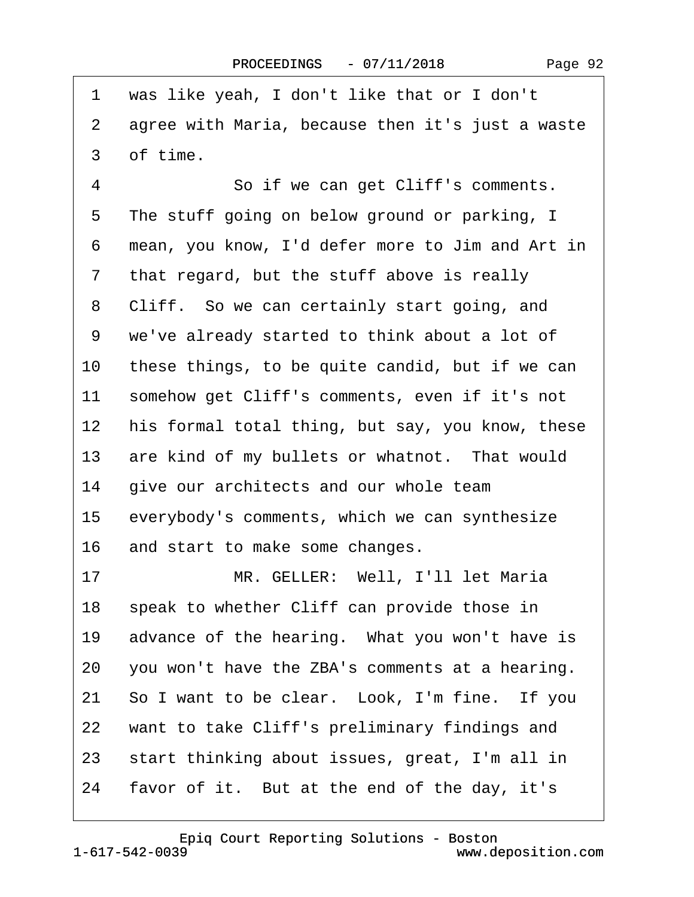1 was like yeah, I don't like that or I don't
2 agree with Maria, because then it's just a waste
3 of time.
4 So if we can get Cliff's comments.
5 The stuff going on below ground or parking, I
6 mean, you know, I'd defer more to Jim and Art in
7 that regard, but the stuff above is really
8 Cliff. So we can certainly start going, and
9 we've already started to think about a lot of
10 these things, to be quite candid, but if we can
11 somehow get Cliff's comments, even if it's not
12 his formal total thing, but say, you know, these
13 are kind of my bullets or whatnot. That would
14 give our architects and our whole team
15 everybody's comments, which we can synthesize
16 and start to make some changes.
17 MR. GELLER: Well, I'll let Maria
18 speak to whether Cliff can provide those in
19 advance of the hearing. What you won't have is
20 you won't have the ZBA's comments at a hearing.
21 So I want to be clear. Look, I'm fine. If you
22 want to take Cliff's preliminary findings and
23 start thinking about issues, great, I'm all in
24 favor of it. But at the end of the day, it's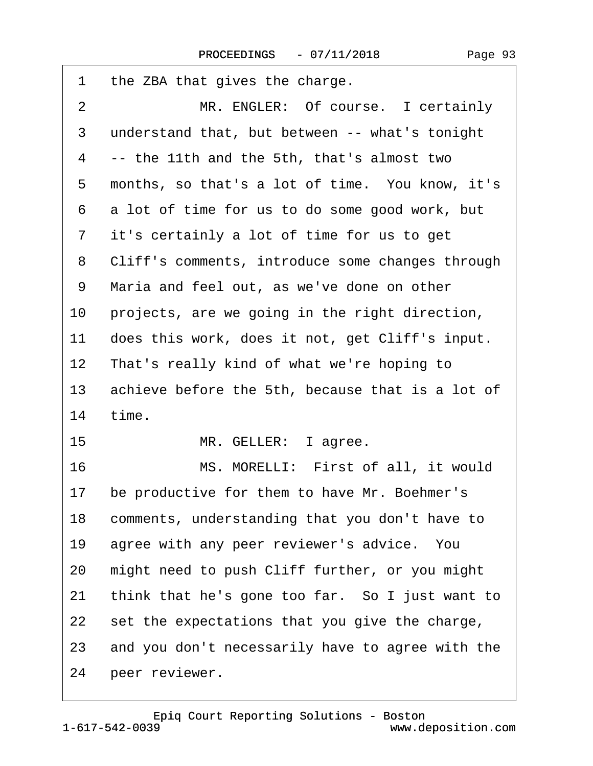1 the ZBA that gives the charge.

2 MR. ENGLER: Of course. I certainly

3 understand that, but between -- what's tonight

4 -- the 11th and the 5th, that's almost two

5 months, so that's a lot of time. You know, it's

6 a lot of time for us to do some good work, but

7 it's certainly a lot of time for us to get

8 Cliff's comments, introduce some changes through

9 Maria and feel out, as we've done on other

10 projects, are we going in the right direction,

11 does this work, does it not, get Cliff's input.

12 That's really kind of what we're hoping to

13 achieve before the 5th, because that is a lot of

14 time.

15 MR. GELLER: I agree.

16 MS. MORELLI: First of all, it would

17 be productive for them to have Mr. Boehmer's

18 comments, understanding that you don't have to

19 agree with any peer reviewer's advice. You

20 might need to push Cliff further, or you might

21 think that he's gone too far. So I just want to

22 set the expectations that you give the charge,

23 and you don't necessarily have to agree with the

24 peer reviewer.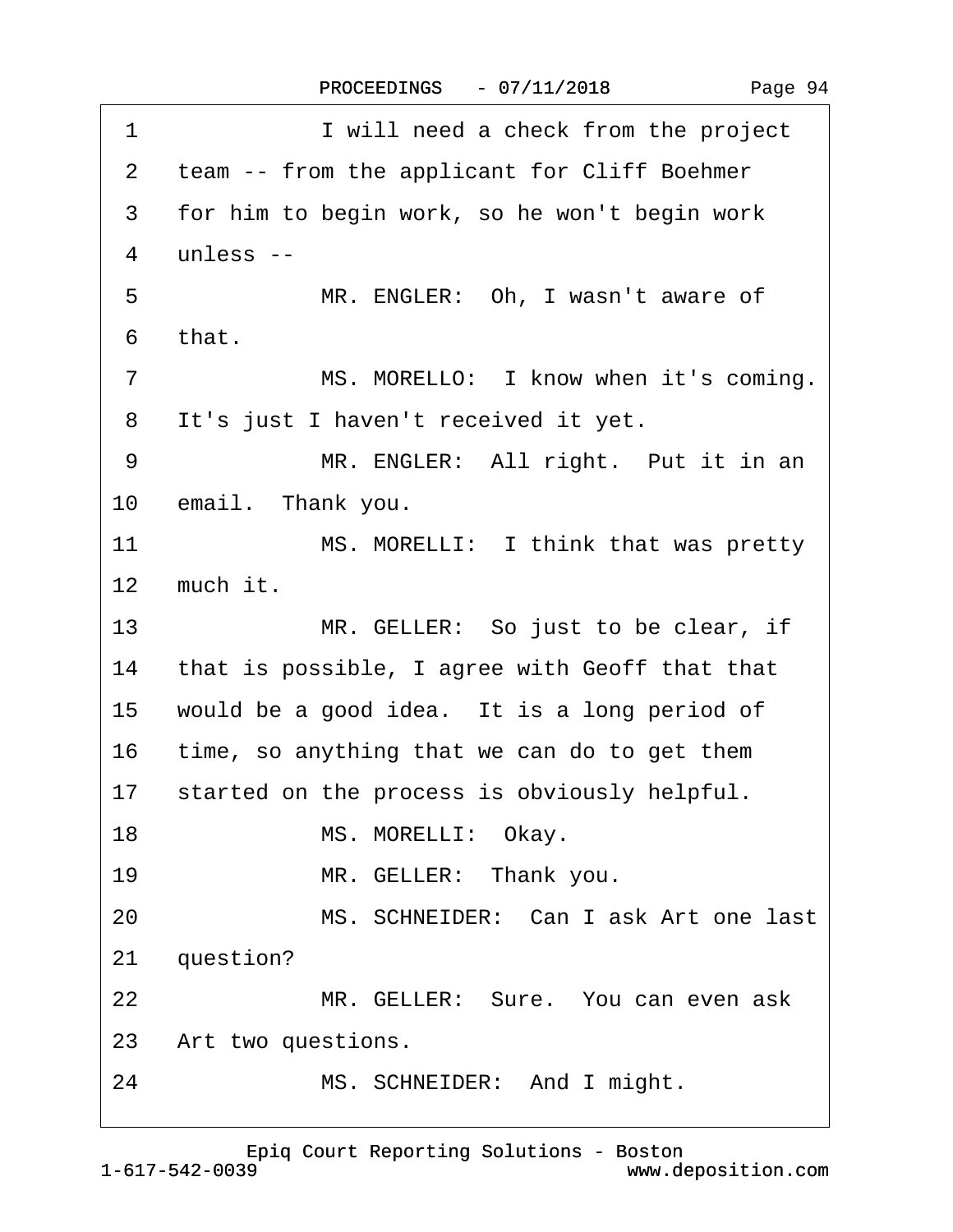1 I will need a check from the project
2 team -- from the applicant for Cliff Boehmer
3 for him to begin work, so he won't begin work
4 unless --
5 MR. ENGLER: Oh, I wasn't aware of
6 that.
7 MS. MORELLO: I know when it's coming.
8 It's just I haven't received it yet.
9 MR. ENGLER: All right. Put it in an
10 email. Thank you.
11 MS. MORELLI: I think that was pretty
12 much it.
13 MR. GELLER: So just to be clear, if
14 that is possible, I agree with Geoff that that
15 would be a good idea. It is a long period of
16 time, so anything that we can do to get them
17 started on the process is obviously helpful.
18 MS. MORELLI: Okay.
19 MR. GELLER: Thank you.
20 MS. SCHNEIDER: Can I ask Art one last
21 question?
22 MR. GELLER: Sure. You can even ask
23 Art two questions.
24 MS. SCHNEIDER: And I might.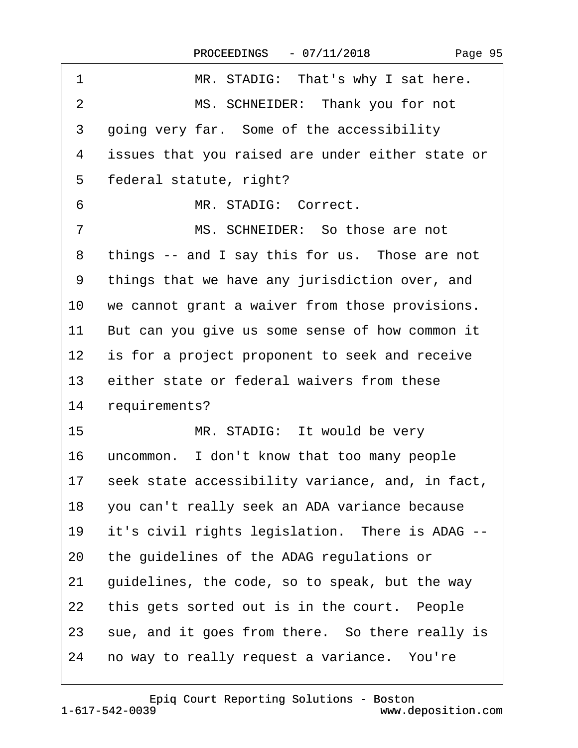1 MR. STADIG: That's why I sat here.

2 MS. SCHNEIDER: Thank you for not

3 going very far. Some of the accessibility

4 issues that you raised are under either state or

5 federal statute, right?

6 MR. STADIG: Correct.

7 MS. SCHNEIDER: So those are not

8 things -- and I say this for us. Those are not

9 things that we have any jurisdiction over, and

10 we cannot grant a waiver from those provisions.

11 But can you give us some sense of how common it

12 is for a project proponent to seek and receive

13 either state or federal waivers from these

14 requirements?

15 MR. STADIG: It would be very

16 uncommon. I don't know that too many people

17 seek state accessibility variance, and, in fact,

18 you can't really seek an ADA variance because

19 it's civil rights legislation. There is ADAG --

20 the guidelines of the ADAG regulations or

21 guidelines, the code, so to speak, but the way

22 this gets sorted out is in the court. People

23 sue, and it goes from there. So there really is

24 no way to really request a variance. You're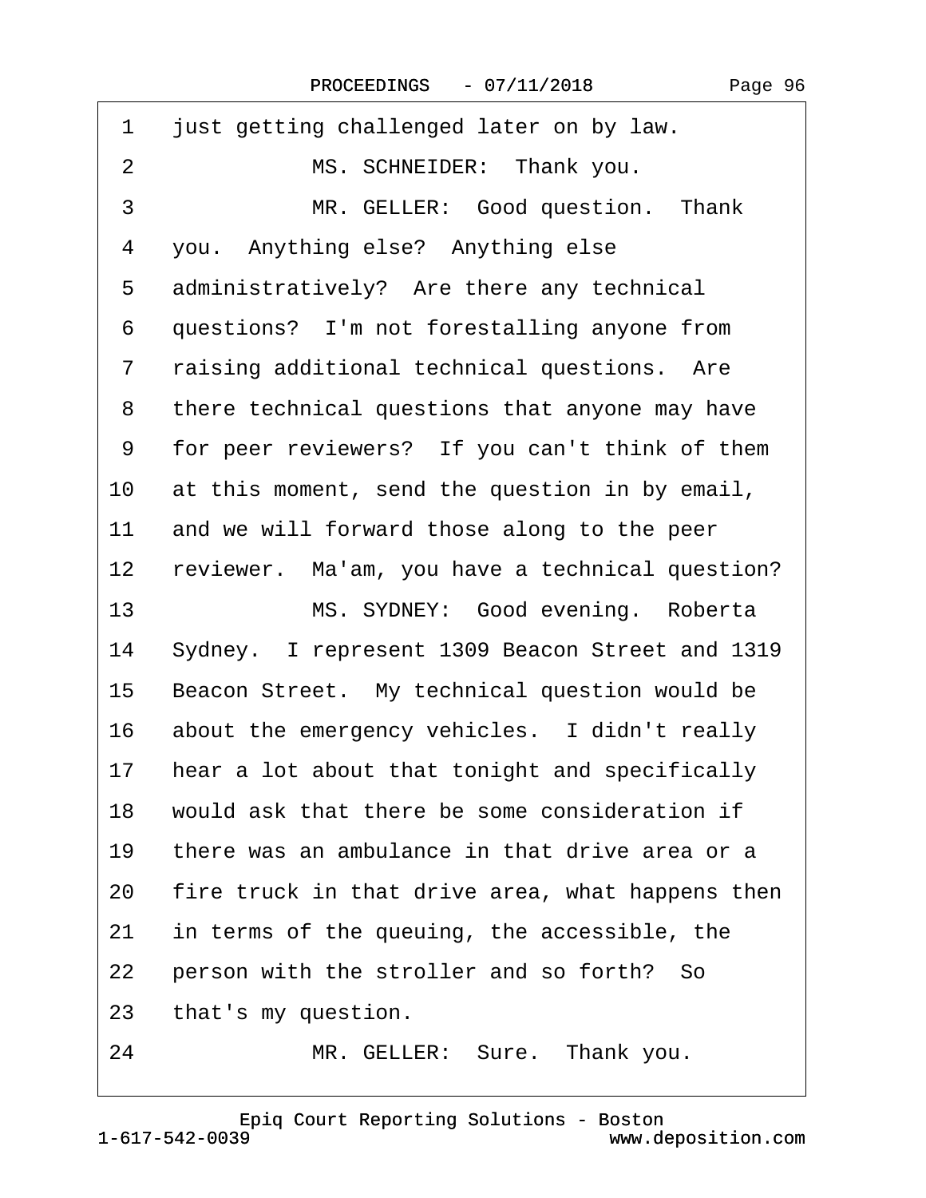1 just getting challenged later on by law.

2 MS. SCHNEIDER: Thank you.

3 MR. GELLER: Good question. Thank

4 you. Anything else? Anything else

5 administratively? Are there any technical

6 questions? I'm not forestalling anyone from

7 raising additional technical questions. Are

8 there technical questions that anyone may have

9 for peer reviewers? If you can't think of them

10 at this moment, send the question in by email,

11 and we will forward those along to the peer

12 reviewer. Ma'am, you have a technical question?

13 MS. SYDNEY: Good evening. Roberta

14 Sydney. I represent 1309 Beacon Street and 1319

15 Beacon Street. My technical question would be

16 about the emergency vehicles. I didn't really

17 hear a lot about that tonight and specifically

18 would ask that there be some consideration if

19 there was an ambulance in that drive area or a

20 fire truck in that drive area, what happens then

21 in terms of the queuing, the accessible, the

22 person with the stroller and so forth? So

23 that's my question.

24 MR. GELLER: Sure. Thank you.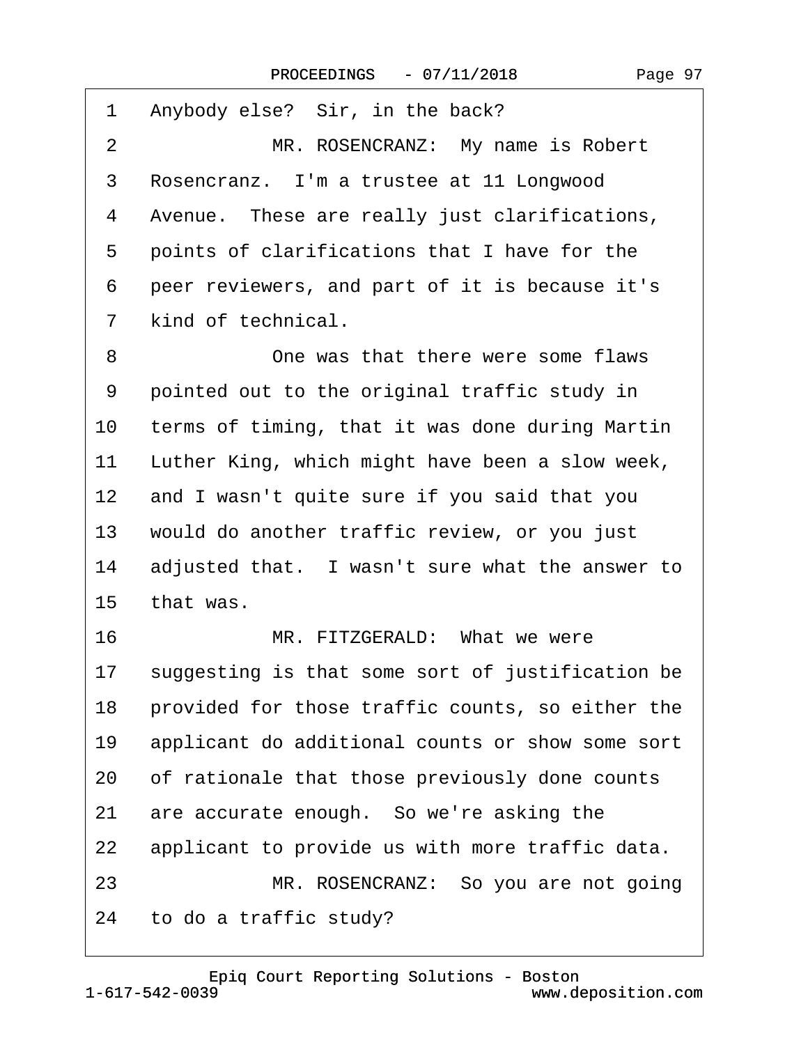1 Anybody else? Sir, in the back?

2 MR. ROSENCRANZ: My name is Robert

3 Rosencranz. I'm a trustee at 11 Longwood

4 Avenue. These are really just clarifications,

5 points of clarifications that I have for the

6 peer reviewers, and part of it is because it's

7 kind of technical.

8 One was that there were some flaws

9 pointed out to the original traffic study in

10 terms of timing, that it was done during Martin

11 Luther King, which might have been a slow week,

12 and I wasn't quite sure if you said that you

13 would do another traffic review, or you just

14 adjusted that. I wasn't sure what the answer to

15 that was.

16 MR. FITZGERALD: What we were

17 suggesting is that some sort of justification be

18 provided for those traffic counts, so either the

19 applicant do additional counts or show some sort

20 of rationale that those previously done counts

21 are accurate enough. So we're asking the

22 applicant to provide us with more traffic data.

23 MR. ROSENCRANZ: So you are not going

24 to do a traffic study?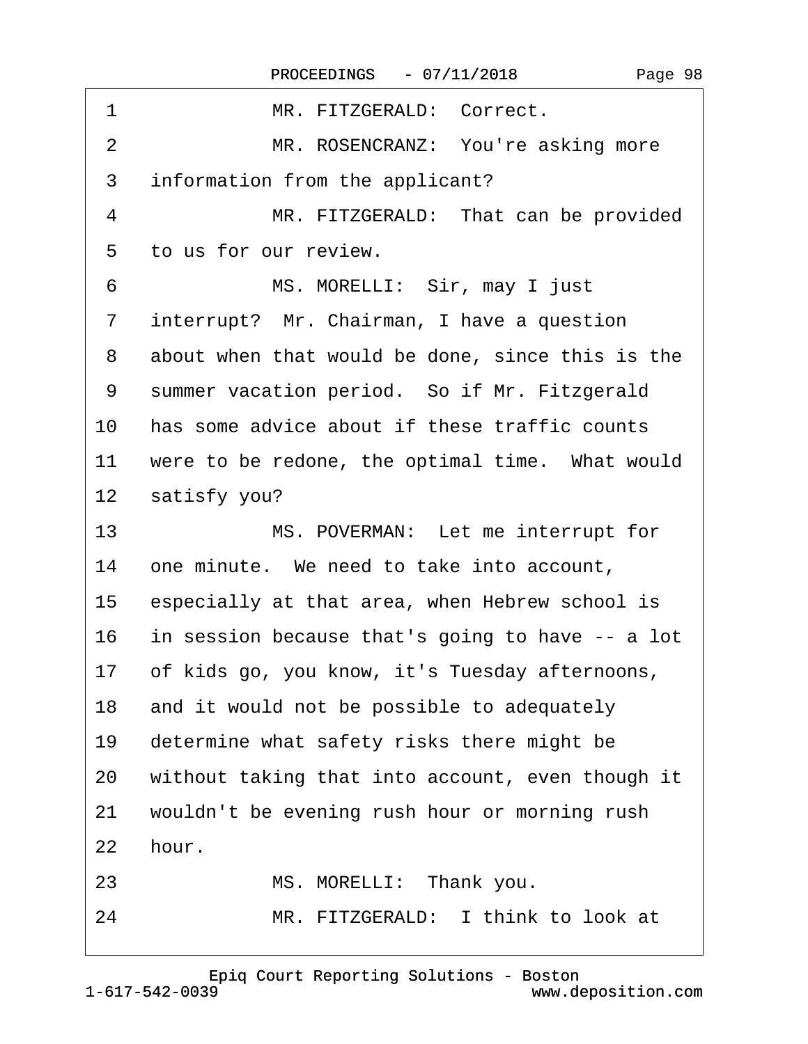1 MR. FITZGERALD: Correct.

2 MR. ROSENCRANZ: You're asking more

3 information from the applicant?

4 MR. FITZGERALD: That can be provided

5 to us for our review.

6 MS. MORELLI: Sir, may I just

7 interrupt? Mr. Chairman, I have a question

8 about when that would be done, since this is the

9 summer vacation period. So if Mr. Fitzgerald

10 has some advice about if these traffic counts

11 were to be redone, the optimal time. What would

12 satisfy you?

13 MS. POVERMAN: Let me interrupt for

14 one minute. We need to take into account,

15 especially at that area, when Hebrew school is

16 in session because that's going to have -- a lot

17 of kids go, you know, it's Tuesday afternoons,

18 and it would not be possible to adequately

19 determine what safety risks there might be

20 without taking that into account, even though it

21 wouldn't be evening rush hour or morning rush

22 hour.

23 MS. MORELLI: Thank you.

24 MR. FITZGERALD: I think to look at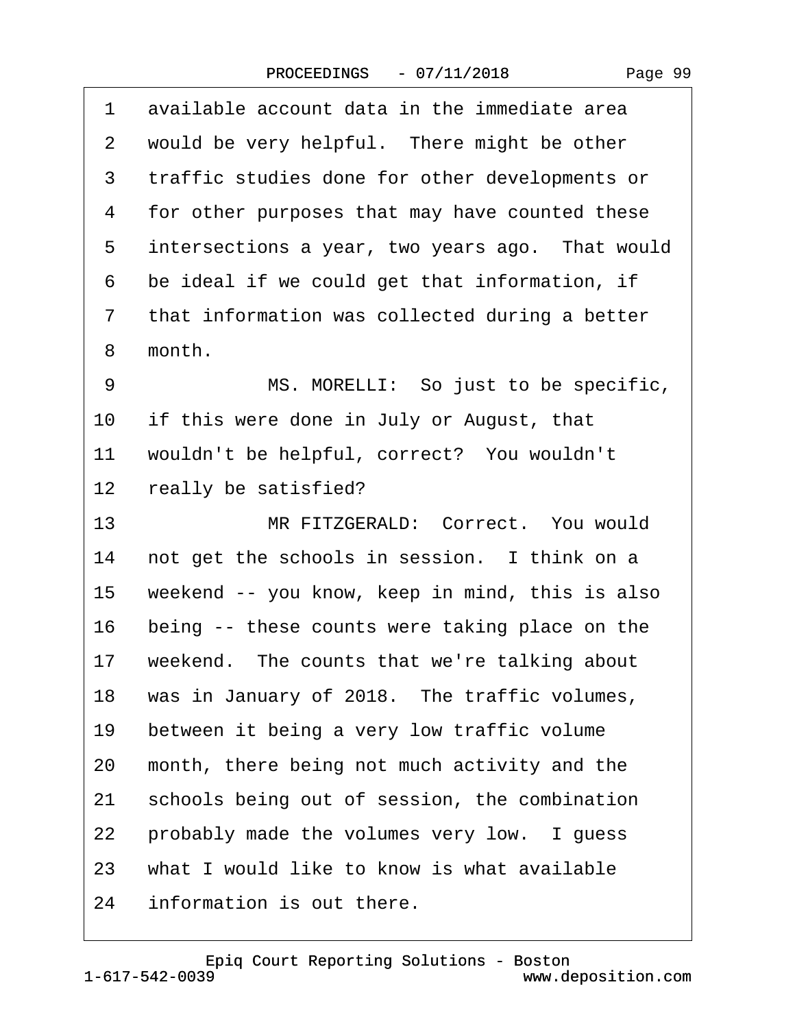1 available account data in the immediate area
2 would be very helpful. There might be other
3 traffic studies done for other developments or
4 for other purposes that may have counted these
5 intersections a year, two years ago. That would
6 be ideal if we could get that information, if
7 that information was collected during a better
8 month.
9 MS. MORELLI: So just to be specific,
10 if this were done in July or August, that
11 wouldn't be helpful, correct? You wouldn't
12 really be satisfied?
13 MR FITZGERALD: Correct. You would
14 not get the schools in session. I think on a
15 weekend -- you know, keep in mind, this is also
16 being -- these counts were taking place on the
17 weekend. The counts that we're talking about
18 was in January of 2018. The traffic volumes,
19 between it being a very low traffic volume
20 month, there being not much activity and the
21 schools being out of session, the combination
22 probably made the volumes very low. I guess
23 what I would like to know is what available
24 information is out there.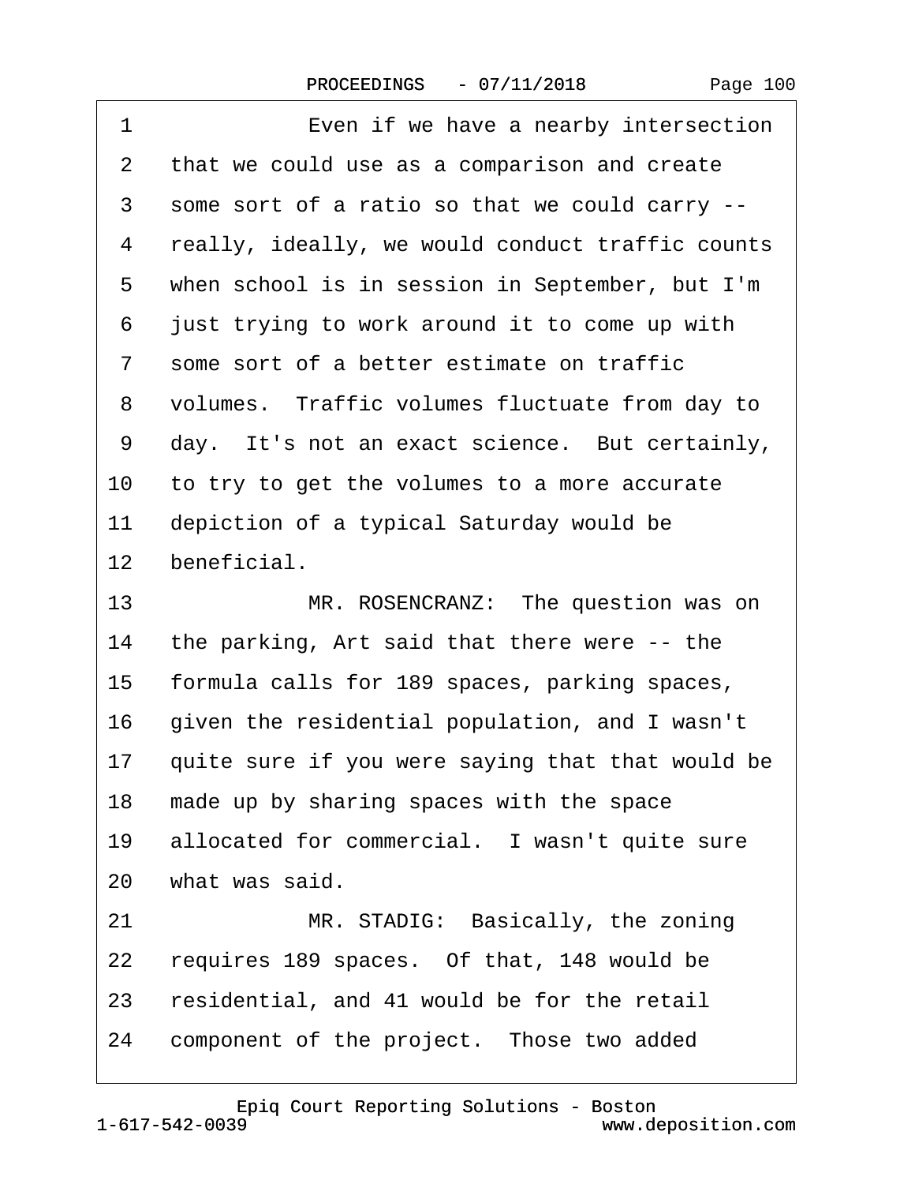1 Even if we have a nearby intersection
2 that we could use as a comparison and create
3 some sort of a ratio so that we could carry --
4 really, ideally, we would conduct traffic counts
5 when school is in session in September, but I'm
6 just trying to work around it to come up with
7 some sort of a better estimate on traffic
8 volumes. Traffic volumes fluctuate from day to
9 day. It's not an exact science. But certainly,
10 to try to get the volumes to a more accurate
11 depiction of a typical Saturday would be
12 beneficial.
13 MR. ROSENCRANZ: The question was on
14 the parking, Art said that there were -- the
15 formula calls for 189 spaces, parking spaces,
16 given the residential population, and I wasn't
17 quite sure if you were saying that that would be
18 made up by sharing spaces with the space
19 allocated for commercial. I wasn't quite sure
20 what was said.
21 MR. STADIG: Basically, the zoning
22 requires 189 spaces. Of that, 148 would be
23 residential, and 41 would be for the retail
24 component of the project. Those two added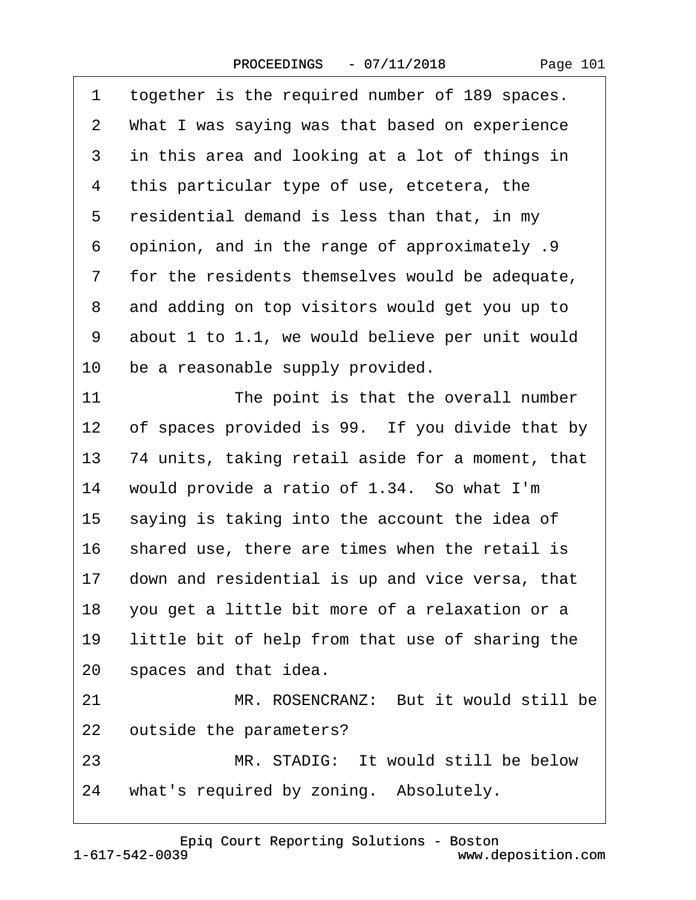1 together is the required number of 189 spaces.
2 What I was saying was that based on experience
3 in this area and looking at a lot of things in
4 this particular type of use, etcetera, the
5 residential demand is less than that, in my
6 opinion, and in the range of approximately .9
7 for the residents themselves would be adequate,
8 and adding on top visitors would get you up to
9 about 1 to 1.1, we would believe per unit would
10 be a reasonable supply provided.
11 The point is that the overall number
12 of spaces provided is 99. If you divide that by
13 74 units, taking retail aside for a moment, that
14 would provide a ratio of 1.34. So what I'm
15 saying is taking into the account the idea of
16 shared use, there are times when the retail is
17 down and residential is up and vice versa, that
18 you get a little bit more of a relaxation or a
19 little bit of help from that use of sharing the
20 spaces and that idea.
21 MR. ROSENCRANZ: But it would still be
22 outside the parameters?
23 MR. STADIG: It would still be below
24 what's required by zoning. Absolutely.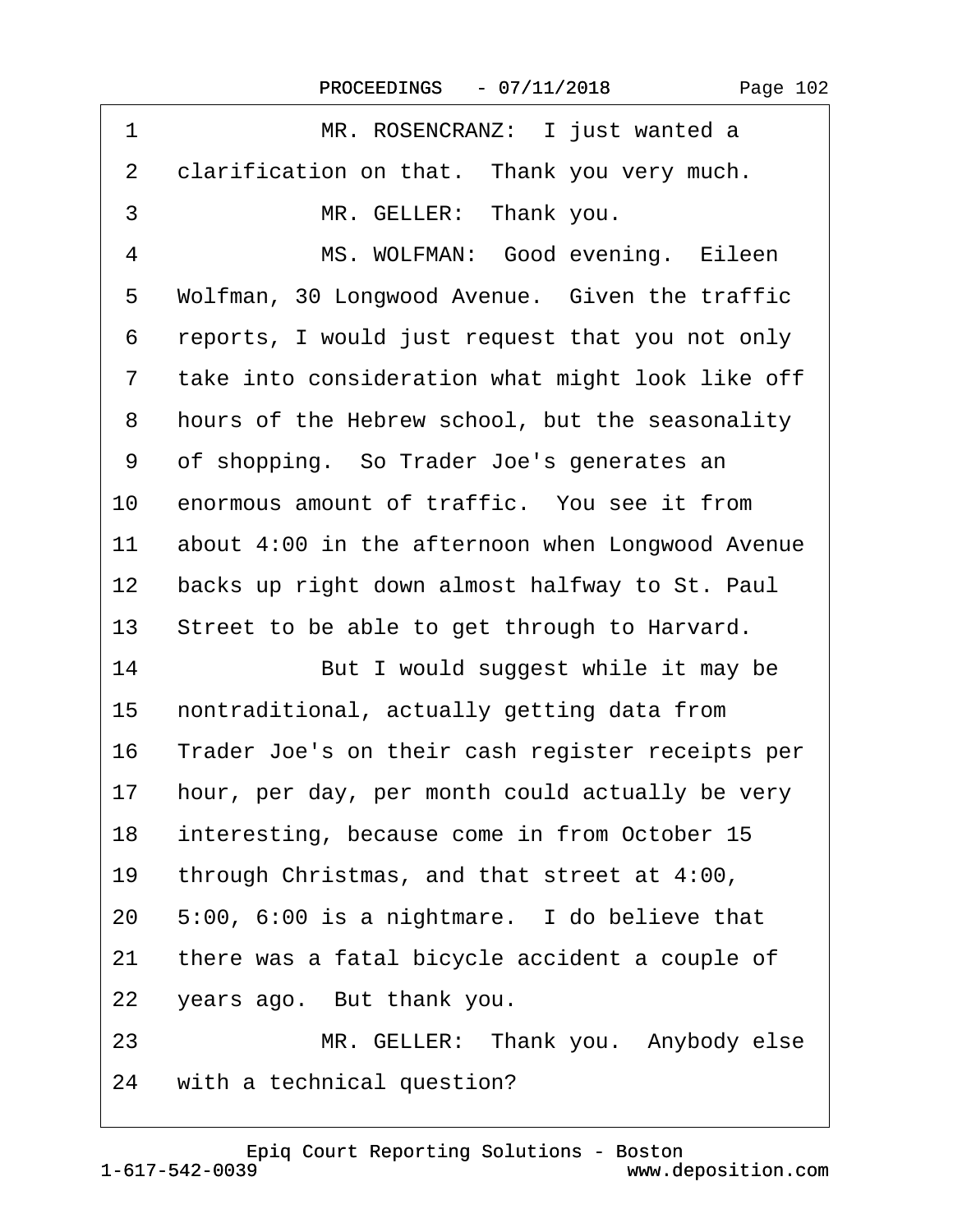1 MR. ROSENCRANZ: I just wanted a
2 clarification on that. Thank you very much.
3 MR. GELLER: Thank you.
4 MS. WOLFMAN: Good evening. Eileen
5 Wolfman, 30 Longwood Avenue. Given the traffic
6 reports, I would just request that you not only
7 take into consideration what might look like off
8 hours of the Hebrew school, but the seasonality
9 of shopping. So Trader Joe's generates an
10 enormous amount of traffic. You see it from
11 about 4:00 in the afternoon when Longwood Avenue
12 backs up right down almost halfway to St. Paul
13 Street to be able to get through to Harvard.
14 But I would suggest while it may be
15 nontraditional, actually getting data from
16 Trader Joe's on their cash register receipts per
17 hour, per day, per month could actually be very
18 interesting, because come in from October 15
19 through Christmas, and that street at 4:00,
20 5:00, 6:00 is a nightmare. I do believe that
21 there was a fatal bicycle accident a couple of
22 years ago. But thank you.
23 MR. GELLER: Thank you. Anybody else
24 with a technical question?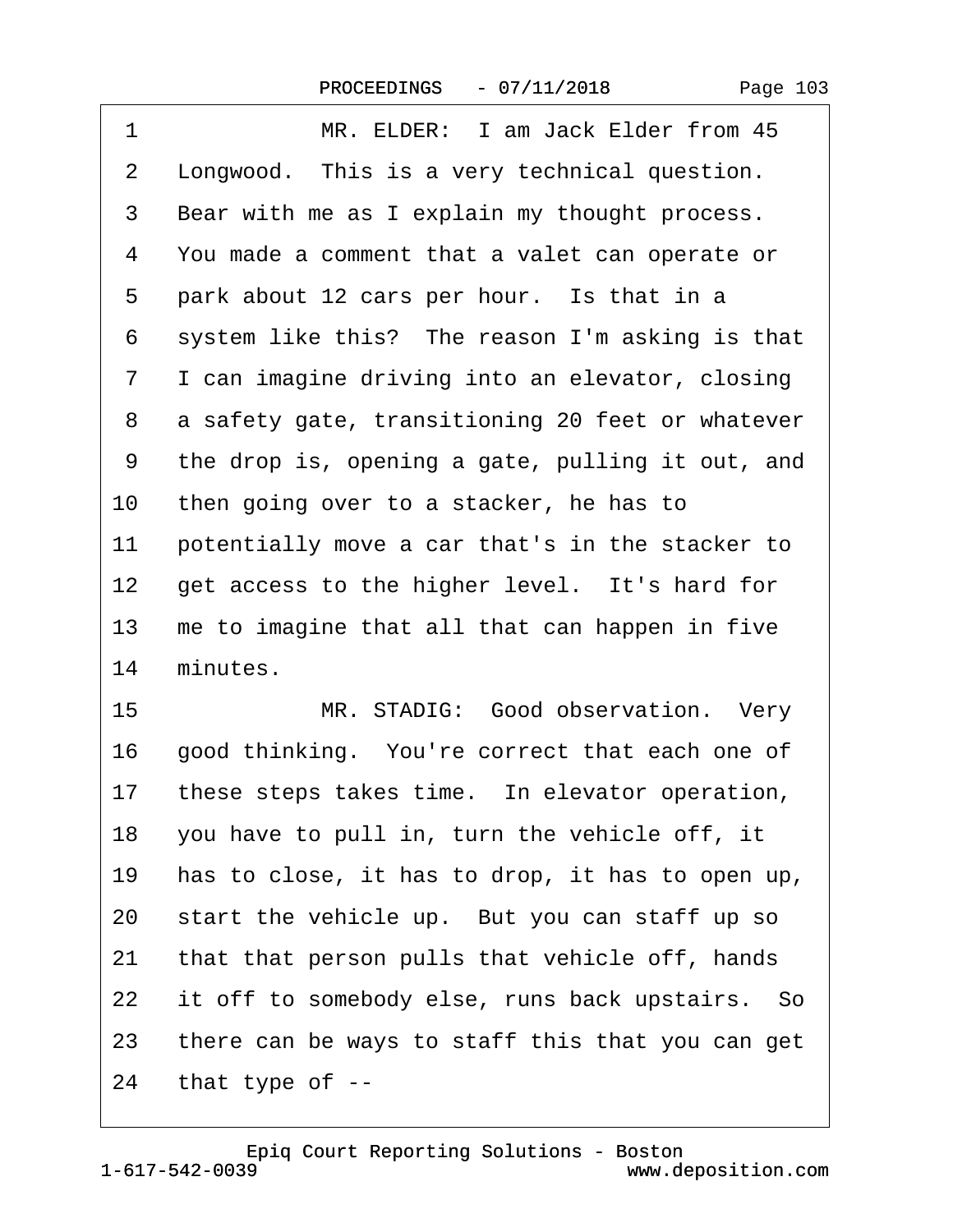1 MR. ELDER: I am Jack Elder from 45
2 Longwood. This is a very technical question.
3 Bear with me as I explain my thought process.
4 You made a comment that a valet can operate or
5 park about 12 cars per hour. Is that in a
6 system like this? The reason I'm asking is that
7 I can imagine driving into an elevator, closing
8 a safety gate, transitioning 20 feet or whatever
9 the drop is, opening a gate, pulling it out, and
10 then going over to a stacker, he has to
11 potentially move a car that's in the stacker to
12 get access to the higher level. It's hard for
13 me to imagine that all that can happen in five
14 minutes.
15 MR. STADIG: Good observation. Very
16 good thinking. You're correct that each one of
17 these steps takes time. In elevator operation,
18 you have to pull in, turn the vehicle off, it
19 has to close, it has to drop, it has to open up,
20 start the vehicle up. But you can staff up so
21 that that person pulls that vehicle off, hands
22 it off to somebody else, runs back upstairs. So
23 there can be ways to staff this that you can get
24 that type of --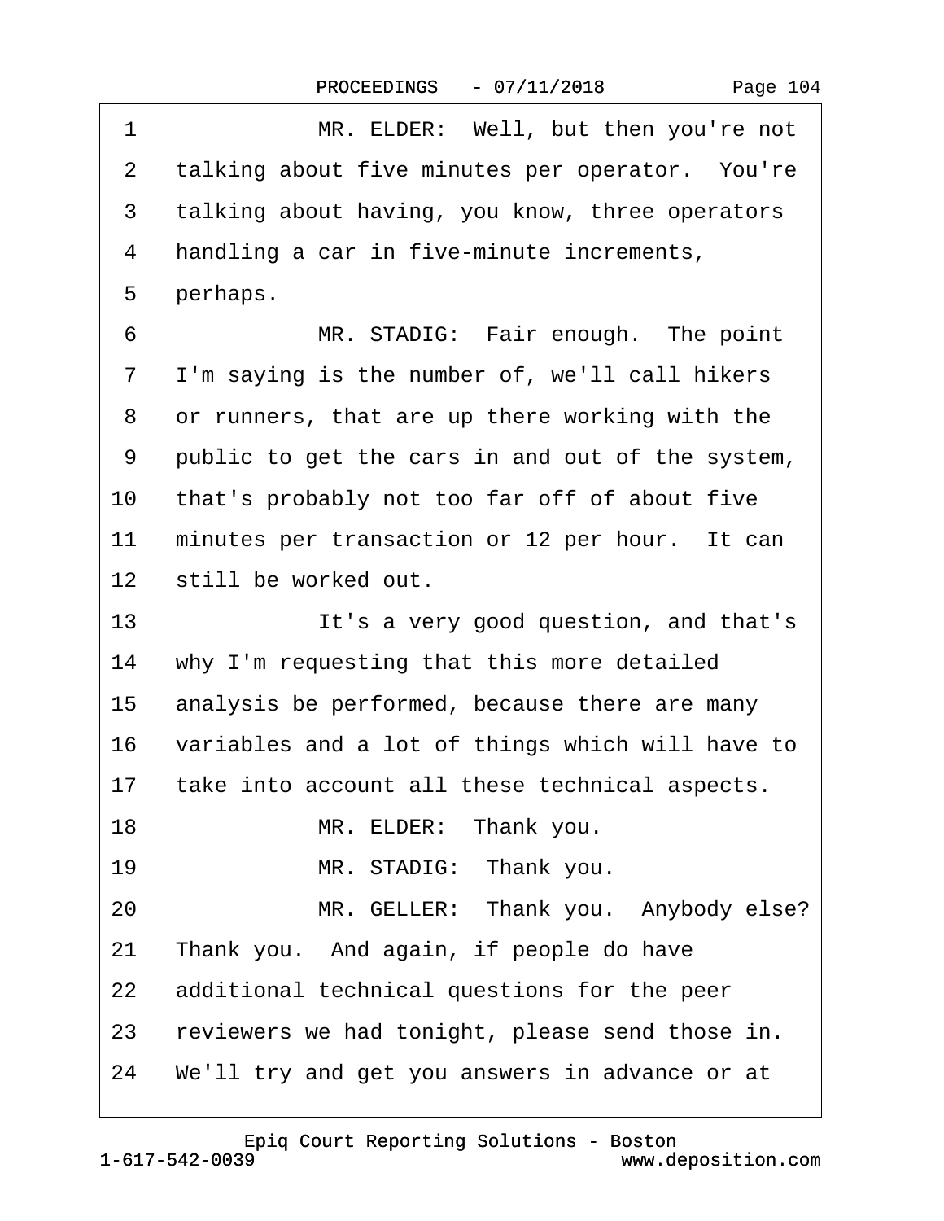1 MR. ELDER: Well, but then you're not
2 talking about five minutes per operator. You're
3 talking about having, you know, three operators
4 handling a car in five-minute increments,
5 perhaps.
6 MR. STADIG: Fair enough. The point
7 I'm saying is the number of, we'll call hikers
8 or runners, that are up there working with the
9 public to get the cars in and out of the system,
10 that's probably not too far off of about five
11 minutes per transaction or 12 per hour. It can
12 still be worked out.
13 It's a very good question, and that's
14 why I'm requesting that this more detailed
15 analysis be performed, because there are many
16 variables and a lot of things which will have to
17 take into account all these technical aspects.
18 MR. ELDER: Thank you.
19 MR. STADIG: Thank you.
20 MR. GELLER: Thank you. Anybody else?
21 Thank you. And again, if people do have
22 additional technical questions for the peer
23 reviewers we had tonight, please send those in.
24 We'll try and get you answers in advance or at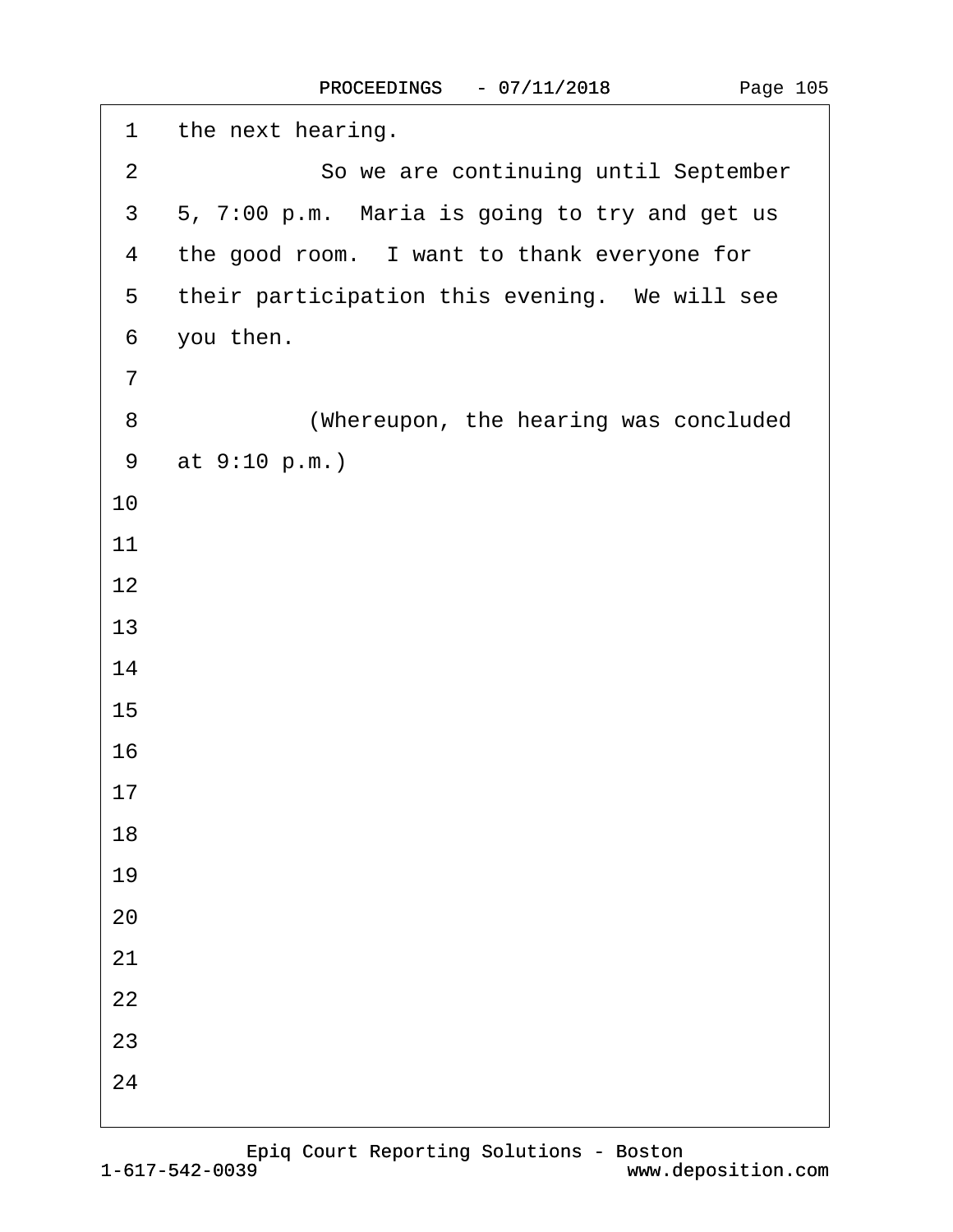the next hearing.

So we are continuing until September 5, 7:00 p.m. Maria is going to try and get us the good room. I want to thank everyone for their participation this evening. We will see you then.

(Whereupon, the hearing was concluded at 9:10 p.m.)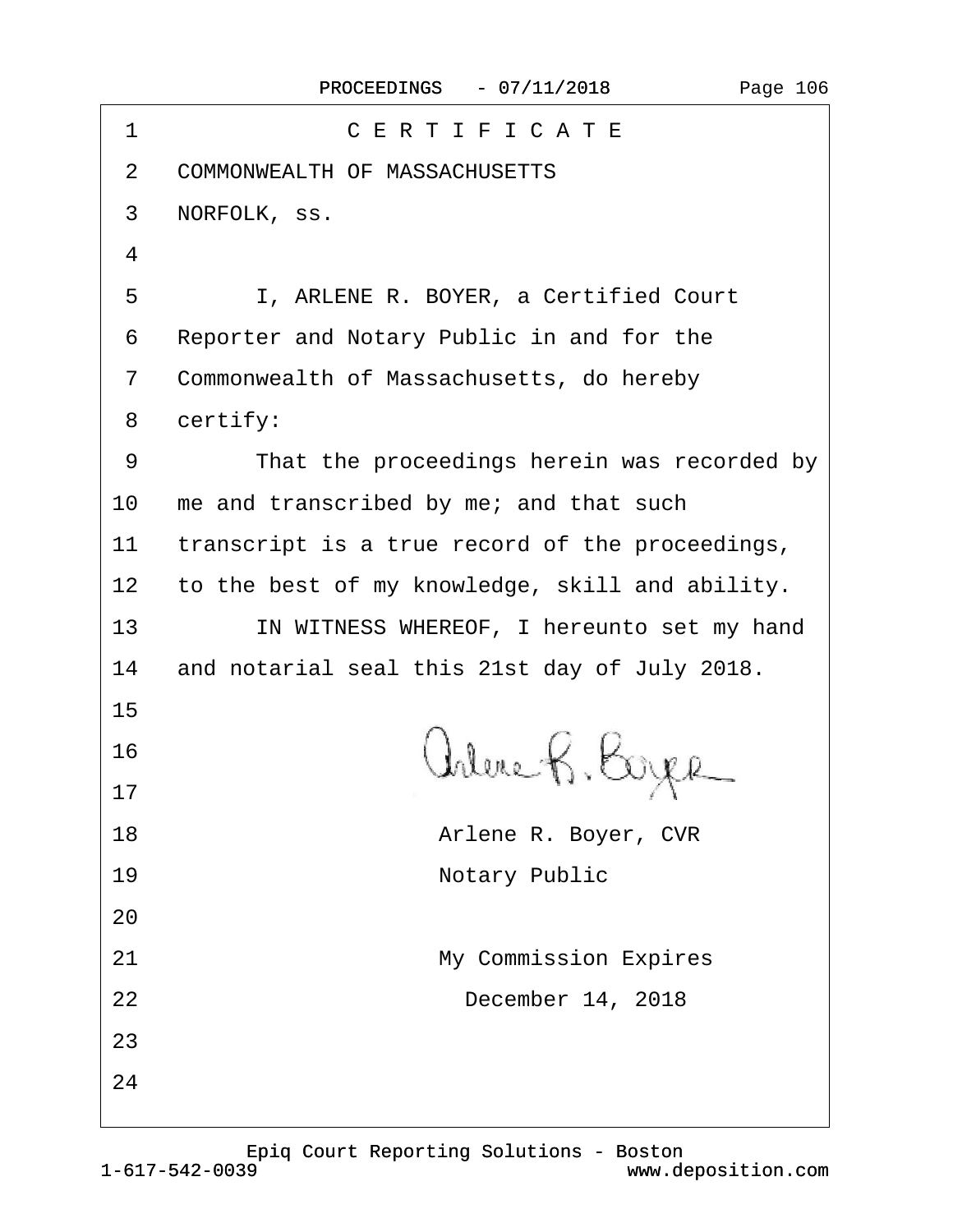# C E R T I F I C A T E

COMMONWEALTH OF MASSACHUSETTS

NORFOLK, ss.

I, ARLENE R. BOYER, a Certified Court Reporter and Notary Public in and for the Commonwealth of Massachusetts, do hereby certify:

That the proceedings herein was recorded by me and transcribed by me; and that such transcript is a true record of the proceedings, to the best of my knowledge, skill and ability.

IN WITNESS WHEREOF, I hereunto set my hand and notarial seal this 21st day of July 2018.

Arlene R. Boyer, CVR
Notary Public

My Commission Expires
December 14, 2018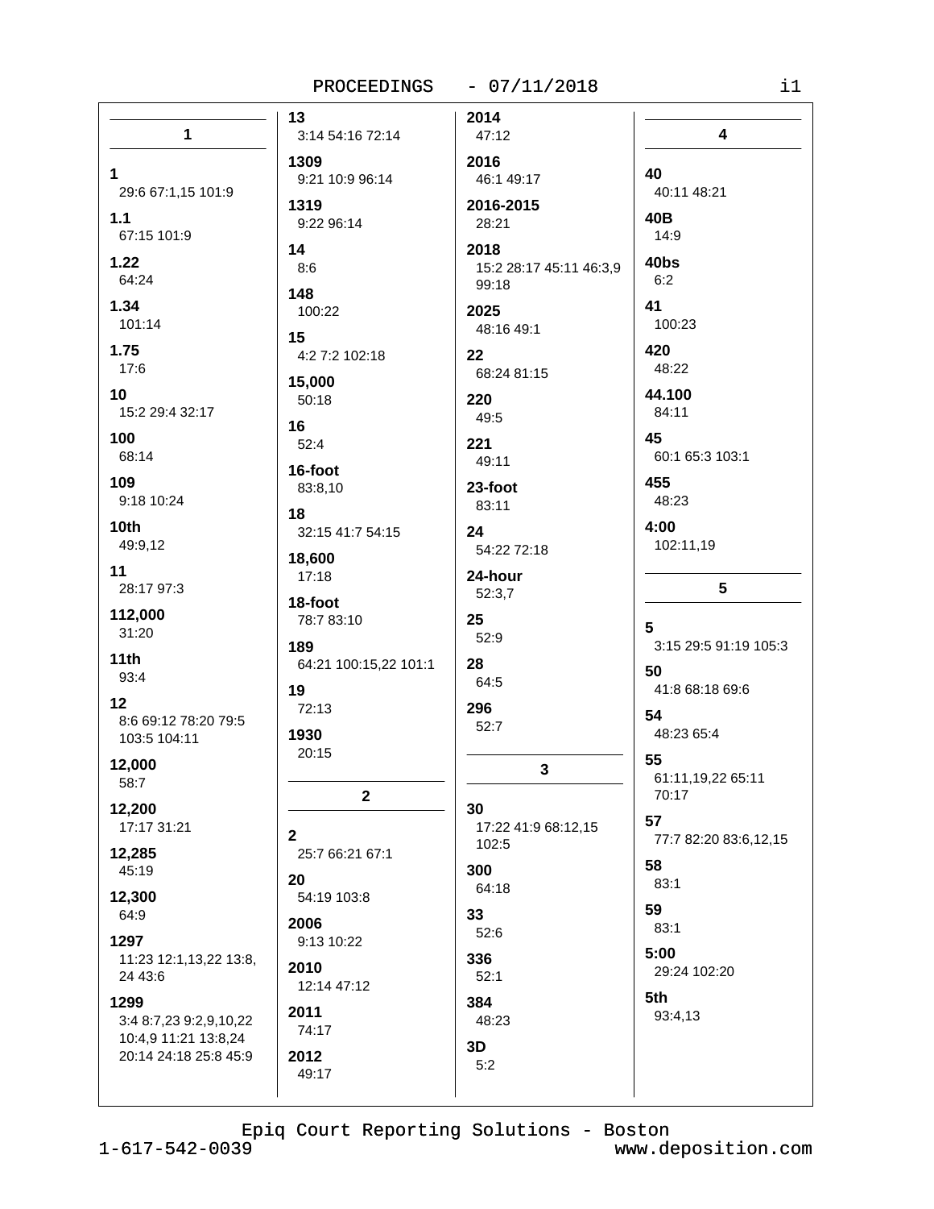## 1

**1**
29:6 67:1,15 101:9

**1.1**
67:15 101:9

**1.22**
64:24

**1.34**
101:14

**1.75**
17:6

**10**
15:2 29:4 32:17

**100**
68:14

**109**
9:18 10:24

**10th**
49:9,12

**11**
28:17 97:3

**112,000**
31:20

**11th**
93:4

**12**
8:6 69:12 78:20 79:5 103:5 104:11

**12,000**
58:7

**12,200**
17:17 31:21

**12,285**
45:19

**12,300**
64:9

**1297**
11:23 12:1,13,22 13:8, 24 43:6

**1299**
3:4 8:7,23 9:2,9,10,22 10:4,9 11:21 13:8,24 20:14 24:18 25:8 45:9

**13**
3:14 54:16 72:14

**1309**
9:21 10:9 96:14

**1319**
9:22 96:14

**14**
8:6

**148**
100:22

**15**
4:2 7:2 102:18

**15,000**
50:18

**16**
52:4

**16-foot**
83:8,10

**18**
32:15 41:7 54:15

**18,600**
17:18

**18-foot**
78:7 83:10

**189**
64:21 100:15,22 101:1

**19**
72:13

**1930**
20:15

## 2

**2**
25:7 66:21 67:1

**20**
54:19 103:8

**2006**
9:13 10:22

**2010**
12:14 47:12

**2011**
74:17

**2012**
49:17

**2014**
47:12

**2016**
46:1 49:17

**2016-2015**
28:21

**2018**
15:2 28:17 45:11 46:3,9 99:18

**2025**
48:16 49:1

**22**
68:24 81:15

**220**
49:5

**221**
49:11

**23-foot**
83:11

**24**
54:22 72:18

**24-hour**
52:3,7

**25**
52:9

**28**
64:5

**296**
52:7

## 3

**30**
17:22 41:9 68:12,15 102:5

**300**
64:18

**33**
52:6

**336**
52:1

**384**
48:23

**3D**
5:2

## 4

**40**
40:11 48:21

**40B**
14:9

**40bs**
6:2

**41**
100:23

**420**
48:22

**44.100**
84:11

**45**
60:1 65:3 103:1

**455**
48:23

**4:00**
102:11,19

## 5

**5**
3:15 29:5 91:19 105:3

**50**
41:8 68:18 69:6

**54**
48:23 65:4

**55**
61:11,19,22 65:11 70:17

**57**
77:7 82:20 83:6,12,15

**58**
83:1

**59**
83:1

**5:00**
29:24 102:20

**5th**
93:4,13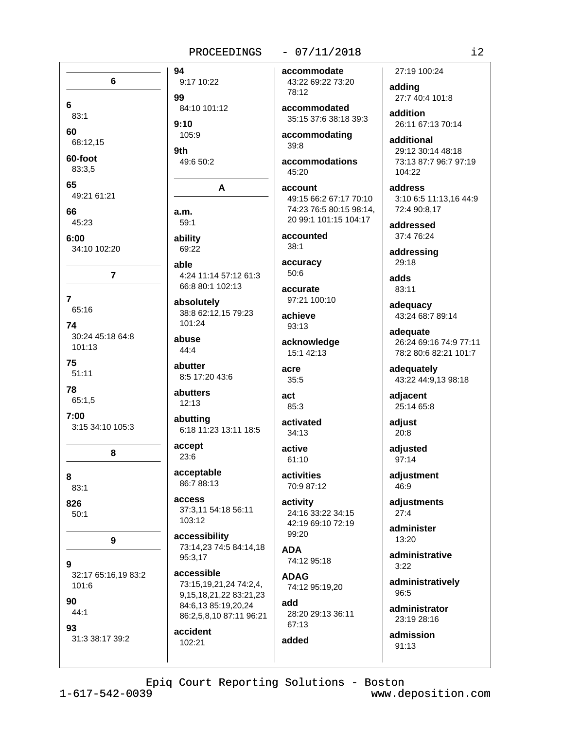**6**

**6**
83:1

**60**
68:12,15

**60-foot**
83:3,5

**65**
49:21 61:21

**66**
45:23

**6:00**
34:10 102:20

**7**

**7**
65:16

**74**
30:24 45:18 64:8 101:13

**75**
51:11

**78**
65:1,5

**7:00**
3:15 34:10 105:3

**8**

**8**
83:1

**826**
50:1

**9**

**9**
32:17 65:16,19 83:2 101:6

**90**
44:1

**93**
31:3 38:17 39:2

**94**
9:17 10:22

**99**
84:10 101:12

**9:10**
105:9

**9th**
49:6 50:2

**A**

**a.m.**
59:1

**ability**
69:22

**able**
4:24 11:14 57:12 61:3 66:8 80:1 102:13

**absolutely**
38:8 62:12,15 79:23 101:24

**abuse**
44:4

**abutter**
8:5 17:20 43:6

**abutters**
12:13

**abutting**
6:18 11:23 13:11 18:5

**accept**
23:6

**acceptable**
86:7 88:13

**access**
37:3,11 54:18 56:11 103:12

**accessibility**
73:14,23 74:5 84:14,18 95:3,17

**accessible**
73:15,19,21,24 74:2,4,9,15,18,21,22 83:21,23 84:6,13 85:19,20,24 86:2,5,8,10 87:11 96:21

**accident**
102:21

**accommodate**
43:22 69:22 73:20 78:12

**accommodated**
35:15 37:6 38:18 39:3

**accommodating**
39:8

**accommodations**
45:20

**account**
49:15 66:2 67:17 70:10 74:23 76:5 80:15 98:14,20 99:1 101:15 104:17

**accounted**
38:1

**accuracy**
50:6

**accurate**
97:21 100:10

**achieve**
93:13

**acknowledge**
15:1 42:13

**acre**
35:5

**act**
85:3

**activated**
34:13

**active**
61:10

**activities**
70:9 87:12

**activity**
24:16 33:22 34:15 42:19 69:10 72:19 99:20

**ADA**
74:12 95:18

**ADAG**
74:12 95:19,20

**add**
28:20 29:13 36:11 67:13

**added**
27:19 100:24

**adding**
27:7 40:4 101:8

**addition**
26:11 67:13 70:14

**additional**
29:12 30:14 48:18 73:13 87:7 96:7 97:19 104:22

**address**
3:10 6:5 11:13,16 44:9 72:4 90:8,17

**addressed**
37:4 76:24

**addressing**
29:18

**adds**
83:11

**adequacy**
43:24 68:7 89:14

**adequate**
26:24 69:16 74:9 77:11 78:2 80:6 82:21 101:7

**adequately**
43:22 44:9,13 98:18

**adjacent**
25:14 65:8

**adjust**
20:8

**adjusted**
97:14

**adjustment**
46:9

**adjustments**
27:4

**administer**
13:20

**administrative**
3:22

**administratively**
96:5

**administrator**
23:19 28:16

**admission**
91:13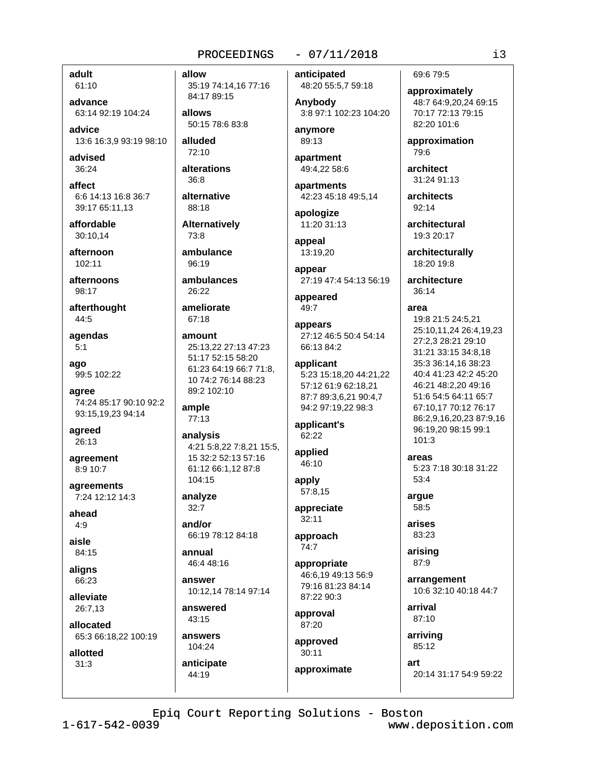**adult**
61:10

**advance**
63:14 92:19 104:24

**advice**
13:6 16:3,9 93:19 98:10

**advised**
36:24

**affect**
6:6 14:13 16:8 36:7 39:17 65:11,13

**affordable**
30:10,14

**afternoon**
102:11

**afternoons**
98:17

**afterthought**
44:5

**agendas**
5:1

**ago**
99:5 102:22

**agree**
74:24 85:17 90:10 92:2 93:15,19,23 94:14

**agreed**
26:13

**agreement**
8:9 10:7

**agreements**
7:24 12:12 14:3

**ahead**
4:9

**aisle**
84:15

**aligns**
66:23

**alleviate**
26:7,13

**allocated**
65:3 66:18,22 100:19

**allotted**
31:3

**allow**
35:19 74:14,16 77:16 84:17 89:15

**allows**
50:15 78:6 83:8

**alluded**
72:10

**alterations**
36:8

**alternative**
88:18

**Alternatively**
73:8

**ambulance**
96:19

**ambulances**
26:22

**ameliorate**
67:18

**amount**
25:13,22 27:13 47:23 51:17 52:15 58:20 61:23 64:19 66:7 71:8, 10 74:2 76:14 88:23 89:2 102:10

**ample**
77:13

**analysis**
4:21 5:8,22 7:8,21 15:5, 15 32:2 52:13 57:16 61:12 66:1,12 87:8 104:15

**analyze**
32:7

**and/or**
66:19 78:12 84:18

**annual**
46:4 48:16

**answer**
10:12,14 78:14 97:14

**answered**
43:15

**answers**
104:24

**anticipate**
44:19

**anticipated**
48:20 55:5,7 59:18

**Anybody**
3:8 97:1 102:23 104:20

**anymore**
89:13

**apartment**
49:4,22 58:6

**apartments**
42:23 45:18 49:5,14

**apologize**
11:20 31:13

**appeal**
13:19,20

**appear**
27:19 47:4 54:13 56:19

**appeared**
49:7

**appears**
27:12 46:5 50:4 54:14 66:13 84:2

**applicant**
5:23 15:18,20 44:21,22 57:12 61:9 62:18,21 87:7 89:3,6,21 90:4,7 94:2 97:19,22 98:3

**applicant's**
62:22

**applied**
46:10

**apply**
57:8,15

**appreciate**
32:11

**approach**
74:7

**appropriate**
46:6,19 49:13 56:9 79:16 81:23 84:14 87:22 90:3

**approval**
87:20

**approved**
30:11

**approximate**
69:6 79:5

**approximately**
48:7 64:9,20,24 69:15 70:17 72:13 79:15 82:20 101:6

**approximation**
79:6

**architect**
31:24 91:13

**architects**
92:14

**architectural**
19:3 20:17

**architecturally**
18:20 19:8

**architecture**
36:14

**area**
19:8 21:5 24:5,21 25:10,11,24 26:4,19,23 27:2,3 28:21 29:10 31:21 33:15 34:8,18 35:3 36:14,16 38:23 40:4 41:23 42:2 45:20 46:21 48:2,20 49:16 51:6 54:5 64:11 65:7 67:10,17 70:12 76:17 86:2,9,16,20,23 87:9,16 96:19,20 98:15 99:1 101:3

**areas**
5:23 7:18 30:18 31:22 53:4

**argue**
58:5

**arises**
83:23

**arising**
87:9

**arrangement**
10:6 32:10 40:18 44:7

**arrival**
87:10

**arriving**
85:12

**art**
20:14 31:17 54:9 59:22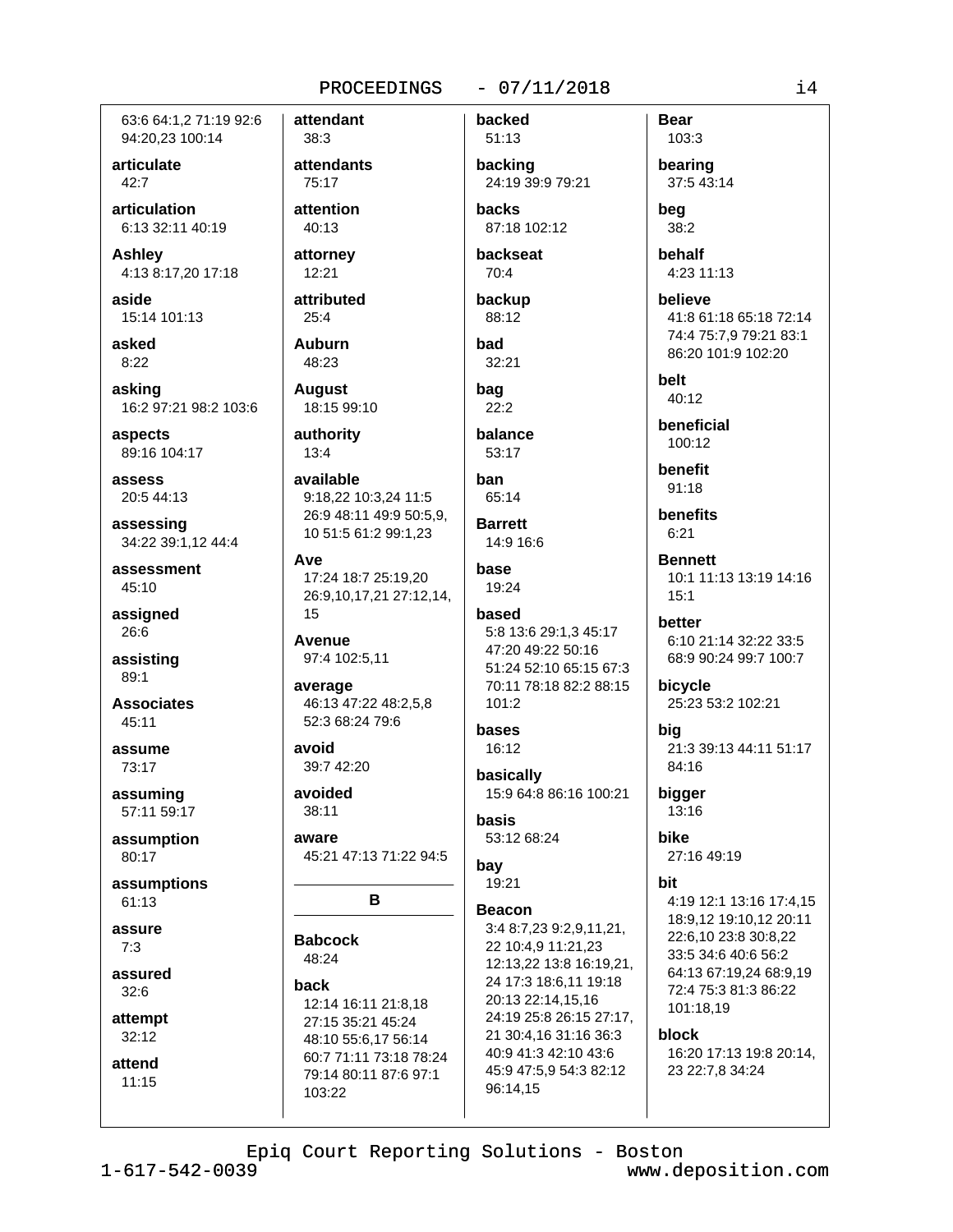63:6 64:1,2 71:19 92:6 94:20,23 100:14

**articulate**
42:7

**articulation**
6:13 32:11 40:19

**Ashley**
4:13 8:17,20 17:18

**aside**
15:14 101:13

**asked**
8:22

**asking**
16:2 97:21 98:2 103:6

**aspects**
89:16 104:17

**assess**
20:5 44:13

**assessing**
34:22 39:1,12 44:4

**assessment**
45:10

**assigned**
26:6

**assisting**
89:1

**Associates**
45:11

**assume**
73:17

**assuming**
57:11 59:17

**assumption**
80:17

**assumptions**
61:13

**assure**
7:3

**assured**
32:6

**attempt**
32:12

**attend**
11:15

**attendant**
38:3

**attendants**
75:17

**attention**
40:13

**attorney**
12:21

**attributed**
25:4

**Auburn**
48:23

**August**
18:15 99:10

**authority**
13:4

**available**
9:18,22 10:3,24 11:5 26:9 48:11 49:9 50:5,9, 10 51:5 61:2 99:1,23

**Ave**
17:24 18:7 25:19,20 26:9,10,17,21 27:12,14, 15

**Avenue**
97:4 102:5,11

**average**
46:13 47:22 48:2,5,8 52:3 68:24 79:6

**avoid**
39:7 42:20

**avoided**
38:11

**aware**
45:21 47:13 71:22 94:5

## B

**Babcock**
48:24

**back**
12:14 16:11 21:8,18 27:15 35:21 45:24 48:10 55:6,17 56:14 60:7 71:11 73:18 78:24 79:14 80:11 87:6 97:1 103:22

**backed**
51:13

**backing**
24:19 39:9 79:21

**backs**
87:18 102:12

**backseat**
70:4

**backup**
88:12

**bad**
32:21

**bag**
22:2

**balance**
53:17

**ban**
65:14

**Barrett**
14:9 16:6

**base**
19:24

**based**
5:8 13:6 29:1,3 45:17 47:20 49:22 50:16 51:24 52:10 65:15 67:3 70:11 78:18 82:2 88:15 101:2

**bases**
16:12

**basically**
15:9 64:8 86:16 100:21

**basis**
53:12 68:24

**bay**
19:21

**Beacon**
3:4 8:7,23 9:2,9,11,21, 22 10:4,9 11:21,23 12:13,22 13:8 16:19,21, 24 17:3 18:6,11 19:18 20:13 22:14,15,16 24:19 25:8 26:15 27:17, 21 30:4,16 31:16 36:3 40:9 41:3 42:10 43:6 45:9 47:5,9 54:3 82:12 96:14,15

**Bear**
103:3

**bearing**
37:5 43:14

**beg**
38:2

**behalf**
4:23 11:13

**believe**
41:8 61:18 65:18 72:14 74:4 75:7,9 79:21 83:1 86:20 101:9 102:20

**belt**
40:12

**beneficial**
100:12

**benefit**
91:18

**benefits**
6:21

**Bennett**
10:1 11:13 13:19 14:16 15:1

**better**
6:10 21:14 32:22 33:5 68:9 90:24 99:7 100:7

**bicycle**
25:23 53:2 102:21

**big**
21:3 39:13 44:11 51:17 84:16

**bigger**
13:16

**bike**
27:16 49:19

**bit**
4:19 12:1 13:16 17:4,15 18:9,12 19:10,12 20:11 22:6,10 23:8 30:8,22 33:5 34:6 40:6 56:2 64:13 67:19,24 68:9,19 72:4 75:3 81:3 86:22 101:18,19

**block**
16:20 17:13 19:8 20:14, 23 22:7,8 34:24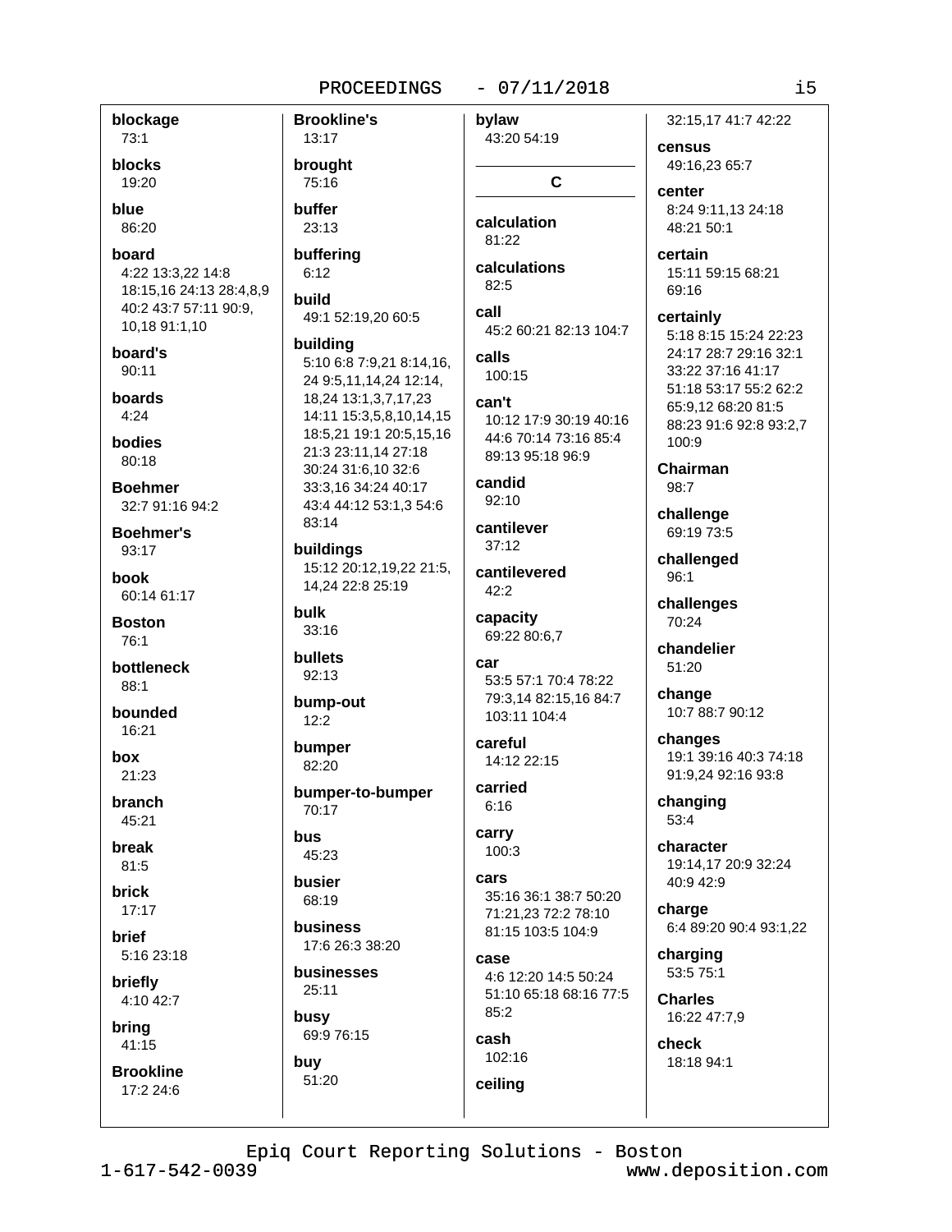**blockage**
73:1

**blocks**
19:20

**blue**
86:20

**board**
4:22 13:3,22 14:8 18:15,16 24:13 28:4,8,9 40:2 43:7 57:11 90:9, 10,18 91:1,10

**board's**
90:11

**boards**
4:24

**bodies**
80:18

**Boehmer**
32:7 91:16 94:2

**Boehmer's**
93:17

**book**
60:14 61:17

**Boston**
76:1

**bottleneck**
88:1

**bounded**
16:21

**box**
21:23

**branch**
45:21

**break**
81:5

**brick**
17:17

**brief**
5:16 23:18

**briefly**
4:10 42:7

**bring**
41:15

**Brookline**
17:2 24:6

**Brookline's**
13:17

**brought**
75:16

**buffer**
23:13

**buffering**
6:12

**build**
49:1 52:19,20 60:5

**building**
5:10 6:8 7:9,21 8:14,16, 24 9:5,11,14,24 12:14, 18,24 13:1,3,7,17,23 14:11 15:3,5,8,10,14,15 18:5,21 19:1 20:5,15,16 21:3 23:11,14 27:18 30:24 31:6,10 32:6 33:3,16 34:24 40:17 43:4 44:12 53:1,3 54:6 83:14

**buildings**
15:12 20:12,19,22 21:5, 14,24 22:8 25:19

**bulk**
33:16

**bullets**
92:13

**bump-out**
12:2

**bumper**
82:20

**bumper-to-bumper**
70:17

**bus**
45:23

**busier**
68:19

**business**
17:6 26:3 38:20

**businesses**
25:11

**busy**
69:9 76:15

**buy**
51:20

**bylaw**
43:20 54:19

## C

**calculation**
81:22

**calculations**
82:5

**call**
45:2 60:21 82:13 104:7

**calls**
100:15

**can't**
10:12 17:9 30:19 40:16 44:6 70:14 73:16 85:4 89:13 95:18 96:9

**candid**
92:10

**cantilever**
37:12

**cantilevered**
42:2

**capacity**
69:22 80:6,7

**car**
53:5 57:1 70:4 78:22 79:3,14 82:15,16 84:7 103:11 104:4

**careful**
14:12 22:15

**carried**
6:16

**carry**
100:3

**cars**
35:16 36:1 38:7 50:20 71:21,23 72:2 78:10 81:15 103:5 104:9

**case**
4:6 12:20 14:5 50:24 51:10 65:18 68:16 77:5 85:2

**cash**
102:16

**ceiling**
32:15,17 41:7 42:22

**census**
49:16,23 65:7

**center**
8:24 9:11,13 24:18 48:21 50:1

**certain**
15:11 59:15 68:21 69:16

**certainly**
5:18 8:15 15:24 22:23 24:17 28:7 29:16 32:1 33:22 37:16 41:17 51:18 53:17 55:2 62:2 65:9,12 68:20 81:5 88:23 91:6 92:8 93:2,7 100:9

**Chairman**
98:7

**challenge**
69:19 73:5

**challenged**
96:1

**challenges**
70:24

**chandelier**
51:20

**change**
10:7 88:7 90:12

**changes**
19:1 39:16 40:3 74:18 91:9,24 92:16 93:8

**changing**
53:4

**character**
19:14,17 20:9 32:24 40:9 42:9

**charge**
6:4 89:20 90:4 93:1,22

**charging**
53:5 75:1

**Charles**
16:22 47:7,9

**check**
18:18 94:1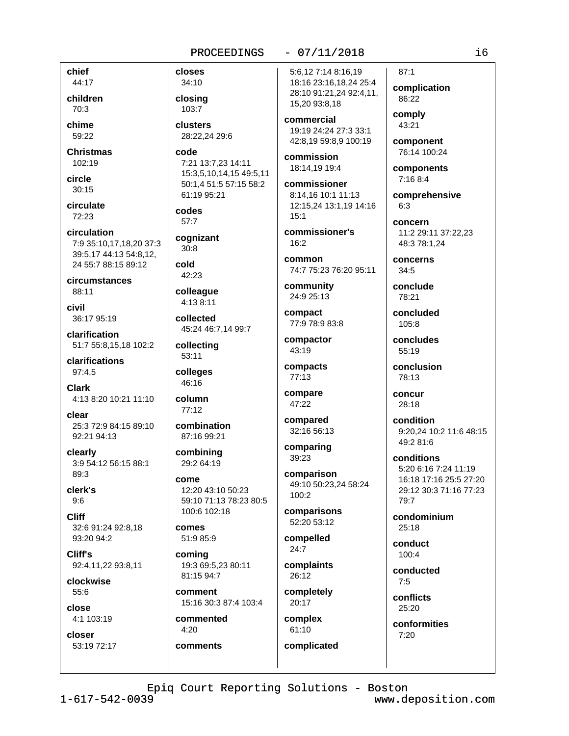**chief**
44:17

**children**
70:3

**chime**
59:22

**Christmas**
102:19

**circle**
30:15

**circulate**
72:23

**circulation**
7:9 35:10,17,18,20 37:3 39:5,17 44:13 54:8,12, 24 55:7 88:15 89:12

**circumstances**
88:11

**civil**
36:17 95:19

**clarification**
51:7 55:8,15,18 102:2

**clarifications**
97:4,5

**Clark**
4:13 8:20 10:21 11:10

**clear**
25:3 72:9 84:15 89:10 92:21 94:13

**clearly**
3:9 54:12 56:15 88:1 89:3

**clerk's**
9:6

**Cliff**
32:6 91:24 92:8,18 93:20 94:2

**Cliff's**
92:4,11,22 93:8,11

**clockwise**
55:6

**close**
4:1 103:19

**closer**
53:19 72:17

**closes**
34:10

**closing**
103:7

**clusters**
28:22,24 29:6

**code**
7:21 13:7,23 14:11 15:3,5,10,14,15 49:5,11 50:1,4 51:5 57:15 58:2 61:19 95:21

**codes**
57:7

**cognizant**
30:8

**cold**
42:23

**colleague**
4:13 8:11

**collected**
45:24 46:7,14 99:7

**collecting**
53:11

**colleges**
46:16

**column**
77:12

**combination**
87:16 99:21

**combining**
29:2 64:19

**come**
12:20 43:10 50:23 59:10 71:13 78:23 80:5 100:6 102:18

**comes**
51:9 85:9

**coming**
19:3 69:5,23 80:11 81:15 94:7

**comment**
15:16 30:3 87:4 103:4

**commented**
4:20

**comments**
5:6,12 7:14 8:16,19 18:16 23:16,18,24 25:4 28:10 91:21,24 92:4,11, 15,20 93:8,18

**commercial**
19:19 24:24 27:3 33:1 42:8,19 59:8,9 100:19

**commission**
18:14,19 19:4

**commissioner**
8:14,16 10:1 11:13 12:15,24 13:1,19 14:16 15:1

**commissioner's**
16:2

**common**
74:7 75:23 76:20 95:11

**community**
24:9 25:13

**compact**
77:9 78:9 83:8

**compactor**
43:19

**compacts**
77:13

**compare**
47:22

**compared**
32:16 56:13

**comparing**
39:23

**comparison**
49:10 50:23,24 58:24 100:2

**comparisons**
52:20 53:12

**compelled**
24:7

**complaints**
26:12

**completely**
20:17

**complex**
61:10

**complicated**
87:1

**complication**
86:22

**comply**
43:21

**component**
76:14 100:24

**components**
7:16 8:4

**comprehensive**
6:3

**concern**
11:2 29:11 37:22,23 48:3 78:1,24

**concerns**
34:5

**conclude**
78:21

**concluded**
105:8

**concludes**
55:19

**conclusion**
78:13

**concur**
28:18

**condition**
9:20,24 10:2 11:6 48:15 49:2 81:6

**conditions**
5:20 6:16 7:24 11:19 16:18 17:16 25:5 27:20 29:12 30:3 71:16 77:23 79:7

**condominium**
25:18

**conduct**
100:4

**conducted**
7:5

**conflicts**
25:20

**conformities**
7:20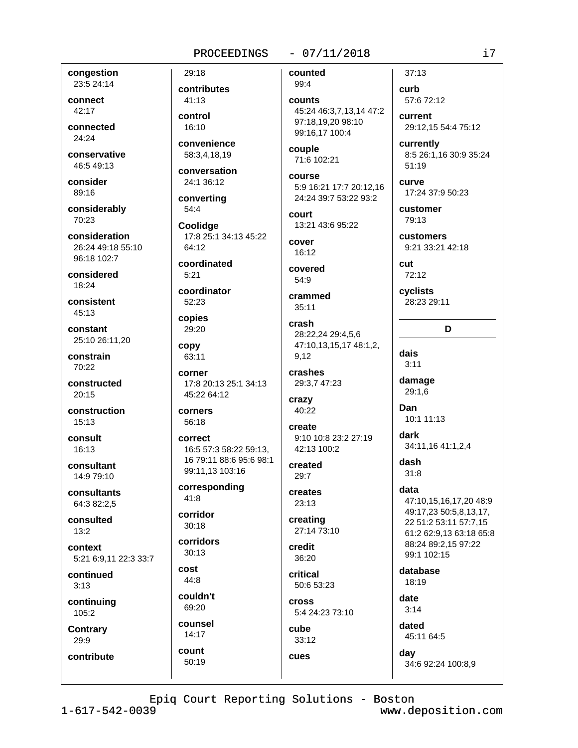**congestion**
23:5 24:14

**connect**
42:17

**connected**
24:24

**conservative**
46:5 49:13

**consider**
89:16

**considerably**
70:23

**consideration**
26:24 49:18 55:10 96:18 102:7

**considered**
18:24

**consistent**
45:13

**constant**
25:10 26:11,20

**constrain**
70:22

**constructed**
20:15

**construction**
15:13

**consult**
16:13

**consultant**
14:9 79:10

**consultants**
64:3 82:2,5

**consulted**
13:2

**context**
5:21 6:9,11 22:3 33:7

**continued**
3:13

**continuing**
105:2

**Contrary**
29:9

**contribute**
29:18

**contributes**
41:13

**control**
16:10

**convenience**
58:3,4,18,19

**conversation**
24:1 36:12

**converting**
54:4

**Coolidge**
17:8 25:1 34:13 45:22 64:12

**coordinated**
5:21

**coordinator**
52:23

**copies**
29:20

**copy**
63:11

**corner**
17:8 20:13 25:1 34:13 45:22 64:12

**corners**
56:18

**correct**
16:5 57:3 58:22 59:13, 16 79:11 88:6 95:6 98:1 99:11,13 103:16

**corresponding**
41:8

**corridor**
30:18

**corridors**
30:13

**cost**
44:8

**couldn't**
69:20

**counsel**
14:17

**count**
50:19

**counted**
99:4

**counts**
45:24 46:3,7,13,14 47:2 97:18,19,20 98:10 99:16,17 100:4

**couple**
71:6 102:21

**course**
5:9 16:21 17:7 20:12,16 24:24 39:7 53:22 93:2

**court**
13:21 43:6 95:22

**cover**
16:12

**covered**
54:9

**crammed**
35:11

**crash**
28:22,24 29:4,5,6 47:10,13,15,17 48:1,2, 9,12

**crashes**
29:3,7 47:23

**crazy**
40:22

**create**
9:10 10:8 23:2 27:19 42:13 100:2

**created**
29:7

**creates**
23:13

**creating**
27:14 73:10

**credit**
36:20

**critical**
50:6 53:23

**cross**
5:4 24:23 73:10

**cube**
33:12

**cues**
37:13

**curb**
57:6 72:12

**current**
29:12,15 54:4 75:12

**currently**
8:5 26:1,16 30:9 35:24 51:19

**curve**
17:24 37:9 50:23

**customer**
79:13

**customers**
9:21 33:21 42:18

**cut**
72:12

**cyclists**
28:23 29:11

## D

**dais**
3:11

**damage**
29:1,6

**Dan**
10:1 11:13

**dark**
34:11,16 41:1,2,4

**dash**
31:8

**data**
47:10,15,16,17,20 48:9 49:17,23 50:5,8,13,17, 22 51:2 53:11 57:7,15 61:2 62:9,13 63:18 65:8 88:24 89:2,15 97:22 99:1 102:15

**database**
18:19

**date**
3:14

**dated**
45:11 64:5

**day**
34:6 92:24 100:8,9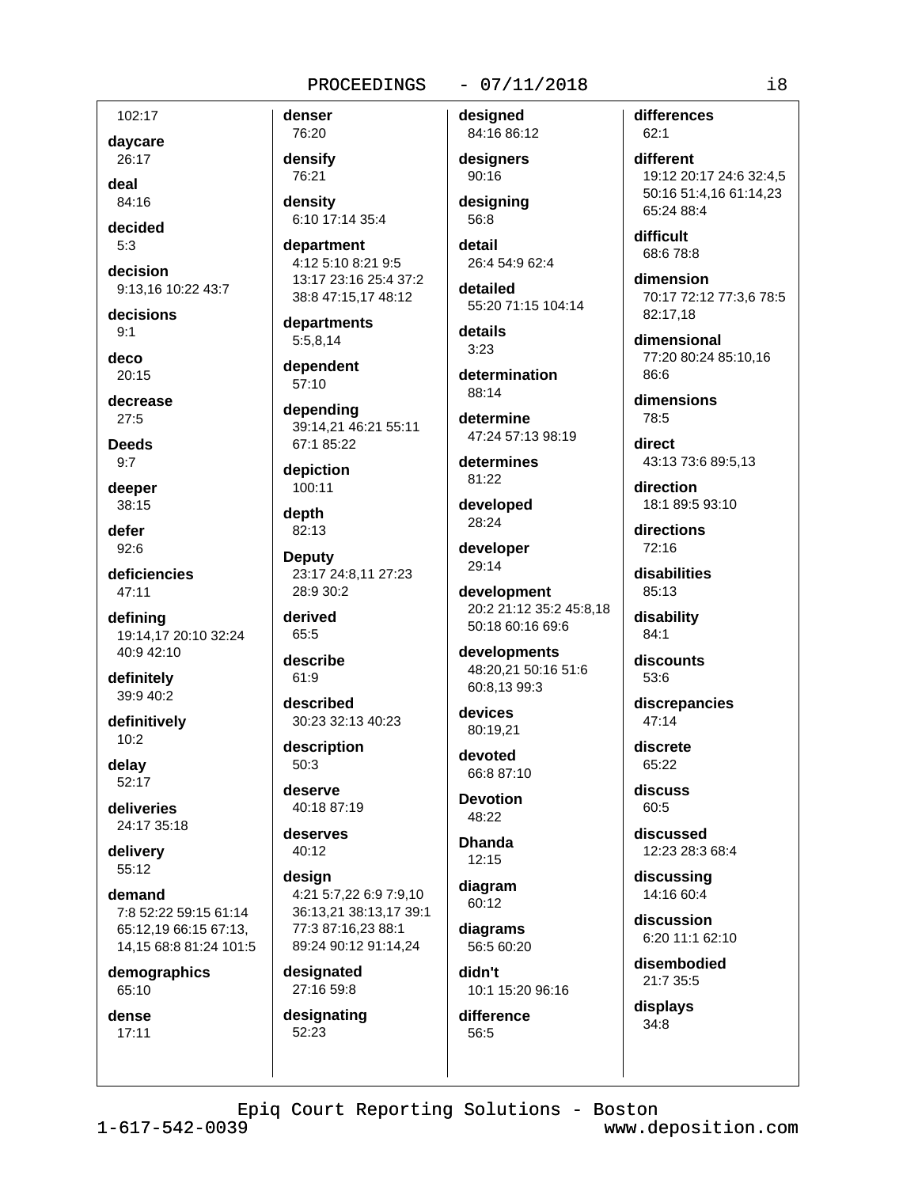102:17

**daycare**
26:17

**deal**
84:16

**decided**
5:3

**decision**
9:13,16 10:22 43:7

**decisions**
9:1

**deco**
20:15

**decrease**
27:5

**Deeds**
9:7

**deeper**
38:15

**defer**
92:6

**deficiencies**
47:11

**defining**
19:14,17 20:10 32:24 40:9 42:10

**definitely**
39:9 40:2

**definitively**
10:2

**delay**
52:17

**deliveries**
24:17 35:18

**delivery**
55:12

**demand**
7:8 52:22 59:15 61:14 65:12,19 66:15 67:13, 14,15 68:8 81:24 101:5

**demographics**
65:10

**dense**
17:11

**denser**
76:20

**densify**
76:21

**density**
6:10 17:14 35:4

**department**
4:12 5:10 8:21 9:5 13:17 23:16 25:4 37:2 38:8 47:15,17 48:12

**departments**
5:5,8,14

**dependent**
57:10

**depending**
39:14,21 46:21 55:11 67:1 85:22

**depiction**
100:11

**depth**
82:13

**Deputy**
23:17 24:8,11 27:23 28:9 30:2

**derived**
65:5

**describe**
61:9

**described**
30:23 32:13 40:23

**description**
50:3

**deserve**
40:18 87:19

**deserves**
40:12

**design**
4:21 5:7,22 6:9 7:9,10 36:13,21 38:13,17 39:1 77:3 87:16,23 88:1 89:24 90:12 91:14,24

**designated**
27:16 59:8

**designating**
52:23

**designed**
84:16 86:12

**designers**
90:16

**designing**
56:8

**detail**
26:4 54:9 62:4

**detailed**
55:20 71:15 104:14

**details**
3:23

**determination**
88:14

**determine**
47:24 57:13 98:19

**determines**
81:22

**developed**
28:24

**developer**
29:14

**development**
20:2 21:12 35:2 45:8,18 50:18 60:16 69:6

**developments**
48:20,21 50:16 51:6 60:8,13 99:3

**devices**
80:19,21

**devoted**
66:8 87:10

**Devotion**
48:22

**Dhanda**
12:15

**diagram**
60:12

**diagrams**
56:5 60:20

**didn't**
10:1 15:20 96:16

**difference**
56:5

**differences**
62:1

**different**
19:12 20:17 24:6 32:4,5 50:16 51:4,16 61:14,23 65:24 88:4

**difficult**
68:6 78:8

**dimension**
70:17 72:12 77:3,6 78:5 82:17,18

**dimensional**
77:20 80:24 85:10,16 86:6

**dimensions**
78:5

**direct**
43:13 73:6 89:5,13

**direction**
18:1 89:5 93:10

**directions**
72:16

**disabilities**
85:13

**disability**
84:1

**discounts**
53:6

**discrepancies**
47:14

**discrete**
65:22

**discuss**
60:5

**discussed**
12:23 28:3 68:4

**discussing**
14:16 60:4

**discussion**
6:20 11:1 62:10

**disembodied**
21:7 35:5

**displays**
34:8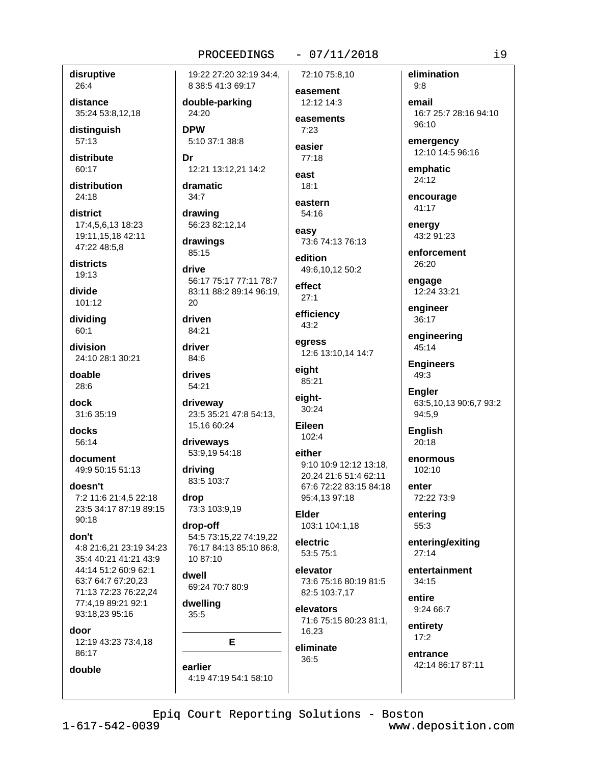**disruptive**
26:4

**distance**
35:24 53:8,12,18

**distinguish**
57:13

**distribute**
60:17

**distribution**
24:18

**district**
17:4,5,6,13 18:23 19:11,15,18 42:11 47:22 48:5,8

**districts**
19:13

**divide**
101:12

**dividing**
60:1

**division**
24:10 28:1 30:21

**doable**
28:6

**dock**
31:6 35:19

**docks**
56:14

**document**
49:9 50:15 51:13

**doesn't**
7:2 11:6 21:4,5 22:18 23:5 34:17 87:19 89:15 90:18

**don't**
4:8 21:6,21 23:19 34:23 35:4 40:21 41:21 43:9 44:14 51:2 60:9 62:1 63:7 64:7 67:20,23 71:13 72:23 76:22,24 77:4,19 89:21 92:1 93:18,23 95:16

**door**
12:19 43:23 73:4,18 86:17

**double**
19:22 27:20 32:19 34:4, 8 38:5 41:3 69:17

**double-parking**
24:20

**DPW**
5:10 37:1 38:8

**Dr**
12:21 13:12,21 14:2

**dramatic**
34:7

**drawing**
56:23 82:12,14

**drawings**
85:15

**drive**
56:17 75:17 77:11 78:7 83:11 88:2 89:14 96:19, 20

**driven**
84:21

**driver**
84:6

**drives**
54:21

**driveway**
23:5 35:21 47:8 54:13, 15,16 60:24

**driveways**
53:9,19 54:18

**driving**
83:5 103:7

**drop**
73:3 103:9,19

**drop-off**
54:5 73:15,22 74:19,22 76:17 84:13 85:10 86:8, 10 87:10

**dwell**
69:24 70:7 80:9

**dwelling**
35:5

## E

**earlier**
4:19 47:19 54:1 58:10 72:10 75:8,10

**easement**
12:12 14:3

**easements**
7:23

**easier**
77:18

**east**
18:1

**eastern**
54:16

**easy**
73:6 74:13 76:13

**edition**
49:6,10,12 50:2

**effect**
27:1

**efficiency**
43:2

**egress**
12:6 13:10,14 14:7

**eight**
85:21

**eight-**
30:24

**Eileen**
102:4

**either**
9:10 10:9 12:12 13:18, 20,24 21:6 51:4 62:11 67:6 72:22 83:15 84:18 95:4,13 97:18

**Elder**
103:1 104:1,18

**electric**
53:5 75:1

**elevator**
73:6 75:16 80:19 81:5 82:5 103:7,17

**elevators**
71:6 75:15 80:23 81:1, 16,23

**eliminate**
36:5

**elimination**
9:8

**email**
16:7 25:7 28:16 94:10 96:10

**emergency**
12:10 14:5 96:16

**emphatic**
24:12

**encourage**
41:17

**energy**
43:2 91:23

**enforcement**
26:20

**engage**
12:24 33:21

**engineer**
36:17

**engineering**
45:14

**Engineers**
49:3

**Engler**
63:5,10,13 90:6,7 93:2 94:5,9

**English**
20:18

**enormous**
102:10

**enter**
72:22 73:9

**entering**
55:3

**entering/exiting**
27:14

**entertainment**
34:15

**entire**
9:24 66:7

**entirety**
17:2

**entrance**
42:14 86:17 87:11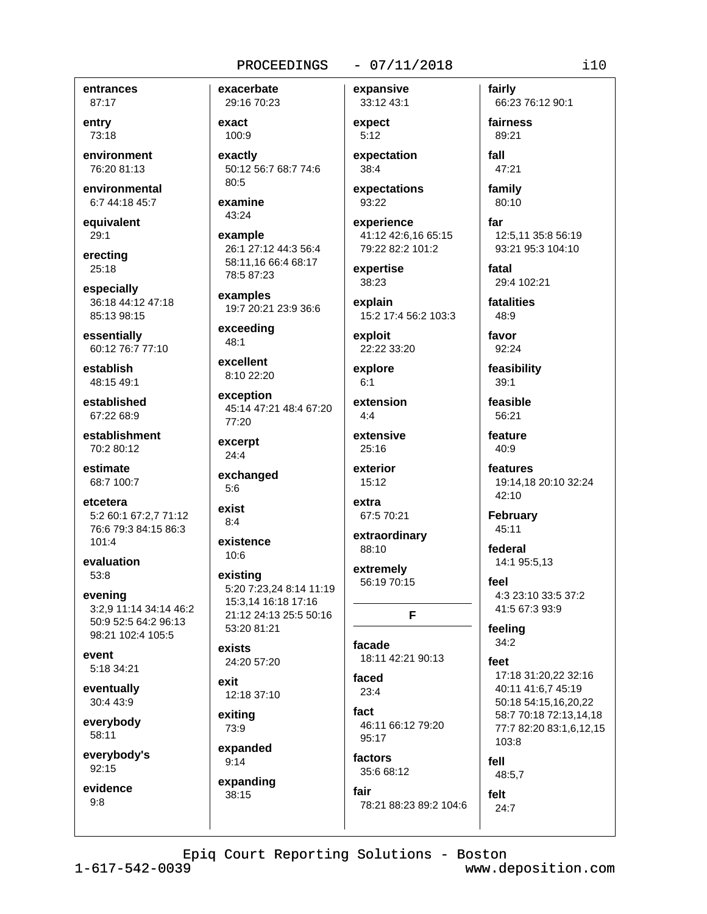**entrances**
87:17

**entry**
73:18

**environment**
76:20 81:13

**environmental**
6:7 44:18 45:7

**equivalent**
29:1

**erecting**
25:18

**especially**
36:18 44:12 47:18 85:13 98:15

**essentially**
60:12 76:7 77:10

**establish**
48:15 49:1

**established**
67:22 68:9

**establishment**
70:2 80:12

**estimate**
68:7 100:7

**etcetera**
5:2 60:1 67:2,7 71:12 76:6 79:3 84:15 86:3 101:4

**evaluation**
53:8

**evening**
3:2,9 11:14 34:14 46:2 50:9 52:5 64:2 96:13 98:21 102:4 105:5

**event**
5:18 34:21

**eventually**
30:4 43:9

**everybody**
58:11

**everybody's**
92:15

**evidence**
9:8

**exacerbate**
29:16 70:23

**exact**
100:9

**exactly**
50:12 56:7 68:7 74:6 80:5

**examine**
43:24

**example**
26:1 27:12 44:3 56:4 58:11,16 66:4 68:17 78:5 87:23

**examples**
19:7 20:21 23:9 36:6

**exceeding**
48:1

**excellent**
8:10 22:20

**exception**
45:14 47:21 48:4 67:20 77:20

**excerpt**
24:4

**exchanged**
5:6

**exist**
8:4

**existence**
10:6

**existing**
5:20 7:23,24 8:14 11:19 15:3,14 16:18 17:16 21:12 24:13 25:5 50:16 53:20 81:21

**exists**
24:20 57:20

**exit**
12:18 37:10

**exiting**
73:9

**expanded**
9:14

**expanding**
38:15

**expansive**
33:12 43:1

**expect**
5:12

**expectation**
38:4

**expectations**
93:22

**experience**
41:12 42:6,16 65:15 79:22 82:2 101:2

**expertise**
38:23

**explain**
15:2 17:4 56:2 103:3

**exploit**
22:22 33:20

**explore**
6:1

**extension**
4:4

**extensive**
25:16

**exterior**
15:12

**extra**
67:5 70:21

**extraordinary**
88:10

**extremely**
56:19 70:15

## F

**facade**
18:11 42:21 90:13

**faced**
23:4

**fact**
46:11 66:12 79:20 95:17

**factors**
35:6 68:12

**fair**
78:21 88:23 89:2 104:6

**fairly**
66:23 76:12 90:1

**fairness**
89:21

**fall**
47:21

**family**
80:10

**far**
12:5,11 35:8 56:19 93:21 95:3 104:10

**fatal**
29:4 102:21

**fatalities**
48:9

**favor**
92:24

**feasibility**
39:1

**feasible**
56:21

**feature**
40:9

**features**
19:14,18 20:10 32:24 42:10

**February**
45:11

**federal**
14:1 95:5,13

**feel**
4:3 23:10 33:5 37:2 41:5 67:3 93:9

**feeling**
34:2

**feet**
17:18 31:20,22 32:16 40:11 41:6,7 45:19 50:18 54:15,16,20,22 58:7 70:18 72:13,14,18 77:7 82:20 83:1,6,12,15 103:8

**fell**
48:5,7

**felt**
24:7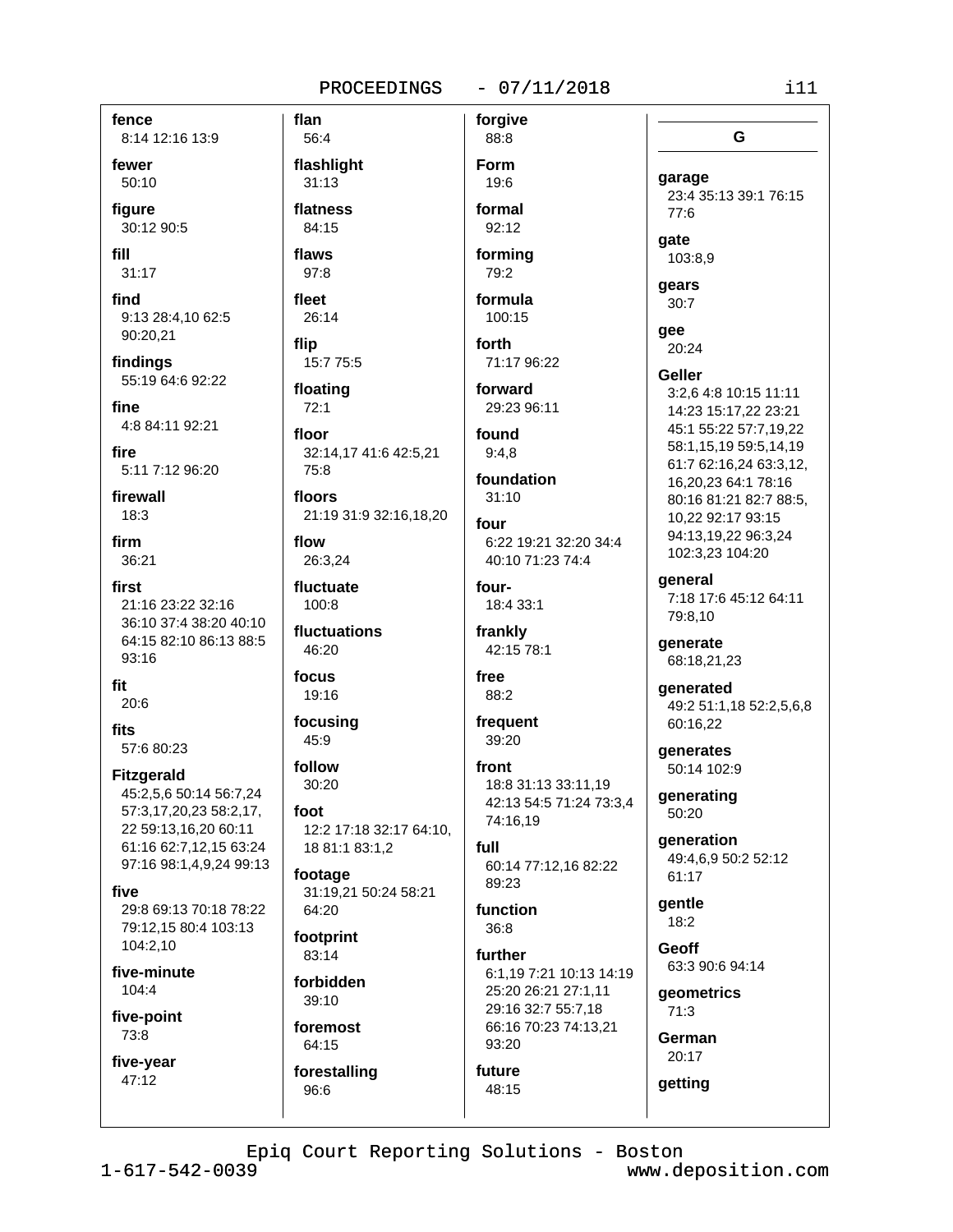**fence**
8:14 12:16 13:9

**fewer**
50:10

**figure**
30:12 90:5

**fill**
31:17

**find**
9:13 28:4,10 62:5 90:20,21

**findings**
55:19 64:6 92:22

**fine**
4:8 84:11 92:21

**fire**
5:11 7:12 96:20

**firewall**
18:3

**firm**
36:21

**first**
21:16 23:22 32:16 36:10 37:4 38:20 40:10 64:15 82:10 86:13 88:5 93:16

**fit**
20:6

**fits**
57:6 80:23

**Fitzgerald**
45:2,5,6 50:14 56:7,24 57:3,17,20,23 58:2,17, 22 59:13,16,20 60:11 61:16 62:7,12,15 63:24 97:16 98:1,4,9,24 99:13

**five**
29:8 69:13 70:18 78:22 79:12,15 80:4 103:13 104:2,10

**five-minute**
104:4

**five-point**
73:8

**five-year**
47:12

**flan**
56:4

**flashlight**
31:13

**flatness**
84:15

**flaws**
97:8

**fleet**
26:14

**flip**
15:7 75:5

**floating**
72:1

**floor**
32:14,17 41:6 42:5,21 75:8

**floors**
21:19 31:9 32:16,18,20

**flow**
26:3,24

**fluctuate**
100:8

**fluctuations**
46:20

**focus**
19:16

**focusing**
45:9

**follow**
30:20

**foot**
12:2 17:18 32:17 64:10, 18 81:1 83:1,2

**footage**
31:19,21 50:24 58:21 64:20

**footprint**
83:14

**forbidden**
39:10

**foremost**
64:15

**forestalling**
96:6

**forgive**
88:8

**Form**
19:6

**formal**
92:12

**forming**
79:2

**formula**
100:15

**forth**
71:17 96:22

**forward**
29:23 96:11

**found**
9:4,8

**foundation**
31:10

**four**
6:22 19:21 32:20 34:4 40:10 71:23 74:4

**four-**
18:4 33:1

**frankly**
42:15 78:1

**free**
88:2

**frequent**
39:20

**front**
18:8 31:13 33:11,19 42:13 54:5 71:24 73:3,4 74:16,19

**full**
60:14 77:12,16 82:22 89:23

**function**
36:8

**further**
6:1,19 7:21 10:13 14:19 25:20 26:21 27:1,11 29:16 32:7 55:7,18 66:16 70:23 74:13,21 93:20

**future**
48:15

## G

**garage**
23:4 35:13 39:1 76:15 77:6

**gate**
103:8,9

**gears**
30:7

**gee**
20:24

**Geller**
3:2,6 4:8 10:15 11:11 14:23 15:17,22 23:21 45:1 55:22 57:7,19,22 58:1,15,19 59:5,14,19 61:7 62:16,24 63:3,12, 16,20,23 64:1 78:16 80:16 81:21 82:7 88:5, 10,22 92:17 93:15 94:13,19,22 96:3,24 102:3,23 104:20

**general**
7:18 17:6 45:12 64:11 79:8,10

**generate**
68:18,21,23

**generated**
49:2 51:1,18 52:2,5,6,8 60:16,22

**generates**
50:14 102:9

**generating**
50:20

**generation**
49:4,6,9 50:2 52:12 61:17

**gentle**
18:2

**Geoff**
63:3 90:6 94:14

**geometrics**
71:3

**German**
20:17

**getting**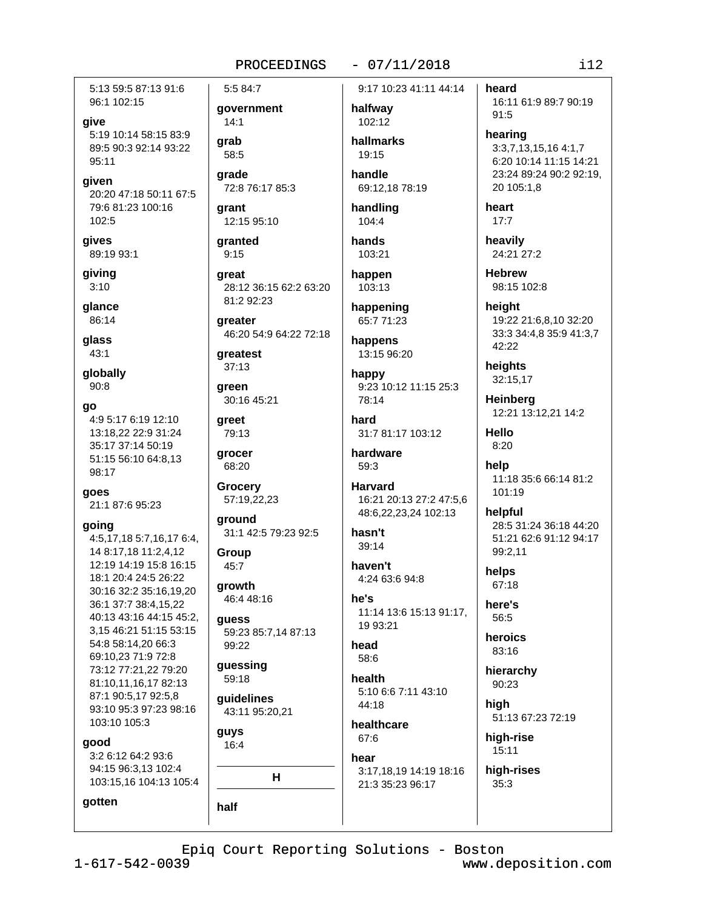5:13 59:5 87:13 91:6 96:1 102:15

**give**
5:19 10:14 58:15 83:9 89:5 90:3 92:14 93:22 95:11

**given**
20:20 47:18 50:11 67:5 79:6 81:23 100:16 102:5

**gives**
89:19 93:1

**giving**
3:10

**glance**
86:14

**glass**
43:1

**globally**
90:8

**go**
4:9 5:17 6:19 12:10 13:18,22 22:9 31:24 35:17 37:14 50:19 51:15 56:10 64:8,13 98:17

**goes**
21:1 87:6 95:23

**going**
4:5,17,18 5:7,16,17 6:4, 14 8:17,18 11:2,4,12 12:19 14:19 15:8 16:15 18:1 20:4 24:5 26:22 30:16 32:2 35:16,19,20 36:1 37:7 38:4,15,22 40:13 43:16 44:15 45:2, 3,15 46:21 51:15 53:15 54:8 58:14,20 66:3 69:10,23 71:9 72:8 73:12 77:21,22 79:20 81:10,11,16,17 82:13 87:1 90:5,17 92:5,8 93:10 95:3 97:23 98:16 103:10 105:3

**good**
3:2 6:12 64:2 93:6 94:15 96:3,13 102:4 103:15,16 104:13 105:4

**gotten**
5:5 84:7

**government**
14:1

**grab**
58:5

**grade**
72:8 76:17 85:3

**grant**
12:15 95:10

**granted**
9:15

**great**
28:12 36:15 62:2 63:20 81:2 92:23

**greater**
46:20 54:9 64:22 72:18

**greatest**
37:13

**green**
30:16 45:21

**greet**
79:13

**grocer**
68:20

**Grocery**
57:19,22,23

**ground**
31:1 42:5 79:23 92:5

**Group**
45:7

**growth**
46:4 48:16

**guess**
59:23 85:7,14 87:13 99:22

**guessing**
59:18

**guidelines**
43:11 95:20,21

**guys**
16:4

## H

**half**
9:17 10:23 41:11 44:14

**halfway**
102:12

**hallmarks**
19:15

**handle**
69:12,18 78:19

**handling**
104:4

**hands**
103:21

**happen**
103:13

**happening**
65:7 71:23

**happens**
13:15 96:20

**happy**
9:23 10:12 11:15 25:3 78:14

**hard**
31:7 81:17 103:12

**hardware**
59:3

**Harvard**
16:21 20:13 27:2 47:5,6 48:6,22,23,24 102:13

**hasn't**
39:14

**haven't**
4:24 63:6 94:8

**he's**
11:14 13:6 15:13 91:17, 19 93:21

**head**
58:6

**health**
5:10 6:6 7:11 43:10 44:18

**healthcare**
67:6

**hear**
3:17,18,19 14:19 18:16 21:3 35:23 96:17

**heard**
16:11 61:9 89:7 90:19 91:5

**hearing**
3:3,7,13,15,16 4:1,7 6:20 10:14 11:15 14:21 23:24 89:24 90:2 92:19, 20 105:1,8

**heart**
17:7

**heavily**
24:21 27:2

**Hebrew**
98:15 102:8

**height**
19:22 21:6,8,10 32:20 33:3 34:4,8 35:9 41:3,7 42:22

**heights**
32:15,17

**Heinberg**
12:21 13:12,21 14:2

**Hello**
8:20

**help**
11:18 35:6 66:14 81:2 101:19

**helpful**
28:5 31:24 36:18 44:20 51:21 62:6 91:12 94:17 99:2,11

**helps**
67:18

**here's**
56:5

**heroics**
83:16

**hierarchy**
90:23

**high**
51:13 67:23 72:19

**high-rise**
15:11

**high-rises**
35:3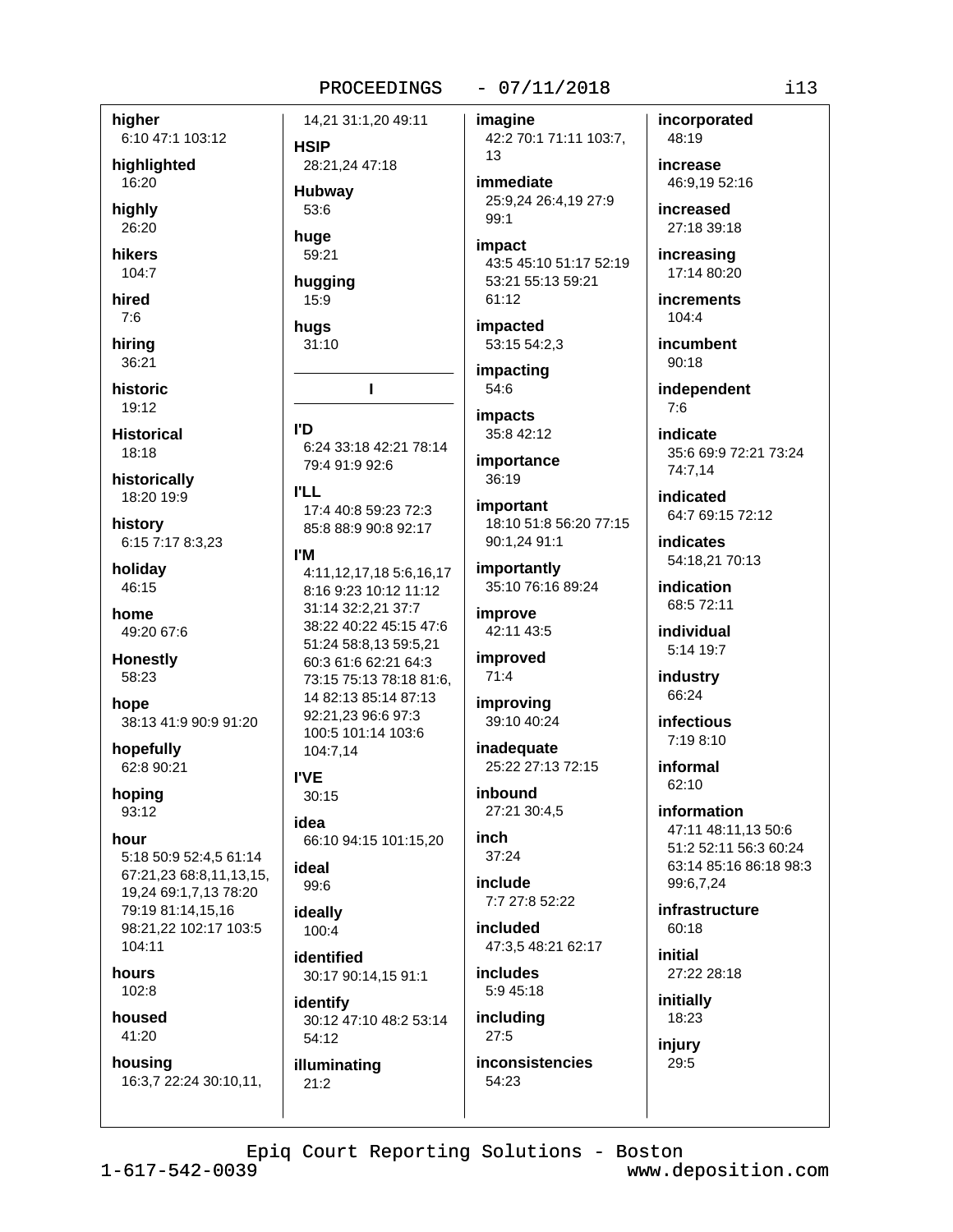**higher**
6:10 47:1 103:12

**highlighted**
16:20

**highly**
26:20

**hikers**
104:7

**hired**
7:6

**hiring**
36:21

**historic**
19:12

**Historical**
18:18

**historically**
18:20 19:9

**history**
6:15 7:17 8:3,23

**holiday**
46:15

**home**
49:20 67:6

**Honestly**
58:23

**hope**
38:13 41:9 90:9 91:20

**hopefully**
62:8 90:21

**hoping**
93:12

**hour**
5:18 50:9 52:4,5 61:14 67:21,23 68:8,11,13,15, 19,24 69:1,7,13 78:20 79:19 81:14,15,16 98:21,22 102:17 103:5 104:11

**hours**
102:8

**housed**
41:20

**housing**
16:3,7 22:24 30:10,11, 14,21 31:1,20 49:11

**HSIP**
28:21,24 47:18

**Hubway**
53:6

**huge**
59:21

**hugging**
15:9

**hugs**
31:10

## I

**I'D**
6:24 33:18 42:21 78:14 79:4 91:9 92:6

**I'LL**
17:4 40:8 59:23 72:3 85:8 88:9 90:8 92:17

**I'M**
4:11,12,17,18 5:6,16,17 8:16 9:23 10:12 11:12 31:14 32:2,21 37:7 38:22 40:22 45:15 47:6 51:24 58:8,13 59:5,21 60:3 61:6 62:21 64:3 73:15 75:13 78:18 81:6, 14 82:13 85:14 87:13 92:21,23 96:6 97:3 100:5 101:14 103:6 104:7,14

**I'VE**
30:15

**idea**
66:10 94:15 101:15,20

**ideal**
99:6

**ideally**
100:4

**identified**
30:17 90:14,15 91:1

**identify**
30:12 47:10 48:2 53:14 54:12

**illuminating**
21:2

**imagine**
42:2 70:1 71:11 103:7, 13

**immediate**
25:9,24 26:4,19 27:9 99:1

**impact**
43:5 45:10 51:17 52:19 53:21 55:13 59:21 61:12

**impacted**
53:15 54:2,3

**impacting**
54:6

**impacts**
35:8 42:12

**importance**
36:19

**important**
18:10 51:8 56:20 77:15 90:1,24 91:1

**importantly**
35:10 76:16 89:24

**improve**
42:11 43:5

**improved**
71:4

**improving**
39:10 40:24

**inadequate**
25:22 27:13 72:15

**inbound**
27:21 30:4,5

**inch**
37:24

**include**
7:7 27:8 52:22

**included**
47:3,5 48:21 62:17

**includes**
5:9 45:18

**including**
27:5

**inconsistencies**
54:23

**incorporated**
48:19

**increase**
46:9,19 52:16

**increased**
27:18 39:18

**increasing**
17:14 80:20

**increments**
104:4

**incumbent**
90:18

**independent**
7:6

**indicate**
35:6 69:9 72:21 73:24 74:7,14

**indicated**
64:7 69:15 72:12

**indicates**
54:18,21 70:13

**indication**
68:5 72:11

**individual**
5:14 19:7

**industry**
66:24

**infectious**
7:19 8:10

**informal**
62:10

**information**
47:11 48:11,13 50:6 51:2 52:11 56:3 60:24 63:14 85:16 86:18 98:3 99:6,7,24

**infrastructure**
60:18

**initial**
27:22 28:18

**initially**
18:23

**injury**
29:5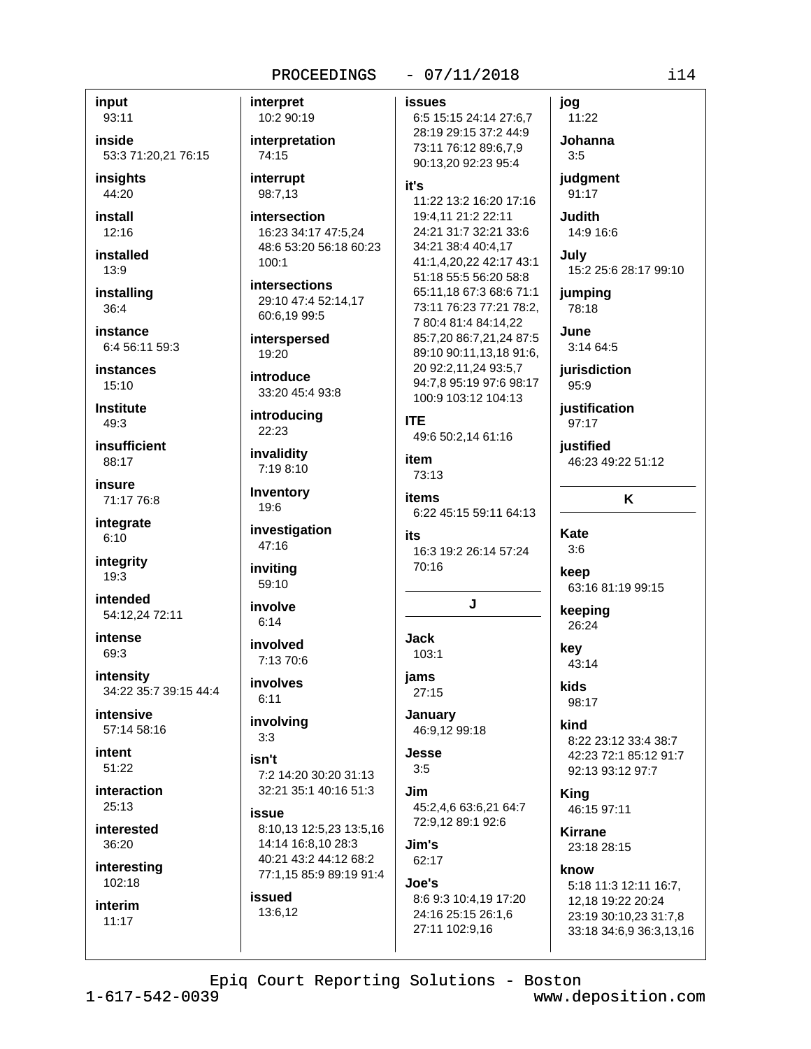**input**
93:11

**inside**
53:3 71:20,21 76:15

**insights**
44:20

**install**
12:16

**installed**
13:9

**installing**
36:4

**instance**
6:4 56:11 59:3

**instances**
15:10

**Institute**
49:3

**insufficient**
88:17

**insure**
71:17 76:8

**integrate**
6:10

**integrity**
19:3

**intended**
54:12,24 72:11

**intense**
69:3

**intensity**
34:22 35:7 39:15 44:4

**intensive**
57:14 58:16

**intent**
51:22

**interaction**
25:13

**interested**
36:20

**interesting**
102:18

**interim**
11:17

**interpret**
10:2 90:19

**interpretation**
74:15

**interrupt**
98:7,13

**intersection**
16:23 34:17 47:5,24 48:6 53:20 56:18 60:23 100:1

**intersections**
29:10 47:4 52:14,17 60:6,19 99:5

**interspersed**
19:20

**introduce**
33:20 45:4 93:8

**introducing**
22:23

**invalidity**
7:19 8:10

**Inventory**
19:6

**investigation**
47:16

**inviting**
59:10

**involve**
6:14

**involved**
7:13 70:6

**involves**
6:11

**involving**
3:3

**isn't**
7:2 14:20 30:20 31:13 32:21 35:1 40:16 51:3

**issue**
8:10,13 12:5,23 13:5,16 14:14 16:8,10 28:3 40:21 43:2 44:12 68:2 77:1,15 85:9 89:19 91:4

**issued**
13:6,12

**issues**
6:5 15:15 24:14 27:6,7 28:19 29:15 37:2 44:9 73:11 76:12 89:6,7,9 90:13,20 92:23 95:4

**it's**
11:22 13:2 16:20 17:16 19:4,11 21:2 22:11 24:21 31:7 32:21 33:6 34:21 38:4 40:4,17 41:1,4,20,22 42:17 43:1 51:18 55:5 56:20 58:8 65:11,18 67:3 68:6 71:1 73:11 76:23 77:21 78:2,7 80:4 81:4 84:14,22 85:7,20 86:7,21,24 87:5 89:10 90:11,13,18 91:6,20 92:2,11,24 93:5,7 94:7,8 95:19 97:6 98:17 100:9 103:12 104:13

**ITE**
49:6 50:2,14 61:16

**item**
73:13

**items**
6:22 45:15 59:11 64:13

**its**
16:3 19:2 26:14 57:24 70:16

## J

**Jack**
103:1

**jams**
27:15

**January**
46:9,12 99:18

**Jesse**
3:5

**Jim**
45:2,4,6 63:6,21 64:7 72:9,12 89:1 92:6

**Jim's**
62:17

**Joe's**
8:6 9:3 10:4,19 17:20 24:16 25:15 26:1,6 27:11 102:9,16

**jog**
11:22

**Johanna**
3:5

**judgment**
91:17

**Judith**
14:9 16:6

**July**
15:2 25:6 28:17 99:10

**jumping**
78:18

**June**
3:14 64:5

**jurisdiction**
95:9

**justification**
97:17

**justified**
46:23 49:22 51:12

## K

**Kate**
3:6

**keep**
63:16 81:19 99:15

**keeping**
26:24

**key**
43:14

**kids**
98:17

**kind**
8:22 23:12 33:4 38:7 42:23 72:1 85:12 91:7 92:13 93:12 97:7

**King**
46:15 97:11

**Kirrane**
23:18 28:15

**know**
5:18 11:3 12:11 16:7,12,18 19:22 20:24 23:19 30:10,23 31:7,8 33:18 34:6,9 36:3,13,16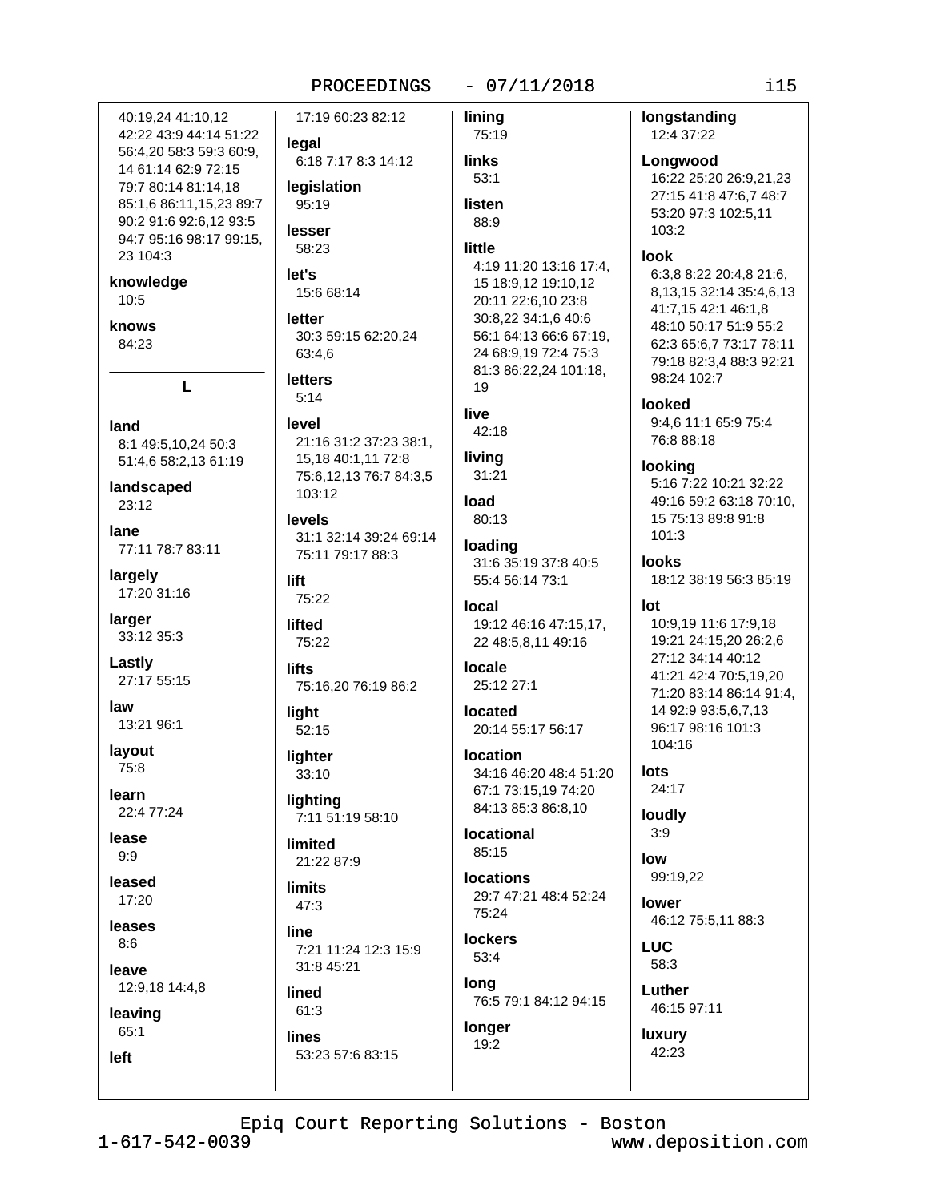40:19,24 41:10,12 42:22 43:9 44:14 51:22 56:4,20 58:3 59:3 60:9, 14 61:14 62:9 72:15 79:7 80:14 81:14,18 85:1,6 86:11,15,23 89:7 90:2 91:6 92:6,12 93:5 94:7 95:16 98:17 99:15, 23 104:3

**knowledge**
10:5

**knows**
84:23

## L

**land**
8:1 49:5,10,24 50:3 51:4,6 58:2,13 61:19

**landscaped**
23:12

**lane**
77:11 78:7 83:11

**largely**
17:20 31:16

**larger**
33:12 35:3

**Lastly**
27:17 55:15

**law**
13:21 96:1

**layout**
75:8

**learn**
22:4 77:24

**lease**
9:9

**leased**
17:20

**leases**
8:6

**leave**
12:9,18 14:4,8

**leaving**
65:1

**left**
17:19 60:23 82:12

**legal**
6:18 7:17 8:3 14:12

**legislation**
95:19

**lesser**
58:23

**let's**
15:6 68:14

**letter**
30:3 59:15 62:20,24 63:4,6

**letters**
5:14

**level**
21:16 31:2 37:23 38:1, 15,18 40:1,11 72:8 75:6,12,13 76:7 84:3,5 103:12

**levels**
31:1 32:14 39:24 69:14 75:11 79:17 88:3

**lift**
75:22

**lifted**
75:22

**lifts**
75:16,20 76:19 86:2

**light**
52:15

**lighter**
33:10

**lighting**
7:11 51:19 58:10

**limited**
21:22 87:9

**limits**
47:3

**line**
7:21 11:24 12:3 15:9 31:8 45:21

**lined**
61:3

**lines**
53:23 57:6 83:15

**lining**
75:19

**links**
53:1

**listen**
88:9

**little**
4:19 11:20 13:16 17:4, 15 18:9,12 19:10,12 20:11 22:6,10 23:8 30:8,22 34:1,6 40:6 56:1 64:13 66:6 67:19, 24 68:9,19 72:4 75:3 81:3 86:22,24 101:18, 19

**live**
42:18

**living**
31:21

**load**
80:13

**loading**
31:6 35:19 37:8 40:5 55:4 56:14 73:1

**local**
19:12 46:16 47:15,17, 22 48:5,8,11 49:16

**locale**
25:12 27:1

**located**
20:14 55:17 56:17

**location**
34:16 46:20 48:4 51:20 67:1 73:15,19 74:20 84:13 85:3 86:8,10

**locational**
85:15

**locations**
29:7 47:21 48:4 52:24 75:24

**lockers**
53:4

**long**
76:5 79:1 84:12 94:15

**longer**
19:2

**longstanding**
12:4 37:22

**Longwood**
16:22 25:20 26:9,21,23 27:15 41:8 47:6,7 48:7 53:20 97:3 102:5,11 103:2

**look**
6:3,8 8:22 20:4,8 21:6, 8,13,15 32:14 35:4,6,13 41:7,15 42:1 46:1,8 48:10 50:17 51:9 55:2 62:3 65:6,7 73:17 78:11 79:18 82:3,4 88:3 92:21 98:24 102:7

**looked**
9:4,6 11:1 65:9 75:4 76:8 88:18

**looking**
5:16 7:22 10:21 32:22 49:16 59:2 63:18 70:10, 15 75:13 89:8 91:8 101:3

**looks**
18:12 38:19 56:3 85:19

**lot**
10:9,19 11:6 17:9,18 19:21 24:15,20 26:2,6 27:12 34:14 40:12 41:21 42:4 70:5,19,20 71:20 83:14 86:14 91:4, 14 92:9 93:5,6,7,13 96:17 98:16 101:3 104:16

**lots**
24:17

**loudly**
3:9

**low**
99:19,22

**lower**
46:12 75:5,11 88:3

**LUC**
58:3

**Luther**
46:15 97:11

**luxury**
42:23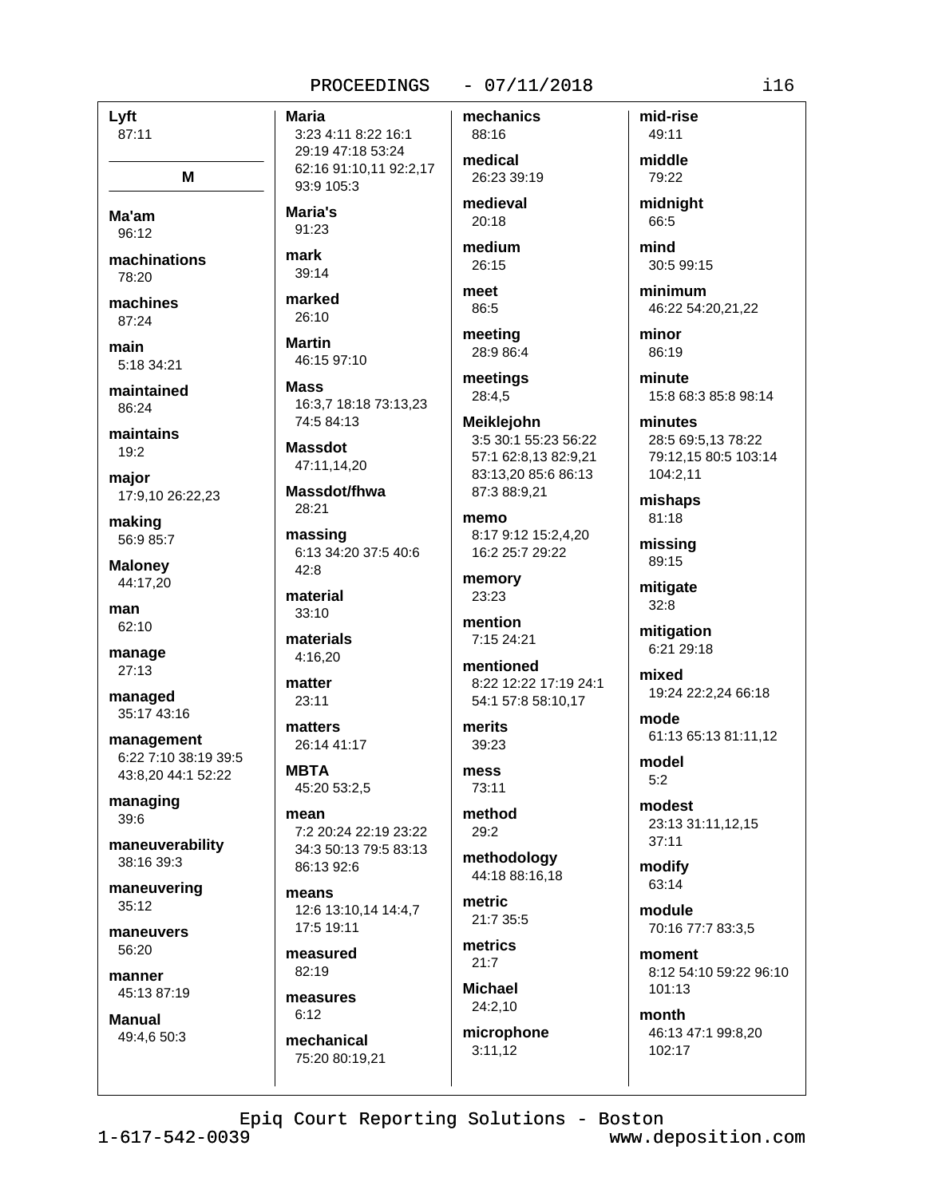**Lyft**
87:11

## M

**Ma'am**
96:12

**machinations**
78:20

**machines**
87:24

**main**
5:18 34:21

**maintained**
86:24

**maintains**
19:2

**major**
17:9,10 26:22,23

**making**
56:9 85:7

**Maloney**
44:17,20

**man**
62:10

**manage**
27:13

**managed**
35:17 43:16

**management**
6:22 7:10 38:19 39:5 43:8,20 44:1 52:22

**managing**
39:6

**maneuverability**
38:16 39:3

**maneuvering**
35:12

**maneuvers**
56:20

**manner**
45:13 87:19

**Manual**
49:4,6 50:3

**Maria**
3:23 4:11 8:22 16:1 29:19 47:18 53:24 62:16 91:10,11 92:2,17 93:9 105:3

**Maria's**
91:23

**mark**
39:14

**marked**
26:10

**Martin**
46:15 97:10

**Mass**
16:3,7 18:18 73:13,23 74:5 84:13

**Massdot**
47:11,14,20

**Massdot/fhwa**
28:21

**massing**
6:13 34:20 37:5 40:6 42:8

**material**
33:10

**materials**
4:16,20

**matter**
23:11

**matters**
26:14 41:17

**MBTA**
45:20 53:2,5

**mean**
7:2 20:24 22:19 23:22 34:3 50:13 79:5 83:13 86:13 92:6

**means**
12:6 13:10,14 14:4,7 17:5 19:11

**measured**
82:19

**measures**
6:12

**mechanical**
75:20 80:19,21

**mechanics**
88:16

**medical**
26:23 39:19

**medieval**
20:18

**medium**
26:15

**meet**
86:5

**meeting**
28:9 86:4

**meetings**
28:4,5

**Meiklejohn**
3:5 30:1 55:23 56:22 57:1 62:8,13 82:9,21 83:13,20 85:6 86:13 87:3 88:9,21

**memo**
8:17 9:12 15:2,4,20 16:2 25:7 29:22

**memory**
23:23

**mention**
7:15 24:21

**mentioned**
8:22 12:22 17:19 24:1 54:1 57:8 58:10,17

**merits**
39:23

**mess**
73:11

**method**
29:2

**methodology**
44:18 88:16,18

**metric**
21:7 35:5

**metrics**
21:7

**Michael**
24:2,10

**microphone**
3:11,12

**mid-rise**
49:11

**middle**
79:22

**midnight**
66:5

**mind**
30:5 99:15

**minimum**
46:22 54:20,21,22

**minor**
86:19

**minute**
15:8 68:3 85:8 98:14

**minutes**
28:5 69:5,13 78:22 79:12,15 80:5 103:14 104:2,11

**mishaps**
81:18

**missing**
89:15

**mitigate**
32:8

**mitigation**
6:21 29:18

**mixed**
19:24 22:2,24 66:18

**mode**
61:13 65:13 81:11,12

**model**
5:2

**modest**
23:13 31:11,12,15 37:11

**modify**
63:14

**module**
70:16 77:7 83:3,5

**moment**
8:12 54:10 59:22 96:10 101:13

**month**
46:13 47:1 99:8,20 102:17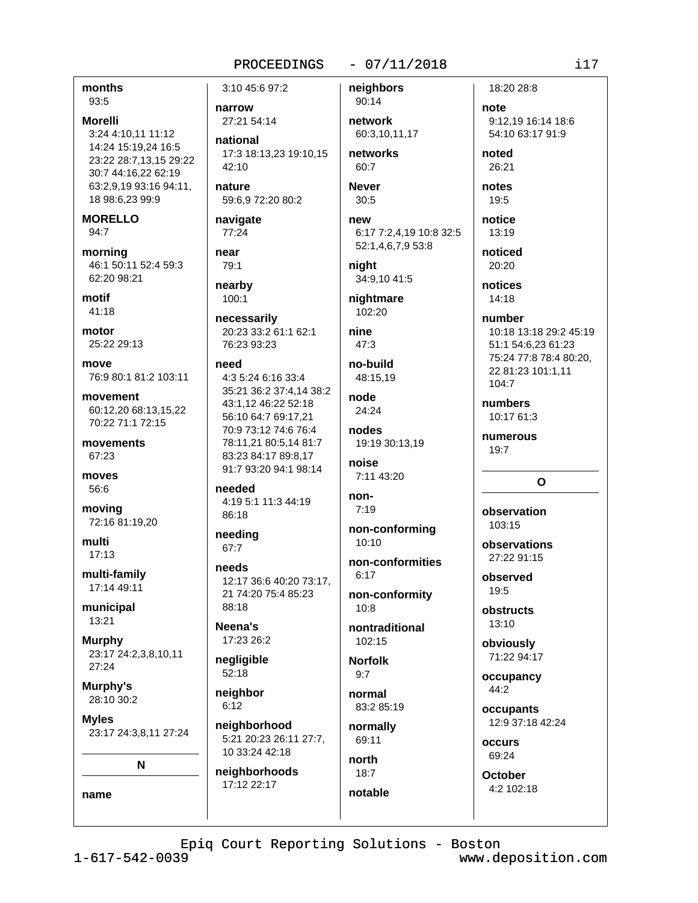**months**
93:5

**Morelli**
3:24 4:10,11 11:12 14:24 15:19,24 16:5 23:22 28:7,13,15 29:22 30:7 44:16,22 62:19 63:2,9,19 93:16 94:11, 18 98:6,23 99:9

**MORELLO**
94:7

**morning**
46:1 50:11 52:4 59:3 62:20 98:21

**motif**
41:18

**motor**
25:22 29:13

**move**
76:9 80:1 81:2 103:11

**movement**
60:12,20 68:13,15,22 70:22 71:1 72:15

**movements**
67:23

**moves**
56:6

**moving**
72:16 81:19,20

**multi**
17:13

**multi-family**
17:14 49:11

**municipal**
13:21

**Murphy**
23:17 24:2,3,8,10,11 27:24

**Murphy's**
28:10 30:2

**Myles**
23:17 24:3,8,11 27:24

## N

**name**
3:10 45:6 97:2

**narrow**
27:21 54:14

**national**
17:3 18:13,23 19:10,15 42:10

**nature**
59:6,9 72:20 80:2

**navigate**
77:24

**near**
79:1

**nearby**
100:1

**necessarily**
20:23 33:2 61:1 62:1 76:23 93:23

**need**
4:3 5:24 6:16 33:4 35:21 36:2 37:4,14 38:2 43:1,12 46:22 52:18 56:10 64:7 69:17,21 70:9 73:12 74:6 76:4 78:11,21 80:5,14 81:7 83:23 84:17 89:8,17 91:7 93:20 94:1 98:14

**needed**
4:19 5:1 11:3 44:19 86:18

**needing**
67:7

**needs**
12:17 36:6 40:20 73:17, 21 74:20 75:4 85:23 88:18

**Neena's**
17:23 26:2

**negligible**
52:18

**neighbor**
6:12

**neighborhood**
5:21 20:23 26:11 27:7, 10 33:24 42:18

**neighborhoods**
17:12 22:17

**neighbors**
90:14

**network**
60:3,10,11,17

**networks**
60:7

**Never**
30:5

**new**
6:17 7:2,4,19 10:8 32:5 52:1,4,6,7,9 53:8

**night**
34:9,10 41:5

**nightmare**
102:20

**nine**
47:3

**no-build**
48:15,19

**node**
24:24

**nodes**
19:19 30:13,19

**noise**
7:11 43:20

**non-**
7:19

**non-conforming**
10:10

**non-conformities**
6:17

**non-conformity**
10:8

**nontraditional**
102:15

**Norfolk**
9:7

**normal**
83:2 85:19

**normally**
69:11

**north**
18:7

**notable**
18:20 28:8

**note**
9:12,19 16:14 18:6 54:10 63:17 91:9

**noted**
26:21

**notes**
19:5

**notice**
13:19

**noticed**
20:20

**notices**
14:18

**number**
10:18 13:18 29:2 45:19 51:1 54:6,23 61:23 75:24 77:8 78:4 80:20, 22 81:23 101:1,11 104:7

**numbers**
10:17 61:3

**numerous**
19:7

## O

**observation**
103:15

**observations**
27:22 91:15

**observed**
19:5

**obstructs**
13:10

**obviously**
71:22 94:17

**occupancy**
44:2

**occupants**
12:9 37:18 42:24

**occurs**
69:24

**October**
4:2 102:18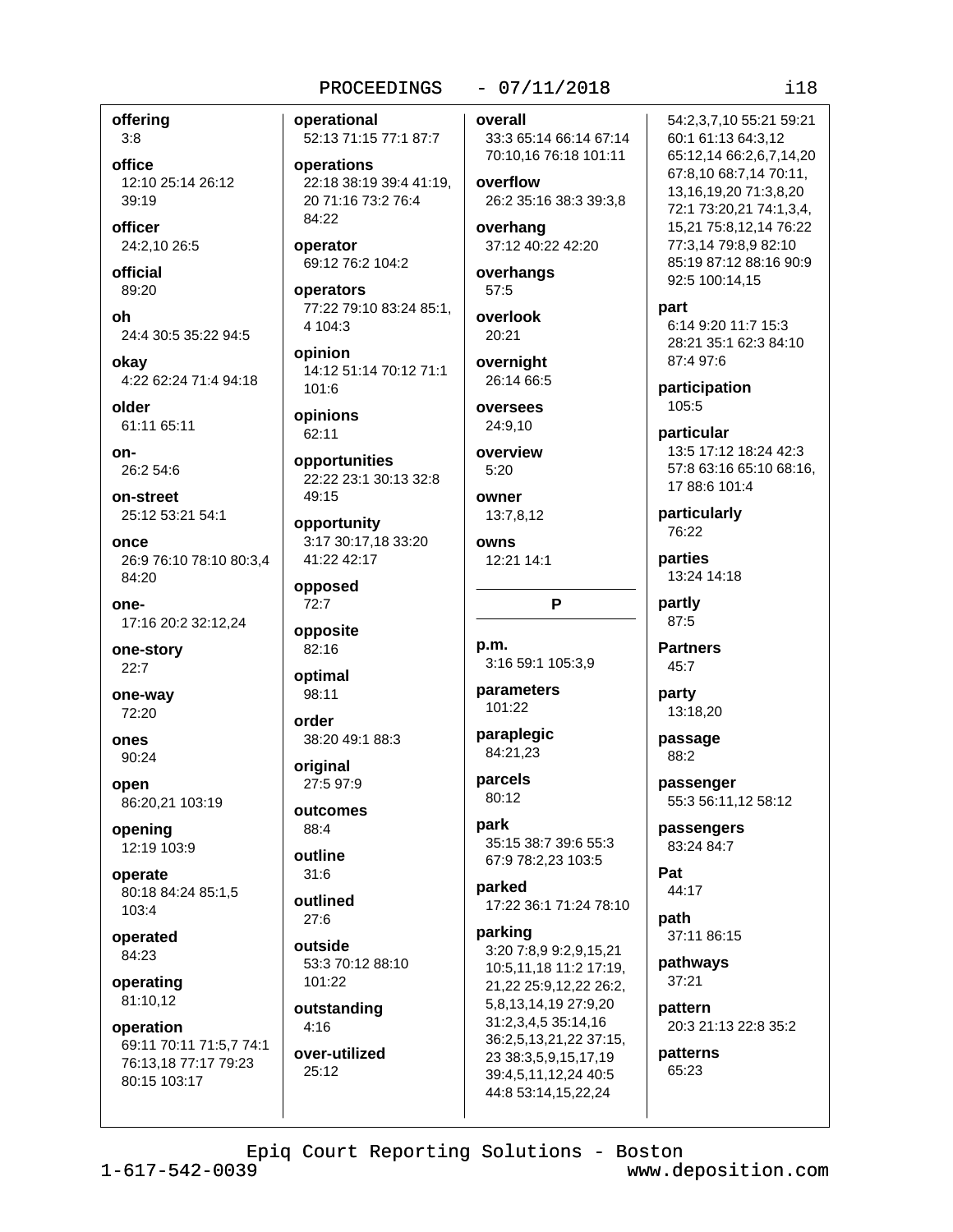**offering**
3:8

**office**
12:10 25:14 26:12 39:19

**officer**
24:2,10 26:5

**official**
89:20

**oh**
24:4 30:5 35:22 94:5

**okay**
4:22 62:24 71:4 94:18

**older**
61:11 65:11

**on-**
26:2 54:6

**on-street**
25:12 53:21 54:1

**once**
26:9 76:10 78:10 80:3,4 84:20

**one-**
17:16 20:2 32:12,24

**one-story**
22:7

**one-way**
72:20

**ones**
90:24

**open**
86:20,21 103:19

**opening**
12:19 103:9

**operate**
80:18 84:24 85:1,5 103:4

**operated**
84:23

**operating**
81:10,12

**operation**
69:11 70:11 71:5,7 74:1 76:13,18 77:17 79:23 80:15 103:17

**operational**
52:13 71:15 77:1 87:7

**operations**
22:18 38:19 39:4 41:19, 20 71:16 73:2 76:4 84:22

**operator**
69:12 76:2 104:2

**operators**
77:22 79:10 83:24 85:1, 4 104:3

**opinion**
14:12 51:14 70:12 71:1 101:6

**opinions**
62:11

**opportunities**
22:22 23:1 30:13 32:8 49:15

**opportunity**
3:17 30:17,18 33:20 41:22 42:17

**opposed**
72:7

**opposite**
82:16

**optimal**
98:11

**order**
38:20 49:1 88:3

**original**
27:5 97:9

**outcomes**
88:4

**outline**
31:6

**outlined**
27:6

**outside**
53:3 70:12 88:10 101:22

**outstanding**
4:16

**over-utilized**
25:12

**overall**
33:3 65:14 66:14 67:14 70:10,16 76:18 101:11

**overflow**
26:2 35:16 38:3 39:3,8

**overhang**
37:12 40:22 42:20

**overhangs**
57:5

**overlook**
20:21

**overnight**
26:14 66:5

**oversees**
24:9,10

**overview**
5:20

**owner**
13:7,8,12

**owns**
12:21 14:1

## P

**p.m.**
3:16 59:1 105:3,9

**parameters**
101:22

**paraplegic**
84:21,23

**parcels**
80:12

**park**
35:15 38:7 39:6 55:3 67:9 78:2,23 103:5

**parked**
17:22 36:1 71:24 78:10

**parking**
3:20 7:8,9 9:2,9,15,21 10:5,11,18 11:2 17:19, 21,22 25:9,12,22 26:2, 5,8,13,14,19 27:9,20 31:2,3,4,5 35:14,16 36:2,5,13,21,22 37:15, 23 38:3,5,9,15,17,19 39:4,5,11,12,24 40:5 44:8 53:14,15,22,24 54:2,3,7,10 55:21 59:21 60:1 61:13 64:3,12 65:12,14 66:2,6,7,14,20 67:8,10 68:7,14 70:11, 13,16,19,20 71:3,8,20 72:1 73:20,21 74:1,3,4, 15,21 75:8,12,14 76:22 77:3,14 79:8,9 82:10 85:19 87:12 88:16 90:9 92:5 100:14,15

**part**
6:14 9:20 11:7 15:3 28:21 35:1 62:3 84:10 87:4 97:6

**participation**
105:5

**particular**
13:5 17:12 18:24 42:3 57:8 63:16 65:10 68:16, 17 88:6 101:4

**particularly**
76:22

**parties**
13:24 14:18

**partly**
87:5

**Partners**
45:7

**party**
13:18,20

**passage**
88:2

**passenger**
55:3 56:11,12 58:12

**passengers**
83:24 84:7

**Pat**
44:17

**path**
37:11 86:15

**pathways**
37:21

**pattern**
20:3 21:13 22:8 35:2

**patterns**
65:23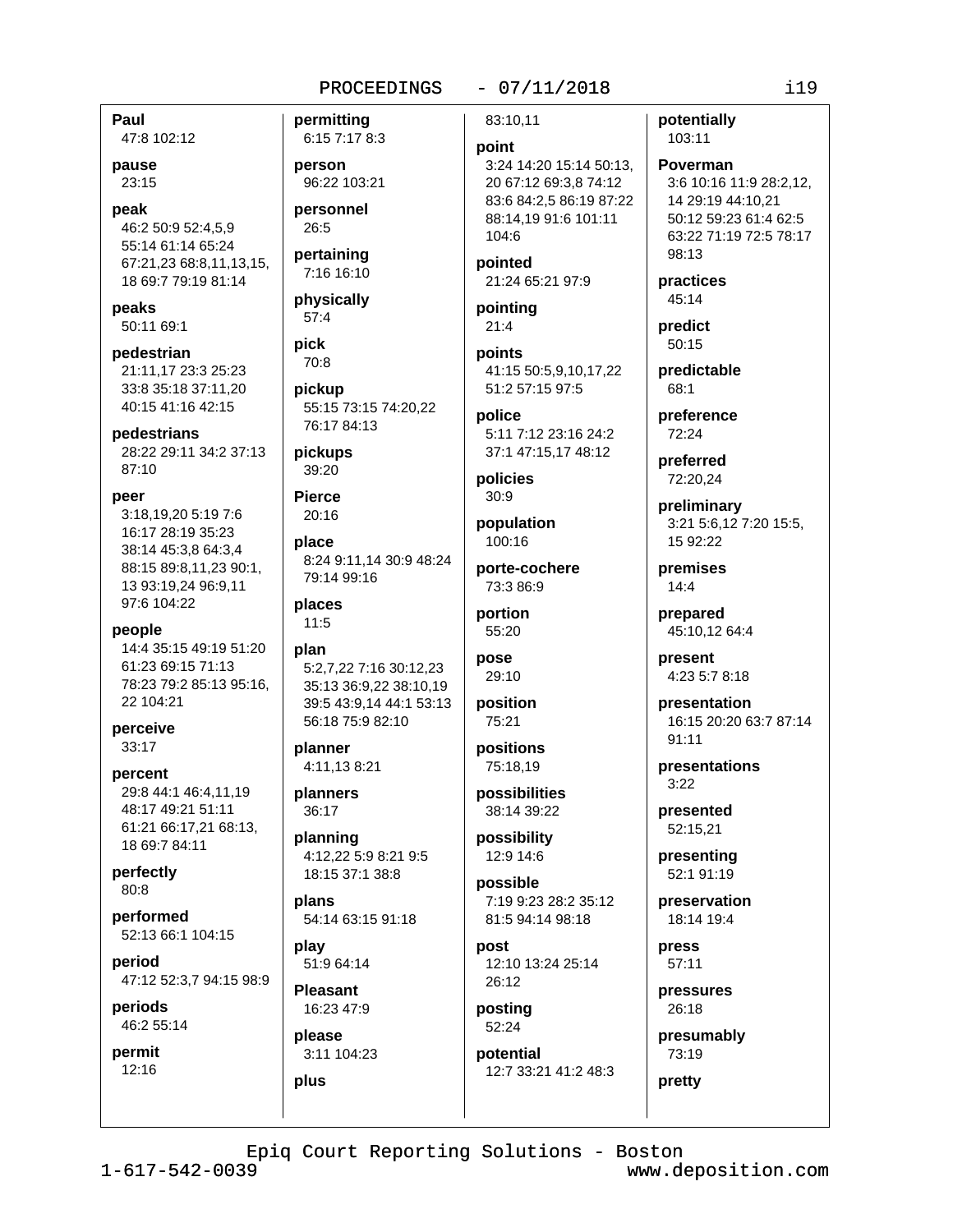**Paul**
47:8 102:12

**pause**
23:15

**peak**
46:2 50:9 52:4,5,9 55:14 61:14 65:24 67:21,23 68:8,11,13,15, 18 69:7 79:19 81:14

**peaks**
50:11 69:1

**pedestrian**
21:11,17 23:3 25:23 33:8 35:18 37:11,20 40:15 41:16 42:15

**pedestrians**
28:22 29:11 34:2 37:13 87:10

**peer**
3:18,19,20 5:19 7:6 16:17 28:19 35:23 38:14 45:3,8 64:3,4 88:15 89:8,11,23 90:1, 13 93:19,24 96:9,11 97:6 104:22

**people**
14:4 35:15 49:19 51:20 61:23 69:15 71:13 78:23 79:2 85:13 95:16, 22 104:21

**perceive**
33:17

**percent**
29:8 44:1 46:4,11,19 48:17 49:21 51:11 61:21 66:17,21 68:13, 18 69:7 84:11

**perfectly**
80:8

**performed**
52:13 66:1 104:15

**period**
47:12 52:3,7 94:15 98:9

**periods**
46:2 55:14

**permit**
12:16

**permitting**
6:15 7:17 8:3

**person**
96:22 103:21

**personnel**
26:5

**pertaining**
7:16 16:10

**physically**
57:4

**pick**
70:8

**pickup**
55:15 73:15 74:20,22 76:17 84:13

**pickups**
39:20

**Pierce**
20:16

**place**
8:24 9:11,14 30:9 48:24 79:14 99:16

**places**
11:5

**plan**
5:2,7,22 7:16 30:12,23 35:13 36:9,22 38:10,19 39:5 43:9,14 44:1 53:13 56:18 75:9 82:10

**planner**
4:11,13 8:21

**planners**
36:17

**planning**
4:12,22 5:9 8:21 9:5 18:15 37:1 38:8

**plans**
54:14 63:15 91:18

**play**
51:9 64:14

**Pleasant**
16:23 47:9

**please**
3:11 104:23

**plus**
83:10,11

**point**
3:24 14:20 15:14 50:13, 20 67:12 69:3,8 74:12 83:6 84:2,5 86:19 87:22 88:14,19 91:6 101:11 104:6

**pointed**
21:24 65:21 97:9

**pointing**
21:4

**points**
41:15 50:5,9,10,17,22 51:2 57:15 97:5

**police**
5:11 7:12 23:16 24:2 37:1 47:15,17 48:12

**policies**
30:9

**population**
100:16

**porte-cochere**
73:3 86:9

**portion**
55:20

**pose**
29:10

**position**
75:21

**positions**
75:18,19

**possibilities**
38:14 39:22

**possibility**
12:9 14:6

**possible**
7:19 9:23 28:2 35:12 81:5 94:14 98:18

**post**
12:10 13:24 25:14 26:12

**posting**
52:24

**potential**
12:7 33:21 41:2 48:3

**potentially**
103:11

**Poverman**
3:6 10:16 11:9 28:2,12, 14 29:19 44:10,21 50:12 59:23 61:4 62:5 63:22 71:19 72:5 78:17 98:13

**practices**
45:14

**predict**
50:15

**predictable**
68:1

**preference**
72:24

**preferred**
72:20,24

**preliminary**
3:21 5:6,12 7:20 15:5, 15 92:22

**premises**
14:4

**prepared**
45:10,12 64:4

**present**
4:23 5:7 8:18

**presentation**
16:15 20:20 63:7 87:14 91:11

**presentations**
3:22

**presented**
52:15,21

**presenting**
52:1 91:19

**preservation**
18:14 19:4

**press**
57:11

**pressures**
26:18

**presumably**
73:19

**pretty**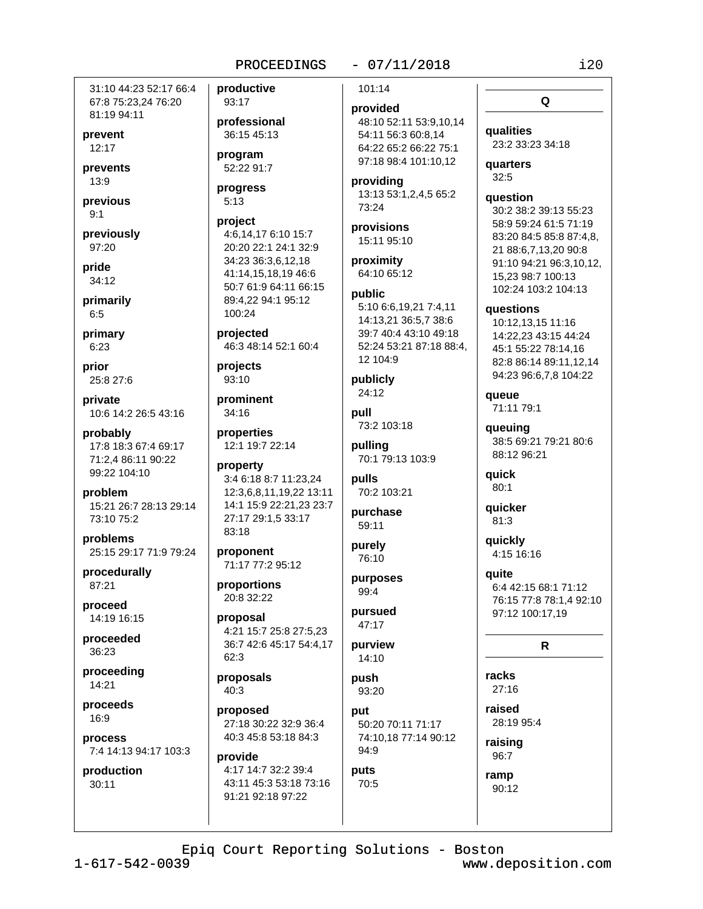31:10 44:23 52:17 66:4 67:8 75:23,24 76:20 81:19 94:11

**prevent**
12:17

**prevents**
13:9

**previous**
9:1

**previously**
97:20

**pride**
34:12

**primarily**
6:5

**primary**
6:23

**prior**
25:8 27:6

**private**
10:6 14:2 26:5 43:16

**probably**
17:8 18:3 67:4 69:17 71:2,4 86:11 90:22 99:22 104:10

**problem**
15:21 26:7 28:13 29:14 73:10 75:2

**problems**
25:15 29:17 71:9 79:24

**procedurally**
87:21

**proceed**
14:19 16:15

**proceeded**
36:23

**proceeding**
14:21

**proceeds**
16:9

**process**
7:4 14:13 94:17 103:3

**production**
30:11

**productive**
93:17

**professional**
36:15 45:13

**program**
52:22 91:7

**progress**
5:13

**project**
4:6,14,17 6:10 15:7 20:20 22:1 24:1 32:9 34:23 36:3,6,12,18 41:14,15,18,19 46:6 50:7 61:9 64:11 66:15 89:4,22 94:1 95:12 100:24

**projected**
46:3 48:14 52:1 60:4

**projects**
93:10

**prominent**
34:16

**properties**
12:1 19:7 22:14

**property**
3:4 6:18 8:7 11:23,24 12:3,6,8,11,19,22 13:11 14:1 15:9 22:21,23 23:7 27:17 29:1,5 33:17 83:18

**proponent**
71:17 77:2 95:12

**proportions**
20:8 32:22

**proposal**
4:21 15:7 25:8 27:5,23 36:7 42:6 45:17 54:4,17 62:3

**proposals**
40:3

**proposed**
27:18 30:22 32:9 36:4 40:3 45:8 53:18 84:3

**provide**
4:17 14:7 32:2 39:4 43:11 45:3 53:18 73:16 91:21 92:18 97:22

101:14

**provided**
48:10 52:11 53:9,10,14 54:11 56:3 60:8,14 64:22 65:2 66:22 75:1 97:18 98:4 101:10,12

**providing**
13:13 53:1,2,4,5 65:2 73:24

**provisions**
15:11 95:10

**proximity**
64:10 65:12

**public**
5:10 6:6,19,21 7:4,11 14:13,21 36:5,7 38:6 39:7 40:4 43:10 49:18 52:24 53:21 87:18 88:4, 12 104:9

**publicly**
24:12

**pull**
73:2 103:18

**pulling**
70:1 79:13 103:9

**pulls**
70:2 103:21

**purchase**
59:11

**purely**
76:10

**purposes**
99:4

**pursued**
47:17

**purview**
14:10

**push**
93:20

**put**
50:20 70:11 71:17 74:10,18 77:14 90:12 94:9

**puts**
70:5

## Q

**qualities**
23:2 33:23 34:18

**quarters**
32:5

**question**
30:2 38:2 39:13 55:23 58:9 59:24 61:5 71:19 83:20 84:5 85:8 87:4,8, 21 88:6,7,13,20 90:8 91:10 94:21 96:3,10,12, 15,23 98:7 100:13 102:24 103:2 104:13

**questions**
10:12,13,15 11:16 14:22,23 43:15 44:24 45:1 55:22 78:14,16 82:8 86:14 89:11,12,14 94:23 96:6,7,8 104:22

**queue**
71:11 79:1

**queuing**
38:5 69:21 79:21 80:6 88:12 96:21

**quick**
80:1

**quicker**
81:3

**quickly**
4:15 16:16

**quite**
6:4 42:15 68:1 71:12 76:15 77:8 78:1,4 92:10 97:12 100:17,19

## R

**racks**
27:16

**raised**
28:19 95:4

**raising**
96:7

**ramp**
90:12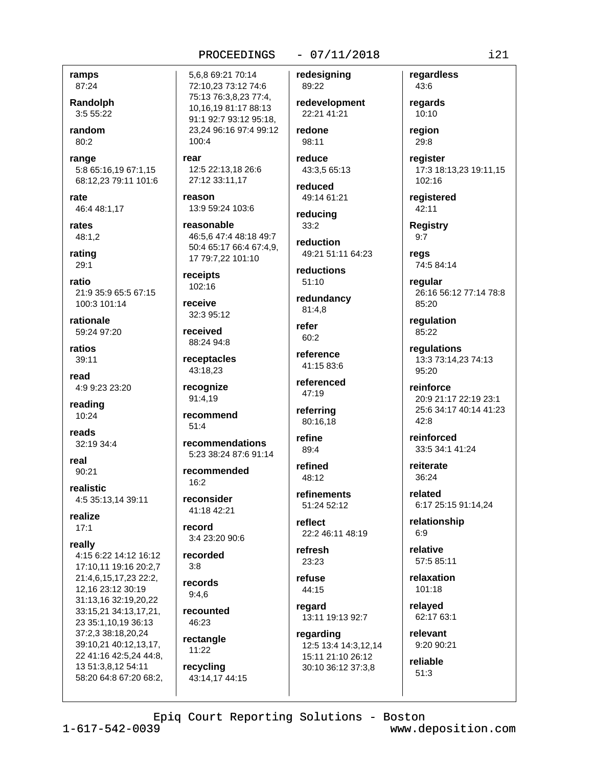**ramps**
87:24

**Randolph**
3:5 55:22

**random**
80:2

**range**
5:8 65:16,19 67:1,15 68:12,23 79:11 101:6

**rate**
46:4 48:1,17

**rates**
48:1,2

**rating**
29:1

**ratio**
21:9 35:9 65:5 67:15 100:3 101:14

**rationale**
59:24 97:20

**ratios**
39:11

**read**
4:9 9:23 23:20

**reading**
10:24

**reads**
32:19 34:4

**real**
90:21

**realistic**
4:5 35:13,14 39:11

**realize**
17:1

**really**
4:15 6:22 14:12 16:12 17:10,11 19:16 20:2,7 21:4,6,15,17,23 22:2, 12,16 23:12 30:19 31:13,16 32:19,20,22 33:15,21 34:13,17,21, 23 35:1,10,19 36:13 37:2,3 38:18,20,24 39:10,21 40:12,13,17, 22 41:16 42:5,24 44:8, 13 51:3,8,12 54:11 58:20 64:8 67:20 68:2, 5,6,8 69:21 70:14 72:10,23 73:12 74:6 75:13 76:3,8,23 77:4, 10,16,19 81:17 88:13 91:1 92:7 93:12 95:18, 23,24 96:16 97:4 99:12 100:4

**rear**
12:5 22:13,18 26:6 27:12 33:11,17

**reason**
13:9 59:24 103:6

**reasonable**
46:5,6 47:4 48:18 49:7 50:4 65:17 66:4 67:4,9, 17 79:7,22 101:10

**receipts**
102:16

**receive**
32:3 95:12

**received**
88:24 94:8

**receptacles**
43:18,23

**recognize**
91:4,19

**recommend**
51:4

**recommendations**
5:23 38:24 87:6 91:14

**recommended**
16:2

**reconsider**
41:18 42:21

**record**
3:4 23:20 90:6

**recorded**
3:8

**records**
9:4,6

**recounted**
46:23

**rectangle**
11:22

**recycling**
43:14,17 44:15

**redesigning**
89:22

**redevelopment**
22:21 41:21

**redone**
98:11

**reduce**
43:3,5 65:13

**reduced**
49:14 61:21

**reducing**
33:2

**reduction**
49:21 51:11 64:23

**reductions**
51:10

**redundancy**
81:4,8

**refer**
60:2

**reference**
41:15 83:6

**referenced**
47:19

**referring**
80:16,18

**refine**
89:4

**refined**
48:12

**refinements**
51:24 52:12

**reflect**
22:2 46:11 48:19

**refresh**
23:23

**refuse**
44:15

**regard**
13:11 19:13 92:7

**regarding**
12:5 13:4 14:3,12,14 15:11 21:10 26:12 30:10 36:12 37:3,8

**regardless**
43:6

**regards**
10:10

**region**
29:8

**register**
17:3 18:13,23 19:11,15 102:16

**registered**
42:11

**Registry**
9:7

**regs**
74:5 84:14

**regular**
26:16 56:12 77:14 78:8 85:20

**regulation**
85:22

**regulations**
13:3 73:14,23 74:13 95:20

**reinforce**
20:9 21:17 22:19 23:1 25:6 34:17 40:14 41:23 42:8

**reinforced**
33:5 34:1 41:24

**reiterate**
36:24

**related**
6:17 25:15 91:14,24

**relationship**
6:9

**relative**
57:5 85:11

**relaxation**
101:18

**relayed**
62:17 63:1

**relevant**
9:20 90:21

**reliable**
51:3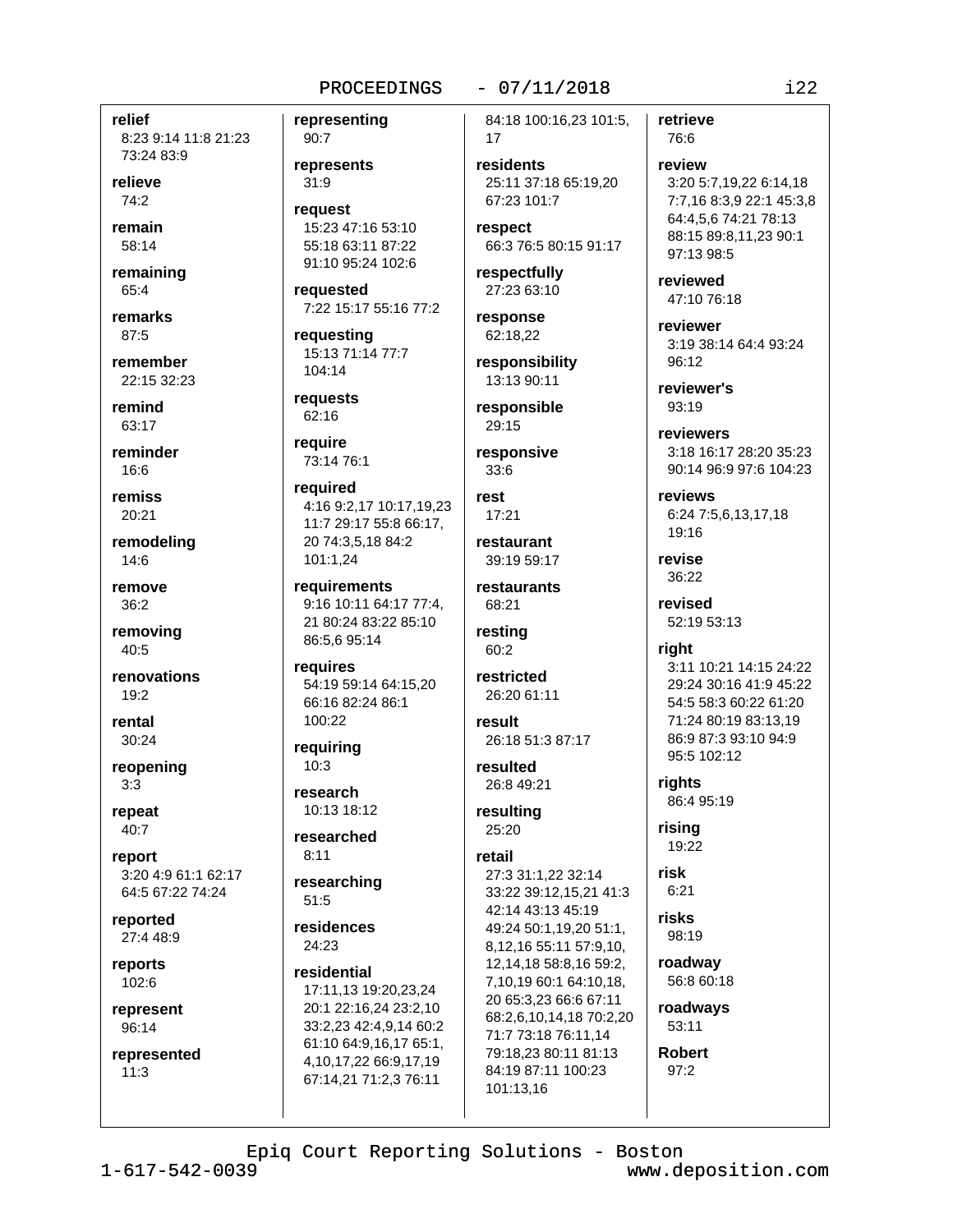**relief**
8:23 9:14 11:8 21:23 73:24 83:9

**relieve**
74:2

**remain**
58:14

**remaining**
65:4

**remarks**
87:5

**remember**
22:15 32:23

**remind**
63:17

**reminder**
16:6

**remiss**
20:21

**remodeling**
14:6

**remove**
36:2

**removing**
40:5

**renovations**
19:2

**rental**
30:24

**reopening**
3:3

**repeat**
40:7

**report**
3:20 4:9 61:1 62:17 64:5 67:22 74:24

**reported**
27:4 48:9

**reports**
102:6

**represent**
96:14

**represented**
11:3

**representing**
90:7

**represents**
31:9

**request**
15:23 47:16 53:10 55:18 63:11 87:22 91:10 95:24 102:6

**requested**
7:22 15:17 55:16 77:2

**requesting**
15:13 71:14 77:7 104:14

**requests**
62:16

**require**
73:14 76:1

**required**
4:16 9:2,17 10:17,19,23 11:7 29:17 55:8 66:17, 20 74:3,5,18 84:2 101:1,24

**requirements**
9:16 10:11 64:17 77:4, 21 80:24 83:22 85:10 86:5,6 95:14

**requires**
54:19 59:14 64:15,20 66:16 82:24 86:1 100:22

**requiring**
10:3

**research**
10:13 18:12

**researched**
8:11

**researching**
51:5

**residences**
24:23

**residential**
17:11,13 19:20,23,24 20:1 22:16,24 23:2,10 33:2,23 42:4,9,14 60:2 61:10 64:9,16,17 65:1, 4,10,17,22 66:9,17,19 67:14,21 71:2,3 76:11 84:18 100:16,23 101:5, 17

**residents**
25:11 37:18 65:19,20 67:23 101:7

**respect**
66:3 76:5 80:15 91:17

**respectfully**
27:23 63:10

**response**
62:18,22

**responsibility**
13:13 90:11

**responsible**
29:15

**responsive**
33:6

**rest**
17:21

**restaurant**
39:19 59:17

**restaurants**
68:21

**resting**
60:2

**restricted**
26:20 61:11

**result**
26:18 51:3 87:17

**resulted**
26:8 49:21

**resulting**
25:20

**retail**
27:3 31:1,22 32:14 33:22 39:12,15,21 41:3 42:14 43:13 45:19 49:24 50:1,19,20 51:1, 8,12,16 55:11 57:9,10, 12,14,18 58:8,16 59:2, 7,10,19 60:1 64:10,18, 20 65:3,23 66:6 67:11 68:2,6,10,14,18 70:2,20 71:7 73:18 76:11,14 79:18,23 80:11 81:13 84:19 87:11 100:23 101:13,16

**retrieve**
76:6

**review**
3:20 5:7,19,22 6:14,18 7:7,16 8:3,9 22:1 45:3,8 64:4,5,6 74:21 78:13 88:15 89:8,11,23 90:1 97:13 98:5

**reviewed**
47:10 76:18

**reviewer**
3:19 38:14 64:4 93:24 96:12

**reviewer's**
93:19

**reviewers**
3:18 16:17 28:20 35:23 90:14 96:9 97:6 104:23

**reviews**
6:24 7:5,6,13,17,18 19:16

**revise**
36:22

**revised**
52:19 53:13

**right**
3:11 10:21 14:15 24:22 29:24 30:16 41:9 45:22 54:5 58:3 60:22 61:20 71:24 80:19 83:13,19 86:9 87:3 93:10 94:9 95:5 102:12

**rights**
86:4 95:19

**rising**
19:22

**risk**
6:21

**risks**
98:19

**roadway**
56:8 60:18

**roadways**
53:11

**Robert**
97:2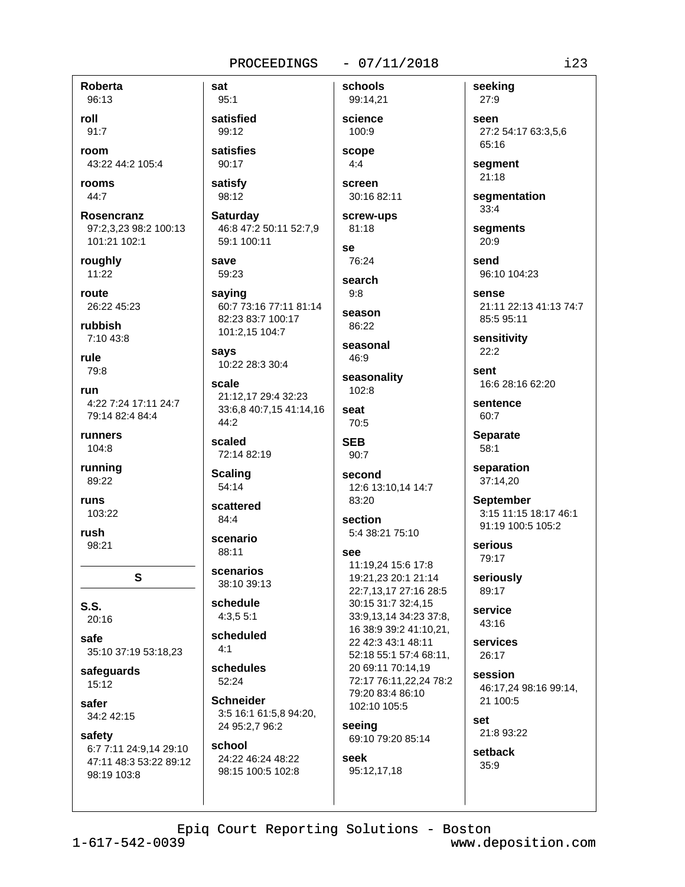**Roberta**
96:13

**roll**
91:7

**room**
43:22 44:2 105:4

**rooms**
44:7

**Rosencranz**
97:2,3,23 98:2 100:13 101:21 102:1

**roughly**
11:22

**route**
26:22 45:23

**rubbish**
7:10 43:8

**rule**
79:8

**run**
4:22 7:24 17:11 24:7 79:14 82:4 84:4

**runners**
104:8

**running**
89:22

**runs**
103:22

**rush**
98:21

## S

**S.S.**
20:16

**safe**
35:10 37:19 53:18,23

**safeguards**
15:12

**safer**
34:2 42:15

**safety**
6:7 7:11 24:9,14 29:10 47:11 48:3 53:22 89:12 98:19 103:8

**sat**
95:1

**satisfied**
99:12

**satisfies**
90:17

**satisfy**
98:12

**Saturday**
46:8 47:2 50:11 52:7,9 59:1 100:11

**save**
59:23

**saying**
60:7 73:16 77:11 81:14 82:23 83:7 100:17 101:2,15 104:7

**says**
10:22 28:3 30:4

**scale**
21:12,17 29:4 32:23 33:6,8 40:7,15 41:14,16 44:2

**scaled**
72:14 82:19

**Scaling**
54:14

**scattered**
84:4

**scenario**
88:11

**scenarios**
38:10 39:13

**schedule**
4:3,5 5:1

**scheduled**
4:1

**schedules**
52:24

**Schneider**
3:5 16:1 61:5,8 94:20, 24 95:2,7 96:2

**school**
24:22 46:24 48:22 98:15 100:5 102:8

**schools**
99:14,21

**science**
100:9

**scope**
4:4

**screen**
30:16 82:11

**screw-ups**
81:18

**se**
76:24

**search**
9:8

**season**
86:22

**seasonal**
46:9

**seasonality**
102:8

**seat**
70:5

**SEB**
90:7

**second**
12:6 13:10,14 14:7 83:20

**section**
5:4 38:21 75:10

**see**
11:19,24 15:6 17:8 19:21,23 20:1 21:14 22:7,13,17 27:16 28:5 30:15 31:7 32:4,15 33:9,13,14 34:23 37:8, 16 38:9 39:2 41:10,21, 22 42:3 43:1 48:11 52:18 55:1 57:4 68:11, 20 69:11 70:14,19 72:17 76:11,22,24 78:2 79:20 83:4 86:10 102:10 105:5

**seeing**
69:10 79:20 85:14

**seek**
95:12,17,18

**seeking**
27:9

**seen**
27:2 54:17 63:3,5,6 65:16

**segment**
21:18

**segmentation**
33:4

**segments**
20:9

**send**
96:10 104:23

**sense**
21:11 22:13 41:13 74:7 85:5 95:11

**sensitivity**
22:2

**sent**
16:6 28:16 62:20

**sentence**
60:7

**Separate**
58:1

**separation**
37:14,20

**September**
3:15 11:15 18:17 46:1 91:19 100:5 105:2

**serious**
79:17

**seriously**
89:17

**service**
43:16

**services**
26:17

**session**
46:17,24 98:16 99:14, 21 100:5

**set**
21:8 93:22

**setback**
35:9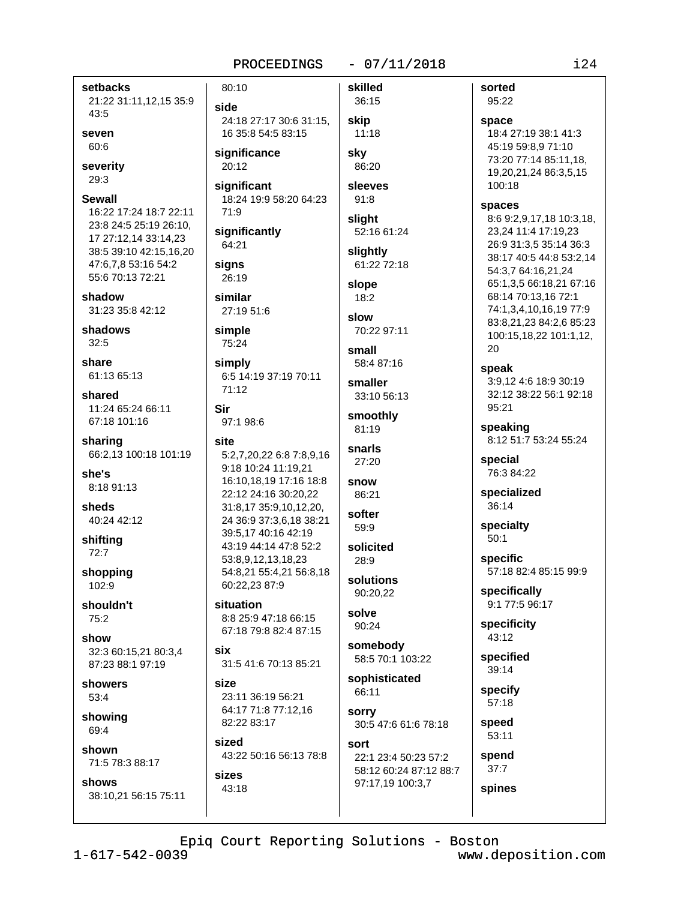**setbacks**
21:22 31:11,12,15 35:9 43:5

**seven**
60:6

**severity**
29:3

**Sewall**
16:22 17:24 18:7 22:11 23:8 24:5 25:19 26:10, 17 27:12,14 33:14,23 38:5 39:10 42:15,16,20 47:6,7,8 53:16 54:2 55:6 70:13 72:21

**shadow**
31:23 35:8 42:12

**shadows**
32:5

**share**
61:13 65:13

**shared**
11:24 65:24 66:11 67:18 101:16

**sharing**
66:2,13 100:18 101:19

**she's**
8:18 91:13

**sheds**
40:24 42:12

**shifting**
72:7

**shopping**
102:9

**shouldn't**
75:2

**show**
32:3 60:15,21 80:3,4 87:23 88:1 97:19

**showers**
53:4

**showing**
69:4

**shown**
71:5 78:3 88:17

**shows**
38:10,21 56:15 75:11 80:10

**side**
24:18 27:17 30:6 31:15, 16 35:8 54:5 83:15

**significance**
20:12

**significant**
18:24 19:9 58:20 64:23 71:9

**significantly**
64:21

**signs**
26:19

**similar**
27:19 51:6

**simple**
75:24

**simply**
6:5 14:19 37:19 70:11 71:12

**Sir**
97:1 98:6

**site**
5:2,7,20,22 6:8 7:8,9,16 9:18 10:24 11:19,21 16:10,18,19 17:16 18:8 22:12 24:16 30:20,22 31:8,17 35:9,10,12,20, 24 36:9 37:3,6,18 38:21 39:5,17 40:16 42:19 43:19 44:14 47:8 52:2 53:8,9,12,13,18,23 54:8,21 55:4,21 56:8,18 60:22,23 87:9

**situation**
8:8 25:9 47:18 66:15 67:18 79:8 82:4 87:15

**six**
31:5 41:6 70:13 85:21

**size**
23:11 36:19 56:21 64:17 71:8 77:12,16 82:22 83:17

**sized**
43:22 50:16 56:13 78:8

**sizes**
43:18

**skilled**
36:15

**skip**
11:18

**sky**
86:20

**sleeves**
91:8

**slight**
52:16 61:24

**slightly**
61:22 72:18

**slope**
18:2

**slow**
70:22 97:11

**small**
58:4 87:16

**smaller**
33:10 56:13

**smoothly**
81:19

**snarls**
27:20

**snow**
86:21

**softer**
59:9

**solicited**
28:9

**solutions**
90:20,22

**solve**
90:24

**somebody**
58:5 70:1 103:22

**sophisticated**
66:11

**sorry**
30:5 47:6 61:6 78:18

**sort**
22:1 23:4 50:23 57:2 58:12 60:24 87:12 88:7 97:17,19 100:3,7

**sorted**
95:22

**space**
18:4 27:19 38:1 41:3 45:19 59:8,9 71:10 73:20 77:14 85:11,18, 19,20,21,24 86:3,5,15 100:18

**spaces**
8:6 9:2,9,17,18 10:3,18, 23,24 11:4 17:19,23 26:9 31:3,5 35:14 36:3 38:17 40:5 44:8 53:2,14 54:3,7 64:16,21,24 65:1,3,5 66:18,21 67:16 68:14 70:13,16 72:1 74:1,3,4,10,16,19 77:9 83:8,21,23 84:2,6 85:23 100:15,18,22 101:1,12, 20

**speak**
3:9,12 4:6 18:9 30:19 32:12 38:22 56:1 92:18 95:21

**speaking**
8:12 51:7 53:24 55:24

**special**
76:3 84:22

**specialized**
36:14

**specialty**
50:1

**specific**
57:18 82:4 85:15 99:9

**specifically**
9:1 77:5 96:17

**specificity**
43:12

**specified**
39:14

**specify**
57:18

**speed**
53:11

**spend**
37:7

**spines**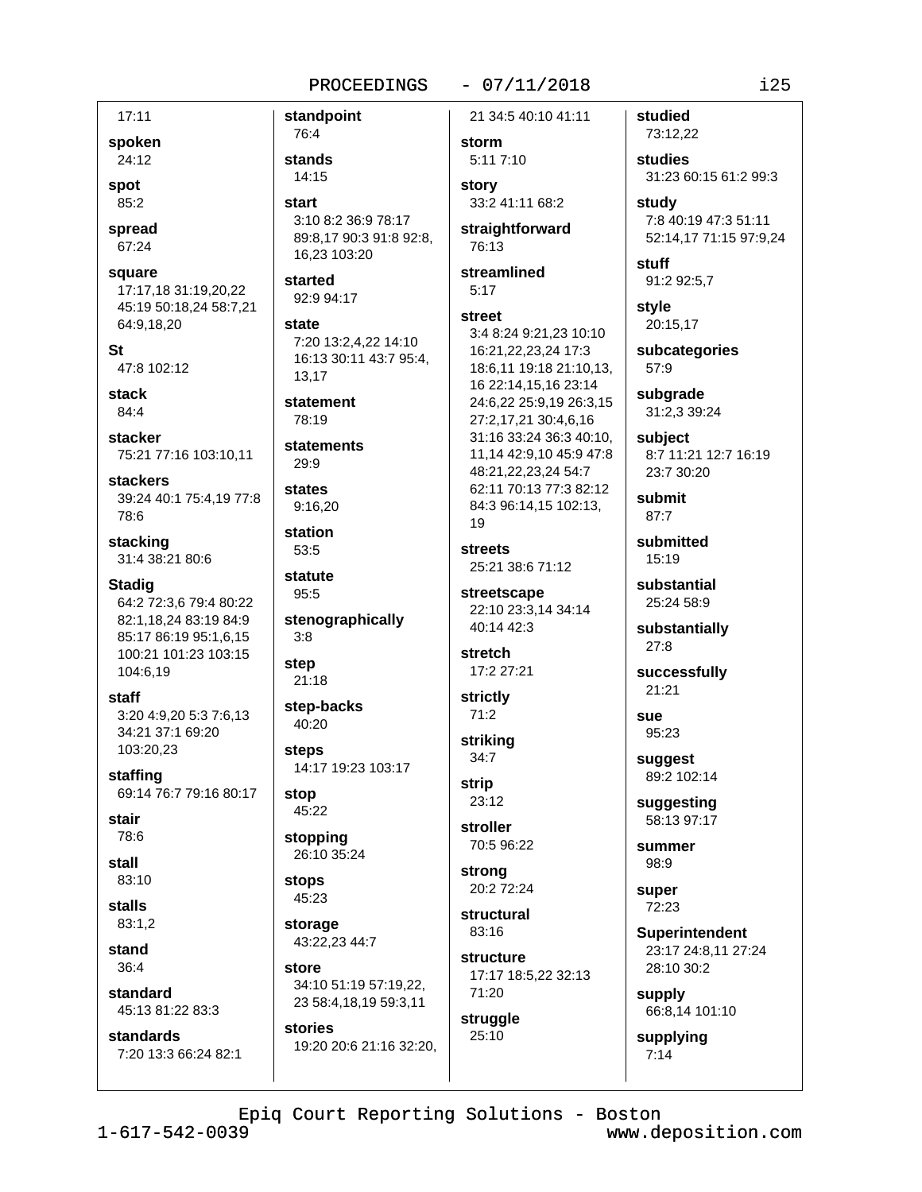17:11

**spoken**
24:12

**spot**
85:2

**spread**
67:24

**square**
17:17,18 31:19,20,22 45:19 50:18,24 58:7,21 64:9,18,20

**St**
47:8 102:12

**stack**
84:4

**stacker**
75:21 77:16 103:10,11

**stackers**
39:24 40:1 75:4,19 77:8 78:6

**stacking**
31:4 38:21 80:6

**Stadig**
64:2 72:3,6 79:4 80:22 82:1,18,24 83:19 84:9 85:17 86:19 95:1,6,15 100:21 101:23 103:15 104:6,19

**staff**
3:20 4:9,20 5:3 7:6,13 34:21 37:1 69:20 103:20,23

**staffing**
69:14 76:7 79:16 80:17

**stair**
78:6

**stall**
83:10

**stalls**
83:1,2

**stand**
36:4

**standard**
45:13 81:22 83:3

**standards**
7:20 13:3 66:24 82:1

**standpoint**
76:4

**stands**
14:15

**start**
3:10 8:2 36:9 78:17 89:8,17 90:3 91:8 92:8, 16,23 103:20

**started**
92:9 94:17

**state**
7:20 13:2,4,22 14:10 16:13 30:11 43:7 95:4, 13,17

**statement**
78:19

**statements**
29:9

**states**
9:16,20

**station**
53:5

**statute**
95:5

**stenographically**
3:8

**step**
21:18

**step-backs**
40:20

**steps**
14:17 19:23 103:17

**stop**
45:22

**stopping**
26:10 35:24

**stops**
45:23

**storage**
43:22,23 44:7

**store**
34:10 51:19 57:19,22, 23 58:4,18,19 59:3,11

**stories**
19:20 20:6 21:16 32:20, 21 34:5 40:10 41:11

**storm**
5:11 7:10

**story**
33:2 41:11 68:2

**straightforward**
76:13

**streamlined**
5:17

**street**
3:4 8:24 9:21,23 10:10 16:21,22,23,24 17:3 18:6,11 19:18 21:10,13, 16 22:14,15,16 23:14 24:6,22 25:9,19 26:3,15 27:2,17,21 30:4,6,16 31:16 33:24 36:3 40:10, 11,14 42:9,10 45:9 47:8 48:21,22,23,24 54:7 62:11 70:13 77:3 82:12 84:3 96:14,15 102:13, 19

**streets**
25:21 38:6 71:12

**streetscape**
22:10 23:3,14 34:14 40:14 42:3

**stretch**
17:2 27:21

**strictly**
71:2

**striking**
34:7

**strip**
23:12

**stroller**
70:5 96:22

**strong**
20:2 72:24

**structural**
83:16

**structure**
17:17 18:5,22 32:13 71:20

**struggle**
25:10

**studied**
73:12,22

**studies**
31:23 60:15 61:2 99:3

**study**
7:8 40:19 47:3 51:11 52:14,17 71:15 97:9,24

**stuff**
91:2 92:5,7

**style**
20:15,17

**subcategories**
57:9

**subgrade**
31:2,3 39:24

**subject**
8:7 11:21 12:7 16:19 23:7 30:20

**submit**
87:7

**submitted**
15:19

**substantial**
25:24 58:9

**substantially**
27:8

**successfully**
21:21

**sue**
95:23

**suggest**
89:2 102:14

**suggesting**
58:13 97:17

**summer**
98:9

**super**
72:23

**Superintendent**
23:17 24:8,11 27:24 28:10 30:2

**supply**
66:8,14 101:10

**supplying**
7:14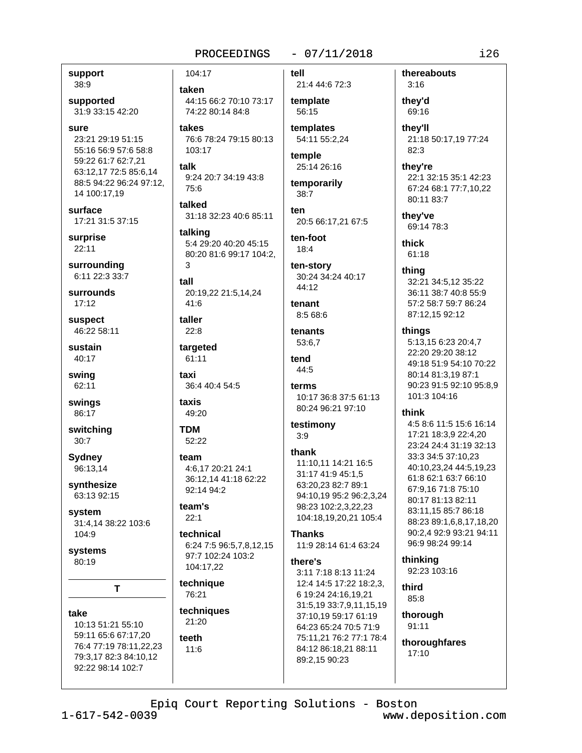**support**
38:9

**supported**
31:9 33:15 42:20

**sure**
23:21 29:19 51:15 55:16 56:9 57:6 58:8 59:22 61:7 62:7,21 63:12,17 72:5 85:6,14 88:5 94:22 96:24 97:12, 14 100:17,19

**surface**
17:21 31:5 37:15

**surprise**
22:11

**surrounding**
6:11 22:3 33:7

**surrounds**
17:12

**suspect**
46:22 58:11

**sustain**
40:17

**swing**
62:11

**swings**
86:17

**switching**
30:7

**Sydney**
96:13,14

**synthesize**
63:13 92:15

**system**
31:4,14 38:22 103:6 104:9

**systems**
80:19

## T

**take**
10:13 51:21 55:10 59:11 65:6 67:17,20 76:4 77:19 78:11,22,23 79:3,17 82:3 84:10,12 92:22 98:14 102:7 104:17

**taken**
44:15 66:2 70:10 73:17 74:22 80:14 84:8

**takes**
76:6 78:24 79:15 80:13 103:17

**talk**
9:24 20:7 34:19 43:8 75:6

**talked**
31:18 32:23 40:6 85:11

**talking**
5:4 29:20 40:20 45:15 80:20 81:6 99:17 104:2, 3

**tall**
20:19,22 21:5,14,24 41:6

**taller**
22:8

**targeted**
61:11

**taxi**
36:4 40:4 54:5

**taxis**
49:20

**TDM**
52:22

**team**
4:6,17 20:21 24:1 36:12,14 41:18 62:22 92:14 94:2

**team's**
22:1

**technical**
6:24 7:5 96:5,7,8,12,15 97:7 102:24 103:2 104:17,22

**technique**
76:21

**techniques**
21:20

**teeth**
11:6

**tell**
21:4 44:6 72:3

**template**
56:15

**templates**
54:11 55:2,24

**temple**
25:14 26:16

**temporarily**
38:7

**ten**
20:5 66:17,21 67:5

**ten-foot**
18:4

**ten-story**
30:24 34:24 40:17 44:12

**tenant**
8:5 68:6

**tenants**
53:6,7

**tend**
44:5

**terms**
10:17 36:8 37:5 61:13 80:24 96:21 97:10

**testimony**
3:9

**thank**
11:10,11 14:21 16:5 31:17 41:9 45:1,5 63:20,23 82:7 89:1 94:10,19 95:2 96:2,3,24 98:23 102:2,3,22,23 104:18,19,20,21 105:4

**Thanks**
11:9 28:14 61:4 63:24

**there's**
3:11 7:18 8:13 11:24 12:4 14:5 17:22 18:2,3, 6 19:24 24:16,19,21 31:5,19 33:7,9,11,15,19 37:10,19 59:17 61:19 64:23 65:24 70:5 71:9 75:11,21 76:2 77:1 78:4 84:12 86:18,21 88:11 89:2,15 90:23

**thereabouts**
3:16

**they'd**
69:16

**they'll**
21:18 50:17,19 77:24 82:3

**they're**
22:1 32:15 35:1 42:23 67:24 68:1 77:7,10,22 80:11 83:7

**they've**
69:14 78:3

**thick**
61:18

**thing**
32:21 34:5,12 35:22 36:11 38:7 40:8 55:9 57:2 58:7 59:7 86:24 87:12,15 92:12

**things**
5:13,15 6:23 20:4,7 22:20 29:20 38:12 49:18 51:9 54:10 70:22 80:14 81:3,19 87:1 90:23 91:5 92:10 95:8,9 101:3 104:16

**think**
4:5 8:6 11:5 15:6 16:14 17:21 18:3,9 22:4,20 23:24 24:4 31:19 32:13 33:3 34:5 37:10,23 40:10,23,24 44:5,19,23 61:8 62:1 63:7 66:10 67:9,16 71:8 75:10 80:17 81:13 82:11 83:11,15 85:7 86:18 88:23 89:1,6,8,17,18,20 90:2,4 92:9 93:21 94:11 96:9 98:24 99:14

**thinking**
92:23 103:16

**third**
85:8

**thorough**
91:11

**thoroughfares**
17:10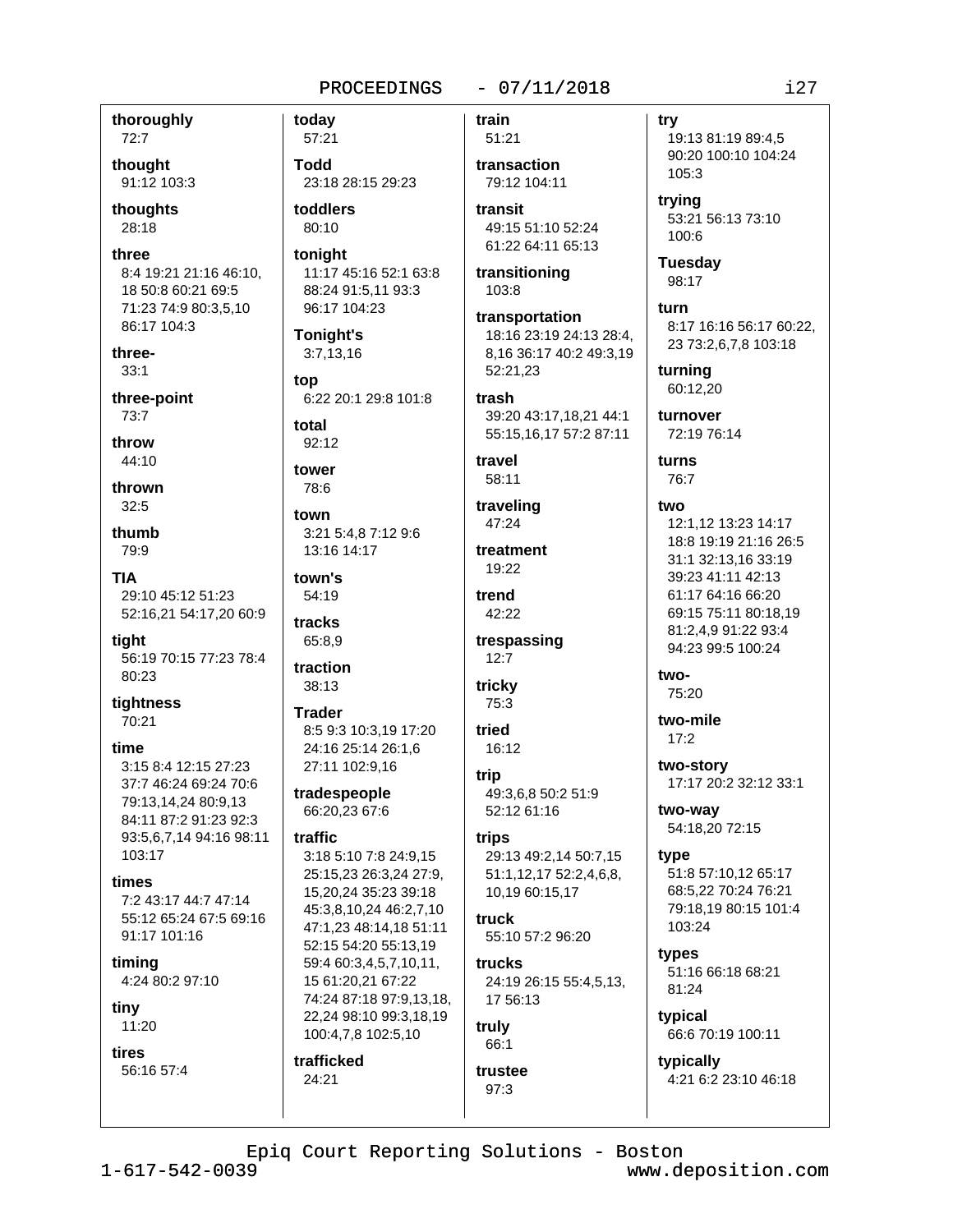**thoroughly**
72:7

**thought**
91:12 103:3

**thoughts**
28:18

**three**
8:4 19:21 21:16 46:10, 18 50:8 60:21 69:5 71:23 74:9 80:3,5,10 86:17 104:3

**three-**
33:1

**three-point**
73:7

**throw**
44:10

**thrown**
32:5

**thumb**
79:9

**TIA**
29:10 45:12 51:23 52:16,21 54:17,20 60:9

**tight**
56:19 70:15 77:23 78:4 80:23

**tightness**
70:21

**time**
3:15 8:4 12:15 27:23 37:7 46:24 69:24 70:6 79:13,14,24 80:9,13 84:11 87:2 91:23 92:3 93:5,6,7,14 94:16 98:11 103:17

**times**
7:2 43:17 44:7 47:14 55:12 65:24 67:5 69:16 91:17 101:16

**timing**
4:24 80:2 97:10

**tiny**
11:20

**tires**
56:16 57:4

**today**
57:21

**Todd**
23:18 28:15 29:23

**toddlers**
80:10

**tonight**
11:17 45:16 52:1 63:8 88:24 91:5,11 93:3 96:17 104:23

**Tonight's**
3:7,13,16

**top**
6:22 20:1 29:8 101:8

**total**
92:12

**tower**
78:6

**town**
3:21 5:4,8 7:12 9:6 13:16 14:17

**town's**
54:19

**tracks**
65:8,9

**traction**
38:13

**Trader**
8:5 9:3 10:3,19 17:20 24:16 25:14 26:1,6 27:11 102:9,16

**tradespeople**
66:20,23 67:6

**traffic**
3:18 5:10 7:8 24:9,15 25:15,23 26:3,24 27:9, 15,20,24 35:23 39:18 45:3,8,10,24 46:2,7,10 47:1,23 48:14,18 51:11 52:15 54:20 55:13,19 59:4 60:3,4,5,7,10,11, 15 61:20,21 67:22 74:24 87:18 97:9,13,18, 22,24 98:10 99:3,18,19 100:4,7,8 102:5,10

**trafficked**
24:21

**train**
51:21

**transaction**
79:12 104:11

**transit**
49:15 51:10 52:24 61:22 64:11 65:13

**transitioning**
103:8

**transportation**
18:16 23:19 24:13 28:4, 8,16 36:17 40:2 49:3,19 52:21,23

**trash**
39:20 43:17,18,21 44:1 55:15,16,17 57:2 87:11

**travel**
58:11

**traveling**
47:24

**treatment**
19:22

**trend**
42:22

**trespassing**
12:7

**tricky**
75:3

**tried**
16:12

**trip**
49:3,6,8 50:2 51:9 52:12 61:16

**trips**
29:13 49:2,14 50:7,15 51:1,12,17 52:2,4,6,8, 10,19 60:15,17

**truck**
55:10 57:2 96:20

**trucks**
24:19 26:15 55:4,5,13, 17 56:13

**truly**
66:1

**trustee**
97:3

**try**
19:13 81:19 89:4,5 90:20 100:10 104:24 105:3

**trying**
53:21 56:13 73:10 100:6

**Tuesday**
98:17

**turn**
8:17 16:16 56:17 60:22, 23 73:2,6,7,8 103:18

**turning**
60:12,20

**turnover**
72:19 76:14

**turns**
76:7

**two**
12:1,12 13:23 14:17 18:8 19:19 21:16 26:5 31:1 32:13,16 33:19 39:23 41:11 42:13 61:17 64:16 66:20 69:15 75:11 80:18,19 81:2,4,9 91:22 93:4 94:23 99:5 100:24

**two-**
75:20

**two-mile**
17:2

**two-story**
17:17 20:2 32:12 33:1

**two-way**
54:18,20 72:15

**type**
51:8 57:10,12 65:17 68:5,22 70:24 76:21 79:18,19 80:15 101:4 103:24

**types**
51:16 66:18 68:21 81:24

**typical**
66:6 70:19 100:11

**typically**
4:21 6:2 23:10 46:18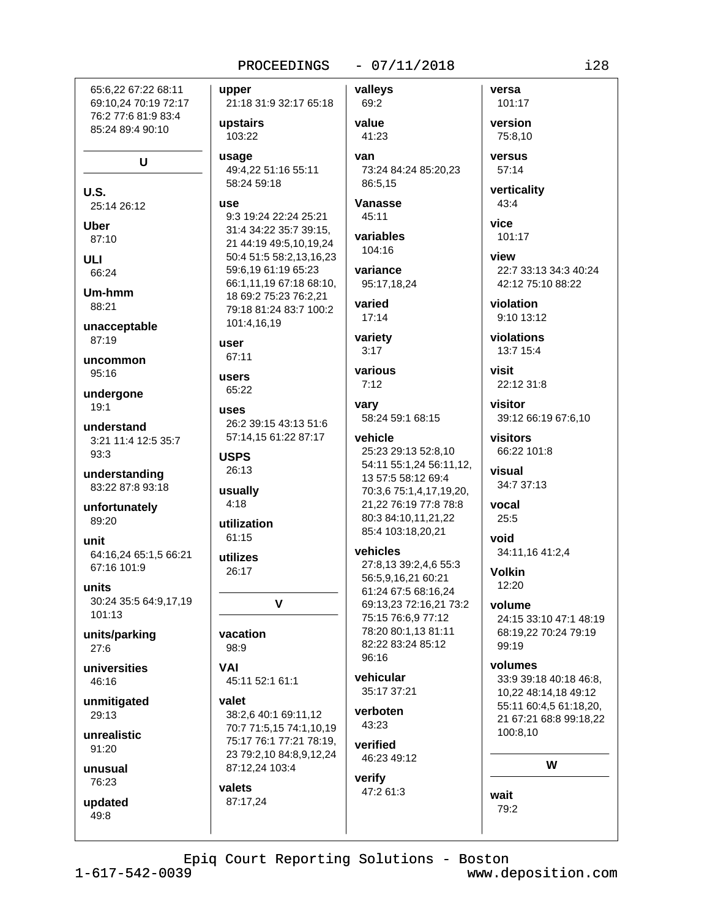65:6,22 67:22 68:11 69:10,24 70:19 72:17 76:2 77:6 81:9 83:4 85:24 89:4 90:10

## U

**U.S.**
25:14 26:12

**Uber**
87:10

**ULI**
66:24

**Um-hmm**
88:21

**unacceptable**
87:19

**uncommon**
95:16

**undergone**
19:1

**understand**
3:21 11:4 12:5 35:7 93:3

**understanding**
83:22 87:8 93:18

**unfortunately**
89:20

**unit**
64:16,24 65:1,5 66:21 67:16 101:9

**units**
30:24 35:5 64:9,17,19 101:13

**units/parking**
27:6

**universities**
46:16

**unmitigated**
29:13

**unrealistic**
91:20

**unusual**
76:23

**updated**
49:8

**upper**
21:18 31:9 32:17 65:18

**upstairs**
103:22

**usage**
49:4,22 51:16 55:11 58:24 59:18

**use**
9:3 19:24 22:24 25:21 31:4 34:22 35:7 39:15, 21 44:19 49:5,10,19,24 50:4 51:5 58:2,13,16,23 59:6,19 61:19 65:23 66:1,11,19 67:18 68:10, 18 69:2 75:23 76:2,21 79:18 81:24 83:7 100:2 101:4,16,19

**user**
67:11

**users**
65:22

**uses**
26:2 39:15 43:13 51:6 57:14,15 61:22 87:17

**USPS**
26:13

**usually**
4:18

**utilization**
61:15

**utilizes**
26:17

## V

**vacation**
98:9

**VAI**
45:11 52:1 61:1

**valet**
38:2,6 40:1 69:11,12 70:7 71:5,15 74:1,10,19 75:17 76:1 77:21 78:19, 23 79:2,10 84:8,9,12,24 87:12,24 103:4

**valets**
87:17,24

**valleys**
69:2

**value**
41:23

**van**
73:24 84:24 85:20,23 86:5,15

**Vanasse**
45:11

**variables**
104:16

**variance**
95:17,18,24

**varied**
17:14

**variety**
3:17

**various**
7:12

**vary**
58:24 59:1 68:15

**vehicle**
25:23 29:13 52:8,10 54:11 55:1,24 56:11,12, 13 57:5 58:12 69:4 70:3,6 75:1,4,17,19,20, 21,22 76:19 77:8 78:8 80:3 84:10,11,21,22 85:4 103:18,20,21

**vehicles**
27:8,13 39:2,4,6 55:3 56:5,9,16,21 60:21 61:24 67:5 68:16,24 69:13,23 72:16,21 73:2 75:15 76:6,9 77:12 78:20 80:1,13 81:11 82:22 83:24 85:12 96:16

**vehicular**
35:17 37:21

**verboten**
43:23

**verified**
46:23 49:12

**verify**
47:2 61:3

**versa**
101:17

**version**
75:8,10

**versus**
57:14

**verticality**
43:4

**vice**
101:17

**view**
22:7 33:13 34:3 40:24 42:12 75:10 88:22

**violation**
9:10 13:12

**violations**
13:7 15:4

**visit**
22:12 31:8

**visitor**
39:12 66:19 67:6,10

**visitors**
66:22 101:8

**visual**
34:7 37:13

**vocal**
25:5

**void**
34:11,16 41:2,4

**Volkin**
12:20

**volume**
24:15 33:10 47:1 48:19 68:19,22 70:24 79:19 99:19

**volumes**
33:9 39:18 40:18 46:8, 10,22 48:14,18 49:12 55:11 60:4,5 61:18,20, 21 67:21 68:8 99:18,22 100:8,10

## W

**wait**
79:2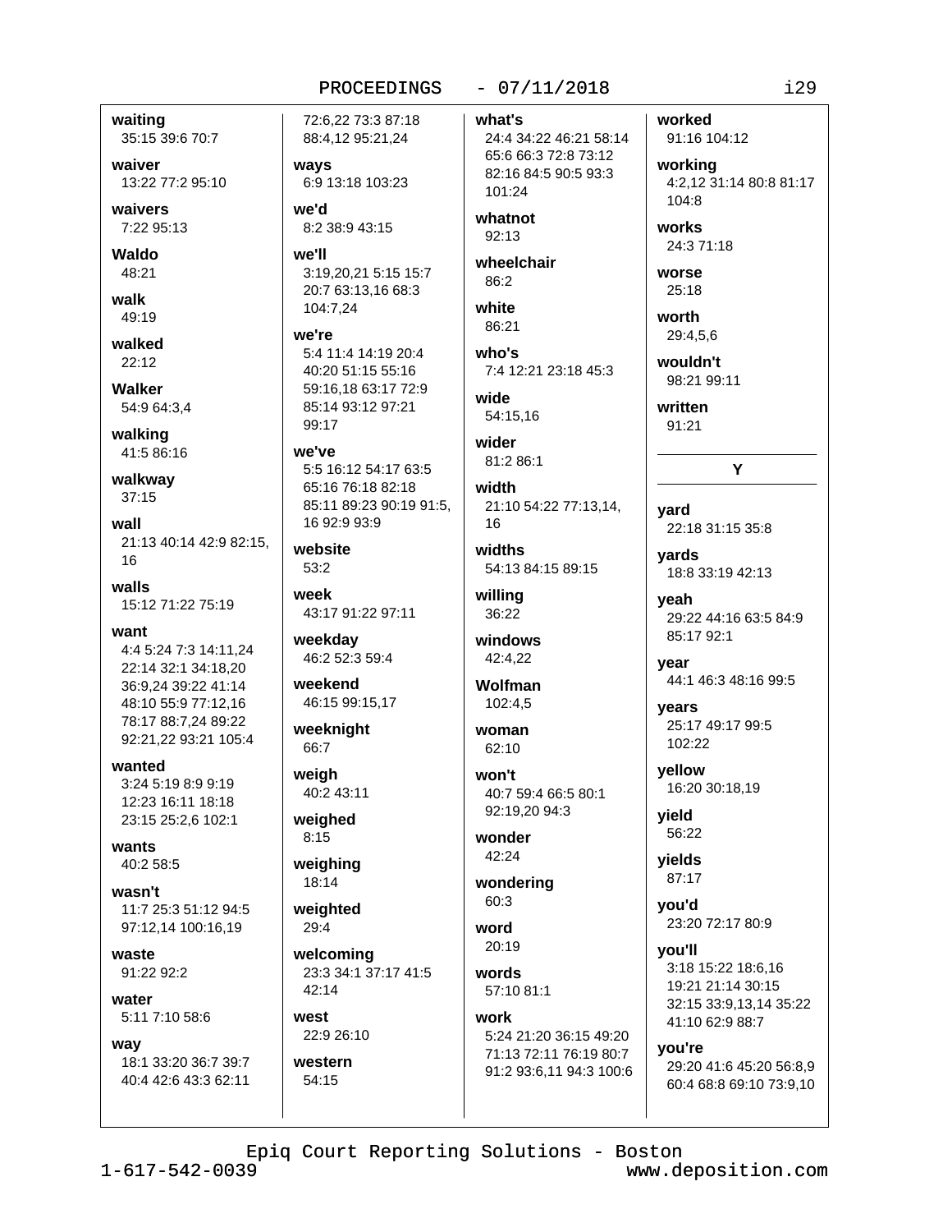**waiting**
35:15 39:6 70:7

**waiver**
13:22 77:2 95:10

**waivers**
7:22 95:13

**Waldo**
48:21

**walk**
49:19

**walked**
22:12

**Walker**
54:9 64:3,4

**walking**
41:5 86:16

**walkway**
37:15

**wall**
21:13 40:14 42:9 82:15, 16

**walls**
15:12 71:22 75:19

**want**
4:4 5:24 7:3 14:11,24 22:14 32:1 34:18,20 36:9,24 39:22 41:14 48:10 55:9 77:12,16 78:17 88:7,24 89:22 92:21,22 93:21 105:4

**wanted**
3:24 5:19 8:9 9:19 12:23 16:11 18:18 23:15 25:2,6 102:1

**wants**
40:2 58:5

**wasn't**
11:7 25:3 51:12 94:5 97:12,14 100:16,19

**waste**
91:22 92:2

**water**
5:11 7:10 58:6

**way**
18:1 33:20 36:7 39:7 40:4 42:6 43:3 62:11 72:6,22 73:3 87:18 88:4,12 95:21,24

**ways**
6:9 13:18 103:23

**we'd**
8:2 38:9 43:15

**we'll**
3:19,20,21 5:15 15:7 20:7 63:13,16 68:3 104:7,24

**we're**
5:4 11:4 14:19 20:4 40:20 51:15 55:16 59:16,18 63:17 72:9 85:14 93:12 97:21 99:17

**we've**
5:5 16:12 54:17 63:5 65:16 76:18 82:18 85:11 89:23 90:19 91:5, 16 92:9 93:9

**website**
53:2

**week**
43:17 91:22 97:11

**weekday**
46:2 52:3 59:4

**weekend**
46:15 99:15,17

**weeknight**
66:7

**weigh**
40:2 43:11

**weighed**
8:15

**weighing**
18:14

**weighted**
29:4

**welcoming**
23:3 34:1 37:17 41:5 42:14

**west**
22:9 26:10

**western**
54:15

**what's**
24:4 34:22 46:21 58:14 65:6 66:3 72:8 73:12 82:16 84:5 90:5 93:3 101:24

**whatnot**
92:13

**wheelchair**
86:2

**white**
86:21

**who's**
7:4 12:21 23:18 45:3

**wide**
54:15,16

**wider**
81:2 86:1

**width**
21:10 54:22 77:13,14, 16

**widths**
54:13 84:15 89:15

**willing**
36:22

**windows**
42:4,22

**Wolfman**
102:4,5

**woman**
62:10

**won't**
40:7 59:4 66:5 80:1 92:19,20 94:3

**wonder**
42:24

**wondering**
60:3

**word**
20:19

**words**
57:10 81:1

**work**
5:24 21:20 36:15 49:20 71:13 72:11 76:19 80:7 91:2 93:6,11 94:3 100:6

**worked**
91:16 104:12

**working**
4:2,12 31:14 80:8 81:17 104:8

**works**
24:3 71:18

**worse**
25:18

**worth**
29:4,5,6

**wouldn't**
98:21 99:11

**written**
91:21

## Y

**yard**
22:18 31:15 35:8

**yards**
18:8 33:19 42:13

**yeah**
29:22 44:16 63:5 84:9 85:17 92:1

**year**
44:1 46:3 48:16 99:5

**years**
25:17 49:17 99:5 102:22

**yellow**
16:20 30:18,19

**yield**
56:22

**yields**
87:17

**you'd**
23:20 72:17 80:9

**you'll**
3:18 15:22 18:6,16 19:21 21:14 30:15 32:15 33:9,13,14 35:22 41:10 62:9 88:7

**you're**
29:20 41:6 45:20 56:8,9 60:4 68:8 69:10 73:9,10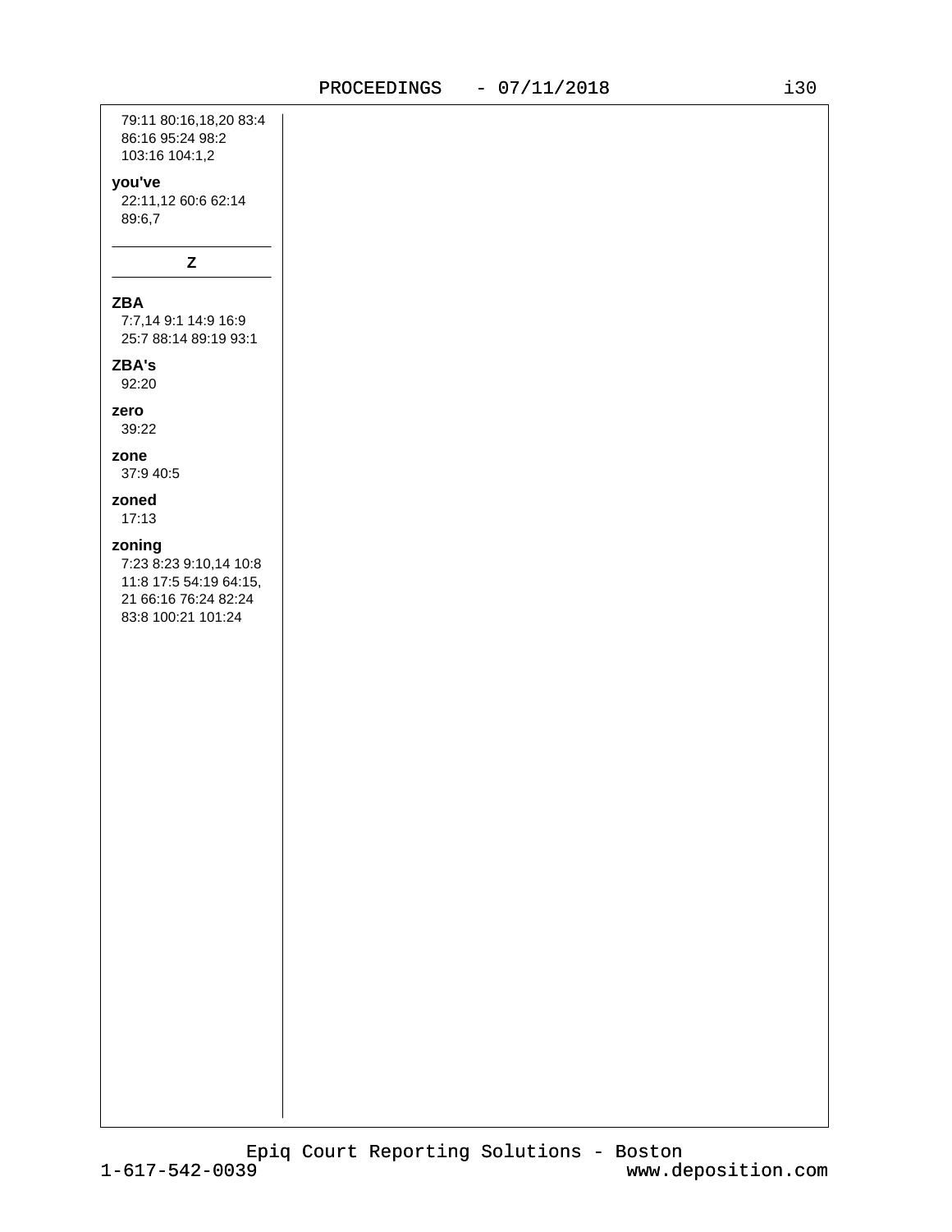79:11 80:16,18,20 83:4 86:16 95:24 98:2 103:16 104:1,2

**you've**
22:11,12 60:6 62:14 89:6,7

## Z

**ZBA**
7:7,14 9:1 14:9 16:9 25:7 88:14 89:19 93:1

**ZBA's**
92:20

**zero**
39:22

**zone**
37:9 40:5

**zoned**
17:13

**zoning**
7:23 8:23 9:10,14 10:8 11:8 17:5 54:19 64:15, 21 66:16 76:24 82:24 83:8 100:21 101:24